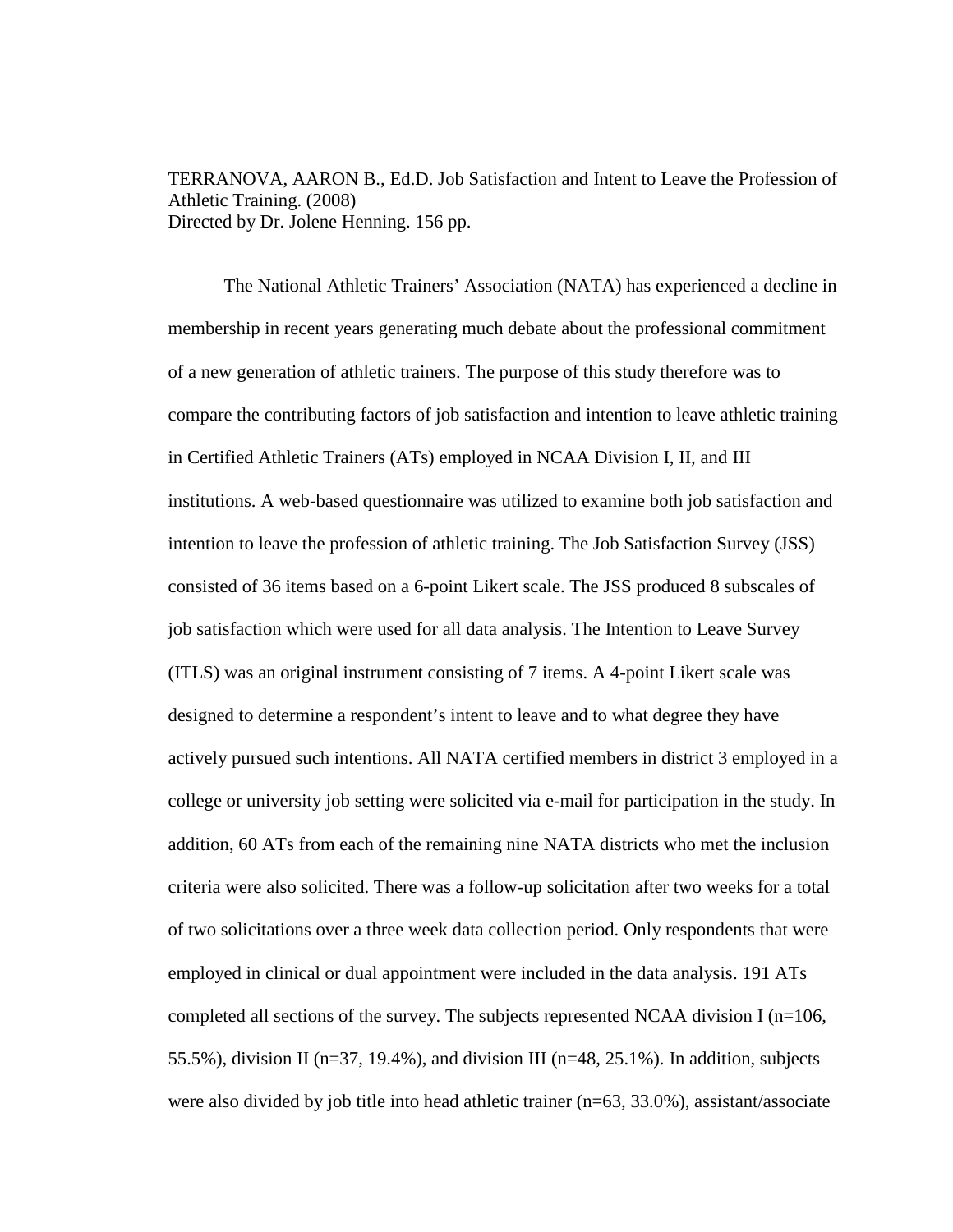TERRANOVA, AARON B., Ed.D. Job Satisfaction and Intent to Leave the Profession of Athletic Training. (2008)
Directed by Dr. Jolene Henning. 156 pp.

The National Athletic Trainers' Association (NATA) has experienced a decline in membership in recent years generating much debate about the professional commitment of a new generation of athletic trainers. The purpose of this study therefore was to compare the contributing factors of job satisfaction and intention to leave athletic training in Certified Athletic Trainers (ATs) employed in NCAA Division I, II, and III institutions. A web-based questionnaire was utilized to examine both job satisfaction and intention to leave the profession of athletic training. The Job Satisfaction Survey (JSS) consisted of 36 items based on a 6-point Likert scale. The JSS produced 8 subscales of job satisfaction which were used for all data analysis. The Intention to Leave Survey (ITLS) was an original instrument consisting of 7 items. A 4-point Likert scale was designed to determine a respondent's intent to leave and to what degree they have actively pursued such intentions. All NATA certified members in district 3 employed in a college or university job setting were solicited via e-mail for participation in the study. In addition, 60 ATs from each of the remaining nine NATA districts who met the inclusion criteria were also solicited. There was a follow-up solicitation after two weeks for a total of two solicitations over a three week data collection period. Only respondents that were employed in clinical or dual appointment were included in the data analysis. 191 ATs completed all sections of the survey. The subjects represented NCAA division I (n=106, 55.5%), division II (n=37, 19.4%), and division III (n=48, 25.1%). In addition, subjects were also divided by job title into head athletic trainer (n=63, 33.0%), assistant/associate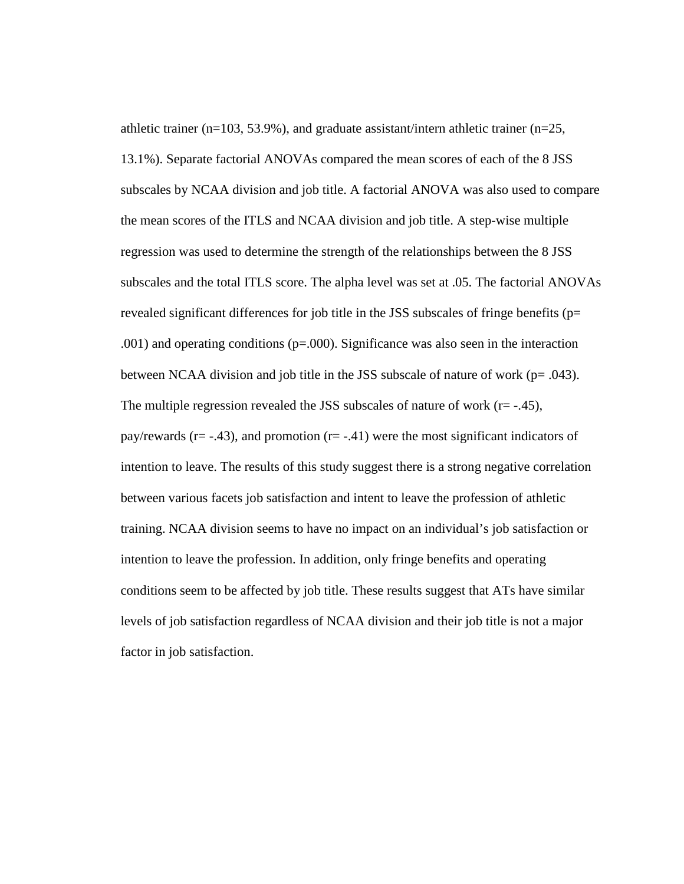athletic trainer ($n=103$, 53.9%), and graduate assistant/intern athletic trainer ($n=25$, 13.1%). Separate factorial ANOVAs compared the mean scores of each of the 8 JSS subscales by NCAA division and job title. A factorial ANOVA was also used to compare the mean scores of the ITLS and NCAA division and job title. A step-wise multiple regression was used to determine the strength of the relationships between the 8 JSS subscales and the total ITLS score. The alpha level was set at .05. The factorial ANOVAs revealed significant differences for job title in the JSS subscales of fringe benefits ($p= .001$) and operating conditions ($p=.000$). Significance was also seen in the interaction between NCAA division and job title in the JSS subscale of nature of work ($p= .043$). The multiple regression revealed the JSS subscales of nature of work ($r= -.45$), pay/rewards ($r= -.43$), and promotion ($r= -.41$) were the most significant indicators of intention to leave. The results of this study suggest there is a strong negative correlation between various facets job satisfaction and intent to leave the profession of athletic training. NCAA division seems to have no impact on an individual's job satisfaction or intention to leave the profession. In addition, only fringe benefits and operating conditions seem to be affected by job title. These results suggest that ATs have similar levels of job satisfaction regardless of NCAA division and their job title is not a major factor in job satisfaction.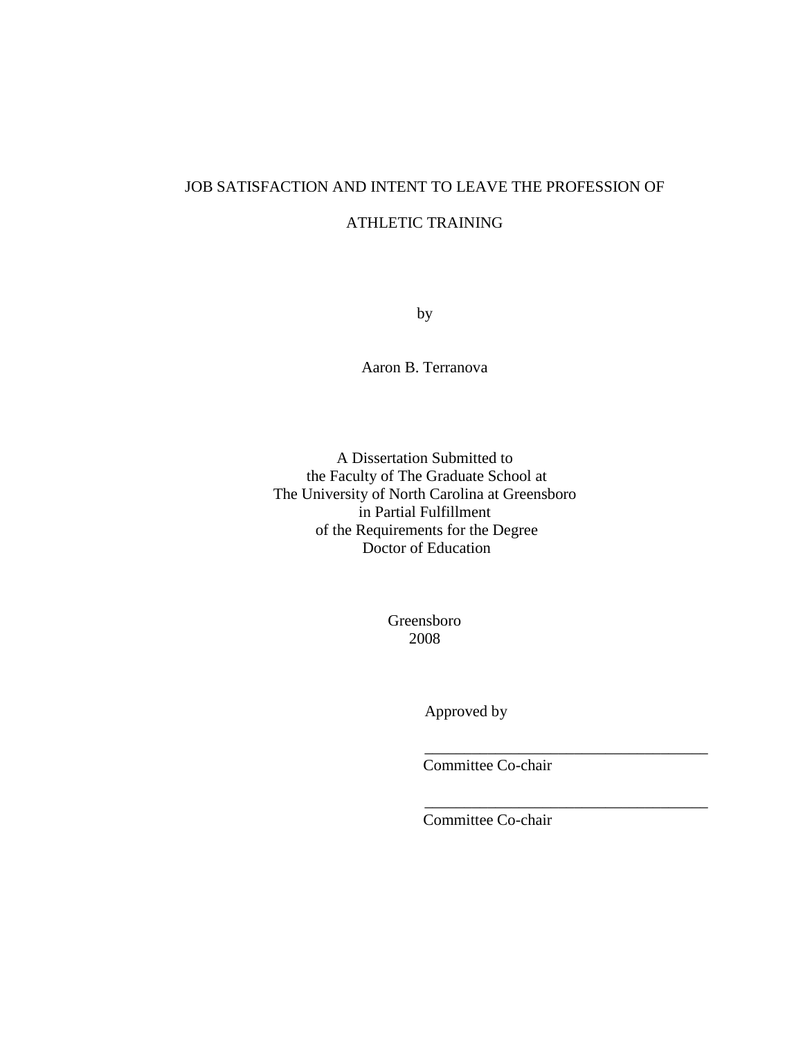# JOB SATISFACTION AND INTENT TO LEAVE THE PROFESSION OF ATHLETIC TRAINING

by

Aaron B. Terranova

A Dissertation Submitted to
the Faculty of The Graduate School at
The University of North Carolina at Greensboro
in Partial Fulfillment
of the Requirements for the Degree
Doctor of Education

Greensboro
2008

Approved by

_____________________________________
Committee Co-chair

_____________________________________
Committee Co-chair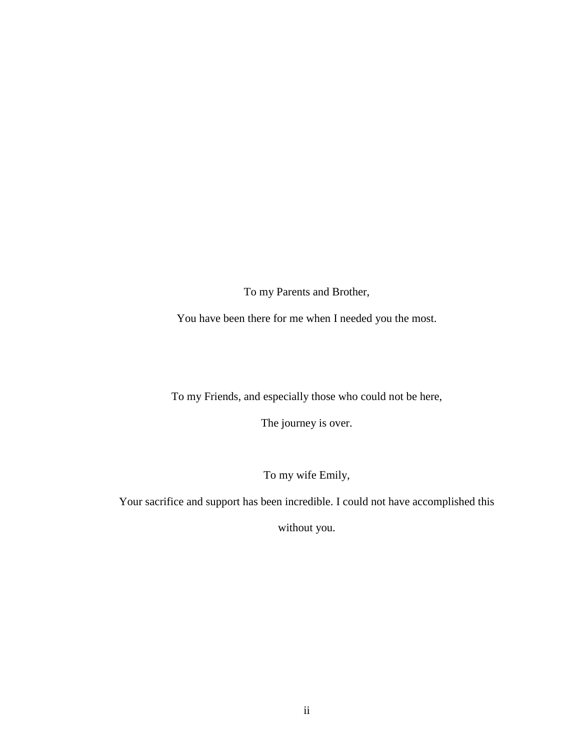To my Parents and Brother,

You have been there for me when I needed you the most.

To my Friends, and especially those who could not be here,

The journey is over.

To my wife Emily,

Your sacrifice and support has been incredible. I could not have accomplished this without you.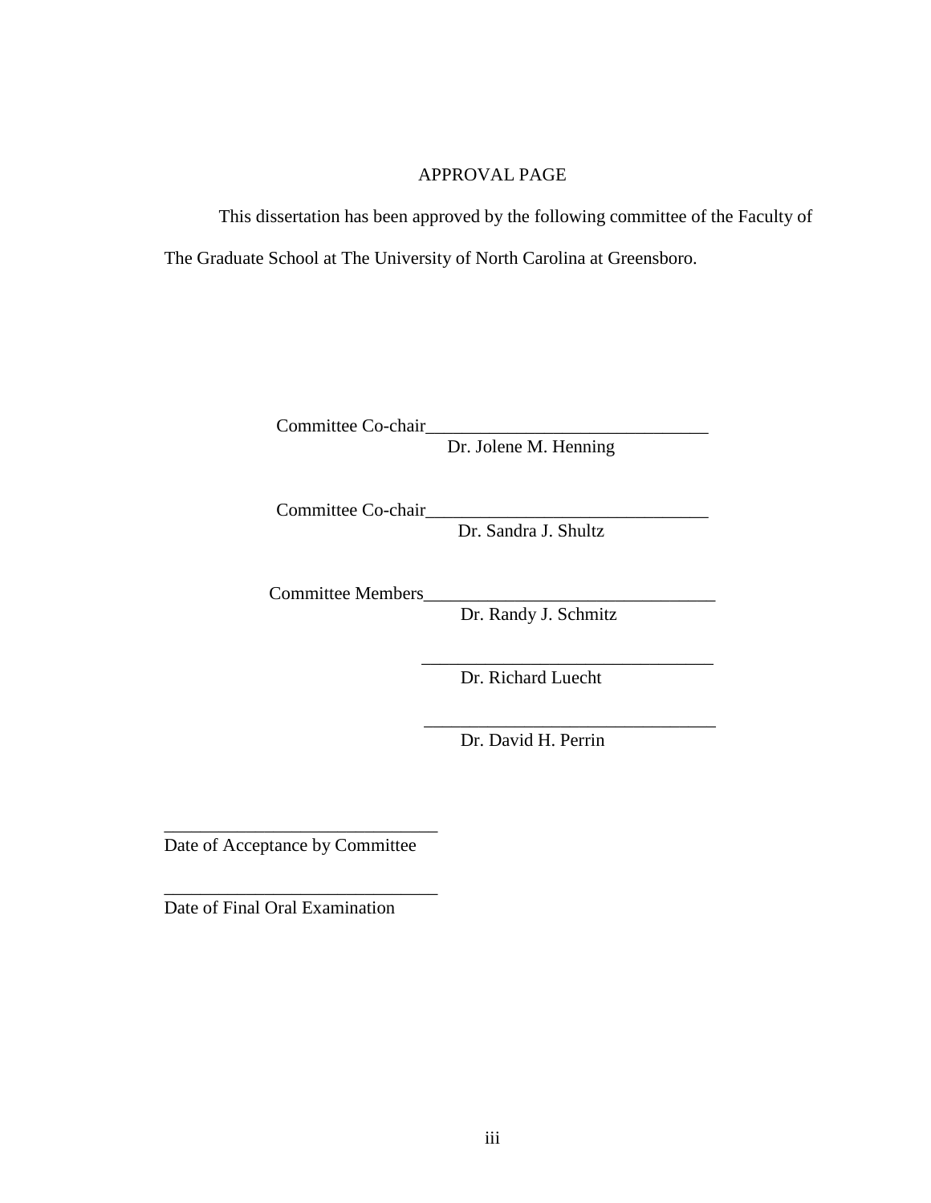# APPROVAL PAGE

This dissertation has been approved by the following committee of the Faculty of The Graduate School at The University of North Carolina at Greensboro.

Committee Co-chair_______________________________
Dr. Jolene M. Henning

Committee Co-chair_______________________________
Dr. Sandra J. Shultz

Committee Members________________________________
Dr. Randy J. Schmitz

________________________________
Dr. Richard Luecht

________________________________
Dr. David H. Perrin

______________________________
Date of Acceptance by Committee

______________________________
Date of Final Oral Examination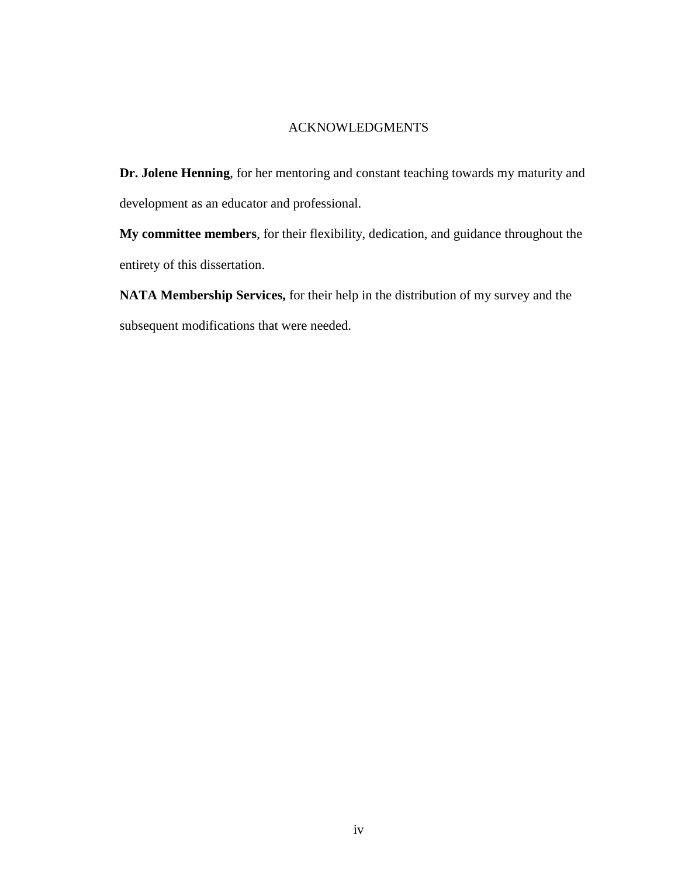# ACKNOWLEDGMENTS

**Dr. Jolene Henning**, for her mentoring and constant teaching towards my maturity and development as an educator and professional.

**My committee members**, for their flexibility, dedication, and guidance throughout the entirety of this dissertation.

**NATA Membership Services,** for their help in the distribution of my survey and the subsequent modifications that were needed.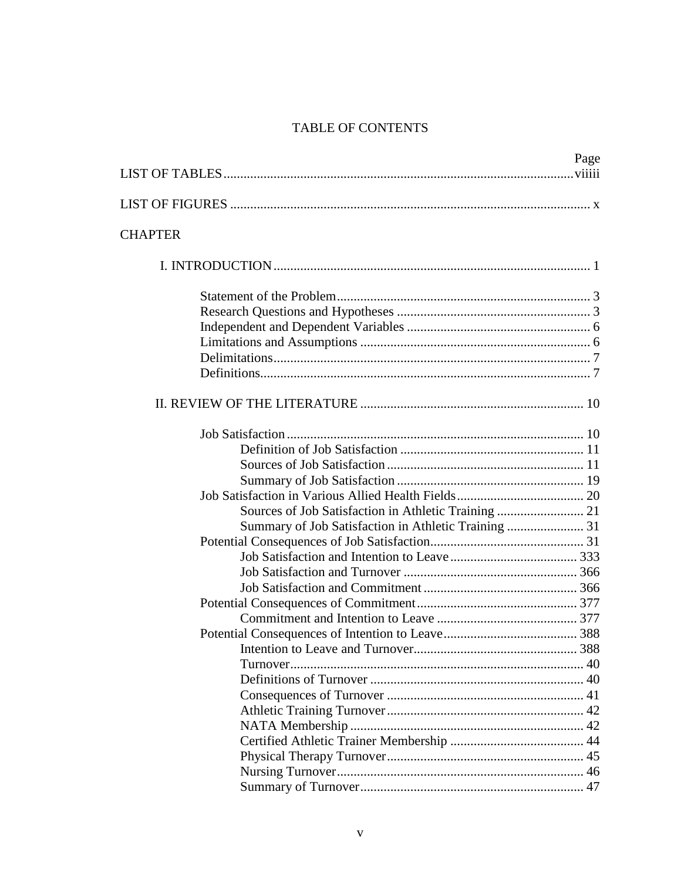# TABLE OF CONTENTS

| | Page |
|---|---|
| LIST OF TABLES | viiiii |
| LIST OF FIGURES | x |
| CHAPTER | |
| I. INTRODUCTION | 1 |
| Statement of the Problem | 3 |
| Research Questions and Hypotheses | 3 |
| Independent and Dependent Variables | 6 |
| Limitations and Assumptions | 6 |
| Delimitations | 7 |
| Definitions | 7 |
| II. REVIEW OF THE LITERATURE | 10 |
| Job Satisfaction | 10 |
| Definition of Job Satisfaction | 11 |
| Sources of Job Satisfaction | 11 |
| Summary of Job Satisfaction | 19 |
| Job Satisfaction in Various Allied Health Fields | 20 |
| Sources of Job Satisfaction in Athletic Training | 21 |
| Summary of Job Satisfaction in Athletic Training | 31 |
| Potential Consequences of Job Satisfaction | 31 |
| Job Satisfaction and Intention to Leave | 333 |
| Job Satisfaction and Turnover | 366 |
| Job Satisfaction and Commitment | 366 |
| Potential Consequences of Commitment | 377 |
| Commitment and Intention to Leave | 377 |
| Potential Consequences of Intention to Leave | 388 |
| Intention to Leave and Turnover | 388 |
| Turnover | 40 |
| Definitions of Turnover | 40 |
| Consequences of Turnover | 41 |
| Athletic Training Turnover | 42 |
| NATA Membership | 42 |
| Certified Athletic Trainer Membership | 44 |
| Physical Therapy Turnover | 45 |
| Nursing Turnover | 46 |
| Summary of Turnover | 47 |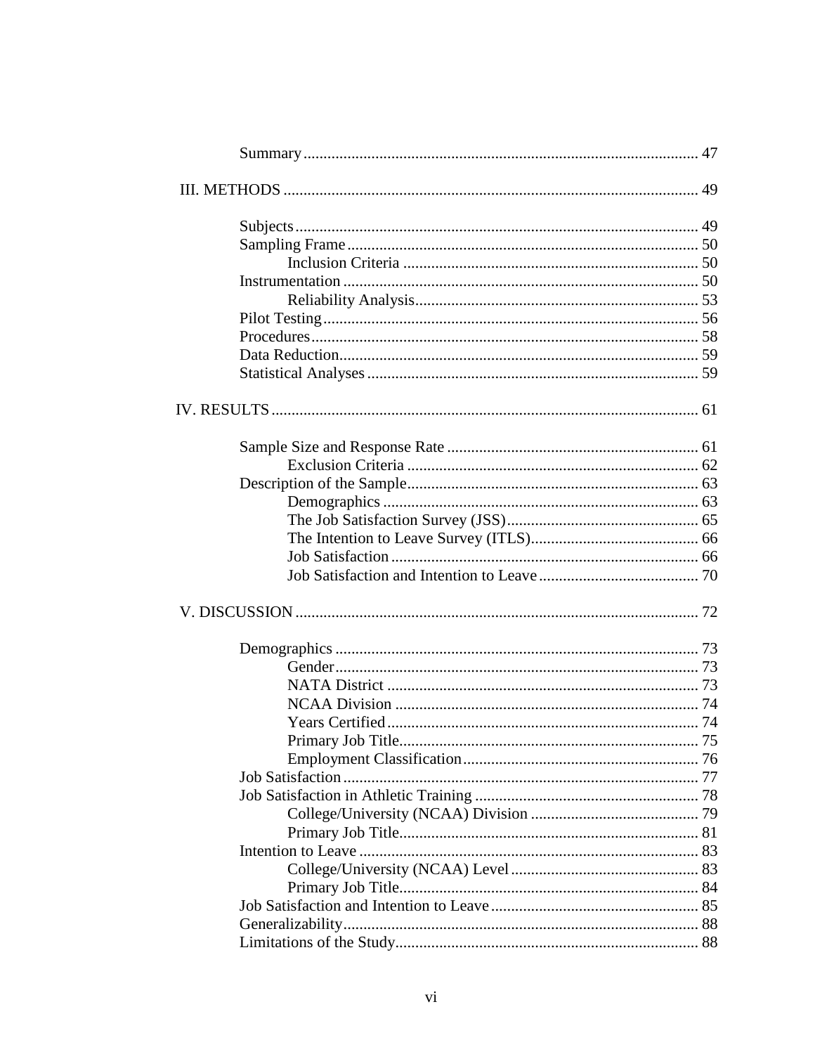Summary .................................................................................................. 47

III. METHODS ....................................................................................... 49

- Subjects ................................................................................................. 49
- Sampling Frame ..................................................................................... 50
  - Inclusion Criteria ............................................................................ 50
- Instrumentation ...................................................................................... 50
  - Reliability Analysis .......................................................................... 53
- Pilot Testing ........................................................................................... 56
- Procedures .............................................................................................. 58
- Data Reduction ....................................................................................... 59
- Statistical Analyses ................................................................................ 59

IV. RESULTS .......................................................................................... 61

- Sample Size and Response Rate ............................................................ 61
  - Exclusion Criteria ............................................................................ 62
- Description of the Sample ...................................................................... 63
  - Demographics ................................................................................... 63
  - The Job Satisfaction Survey (JSS) .................................................... 65
  - The Intention to Leave Survey (ITLS) .............................................. 66
  - Job Satisfaction ................................................................................. 66
  - Job Satisfaction and Intention to Leave ............................................ 70

V. DISCUSSION ..................................................................................... 72

- Demographics ......................................................................................... 73
  - Gender ............................................................................................... 73
  - NATA District .................................................................................. 73
  - NCAA Division ................................................................................ 74
  - Years Certified .................................................................................. 74
  - Primary Job Title ............................................................................... 75
  - Employment Classification ............................................................... 76
- Job Satisfaction ....................................................................................... 77
- Job Satisfaction in Athletic Training ...................................................... 78
  - College/University (NCAA) Division .............................................. 79
  - Primary Job Title ............................................................................... 81
- Intention to Leave ................................................................................... 83
  - College/University (NCAA) Level ................................................... 83
  - Primary Job Title ............................................................................... 84
- Job Satisfaction and Intention to Leave .................................................. 85
- Generalizability ....................................................................................... 88
- Limitations of the Study .......................................................................... 88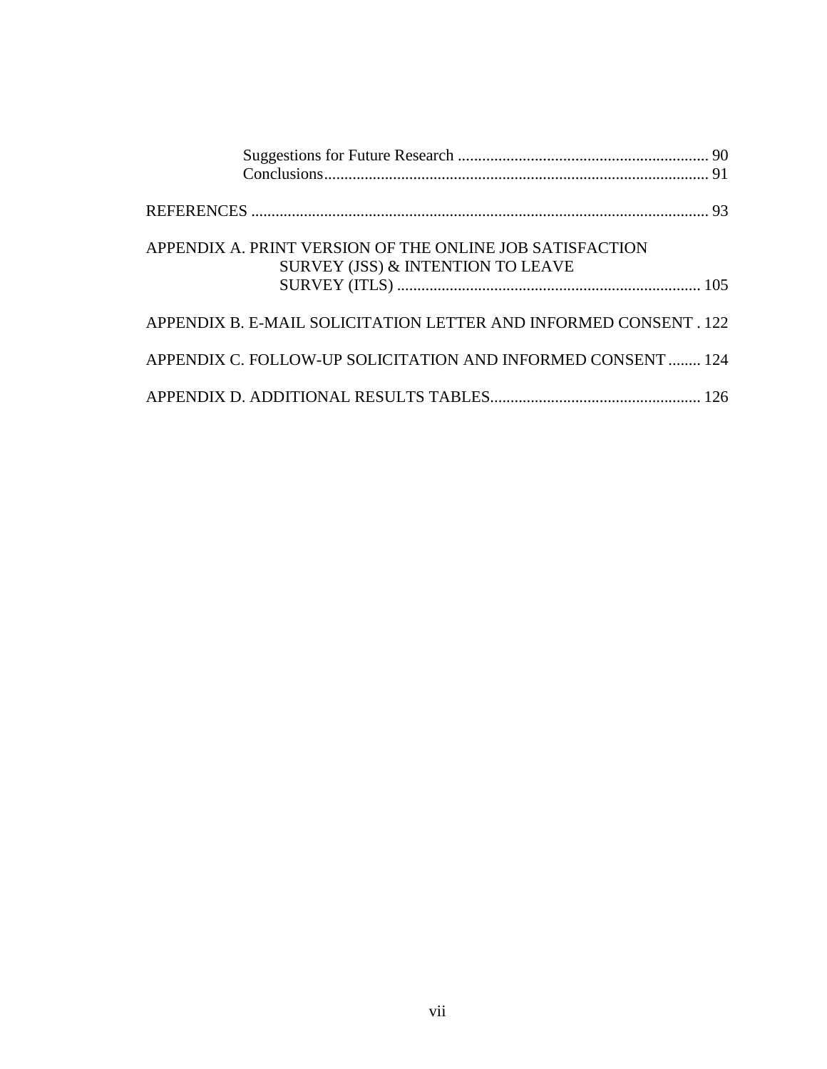Suggestions for Future Research .............................................................. 90
Conclusions.............................................................................................. 91

REFERENCES ................................................................................................ 93

APPENDIX A. PRINT VERSION OF THE ONLINE JOB SATISFACTION SURVEY (JSS) & INTENTION TO LEAVE SURVEY (ITLS) ........................................................................... 105

APPENDIX B. E-MAIL SOLICITATION LETTER AND INFORMED CONSENT . 122

APPENDIX C. FOLLOW-UP SOLICITATION AND INFORMED CONSENT ........ 124

APPENDIX D. ADDITIONAL RESULTS TABLES.................................................... 126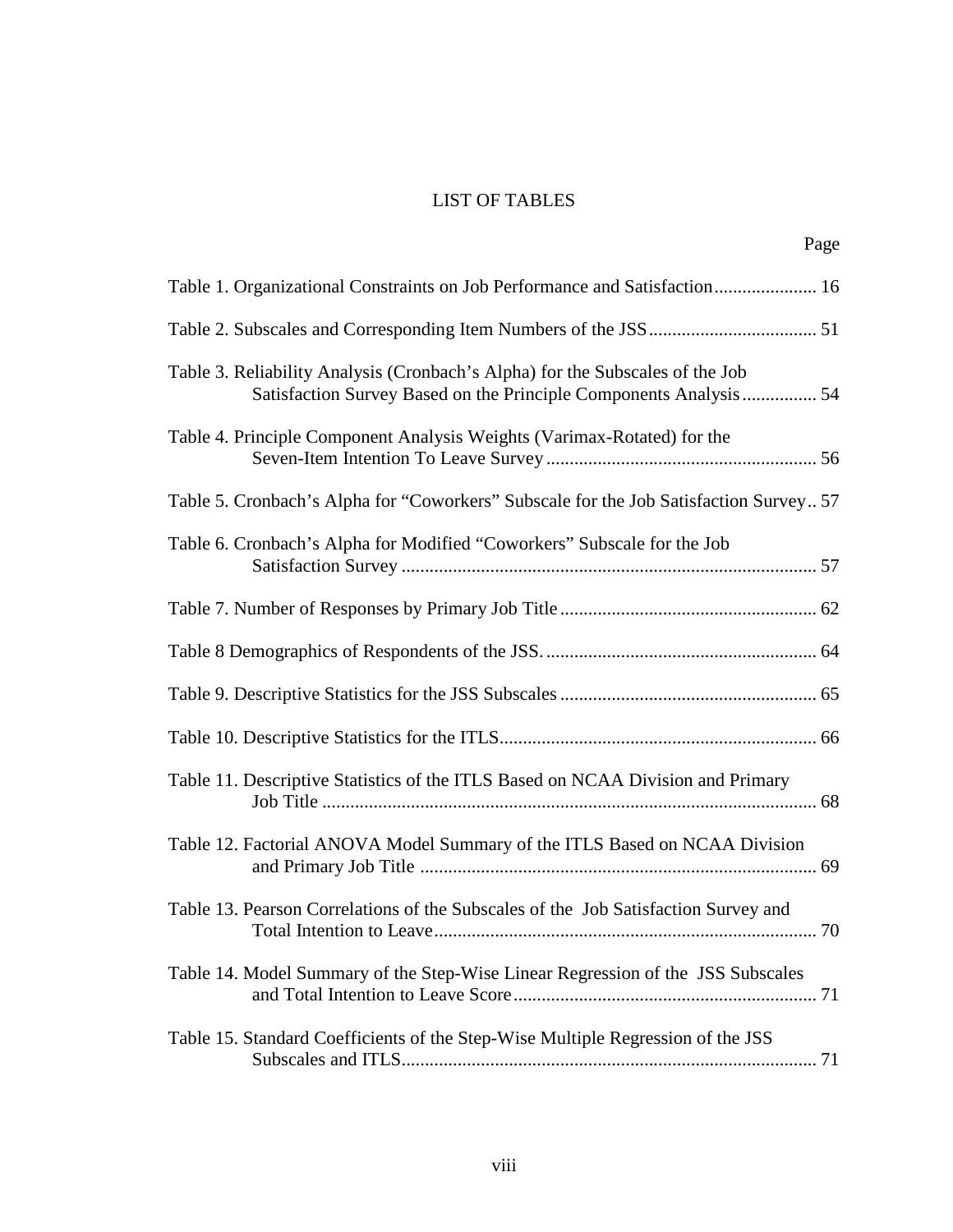# LIST OF TABLES

| | Page |
|---|---|
| Table 1. Organizational Constraints on Job Performance and Satisfaction | 16 |
| Table 2. Subscales and Corresponding Item Numbers of the JSS | 51 |
| Table 3. Reliability Analysis (Cronbach's Alpha) for the Subscales of the Job Satisfaction Survey Based on the Principle Components Analysis | 54 |
| Table 4. Principle Component Analysis Weights (Varimax-Rotated) for the Seven-Item Intention To Leave Survey | 56 |
| Table 5. Cronbach's Alpha for "Coworkers" Subscale for the Job Satisfaction Survey | 57 |
| Table 6. Cronbach's Alpha for Modified "Coworkers" Subscale for the Job Satisfaction Survey | 57 |
| Table 7. Number of Responses by Primary Job Title | 62 |
| Table 8 Demographics of Respondents of the JSS. | 64 |
| Table 9. Descriptive Statistics for the JSS Subscales | 65 |
| Table 10. Descriptive Statistics for the ITLS | 66 |
| Table 11. Descriptive Statistics of the ITLS Based on NCAA Division and Primary Job Title | 68 |
| Table 12. Factorial ANOVA Model Summary of the ITLS Based on NCAA Division and Primary Job Title | 69 |
| Table 13. Pearson Correlations of the Subscales of the Job Satisfaction Survey and Total Intention to Leave | 70 |
| Table 14. Model Summary of the Step-Wise Linear Regression of the JSS Subscales and Total Intention to Leave Score | 71 |
| Table 15. Standard Coefficients of the Step-Wise Multiple Regression of the JSS Subscales and ITLS | 71 |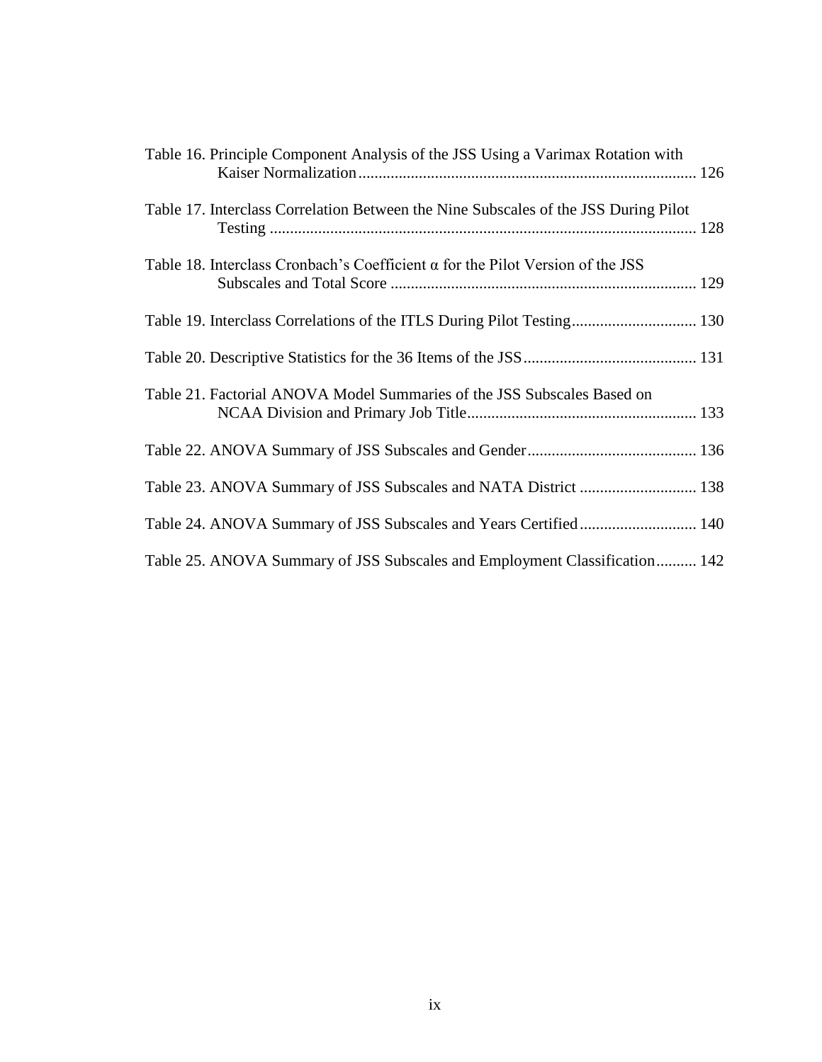Table 16. Principle Component Analysis of the JSS Using a Varimax Rotation with Kaiser Normalization .................................................................................... 126

Table 17. Interclass Correlation Between the Nine Subscales of the JSS During Pilot Testing ........................................................................................................ 128

Table 18. Interclass Cronbach's Coefficient α for the Pilot Version of the JSS Subscales and Total Score ............................................................................ 129

Table 19. Interclass Correlations of the ITLS During Pilot Testing ............................... 130

Table 20. Descriptive Statistics for the 36 Items of the JSS........................................... 131

Table 21. Factorial ANOVA Model Summaries of the JSS Subscales Based on NCAA Division and Primary Job Title ......................................................... 133

Table 22. ANOVA Summary of JSS Subscales and Gender .......................................... 136

Table 23. ANOVA Summary of JSS Subscales and NATA District ............................. 138

Table 24. ANOVA Summary of JSS Subscales and Years Certified ............................. 140

Table 25. ANOVA Summary of JSS Subscales and Employment Classification.......... 142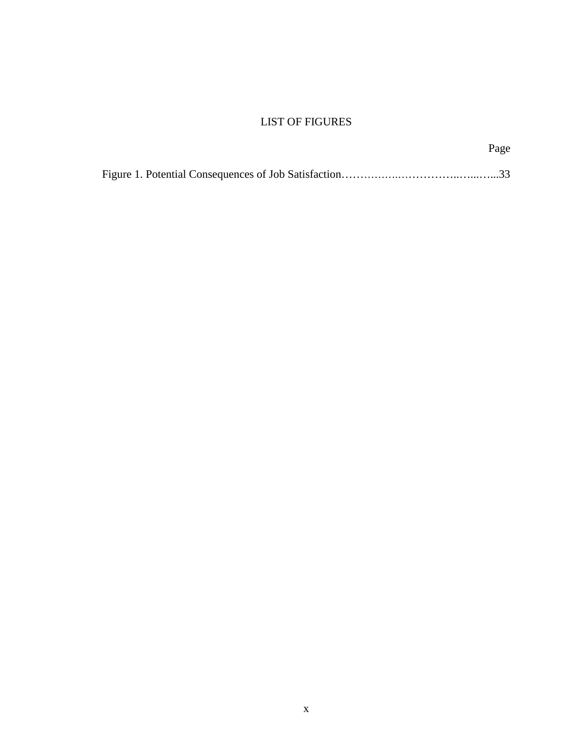# LIST OF FIGURES

Page

Figure 1. Potential Consequences of Job Satisfaction……………..……………..…...…...33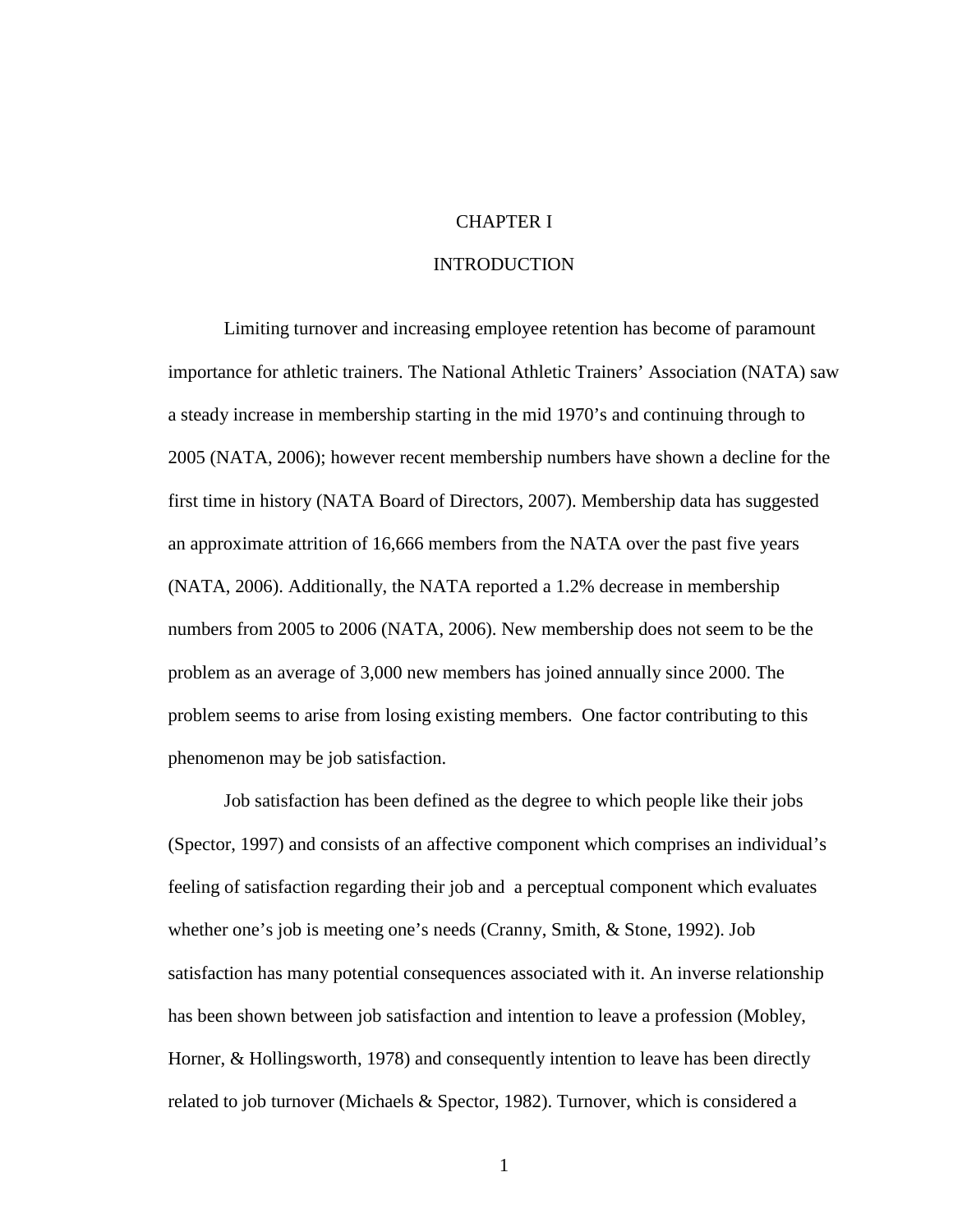# CHAPTER I

# INTRODUCTION

Limiting turnover and increasing employee retention has become of paramount importance for athletic trainers. The National Athletic Trainers' Association (NATA) saw a steady increase in membership starting in the mid 1970's and continuing through to 2005 (NATA, 2006); however recent membership numbers have shown a decline for the first time in history (NATA Board of Directors, 2007). Membership data has suggested an approximate attrition of 16,666 members from the NATA over the past five years (NATA, 2006). Additionally, the NATA reported a 1.2% decrease in membership numbers from 2005 to 2006 (NATA, 2006). New membership does not seem to be the problem as an average of 3,000 new members has joined annually since 2000. The problem seems to arise from losing existing members. One factor contributing to this phenomenon may be job satisfaction.

Job satisfaction has been defined as the degree to which people like their jobs (Spector, 1997) and consists of an affective component which comprises an individual's feeling of satisfaction regarding their job and a perceptual component which evaluates whether one's job is meeting one's needs (Cranny, Smith, & Stone, 1992). Job satisfaction has many potential consequences associated with it. An inverse relationship has been shown between job satisfaction and intention to leave a profession (Mobley, Horner, & Hollingsworth, 1978) and consequently intention to leave has been directly related to job turnover (Michaels & Spector, 1982). Turnover, which is considered a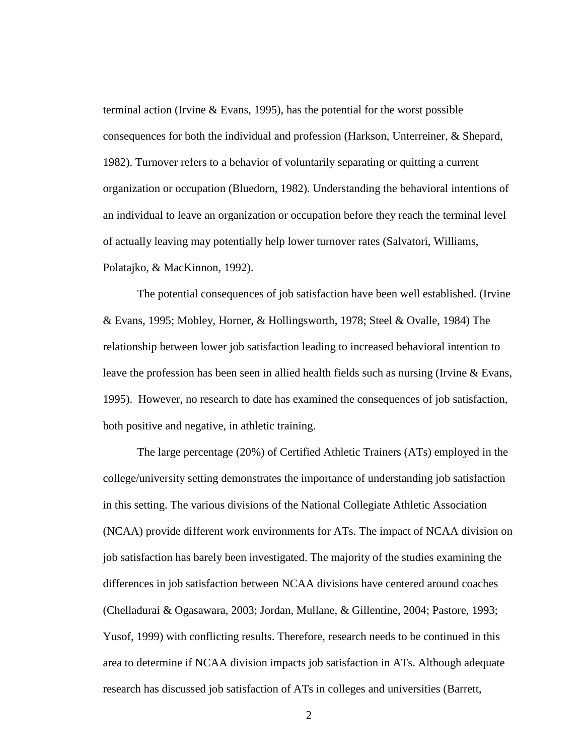terminal action (Irvine & Evans, 1995), has the potential for the worst possible consequences for both the individual and profession (Harkson, Unterreiner, & Shepard, 1982). Turnover refers to a behavior of voluntarily separating or quitting a current organization or occupation (Bluedorn, 1982). Understanding the behavioral intentions of an individual to leave an organization or occupation before they reach the terminal level of actually leaving may potentially help lower turnover rates (Salvatori, Williams, Polatajko, & MacKinnon, 1992).

The potential consequences of job satisfaction have been well established. (Irvine & Evans, 1995; Mobley, Horner, & Hollingsworth, 1978; Steel & Ovalle, 1984) The relationship between lower job satisfaction leading to increased behavioral intention to leave the profession has been seen in allied health fields such as nursing (Irvine & Evans, 1995). However, no research to date has examined the consequences of job satisfaction, both positive and negative, in athletic training.

The large percentage (20%) of Certified Athletic Trainers (ATs) employed in the college/university setting demonstrates the importance of understanding job satisfaction in this setting. The various divisions of the National Collegiate Athletic Association (NCAA) provide different work environments for ATs. The impact of NCAA division on job satisfaction has barely been investigated. The majority of the studies examining the differences in job satisfaction between NCAA divisions have centered around coaches (Chelladurai & Ogasawara, 2003; Jordan, Mullane, & Gillentine, 2004; Pastore, 1993; Yusof, 1999) with conflicting results. Therefore, research needs to be continued in this area to determine if NCAA division impacts job satisfaction in ATs. Although adequate research has discussed job satisfaction of ATs in colleges and universities (Barrett,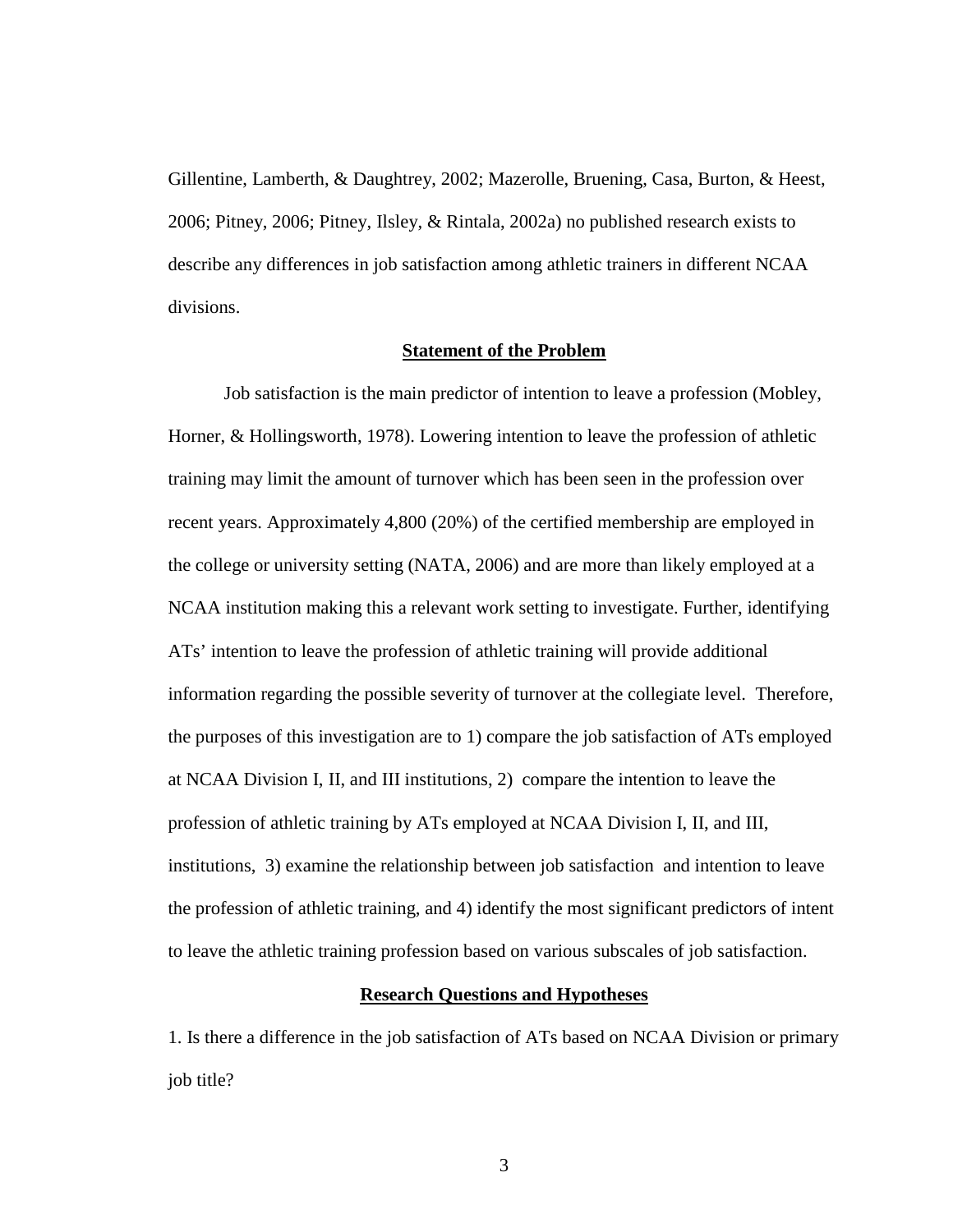Gillentine, Lamberth, & Daughtrey, 2002; Mazerolle, Bruening, Casa, Burton, & Heest, 2006; Pitney, 2006; Pitney, Ilsley, & Rintala, 2002a) no published research exists to describe any differences in job satisfaction among athletic trainers in different NCAA divisions.

## Statement of the Problem

Job satisfaction is the main predictor of intention to leave a profession (Mobley, Horner, & Hollingsworth, 1978). Lowering intention to leave the profession of athletic training may limit the amount of turnover which has been seen in the profession over recent years. Approximately 4,800 (20%) of the certified membership are employed in the college or university setting (NATA, 2006) and are more than likely employed at a NCAA institution making this a relevant work setting to investigate. Further, identifying ATs' intention to leave the profession of athletic training will provide additional information regarding the possible severity of turnover at the collegiate level. Therefore, the purposes of this investigation are to 1) compare the job satisfaction of ATs employed at NCAA Division I, II, and III institutions, 2) compare the intention to leave the profession of athletic training by ATs employed at NCAA Division I, II, and III, institutions, 3) examine the relationship between job satisfaction and intention to leave the profession of athletic training, and 4) identify the most significant predictors of intent to leave the athletic training profession based on various subscales of job satisfaction.

## Research Questions and Hypotheses

1. Is there a difference in the job satisfaction of ATs based on NCAA Division or primary job title?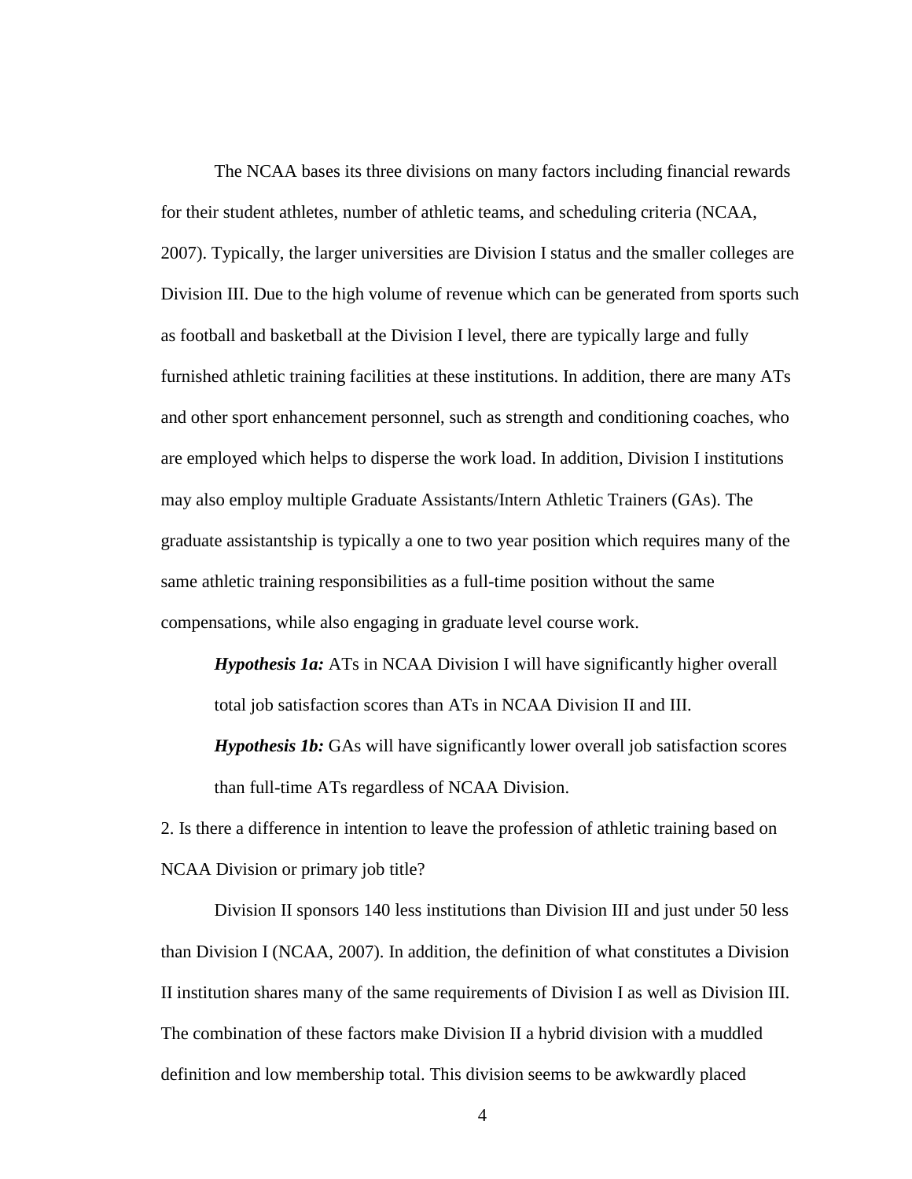The NCAA bases its three divisions on many factors including financial rewards for their student athletes, number of athletic teams, and scheduling criteria (NCAA, 2007). Typically, the larger universities are Division I status and the smaller colleges are Division III. Due to the high volume of revenue which can be generated from sports such as football and basketball at the Division I level, there are typically large and fully furnished athletic training facilities at these institutions. In addition, there are many ATs and other sport enhancement personnel, such as strength and conditioning coaches, who are employed which helps to disperse the work load. In addition, Division I institutions may also employ multiple Graduate Assistants/Intern Athletic Trainers (GAs). The graduate assistantship is typically a one to two year position which requires many of the same athletic training responsibilities as a full-time position without the same compensations, while also engaging in graduate level course work.

> ***Hypothesis 1a:*** ATs in NCAA Division I will have significantly higher overall total job satisfaction scores than ATs in NCAA Division II and III.
>
> ***Hypothesis 1b:*** GAs will have significantly lower overall job satisfaction scores than full-time ATs regardless of NCAA Division.

2. Is there a difference in intention to leave the profession of athletic training based on NCAA Division or primary job title?

Division II sponsors 140 less institutions than Division III and just under 50 less than Division I (NCAA, 2007). In addition, the definition of what constitutes a Division II institution shares many of the same requirements of Division I as well as Division III. The combination of these factors make Division II a hybrid division with a muddled definition and low membership total. This division seems to be awkwardly placed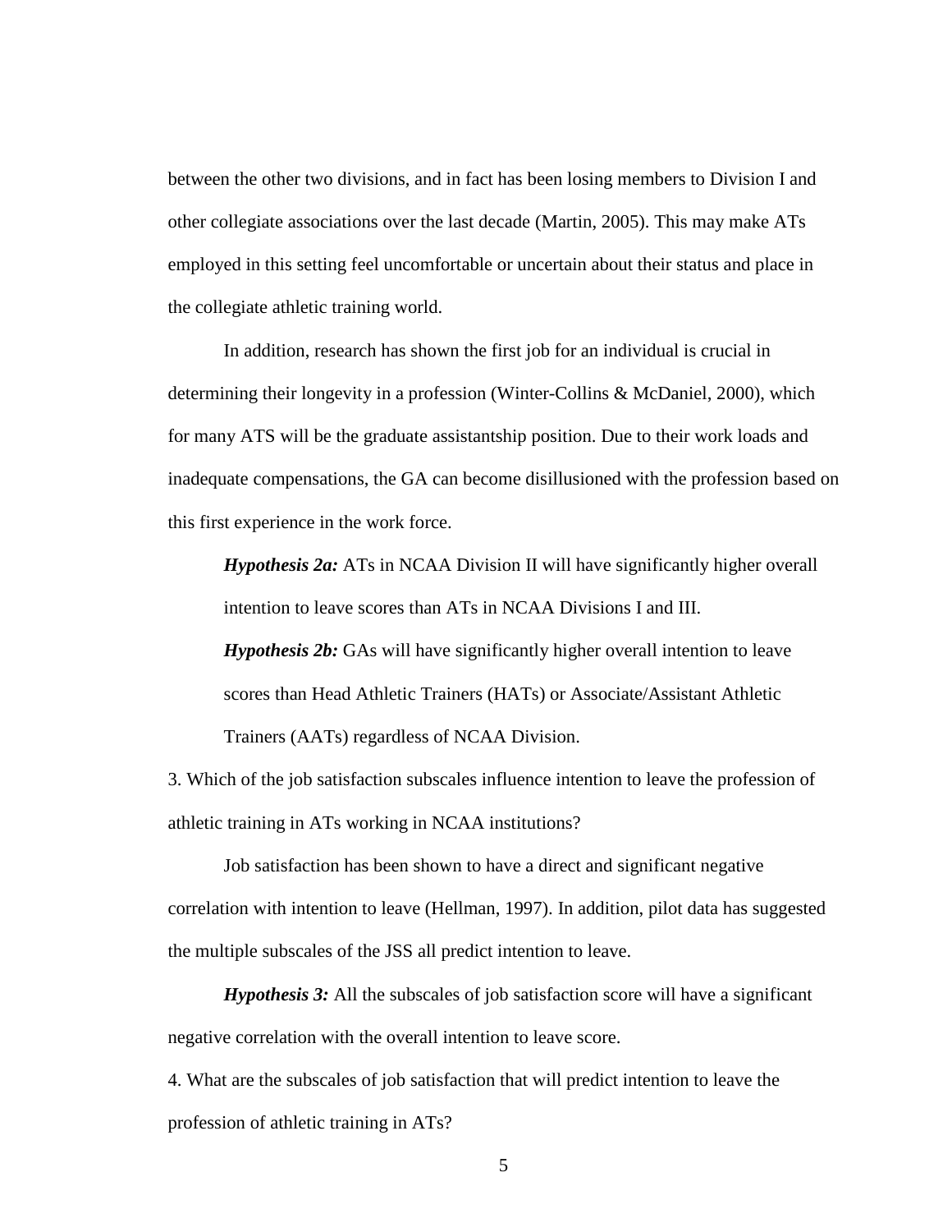between the other two divisions, and in fact has been losing members to Division I and other collegiate associations over the last decade (Martin, 2005). This may make ATs employed in this setting feel uncomfortable or uncertain about their status and place in the collegiate athletic training world.

In addition, research has shown the first job for an individual is crucial in determining their longevity in a profession (Winter-Collins & McDaniel, 2000), which for many ATS will be the graduate assistantship position. Due to their work loads and inadequate compensations, the GA can become disillusioned with the profession based on this first experience in the work force.

> ***Hypothesis 2a:*** ATs in NCAA Division II will have significantly higher overall intention to leave scores than ATs in NCAA Divisions I and III.
>
> ***Hypothesis 2b:*** GAs will have significantly higher overall intention to leave scores than Head Athletic Trainers (HATs) or Associate/Assistant Athletic Trainers (AATs) regardless of NCAA Division.

3. Which of the job satisfaction subscales influence intention to leave the profession of athletic training in ATs working in NCAA institutions?

Job satisfaction has been shown to have a direct and significant negative correlation with intention to leave (Hellman, 1997). In addition, pilot data has suggested the multiple subscales of the JSS all predict intention to leave.

***Hypothesis 3:*** All the subscales of job satisfaction score will have a significant negative correlation with the overall intention to leave score.

4. What are the subscales of job satisfaction that will predict intention to leave the profession of athletic training in ATs?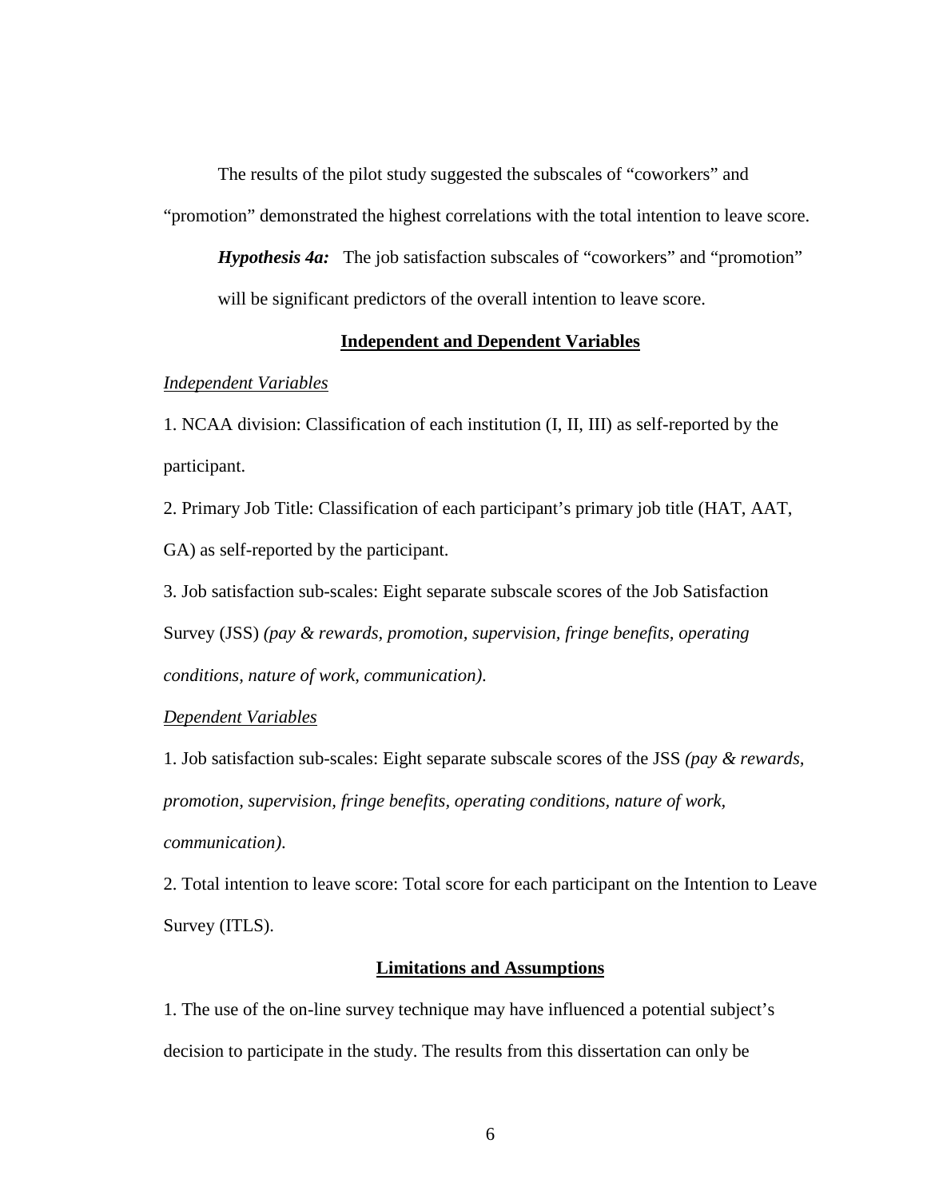The results of the pilot study suggested the subscales of "coworkers" and "promotion" demonstrated the highest correlations with the total intention to leave score.

***Hypothesis 4a:*** The job satisfaction subscales of "coworkers" and "promotion" will be significant predictors of the overall intention to leave score.

## Independent and Dependent Variables

*Independent Variables*

1. NCAA division: Classification of each institution (I, II, III) as self-reported by the participant.

2. Primary Job Title: Classification of each participant's primary job title (HAT, AAT, GA) as self-reported by the participant.

3. Job satisfaction sub-scales: Eight separate subscale scores of the Job Satisfaction Survey (JSS) *(pay & rewards, promotion, supervision, fringe benefits, operating conditions, nature of work, communication).*

*Dependent Variables*

1. Job satisfaction sub-scales: Eight separate subscale scores of the JSS *(pay & rewards, promotion, supervision, fringe benefits, operating conditions, nature of work, communication).*

2. Total intention to leave score: Total score for each participant on the Intention to Leave Survey (ITLS).

## Limitations and Assumptions

1. The use of the on-line survey technique may have influenced a potential subject's decision to participate in the study. The results from this dissertation can only be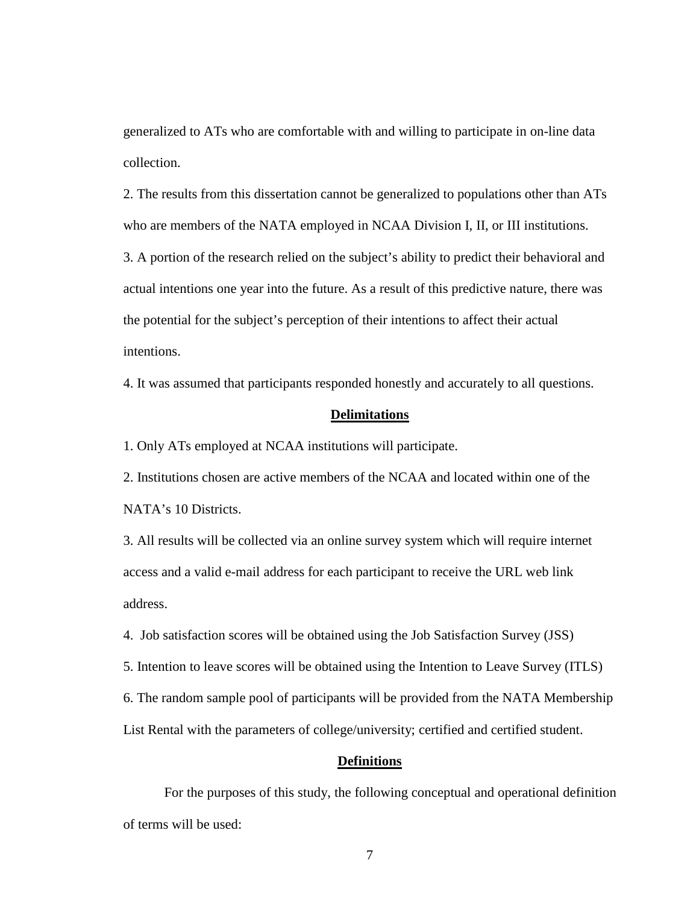generalized to ATs who are comfortable with and willing to participate in on-line data collection.

2. The results from this dissertation cannot be generalized to populations other than ATs who are members of the NATA employed in NCAA Division I, II, or III institutions.

3. A portion of the research relied on the subject's ability to predict their behavioral and actual intentions one year into the future. As a result of this predictive nature, there was the potential for the subject's perception of their intentions to affect their actual intentions.

4. It was assumed that participants responded honestly and accurately to all questions.

## Delimitations

1. Only ATs employed at NCAA institutions will participate.

2. Institutions chosen are active members of the NCAA and located within one of the NATA's 10 Districts.

3. All results will be collected via an online survey system which will require internet access and a valid e-mail address for each participant to receive the URL web link address.

4. Job satisfaction scores will be obtained using the Job Satisfaction Survey (JSS)

5. Intention to leave scores will be obtained using the Intention to Leave Survey (ITLS)

6. The random sample pool of participants will be provided from the NATA Membership List Rental with the parameters of college/university; certified and certified student.

## Definitions

For the purposes of this study, the following conceptual and operational definition of terms will be used: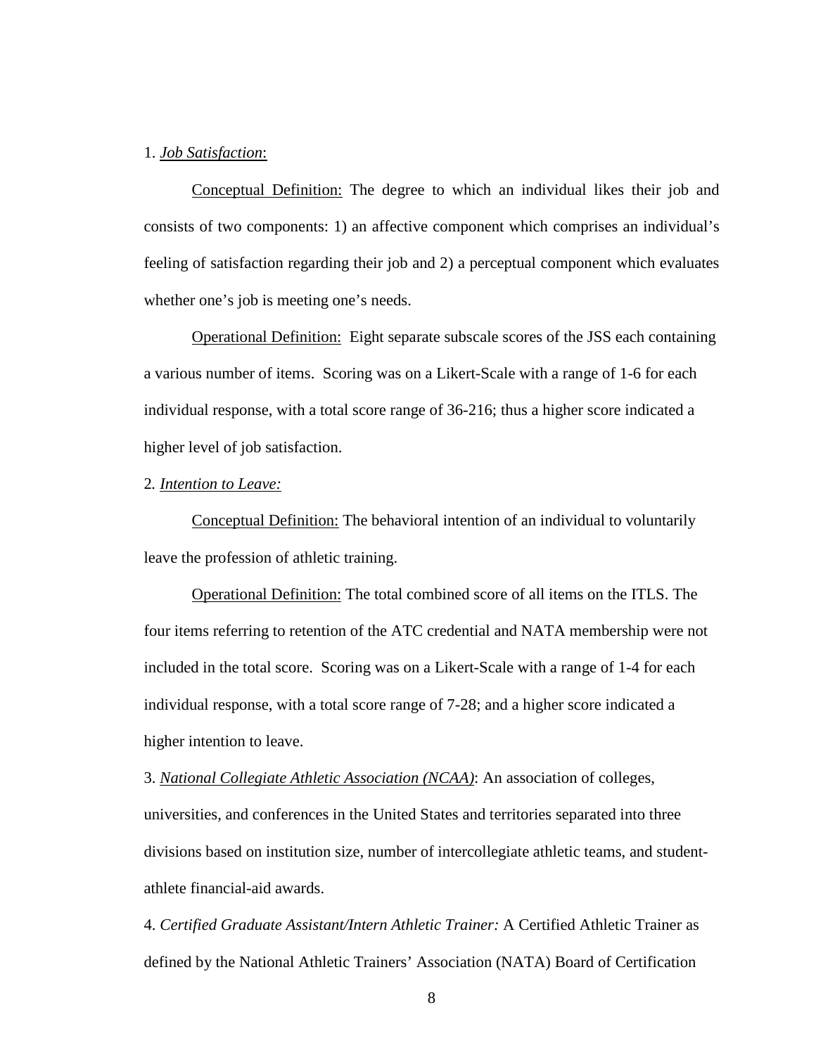1. <u>*Job Satisfaction*</u>:

<u>Conceptual Definition:</u> The degree to which an individual likes their job and consists of two components: 1) an affective component which comprises an individual's feeling of satisfaction regarding their job and 2) a perceptual component which evaluates whether one's job is meeting one's needs.

<u>Operational Definition:</u> Eight separate subscale scores of the JSS each containing a various number of items. Scoring was on a Likert-Scale with a range of 1-6 for each individual response, with a total score range of 36-216; thus a higher score indicated a higher level of job satisfaction.

2. <u>*Intention to Leave:*</u>

<u>Conceptual Definition:</u> The behavioral intention of an individual to voluntarily leave the profession of athletic training.

<u>Operational Definition:</u> The total combined score of all items on the ITLS. The four items referring to retention of the ATC credential and NATA membership were not included in the total score. Scoring was on a Likert-Scale with a range of 1-4 for each individual response, with a total score range of 7-28; and a higher score indicated a higher intention to leave.

3. <u>*National Collegiate Athletic Association (NCAA)*</u>: An association of colleges, universities, and conferences in the United States and territories separated into three divisions based on institution size, number of intercollegiate athletic teams, and student-athlete financial-aid awards.

4. *Certified Graduate Assistant/Intern Athletic Trainer:* A Certified Athletic Trainer as defined by the National Athletic Trainers' Association (NATA) Board of Certification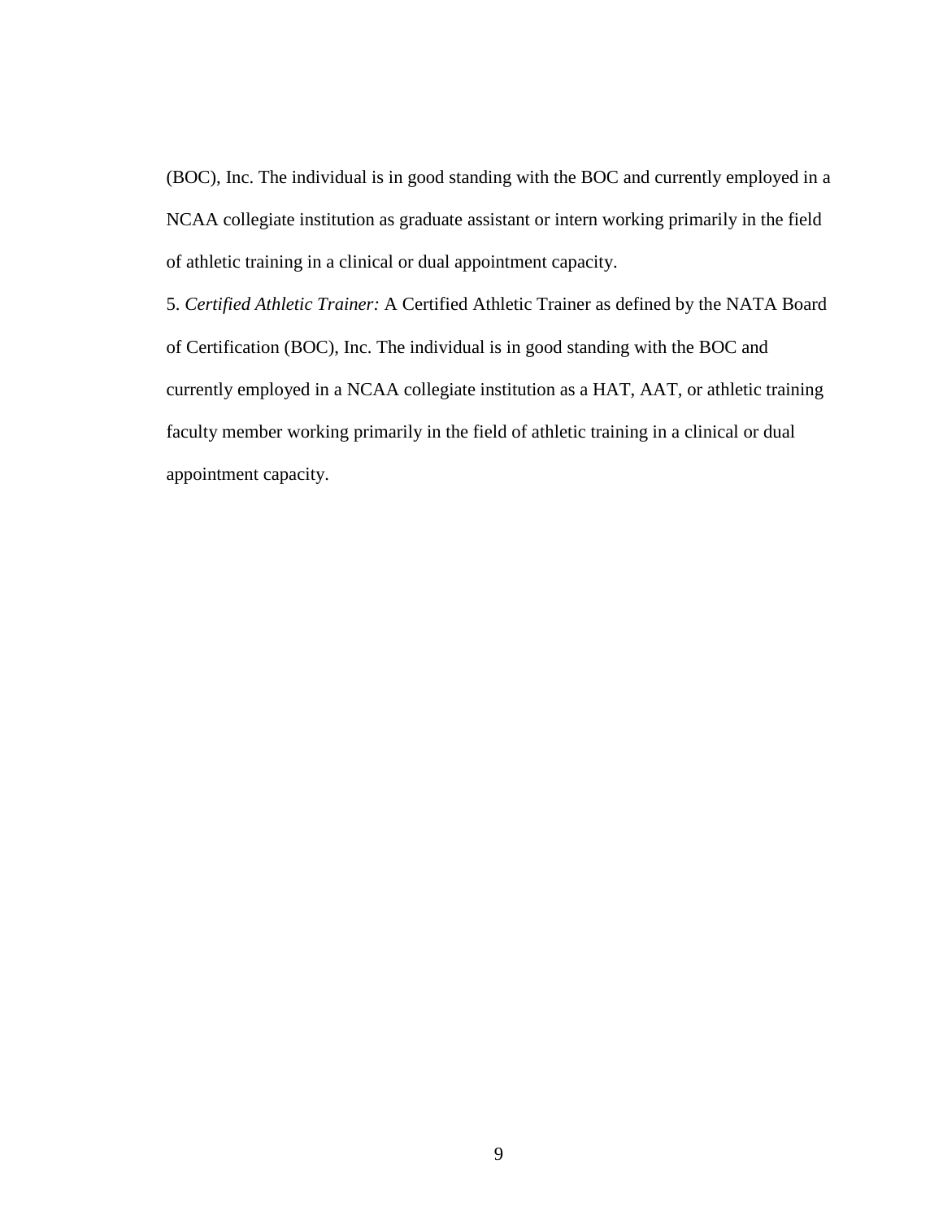(BOC), Inc. The individual is in good standing with the BOC and currently employed in a NCAA collegiate institution as graduate assistant or intern working primarily in the field of athletic training in a clinical or dual appointment capacity.

5. *Certified Athletic Trainer:* A Certified Athletic Trainer as defined by the NATA Board of Certification (BOC), Inc. The individual is in good standing with the BOC and currently employed in a NCAA collegiate institution as a HAT, AAT, or athletic training faculty member working primarily in the field of athletic training in a clinical or dual appointment capacity.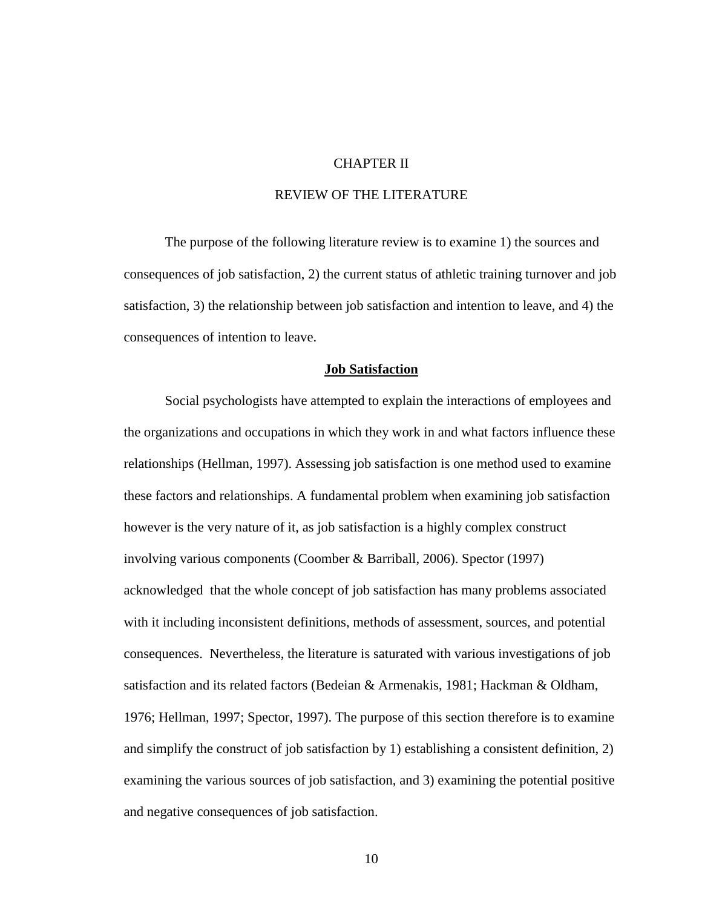# CHAPTER II

# REVIEW OF THE LITERATURE

The purpose of the following literature review is to examine 1) the sources and consequences of job satisfaction, 2) the current status of athletic training turnover and job satisfaction, 3) the relationship between job satisfaction and intention to leave, and 4) the consequences of intention to leave.

## **Job Satisfaction**

Social psychologists have attempted to explain the interactions of employees and the organizations and occupations in which they work in and what factors influence these relationships (Hellman, 1997). Assessing job satisfaction is one method used to examine these factors and relationships. A fundamental problem when examining job satisfaction however is the very nature of it, as job satisfaction is a highly complex construct involving various components (Coomber & Barriball, 2006). Spector (1997) acknowledged that the whole concept of job satisfaction has many problems associated with it including inconsistent definitions, methods of assessment, sources, and potential consequences. Nevertheless, the literature is saturated with various investigations of job satisfaction and its related factors (Bedeian & Armenakis, 1981; Hackman & Oldham, 1976; Hellman, 1997; Spector, 1997). The purpose of this section therefore is to examine and simplify the construct of job satisfaction by 1) establishing a consistent definition, 2) examining the various sources of job satisfaction, and 3) examining the potential positive and negative consequences of job satisfaction.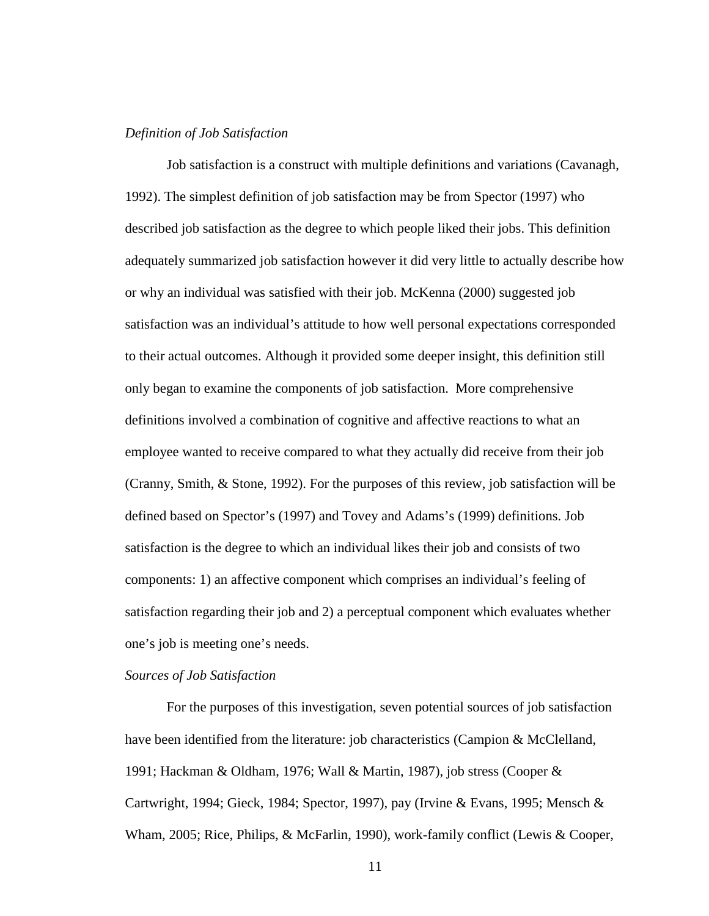*Definition of Job Satisfaction*

Job satisfaction is a construct with multiple definitions and variations (Cavanagh, 1992). The simplest definition of job satisfaction may be from Spector (1997) who described job satisfaction as the degree to which people liked their jobs. This definition adequately summarized job satisfaction however it did very little to actually describe how or why an individual was satisfied with their job. McKenna (2000) suggested job satisfaction was an individual's attitude to how well personal expectations corresponded to their actual outcomes. Although it provided some deeper insight, this definition still only began to examine the components of job satisfaction. More comprehensive definitions involved a combination of cognitive and affective reactions to what an employee wanted to receive compared to what they actually did receive from their job (Cranny, Smith, & Stone, 1992). For the purposes of this review, job satisfaction will be defined based on Spector's (1997) and Tovey and Adams's (1999) definitions. Job satisfaction is the degree to which an individual likes their job and consists of two components: 1) an affective component which comprises an individual's feeling of satisfaction regarding their job and 2) a perceptual component which evaluates whether one's job is meeting one's needs.

*Sources of Job Satisfaction*

For the purposes of this investigation, seven potential sources of job satisfaction have been identified from the literature: job characteristics (Campion & McClelland, 1991; Hackman & Oldham, 1976; Wall & Martin, 1987), job stress (Cooper & Cartwright, 1994; Gieck, 1984; Spector, 1997), pay (Irvine & Evans, 1995; Mensch & Wham, 2005; Rice, Philips, & McFarlin, 1990), work-family conflict (Lewis & Cooper,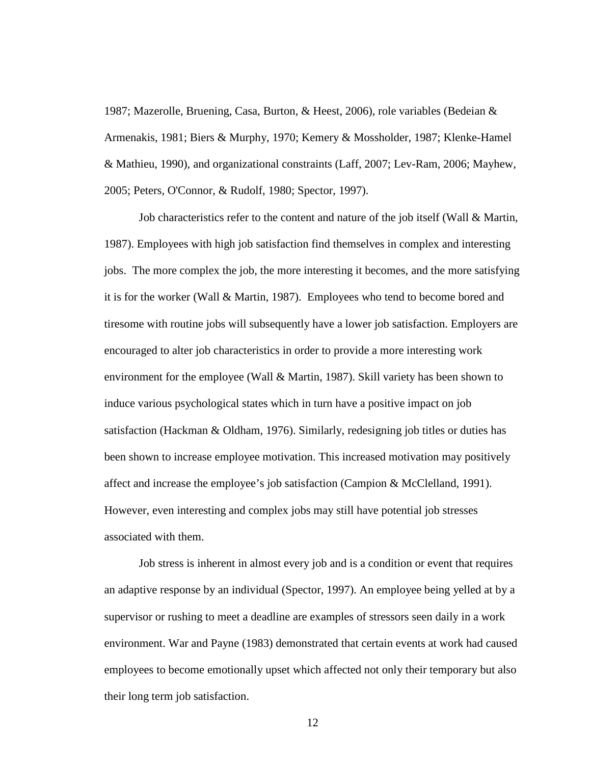1987; Mazerolle, Bruening, Casa, Burton, & Heest, 2006), role variables (Bedeian & Armenakis, 1981; Biers & Murphy, 1970; Kemery & Mossholder, 1987; Klenke-Hamel & Mathieu, 1990), and organizational constraints (Laff, 2007; Lev-Ram, 2006; Mayhew, 2005; Peters, O'Connor, & Rudolf, 1980; Spector, 1997).

Job characteristics refer to the content and nature of the job itself (Wall & Martin, 1987). Employees with high job satisfaction find themselves in complex and interesting jobs. The more complex the job, the more interesting it becomes, and the more satisfying it is for the worker (Wall & Martin, 1987). Employees who tend to become bored and tiresome with routine jobs will subsequently have a lower job satisfaction. Employers are encouraged to alter job characteristics in order to provide a more interesting work environment for the employee (Wall & Martin, 1987). Skill variety has been shown to induce various psychological states which in turn have a positive impact on job satisfaction (Hackman & Oldham, 1976). Similarly, redesigning job titles or duties has been shown to increase employee motivation. This increased motivation may positively affect and increase the employee's job satisfaction (Campion & McClelland, 1991). However, even interesting and complex jobs may still have potential job stresses associated with them.

Job stress is inherent in almost every job and is a condition or event that requires an adaptive response by an individual (Spector, 1997). An employee being yelled at by a supervisor or rushing to meet a deadline are examples of stressors seen daily in a work environment. War and Payne (1983) demonstrated that certain events at work had caused employees to become emotionally upset which affected not only their temporary but also their long term job satisfaction.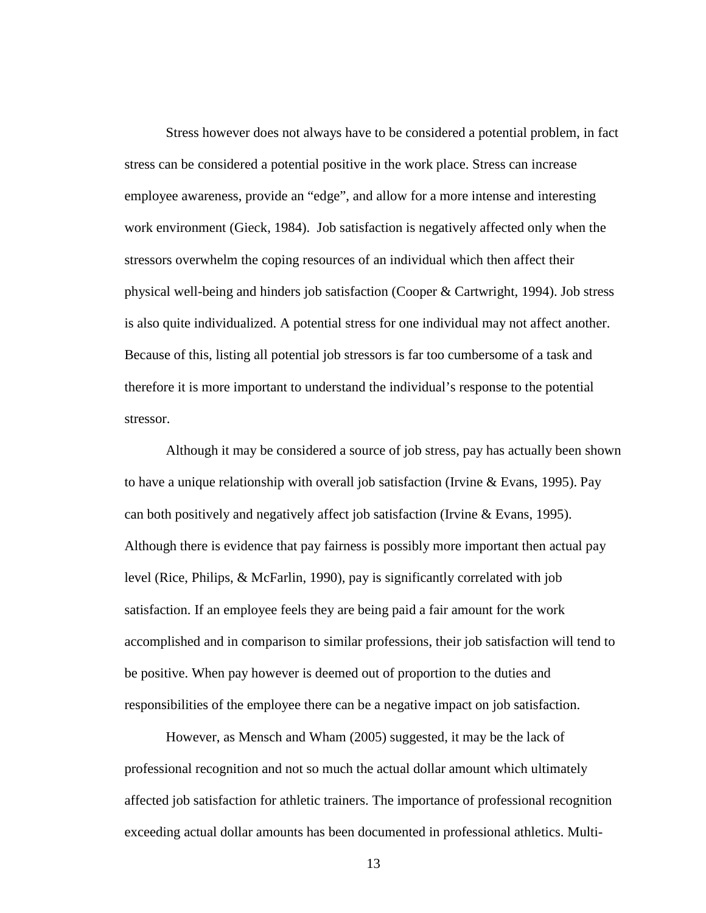Stress however does not always have to be considered a potential problem, in fact stress can be considered a potential positive in the work place. Stress can increase employee awareness, provide an "edge", and allow for a more intense and interesting work environment (Gieck, 1984). Job satisfaction is negatively affected only when the stressors overwhelm the coping resources of an individual which then affect their physical well-being and hinders job satisfaction (Cooper & Cartwright, 1994). Job stress is also quite individualized. A potential stress for one individual may not affect another. Because of this, listing all potential job stressors is far too cumbersome of a task and therefore it is more important to understand the individual's response to the potential stressor.

Although it may be considered a source of job stress, pay has actually been shown to have a unique relationship with overall job satisfaction (Irvine & Evans, 1995). Pay can both positively and negatively affect job satisfaction (Irvine & Evans, 1995). Although there is evidence that pay fairness is possibly more important then actual pay level (Rice, Philips, & McFarlin, 1990), pay is significantly correlated with job satisfaction. If an employee feels they are being paid a fair amount for the work accomplished and in comparison to similar professions, their job satisfaction will tend to be positive. When pay however is deemed out of proportion to the duties and responsibilities of the employee there can be a negative impact on job satisfaction.

However, as Mensch and Wham (2005) suggested, it may be the lack of professional recognition and not so much the actual dollar amount which ultimately affected job satisfaction for athletic trainers. The importance of professional recognition exceeding actual dollar amounts has been documented in professional athletics. Multi-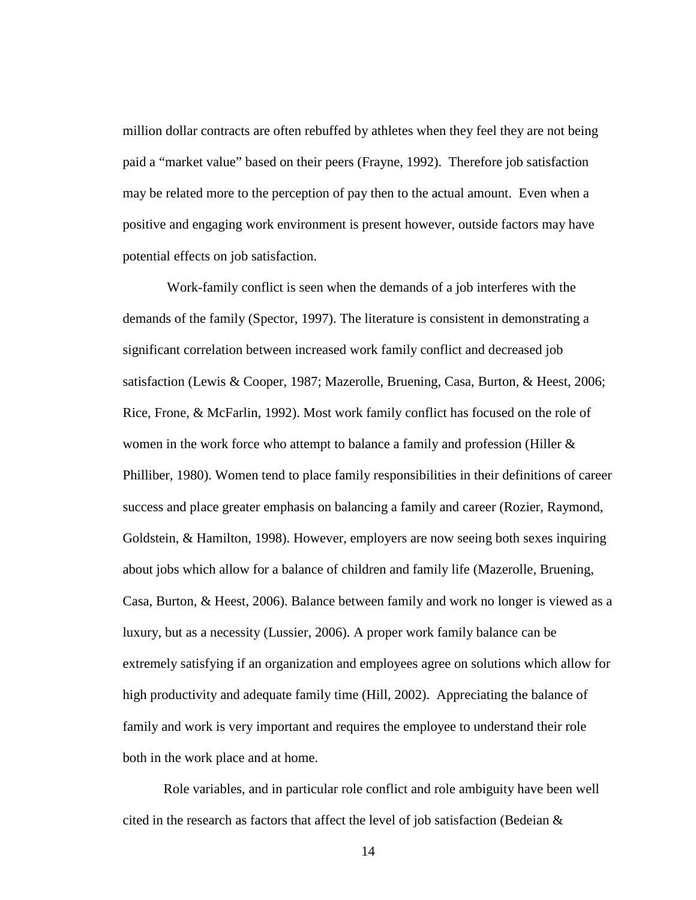million dollar contracts are often rebuffed by athletes when they feel they are not being paid a "market value" based on their peers (Frayne, 1992). Therefore job satisfaction may be related more to the perception of pay then to the actual amount. Even when a positive and engaging work environment is present however, outside factors may have potential effects on job satisfaction.

Work-family conflict is seen when the demands of a job interferes with the demands of the family (Spector, 1997). The literature is consistent in demonstrating a significant correlation between increased work family conflict and decreased job satisfaction (Lewis & Cooper, 1987; Mazerolle, Bruening, Casa, Burton, & Heest, 2006; Rice, Frone, & McFarlin, 1992). Most work family conflict has focused on the role of women in the work force who attempt to balance a family and profession (Hiller & Philliber, 1980). Women tend to place family responsibilities in their definitions of career success and place greater emphasis on balancing a family and career (Rozier, Raymond, Goldstein, & Hamilton, 1998). However, employers are now seeing both sexes inquiring about jobs which allow for a balance of children and family life (Mazerolle, Bruening, Casa, Burton, & Heest, 2006). Balance between family and work no longer is viewed as a luxury, but as a necessity (Lussier, 2006). A proper work family balance can be extremely satisfying if an organization and employees agree on solutions which allow for high productivity and adequate family time (Hill, 2002). Appreciating the balance of family and work is very important and requires the employee to understand their role both in the work place and at home.

Role variables, and in particular role conflict and role ambiguity have been well cited in the research as factors that affect the level of job satisfaction (Bedeian &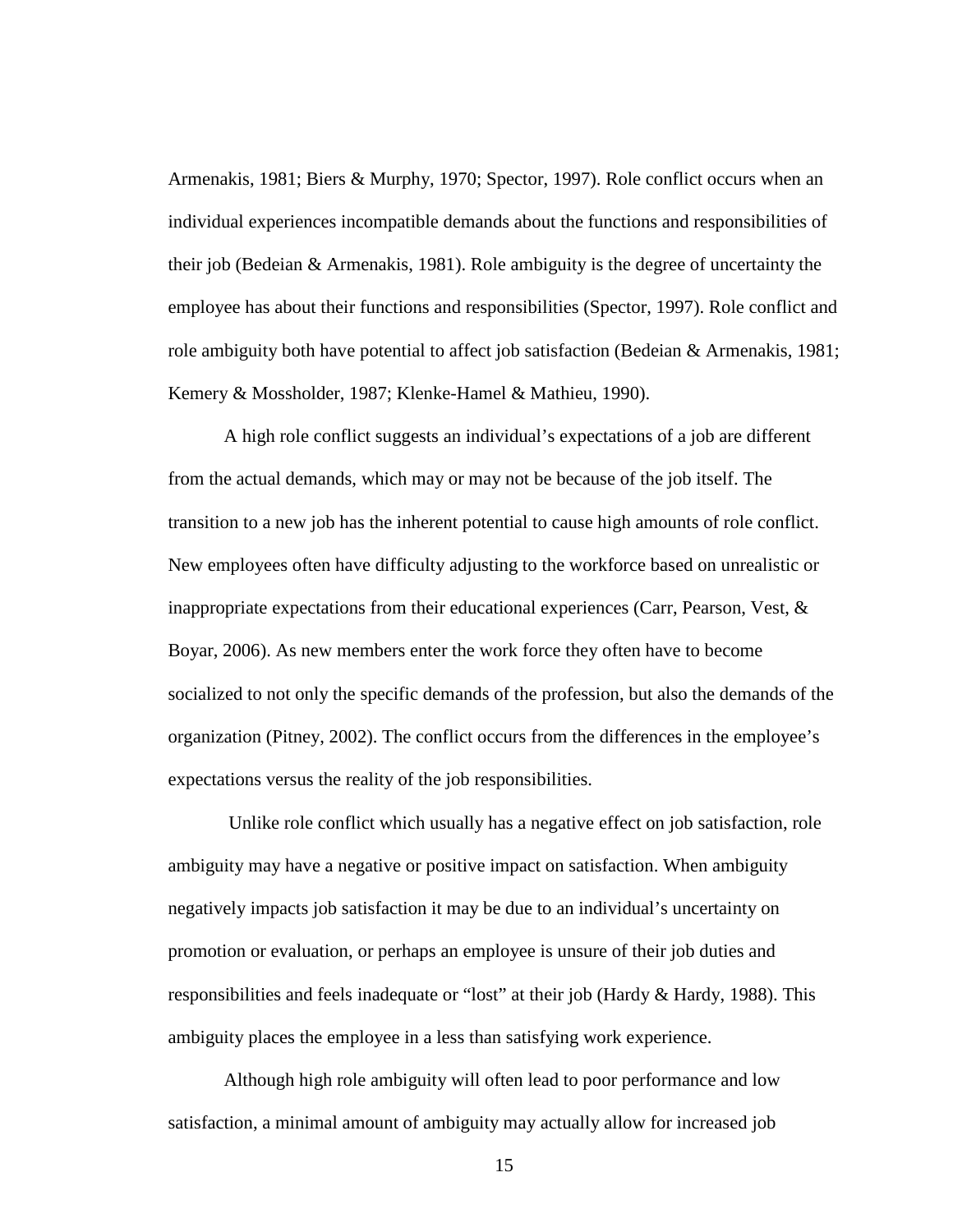Armenakis, 1981; Biers & Murphy, 1970; Spector, 1997). Role conflict occurs when an individual experiences incompatible demands about the functions and responsibilities of their job (Bedeian & Armenakis, 1981). Role ambiguity is the degree of uncertainty the employee has about their functions and responsibilities (Spector, 1997). Role conflict and role ambiguity both have potential to affect job satisfaction (Bedeian & Armenakis, 1981; Kemery & Mossholder, 1987; Klenke-Hamel & Mathieu, 1990).

A high role conflict suggests an individual's expectations of a job are different from the actual demands, which may or may not be because of the job itself. The transition to a new job has the inherent potential to cause high amounts of role conflict. New employees often have difficulty adjusting to the workforce based on unrealistic or inappropriate expectations from their educational experiences (Carr, Pearson, Vest, & Boyar, 2006). As new members enter the work force they often have to become socialized to not only the specific demands of the profession, but also the demands of the organization (Pitney, 2002). The conflict occurs from the differences in the employee's expectations versus the reality of the job responsibilities.

Unlike role conflict which usually has a negative effect on job satisfaction, role ambiguity may have a negative or positive impact on satisfaction. When ambiguity negatively impacts job satisfaction it may be due to an individual's uncertainty on promotion or evaluation, or perhaps an employee is unsure of their job duties and responsibilities and feels inadequate or "lost" at their job (Hardy & Hardy, 1988). This ambiguity places the employee in a less than satisfying work experience.

Although high role ambiguity will often lead to poor performance and low satisfaction, a minimal amount of ambiguity may actually allow for increased job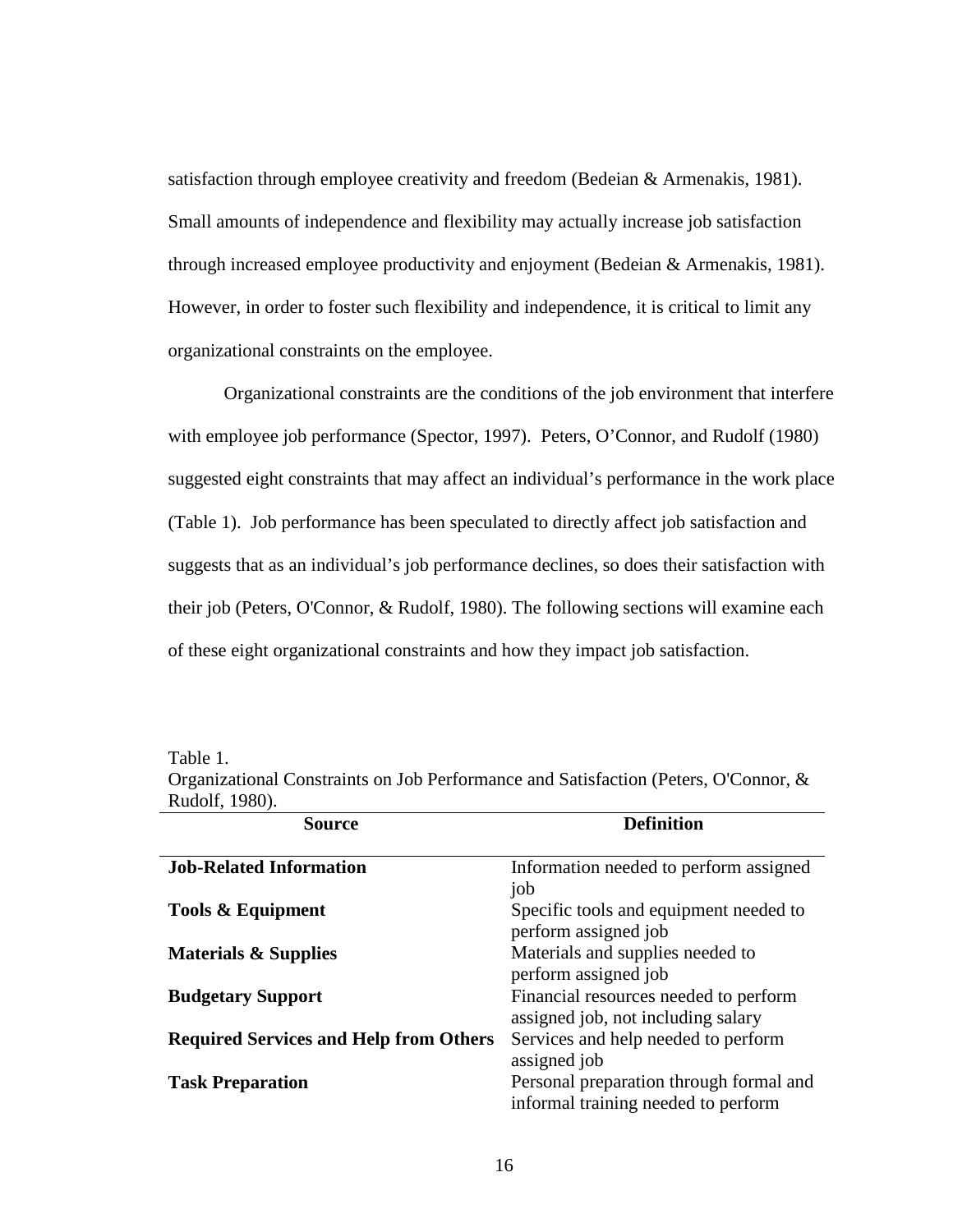satisfaction through employee creativity and freedom (Bedeian & Armenakis, 1981). Small amounts of independence and flexibility may actually increase job satisfaction through increased employee productivity and enjoyment (Bedeian & Armenakis, 1981). However, in order to foster such flexibility and independence, it is critical to limit any organizational constraints on the employee.

Organizational constraints are the conditions of the job environment that interfere with employee job performance (Spector, 1997). Peters, O'Connor, and Rudolf (1980) suggested eight constraints that may affect an individual's performance in the work place (Table 1). Job performance has been speculated to directly affect job satisfaction and suggests that as an individual's job performance declines, so does their satisfaction with their job (Peters, O'Connor, & Rudolf, 1980). The following sections will examine each of these eight organizational constraints and how they impact job satisfaction.

Table 1.
Organizational Constraints on Job Performance and Satisfaction (Peters, O'Connor, & Rudolf, 1980).

| Source | Definition |
|---|---|
| **Job-Related Information** | Information needed to perform assigned job |
| **Tools & Equipment** | Specific tools and equipment needed to perform assigned job |
| **Materials & Supplies** | Materials and supplies needed to perform assigned job |
| **Budgetary Support** | Financial resources needed to perform assigned job, not including salary |
| **Required Services and Help from Others** | Services and help needed to perform assigned job |
| **Task Preparation** | Personal preparation through formal and informal training needed to perform |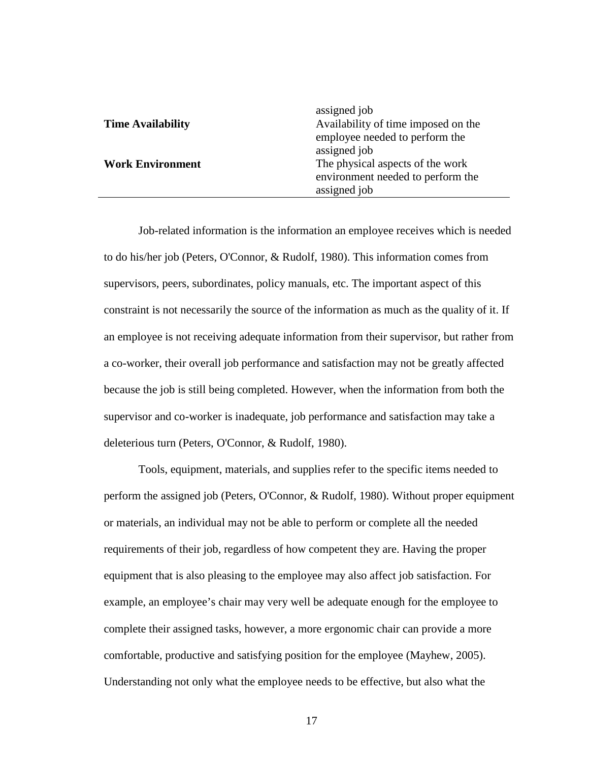| | |
|---|---|
| | assigned job |
| **Time Availability** | Availability of time imposed on the employee needed to perform the assigned job |
| **Work Environment** | The physical aspects of the work environment needed to perform the assigned job |

Job-related information is the information an employee receives which is needed to do his/her job (Peters, O'Connor, & Rudolf, 1980). This information comes from supervisors, peers, subordinates, policy manuals, etc. The important aspect of this constraint is not necessarily the source of the information as much as the quality of it. If an employee is not receiving adequate information from their supervisor, but rather from a co-worker, their overall job performance and satisfaction may not be greatly affected because the job is still being completed. However, when the information from both the supervisor and co-worker is inadequate, job performance and satisfaction may take a deleterious turn (Peters, O'Connor, & Rudolf, 1980).

Tools, equipment, materials, and supplies refer to the specific items needed to perform the assigned job (Peters, O'Connor, & Rudolf, 1980). Without proper equipment or materials, an individual may not be able to perform or complete all the needed requirements of their job, regardless of how competent they are. Having the proper equipment that is also pleasing to the employee may also affect job satisfaction. For example, an employee's chair may very well be adequate enough for the employee to complete their assigned tasks, however, a more ergonomic chair can provide a more comfortable, productive and satisfying position for the employee (Mayhew, 2005). Understanding not only what the employee needs to be effective, but also what the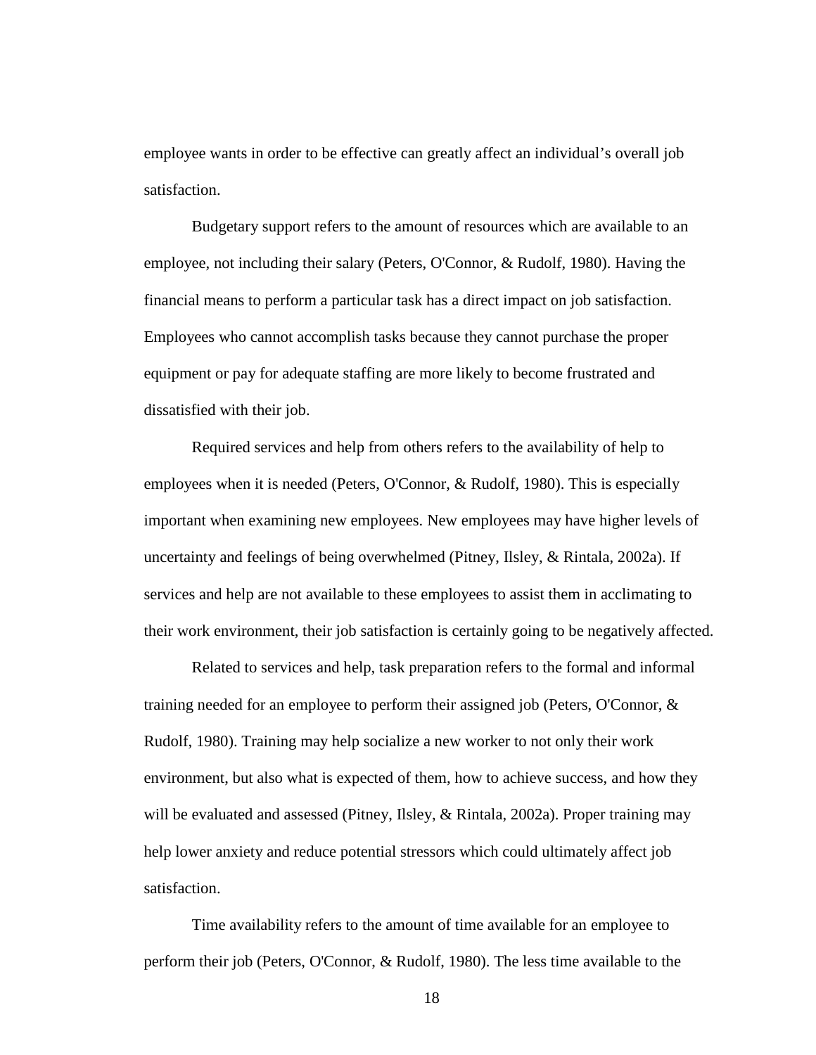employee wants in order to be effective can greatly affect an individual's overall job satisfaction.

Budgetary support refers to the amount of resources which are available to an employee, not including their salary (Peters, O'Connor, & Rudolf, 1980). Having the financial means to perform a particular task has a direct impact on job satisfaction. Employees who cannot accomplish tasks because they cannot purchase the proper equipment or pay for adequate staffing are more likely to become frustrated and dissatisfied with their job.

Required services and help from others refers to the availability of help to employees when it is needed (Peters, O'Connor, & Rudolf, 1980). This is especially important when examining new employees. New employees may have higher levels of uncertainty and feelings of being overwhelmed (Pitney, Ilsley, & Rintala, 2002a). If services and help are not available to these employees to assist them in acclimating to their work environment, their job satisfaction is certainly going to be negatively affected.

Related to services and help, task preparation refers to the formal and informal training needed for an employee to perform their assigned job (Peters, O'Connor, & Rudolf, 1980). Training may help socialize a new worker to not only their work environment, but also what is expected of them, how to achieve success, and how they will be evaluated and assessed (Pitney, Ilsley, & Rintala, 2002a). Proper training may help lower anxiety and reduce potential stressors which could ultimately affect job satisfaction.

Time availability refers to the amount of time available for an employee to perform their job (Peters, O'Connor, & Rudolf, 1980). The less time available to the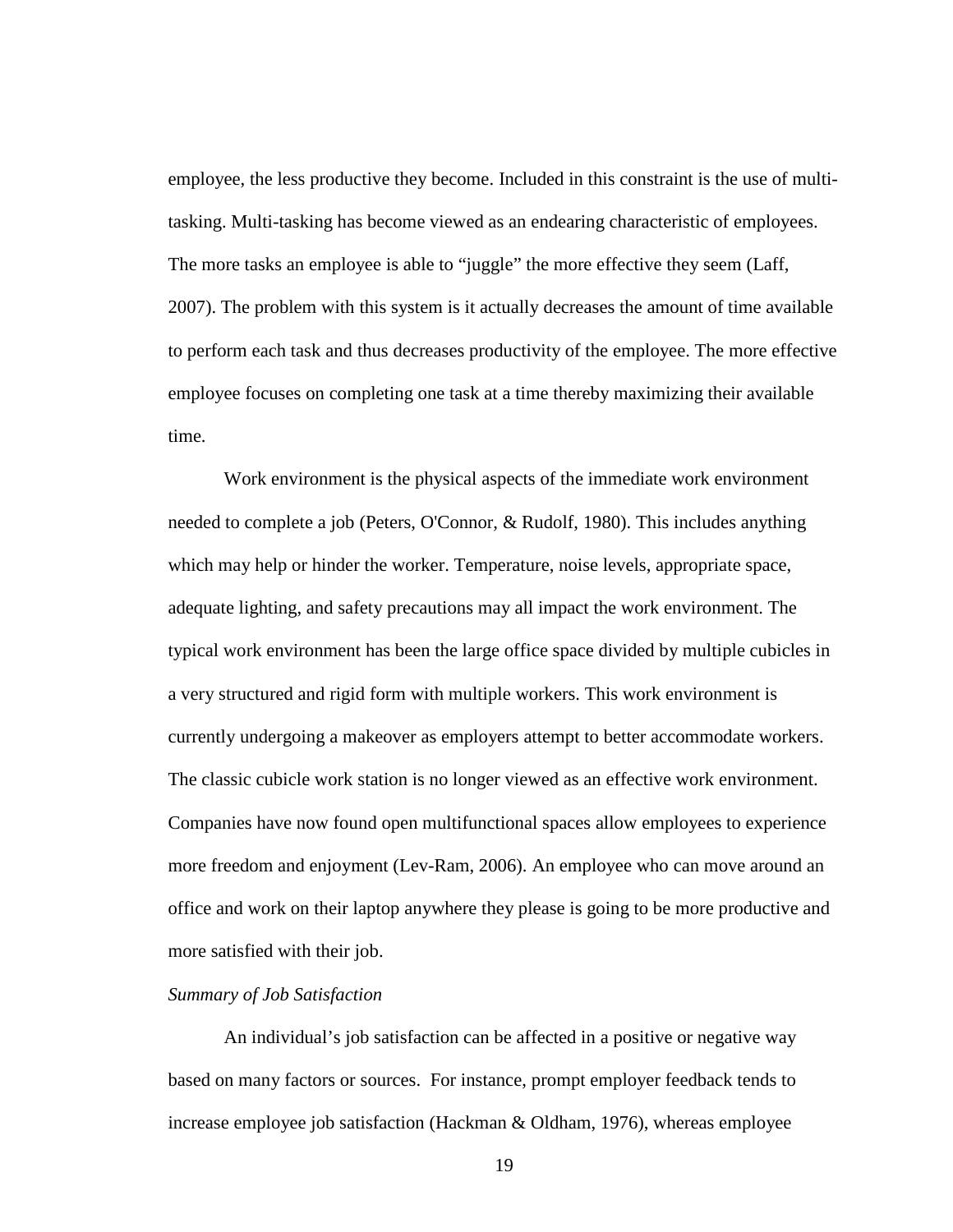employee, the less productive they become. Included in this constraint is the use of multi-tasking. Multi-tasking has become viewed as an endearing characteristic of employees. The more tasks an employee is able to "juggle" the more effective they seem (Laff, 2007). The problem with this system is it actually decreases the amount of time available to perform each task and thus decreases productivity of the employee. The more effective employee focuses on completing one task at a time thereby maximizing their available time.

Work environment is the physical aspects of the immediate work environment needed to complete a job (Peters, O'Connor, & Rudolf, 1980). This includes anything which may help or hinder the worker. Temperature, noise levels, appropriate space, adequate lighting, and safety precautions may all impact the work environment. The typical work environment has been the large office space divided by multiple cubicles in a very structured and rigid form with multiple workers. This work environment is currently undergoing a makeover as employers attempt to better accommodate workers. The classic cubicle work station is no longer viewed as an effective work environment. Companies have now found open multifunctional spaces allow employees to experience more freedom and enjoyment (Lev-Ram, 2006). An employee who can move around an office and work on their laptop anywhere they please is going to be more productive and more satisfied with their job.

*Summary of Job Satisfaction*

An individual's job satisfaction can be affected in a positive or negative way based on many factors or sources. For instance, prompt employer feedback tends to increase employee job satisfaction (Hackman & Oldham, 1976), whereas employee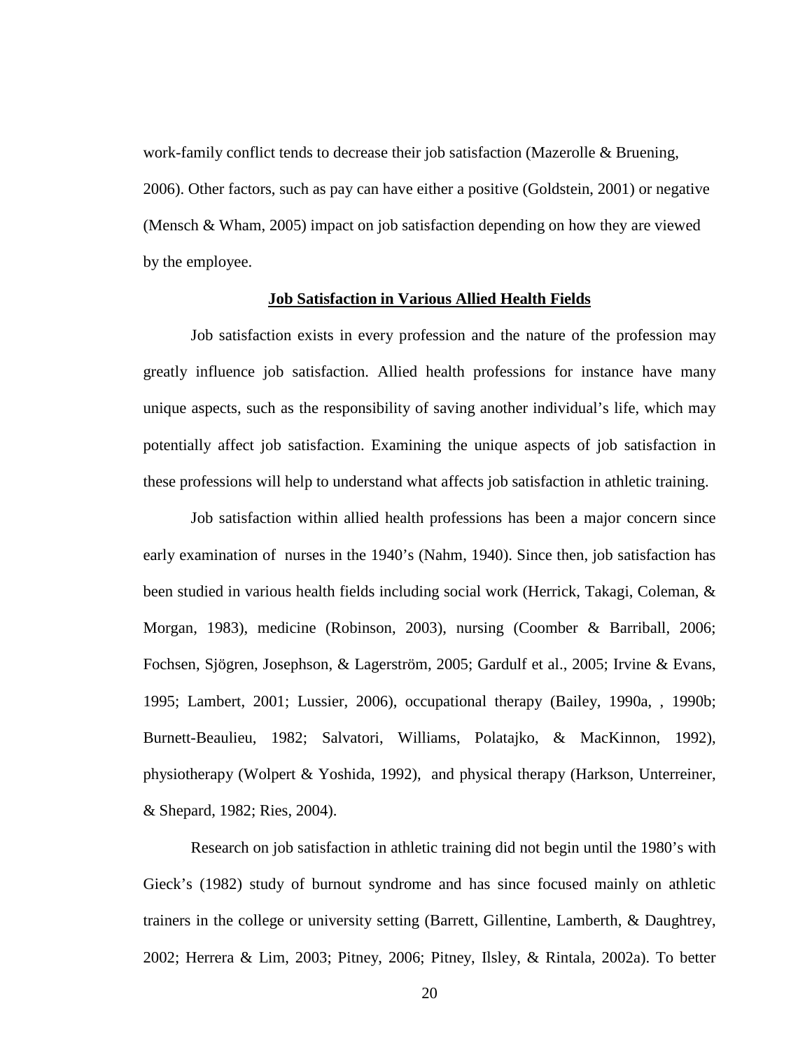work-family conflict tends to decrease their job satisfaction (Mazerolle & Bruening, 2006). Other factors, such as pay can have either a positive (Goldstein, 2001) or negative (Mensch & Wham, 2005) impact on job satisfaction depending on how they are viewed by the employee.

## **Job Satisfaction in Various Allied Health Fields**

Job satisfaction exists in every profession and the nature of the profession may greatly influence job satisfaction. Allied health professions for instance have many unique aspects, such as the responsibility of saving another individual's life, which may potentially affect job satisfaction. Examining the unique aspects of job satisfaction in these professions will help to understand what affects job satisfaction in athletic training.

Job satisfaction within allied health professions has been a major concern since early examination of nurses in the 1940's (Nahm, 1940). Since then, job satisfaction has been studied in various health fields including social work (Herrick, Takagi, Coleman, & Morgan, 1983), medicine (Robinson, 2003), nursing (Coomber & Barriball, 2006; Fochsen, Sjögren, Josephson, & Lagerström, 2005; Gardulf et al., 2005; Irvine & Evans, 1995; Lambert, 2001; Lussier, 2006), occupational therapy (Bailey, 1990a, , 1990b; Burnett-Beaulieu, 1982; Salvatori, Williams, Polatajko, & MacKinnon, 1992), physiotherapy (Wolpert & Yoshida, 1992), and physical therapy (Harkson, Unterreiner, & Shepard, 1982; Ries, 2004).

Research on job satisfaction in athletic training did not begin until the 1980's with Gieck's (1982) study of burnout syndrome and has since focused mainly on athletic trainers in the college or university setting (Barrett, Gillentine, Lamberth, & Daughtrey, 2002; Herrera & Lim, 2003; Pitney, 2006; Pitney, Ilsley, & Rintala, 2002a). To better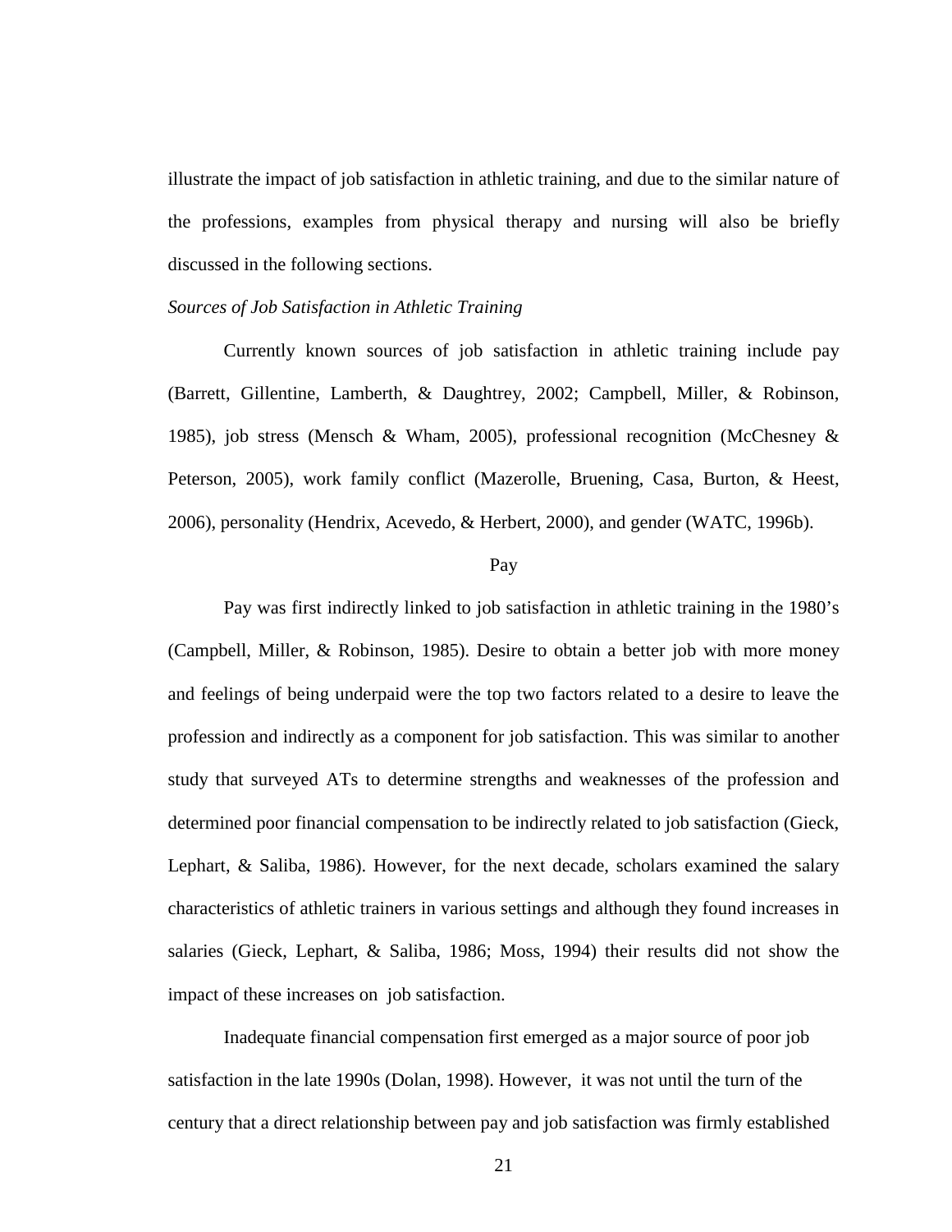illustrate the impact of job satisfaction in athletic training, and due to the similar nature of the professions, examples from physical therapy and nursing will also be briefly discussed in the following sections.

*Sources of Job Satisfaction in Athletic Training*

Currently known sources of job satisfaction in athletic training include pay (Barrett, Gillentine, Lamberth, & Daughtrey, 2002; Campbell, Miller, & Robinson, 1985), job stress (Mensch & Wham, 2005), professional recognition (McChesney & Peterson, 2005), work family conflict (Mazerolle, Bruening, Casa, Burton, & Heest, 2006), personality (Hendrix, Acevedo, & Herbert, 2000), and gender (WATC, 1996b).

Pay

Pay was first indirectly linked to job satisfaction in athletic training in the 1980's (Campbell, Miller, & Robinson, 1985). Desire to obtain a better job with more money and feelings of being underpaid were the top two factors related to a desire to leave the profession and indirectly as a component for job satisfaction. This was similar to another study that surveyed ATs to determine strengths and weaknesses of the profession and determined poor financial compensation to be indirectly related to job satisfaction (Gieck, Lephart, & Saliba, 1986). However, for the next decade, scholars examined the salary characteristics of athletic trainers in various settings and although they found increases in salaries (Gieck, Lephart, & Saliba, 1986; Moss, 1994) their results did not show the impact of these increases on job satisfaction.

Inadequate financial compensation first emerged as a major source of poor job satisfaction in the late 1990s (Dolan, 1998). However, it was not until the turn of the century that a direct relationship between pay and job satisfaction was firmly established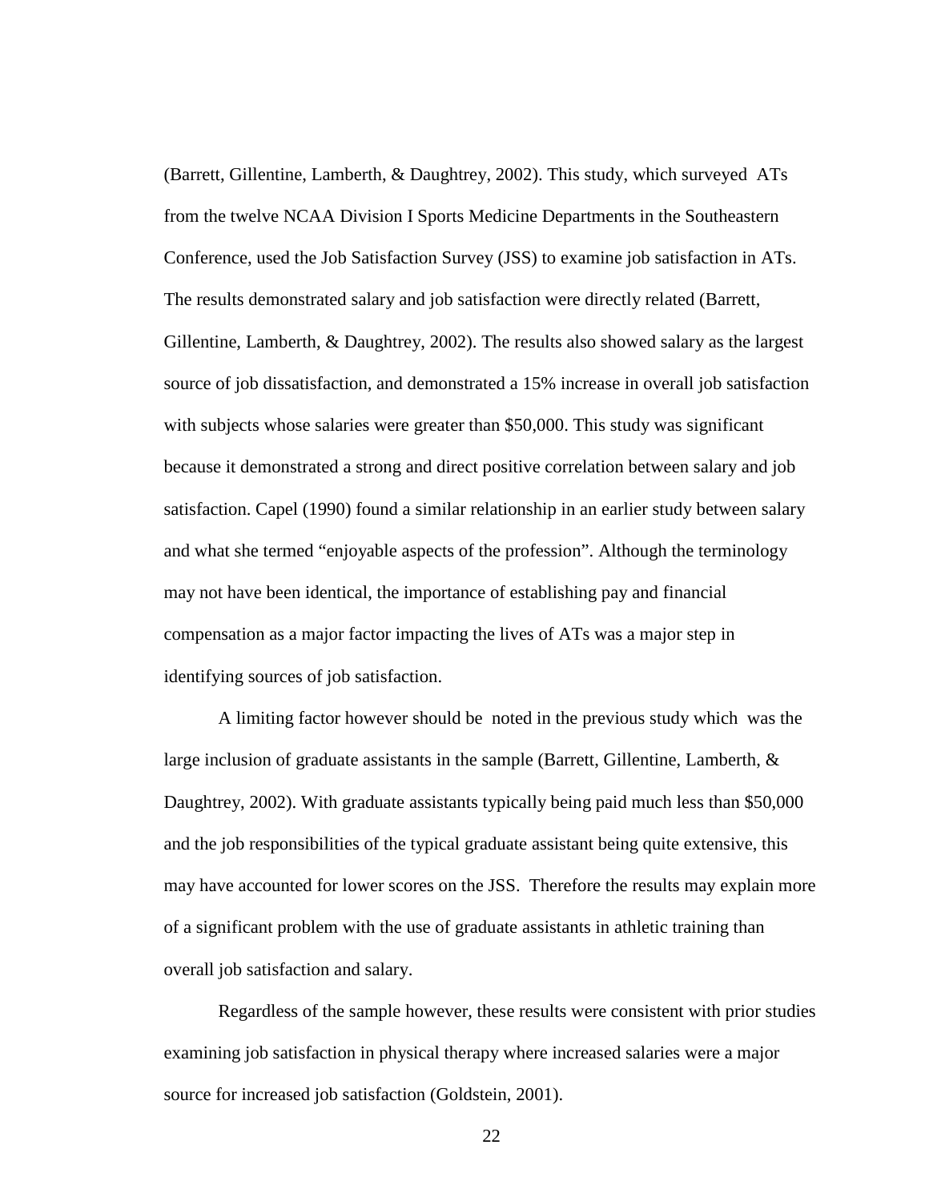(Barrett, Gillentine, Lamberth, & Daughtrey, 2002). This study, which surveyed ATs from the twelve NCAA Division I Sports Medicine Departments in the Southeastern Conference, used the Job Satisfaction Survey (JSS) to examine job satisfaction in ATs. The results demonstrated salary and job satisfaction were directly related (Barrett, Gillentine, Lamberth, & Daughtrey, 2002). The results also showed salary as the largest source of job dissatisfaction, and demonstrated a 15% increase in overall job satisfaction with subjects whose salaries were greater than $50,000. This study was significant because it demonstrated a strong and direct positive correlation between salary and job satisfaction. Capel (1990) found a similar relationship in an earlier study between salary and what she termed "enjoyable aspects of the profession". Although the terminology may not have been identical, the importance of establishing pay and financial compensation as a major factor impacting the lives of ATs was a major step in identifying sources of job satisfaction.

A limiting factor however should be noted in the previous study which was the large inclusion of graduate assistants in the sample (Barrett, Gillentine, Lamberth, & Daughtrey, 2002). With graduate assistants typically being paid much less than $50,000 and the job responsibilities of the typical graduate assistant being quite extensive, this may have accounted for lower scores on the JSS. Therefore the results may explain more of a significant problem with the use of graduate assistants in athletic training than overall job satisfaction and salary.

Regardless of the sample however, these results were consistent with prior studies examining job satisfaction in physical therapy where increased salaries were a major source for increased job satisfaction (Goldstein, 2001).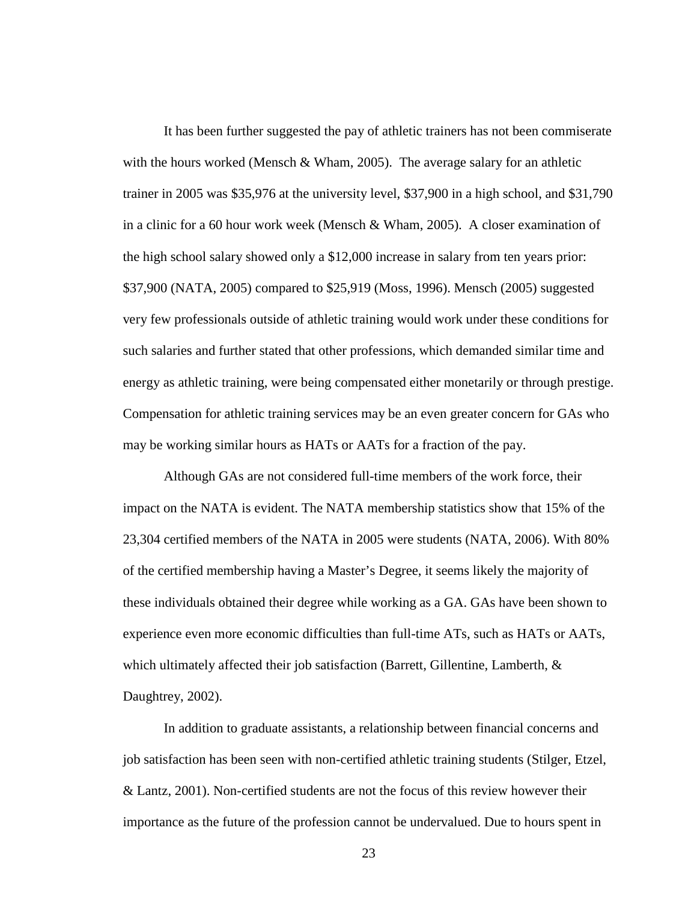It has been further suggested the pay of athletic trainers has not been commiserate with the hours worked (Mensch & Wham, 2005). The average salary for an athletic trainer in 2005 was $35,976 at the university level, $37,900 in a high school, and $31,790 in a clinic for a 60 hour work week (Mensch & Wham, 2005). A closer examination of the high school salary showed only a $12,000 increase in salary from ten years prior: $37,900 (NATA, 2005) compared to $25,919 (Moss, 1996). Mensch (2005) suggested very few professionals outside of athletic training would work under these conditions for such salaries and further stated that other professions, which demanded similar time and energy as athletic training, were being compensated either monetarily or through prestige. Compensation for athletic training services may be an even greater concern for GAs who may be working similar hours as HATs or AATs for a fraction of the pay.

Although GAs are not considered full-time members of the work force, their impact on the NATA is evident. The NATA membership statistics show that 15% of the 23,304 certified members of the NATA in 2005 were students (NATA, 2006). With 80% of the certified membership having a Master's Degree, it seems likely the majority of these individuals obtained their degree while working as a GA. GAs have been shown to experience even more economic difficulties than full-time ATs, such as HATs or AATs, which ultimately affected their job satisfaction (Barrett, Gillentine, Lamberth, & Daughtrey, 2002).

In addition to graduate assistants, a relationship between financial concerns and job satisfaction has been seen with non-certified athletic training students (Stilger, Etzel, & Lantz, 2001). Non-certified students are not the focus of this review however their importance as the future of the profession cannot be undervalued. Due to hours spent in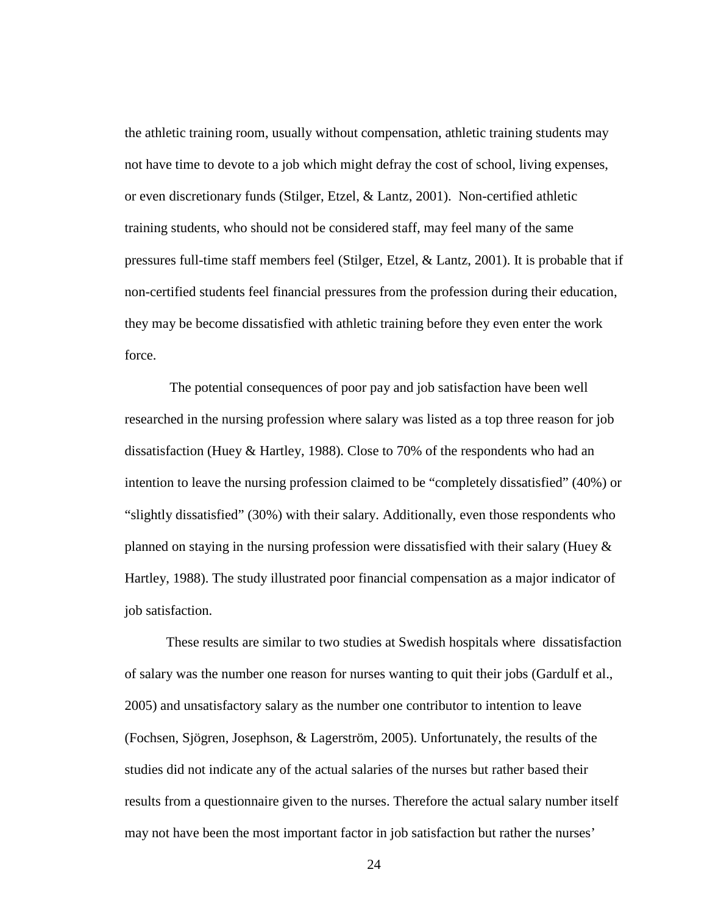the athletic training room, usually without compensation, athletic training students may not have time to devote to a job which might defray the cost of school, living expenses, or even discretionary funds (Stilger, Etzel, & Lantz, 2001). Non-certified athletic training students, who should not be considered staff, may feel many of the same pressures full-time staff members feel (Stilger, Etzel, & Lantz, 2001). It is probable that if non-certified students feel financial pressures from the profession during their education, they may be become dissatisfied with athletic training before they even enter the work force.

The potential consequences of poor pay and job satisfaction have been well researched in the nursing profession where salary was listed as a top three reason for job dissatisfaction (Huey & Hartley, 1988). Close to 70% of the respondents who had an intention to leave the nursing profession claimed to be "completely dissatisfied" (40%) or "slightly dissatisfied" (30%) with their salary. Additionally, even those respondents who planned on staying in the nursing profession were dissatisfied with their salary (Huey & Hartley, 1988). The study illustrated poor financial compensation as a major indicator of job satisfaction.

These results are similar to two studies at Swedish hospitals where dissatisfaction of salary was the number one reason for nurses wanting to quit their jobs (Gardulf et al., 2005) and unsatisfactory salary as the number one contributor to intention to leave (Fochsen, Sjögren, Josephson, & Lagerström, 2005). Unfortunately, the results of the studies did not indicate any of the actual salaries of the nurses but rather based their results from a questionnaire given to the nurses. Therefore the actual salary number itself may not have been the most important factor in job satisfaction but rather the nurses'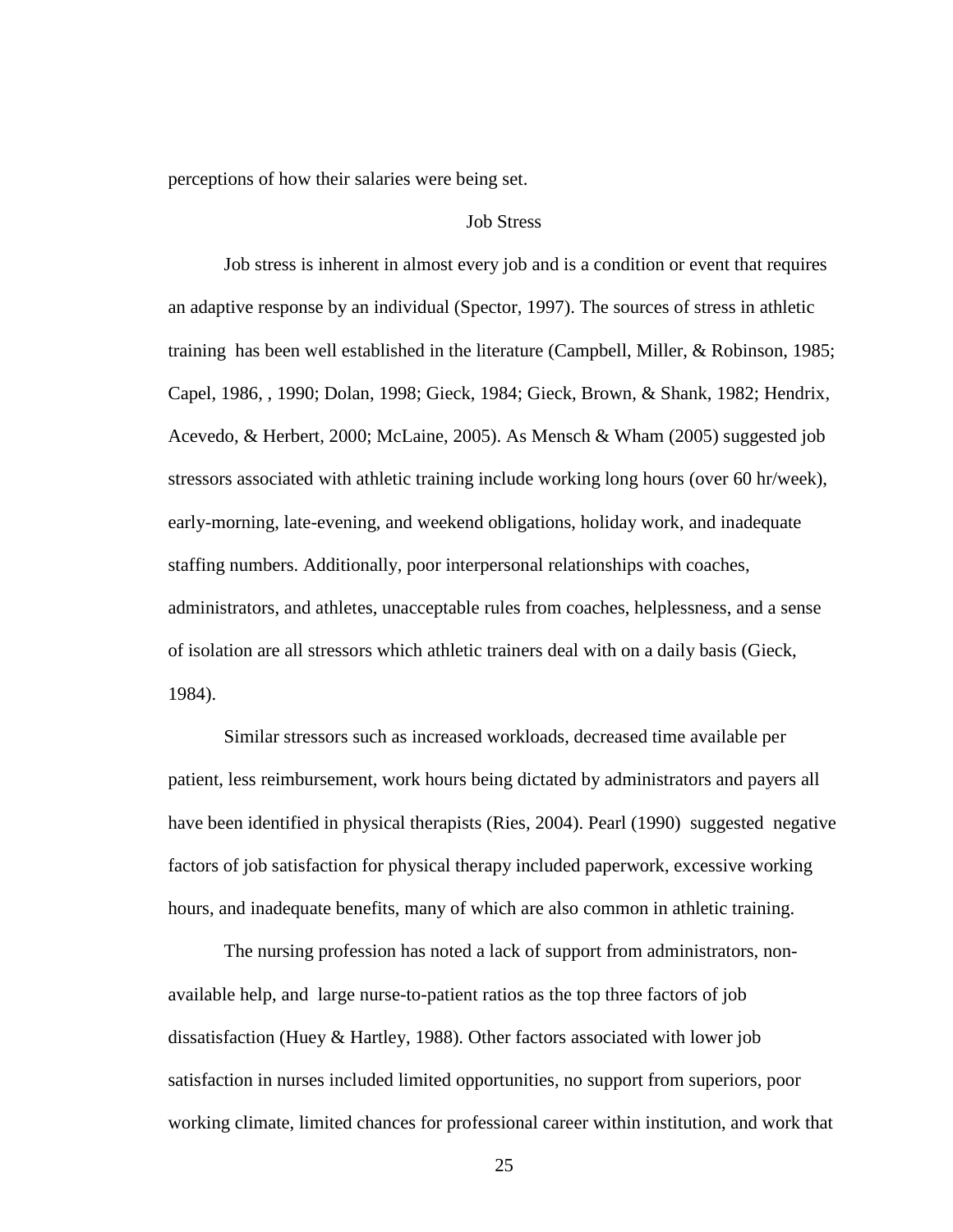perceptions of how their salaries were being set.

## Job Stress

Job stress is inherent in almost every job and is a condition or event that requires an adaptive response by an individual (Spector, 1997). The sources of stress in athletic training has been well established in the literature (Campbell, Miller, & Robinson, 1985; Capel, 1986, , 1990; Dolan, 1998; Gieck, 1984; Gieck, Brown, & Shank, 1982; Hendrix, Acevedo, & Herbert, 2000; McLaine, 2005). As Mensch & Wham (2005) suggested job stressors associated with athletic training include working long hours (over 60 hr/week), early-morning, late-evening, and weekend obligations, holiday work, and inadequate staffing numbers. Additionally, poor interpersonal relationships with coaches, administrators, and athletes, unacceptable rules from coaches, helplessness, and a sense of isolation are all stressors which athletic trainers deal with on a daily basis (Gieck, 1984).

Similar stressors such as increased workloads, decreased time available per patient, less reimbursement, work hours being dictated by administrators and payers all have been identified in physical therapists (Ries, 2004). Pearl (1990) suggested negative factors of job satisfaction for physical therapy included paperwork, excessive working hours, and inadequate benefits, many of which are also common in athletic training.

The nursing profession has noted a lack of support from administrators, non-available help, and large nurse-to-patient ratios as the top three factors of job dissatisfaction (Huey & Hartley, 1988). Other factors associated with lower job satisfaction in nurses included limited opportunities, no support from superiors, poor working climate, limited chances for professional career within institution, and work that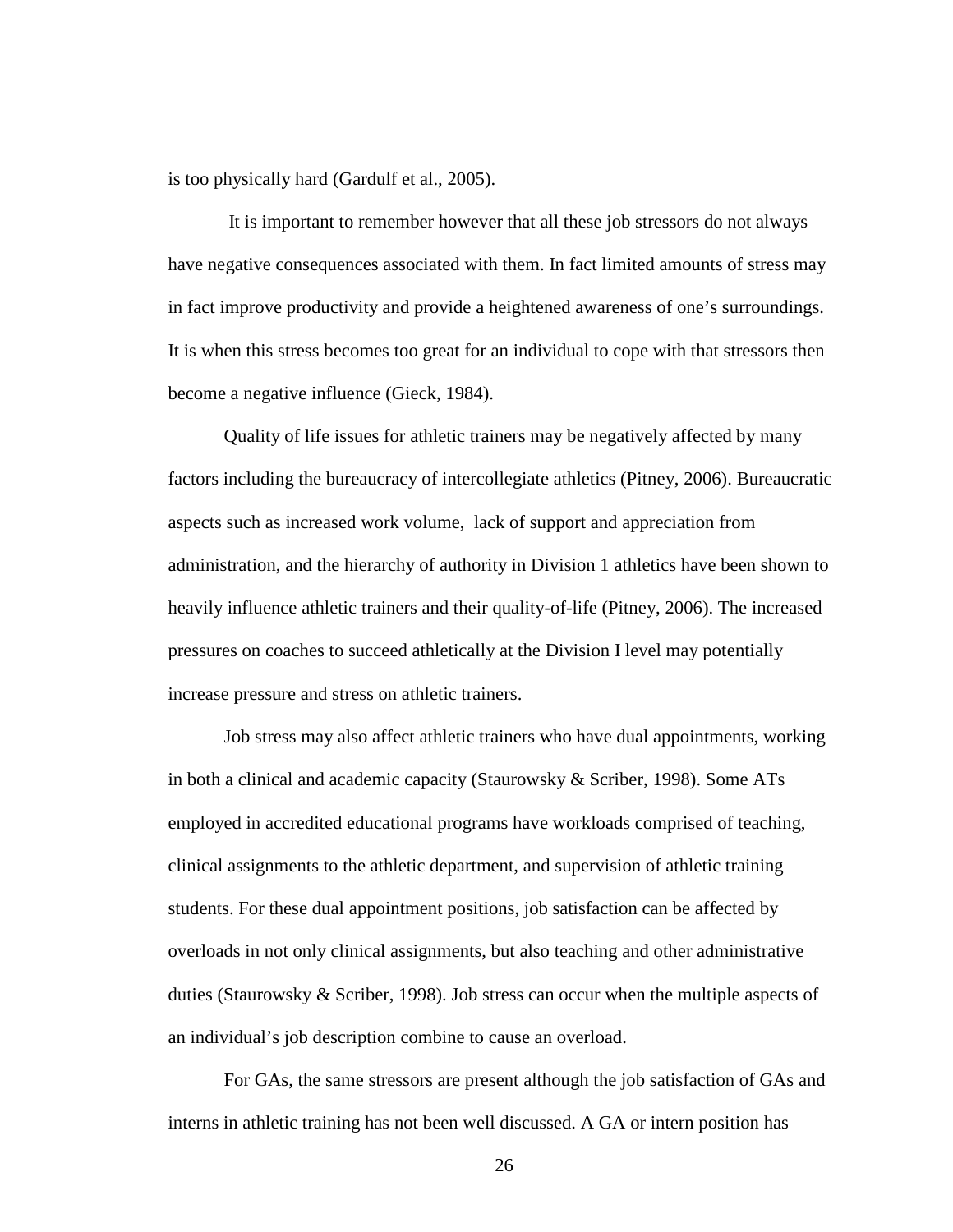is too physically hard (Gardulf et al., 2005).

It is important to remember however that all these job stressors do not always have negative consequences associated with them. In fact limited amounts of stress may in fact improve productivity and provide a heightened awareness of one's surroundings. It is when this stress becomes too great for an individual to cope with that stressors then become a negative influence (Gieck, 1984).

Quality of life issues for athletic trainers may be negatively affected by many factors including the bureaucracy of intercollegiate athletics (Pitney, 2006). Bureaucratic aspects such as increased work volume, lack of support and appreciation from administration, and the hierarchy of authority in Division 1 athletics have been shown to heavily influence athletic trainers and their quality-of-life (Pitney, 2006). The increased pressures on coaches to succeed athletically at the Division I level may potentially increase pressure and stress on athletic trainers.

Job stress may also affect athletic trainers who have dual appointments, working in both a clinical and academic capacity (Staurowsky & Scriber, 1998). Some ATs employed in accredited educational programs have workloads comprised of teaching, clinical assignments to the athletic department, and supervision of athletic training students. For these dual appointment positions, job satisfaction can be affected by overloads in not only clinical assignments, but also teaching and other administrative duties (Staurowsky & Scriber, 1998). Job stress can occur when the multiple aspects of an individual's job description combine to cause an overload.

For GAs, the same stressors are present although the job satisfaction of GAs and interns in athletic training has not been well discussed. A GA or intern position has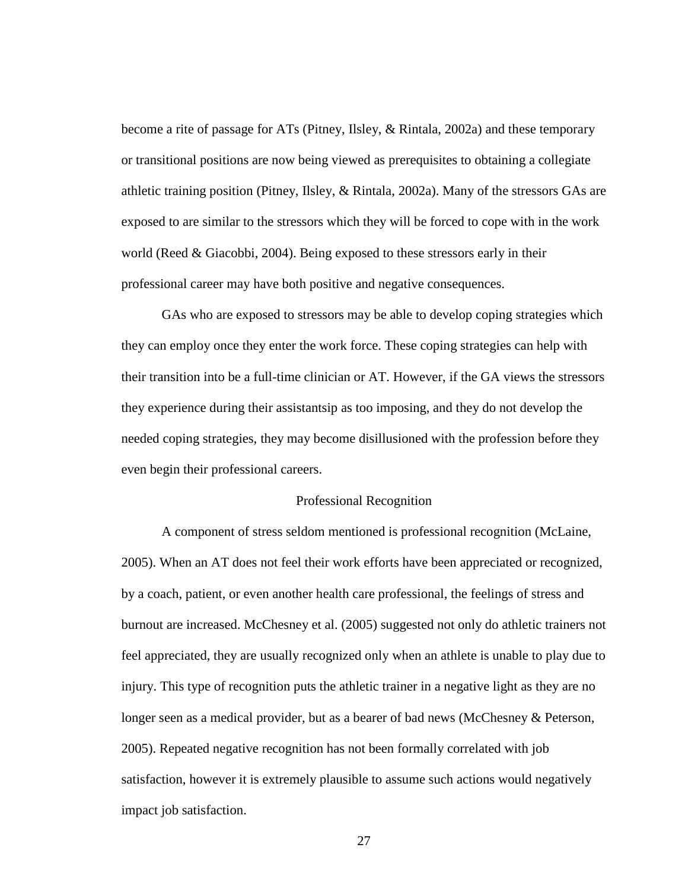become a rite of passage for ATs (Pitney, Ilsley, & Rintala, 2002a) and these temporary or transitional positions are now being viewed as prerequisites to obtaining a collegiate athletic training position (Pitney, Ilsley, & Rintala, 2002a). Many of the stressors GAs are exposed to are similar to the stressors which they will be forced to cope with in the work world (Reed & Giacobbi, 2004). Being exposed to these stressors early in their professional career may have both positive and negative consequences.

GAs who are exposed to stressors may be able to develop coping strategies which they can employ once they enter the work force. These coping strategies can help with their transition into be a full-time clinician or AT. However, if the GA views the stressors they experience during their assistantsip as too imposing, and they do not develop the needed coping strategies, they may become disillusioned with the profession before they even begin their professional careers.

## Professional Recognition

A component of stress seldom mentioned is professional recognition (McLaine, 2005). When an AT does not feel their work efforts have been appreciated or recognized, by a coach, patient, or even another health care professional, the feelings of stress and burnout are increased. McChesney et al. (2005) suggested not only do athletic trainers not feel appreciated, they are usually recognized only when an athlete is unable to play due to injury. This type of recognition puts the athletic trainer in a negative light as they are no longer seen as a medical provider, but as a bearer of bad news (McChesney & Peterson, 2005). Repeated negative recognition has not been formally correlated with job satisfaction, however it is extremely plausible to assume such actions would negatively impact job satisfaction.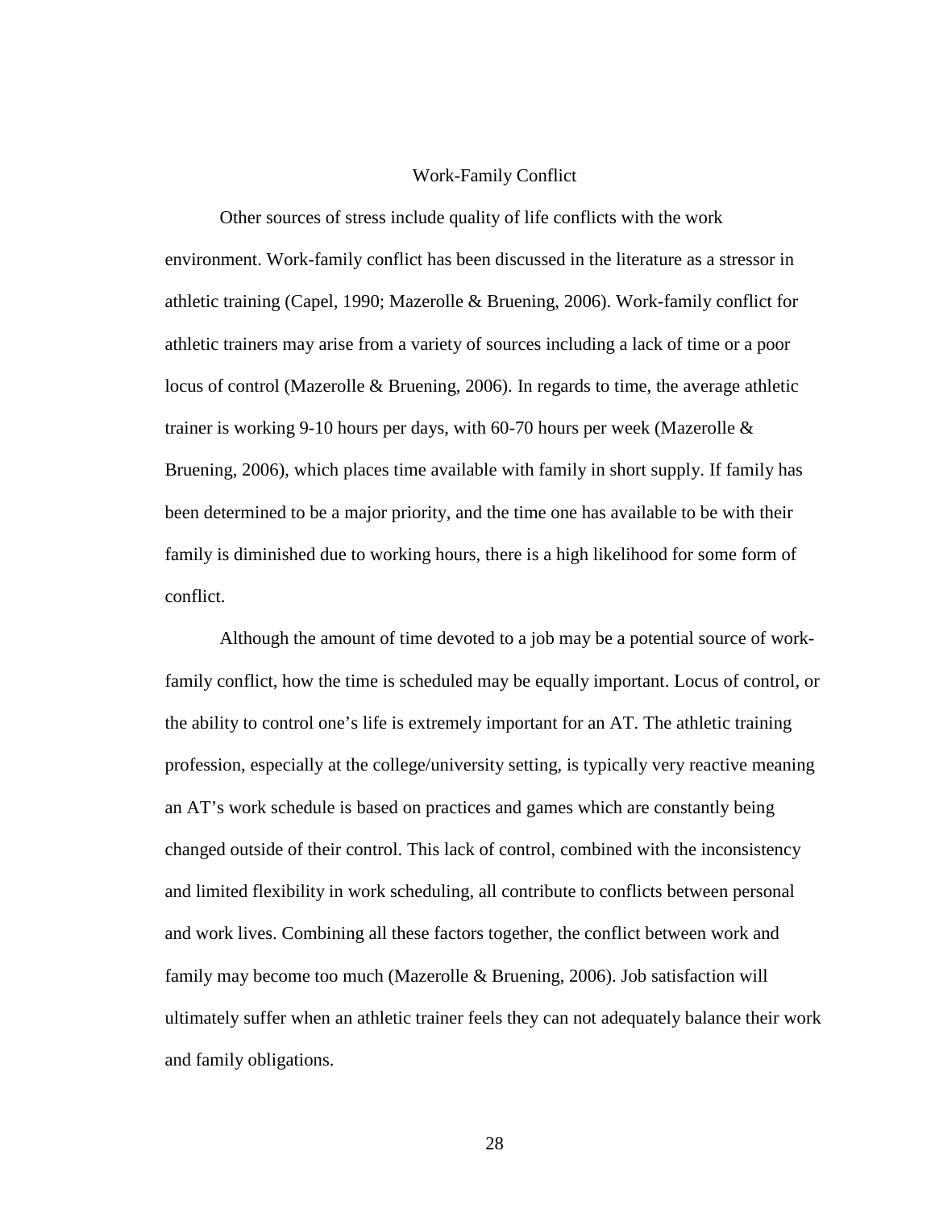## Work-Family Conflict

Other sources of stress include quality of life conflicts with the work environment. Work-family conflict has been discussed in the literature as a stressor in athletic training (Capel, 1990; Mazerolle & Bruening, 2006). Work-family conflict for athletic trainers may arise from a variety of sources including a lack of time or a poor locus of control (Mazerolle & Bruening, 2006). In regards to time, the average athletic trainer is working 9-10 hours per days, with 60-70 hours per week (Mazerolle & Bruening, 2006), which places time available with family in short supply. If family has been determined to be a major priority, and the time one has available to be with their family is diminished due to working hours, there is a high likelihood for some form of conflict.

Although the amount of time devoted to a job may be a potential source of work-family conflict, how the time is scheduled may be equally important. Locus of control, or the ability to control one's life is extremely important for an AT. The athletic training profession, especially at the college/university setting, is typically very reactive meaning an AT's work schedule is based on practices and games which are constantly being changed outside of their control. This lack of control, combined with the inconsistency and limited flexibility in work scheduling, all contribute to conflicts between personal and work lives. Combining all these factors together, the conflict between work and family may become too much (Mazerolle & Bruening, 2006). Job satisfaction will ultimately suffer when an athletic trainer feels they can not adequately balance their work and family obligations.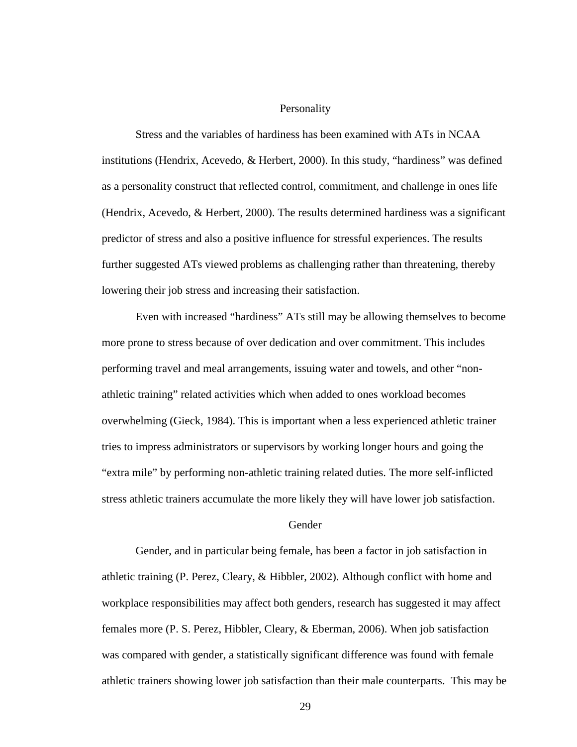## Personality

Stress and the variables of hardiness has been examined with ATs in NCAA institutions (Hendrix, Acevedo, & Herbert, 2000). In this study, "hardiness" was defined as a personality construct that reflected control, commitment, and challenge in ones life (Hendrix, Acevedo, & Herbert, 2000). The results determined hardiness was a significant predictor of stress and also a positive influence for stressful experiences. The results further suggested ATs viewed problems as challenging rather than threatening, thereby lowering their job stress and increasing their satisfaction.

Even with increased "hardiness" ATs still may be allowing themselves to become more prone to stress because of over dedication and over commitment. This includes performing travel and meal arrangements, issuing water and towels, and other "non-athletic training" related activities which when added to ones workload becomes overwhelming (Gieck, 1984). This is important when a less experienced athletic trainer tries to impress administrators or supervisors by working longer hours and going the "extra mile" by performing non-athletic training related duties. The more self-inflicted stress athletic trainers accumulate the more likely they will have lower job satisfaction.

## Gender

Gender, and in particular being female, has been a factor in job satisfaction in athletic training (P. Perez, Cleary, & Hibbler, 2002). Although conflict with home and workplace responsibilities may affect both genders, research has suggested it may affect females more (P. S. Perez, Hibbler, Cleary, & Eberman, 2006). When job satisfaction was compared with gender, a statistically significant difference was found with female athletic trainers showing lower job satisfaction than their male counterparts. This may be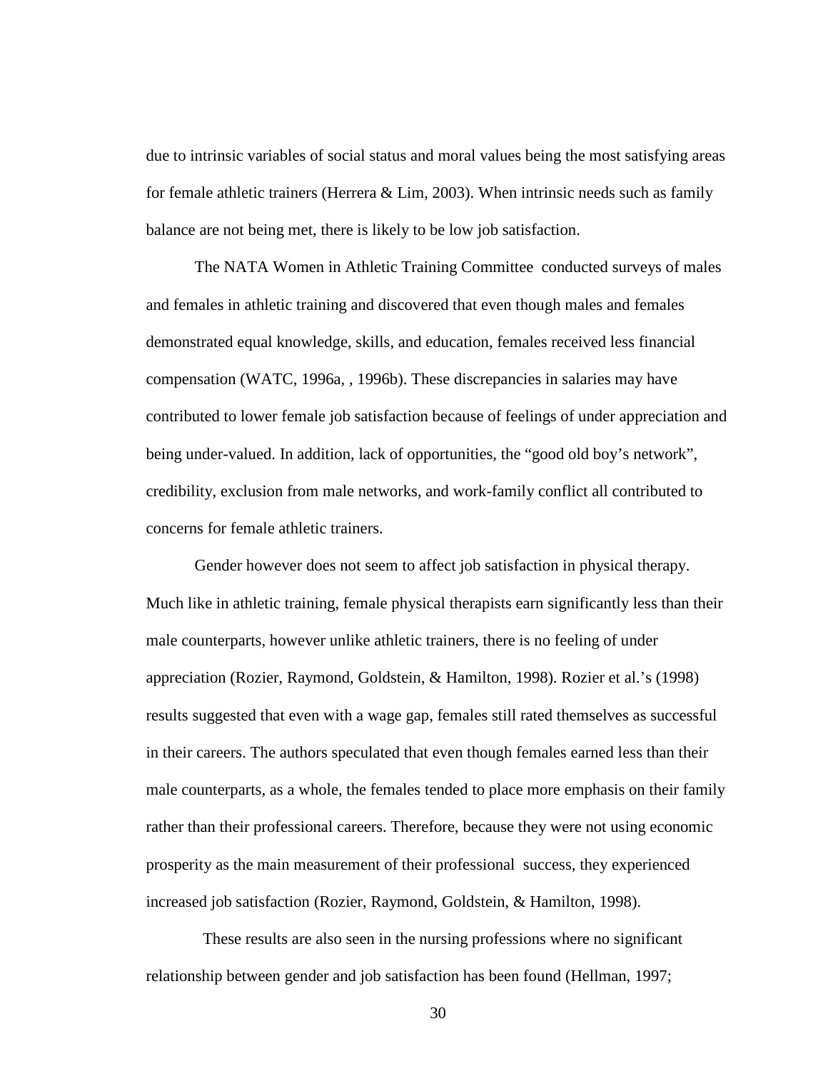due to intrinsic variables of social status and moral values being the most satisfying areas for female athletic trainers (Herrera & Lim, 2003). When intrinsic needs such as family balance are not being met, there is likely to be low job satisfaction.

The NATA Women in Athletic Training Committee conducted surveys of males and females in athletic training and discovered that even though males and females demonstrated equal knowledge, skills, and education, females received less financial compensation (WATC, 1996a, , 1996b). These discrepancies in salaries may have contributed to lower female job satisfaction because of feelings of under appreciation and being under-valued. In addition, lack of opportunities, the "good old boy's network", credibility, exclusion from male networks, and work-family conflict all contributed to concerns for female athletic trainers.

Gender however does not seem to affect job satisfaction in physical therapy. Much like in athletic training, female physical therapists earn significantly less than their male counterparts, however unlike athletic trainers, there is no feeling of under appreciation (Rozier, Raymond, Goldstein, & Hamilton, 1998). Rozier et al.'s (1998) results suggested that even with a wage gap, females still rated themselves as successful in their careers. The authors speculated that even though females earned less than their male counterparts, as a whole, the females tended to place more emphasis on their family rather than their professional careers. Therefore, because they were not using economic prosperity as the main measurement of their professional success, they experienced increased job satisfaction (Rozier, Raymond, Goldstein, & Hamilton, 1998).

These results are also seen in the nursing professions where no significant relationship between gender and job satisfaction has been found (Hellman, 1997;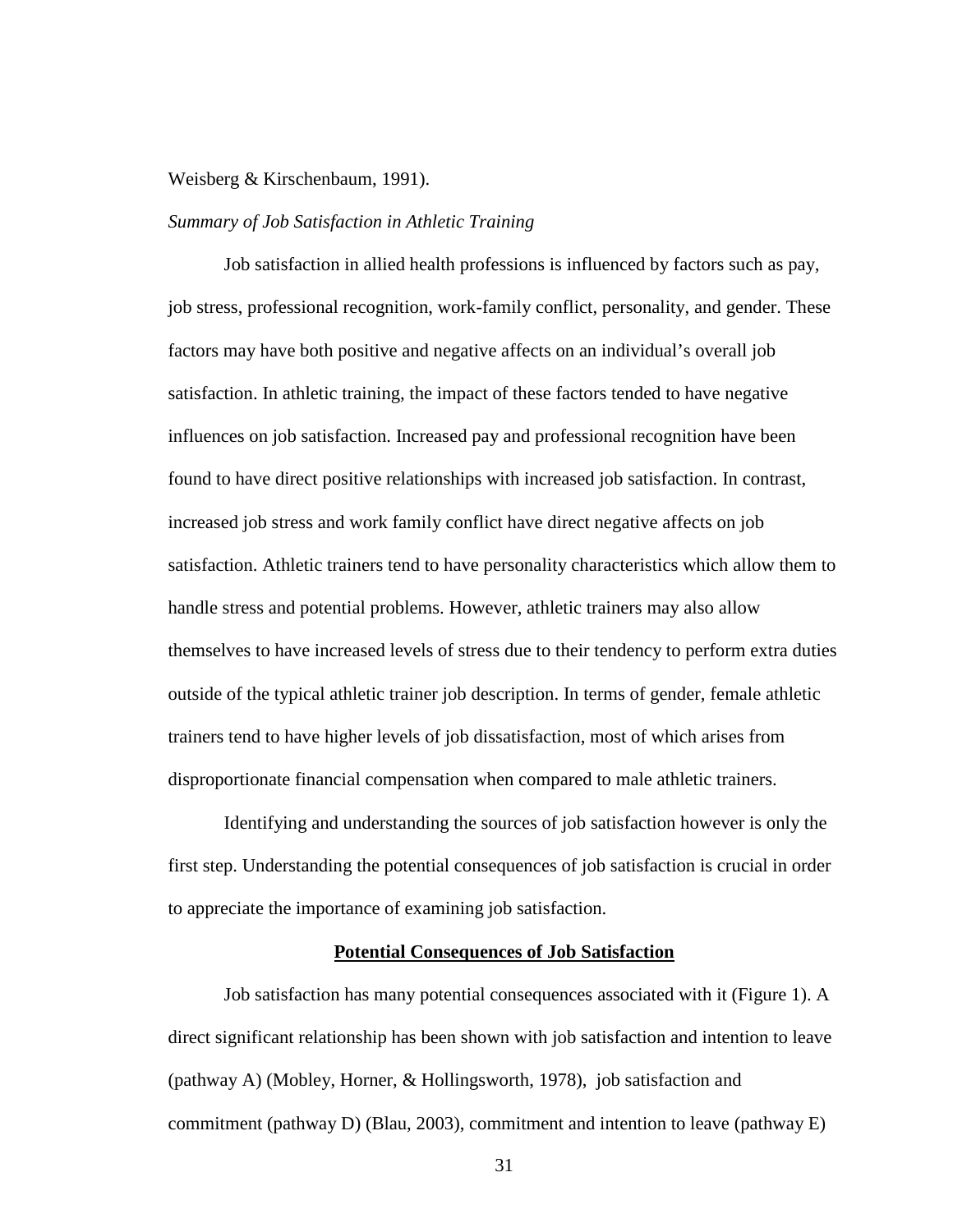Weisberg & Kirschenbaum, 1991).

*Summary of Job Satisfaction in Athletic Training*

Job satisfaction in allied health professions is influenced by factors such as pay, job stress, professional recognition, work-family conflict, personality, and gender. These factors may have both positive and negative affects on an individual's overall job satisfaction. In athletic training, the impact of these factors tended to have negative influences on job satisfaction. Increased pay and professional recognition have been found to have direct positive relationships with increased job satisfaction. In contrast, increased job stress and work family conflict have direct negative affects on job satisfaction. Athletic trainers tend to have personality characteristics which allow them to handle stress and potential problems. However, athletic trainers may also allow themselves to have increased levels of stress due to their tendency to perform extra duties outside of the typical athletic trainer job description. In terms of gender, female athletic trainers tend to have higher levels of job dissatisfaction, most of which arises from disproportionate financial compensation when compared to male athletic trainers.

Identifying and understanding the sources of job satisfaction however is only the first step. Understanding the potential consequences of job satisfaction is crucial in order to appreciate the importance of examining job satisfaction.

## Potential Consequences of Job Satisfaction

Job satisfaction has many potential consequences associated with it (Figure 1). A direct significant relationship has been shown with job satisfaction and intention to leave (pathway A) (Mobley, Horner, & Hollingsworth, 1978), job satisfaction and commitment (pathway D) (Blau, 2003), commitment and intention to leave (pathway E)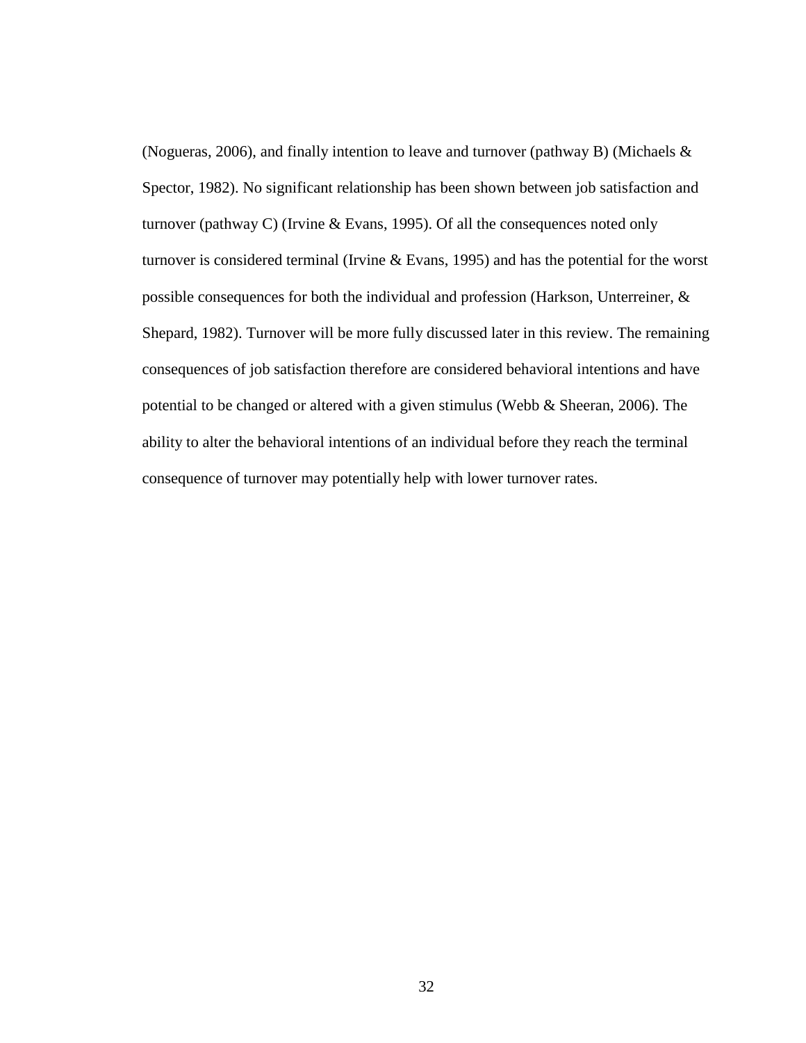(Nogueras, 2006), and finally intention to leave and turnover (pathway B) (Michaels & Spector, 1982). No significant relationship has been shown between job satisfaction and turnover (pathway C) (Irvine & Evans, 1995). Of all the consequences noted only turnover is considered terminal (Irvine & Evans, 1995) and has the potential for the worst possible consequences for both the individual and profession (Harkson, Unterreiner, & Shepard, 1982). Turnover will be more fully discussed later in this review. The remaining consequences of job satisfaction therefore are considered behavioral intentions and have potential to be changed or altered with a given stimulus (Webb & Sheeran, 2006). The ability to alter the behavioral intentions of an individual before they reach the terminal consequence of turnover may potentially help with lower turnover rates.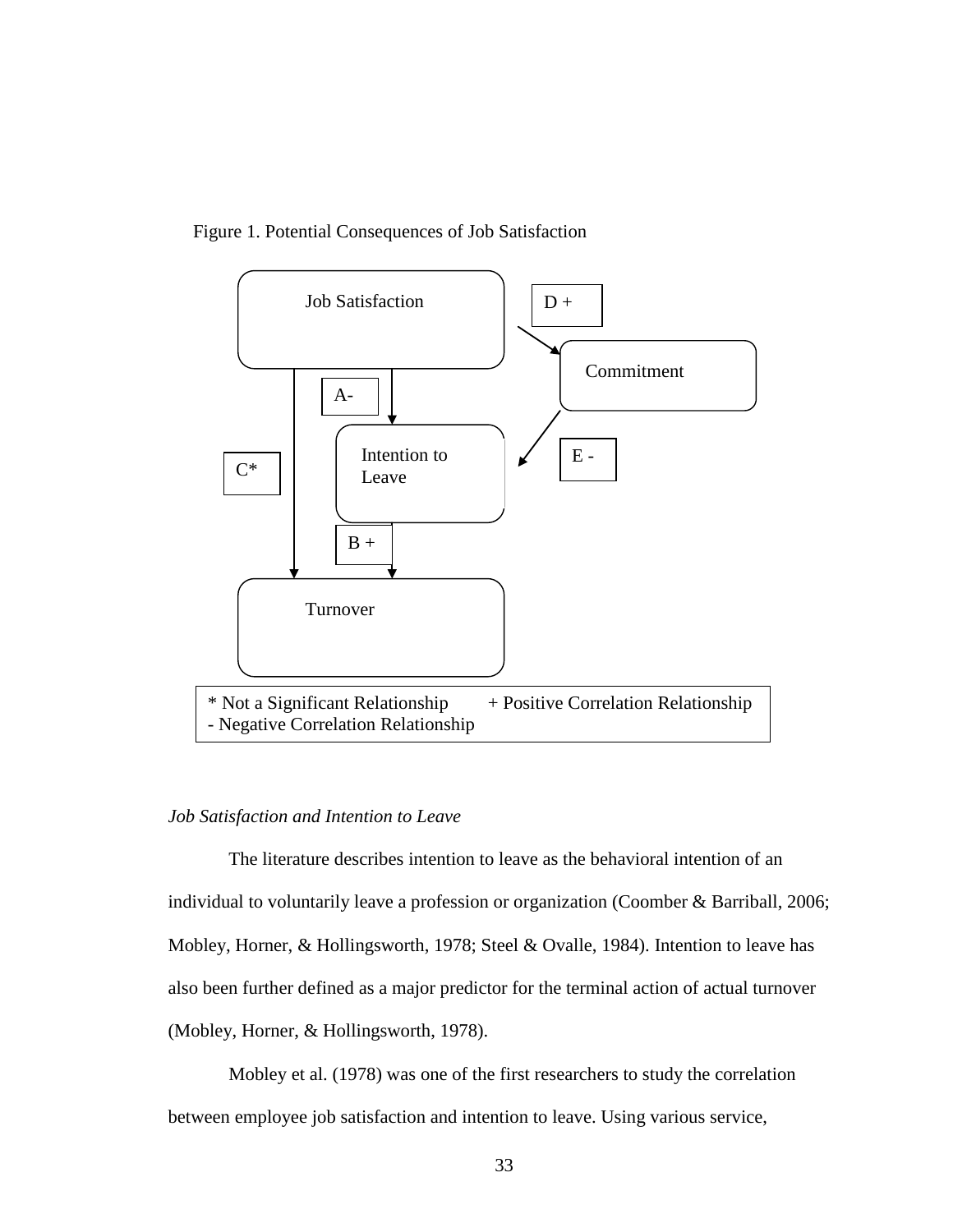Figure 1. Potential Consequences of Job Satisfaction

Job Satisfaction

D +

Commitment

A-

Intention to Leave

E -

C*

B +

Turnover

* Not a Significant Relationship + Positive Correlation Relationship
- Negative Correlation Relationship

*Job Satisfaction and Intention to Leave*

The literature describes intention to leave as the behavioral intention of an individual to voluntarily leave a profession or organization (Coomber & Barriball, 2006; Mobley, Horner, & Hollingsworth, 1978; Steel & Ovalle, 1984). Intention to leave has also been further defined as a major predictor for the terminal action of actual turnover (Mobley, Horner, & Hollingsworth, 1978).

Mobley et al. (1978) was one of the first researchers to study the correlation between employee job satisfaction and intention to leave. Using various service,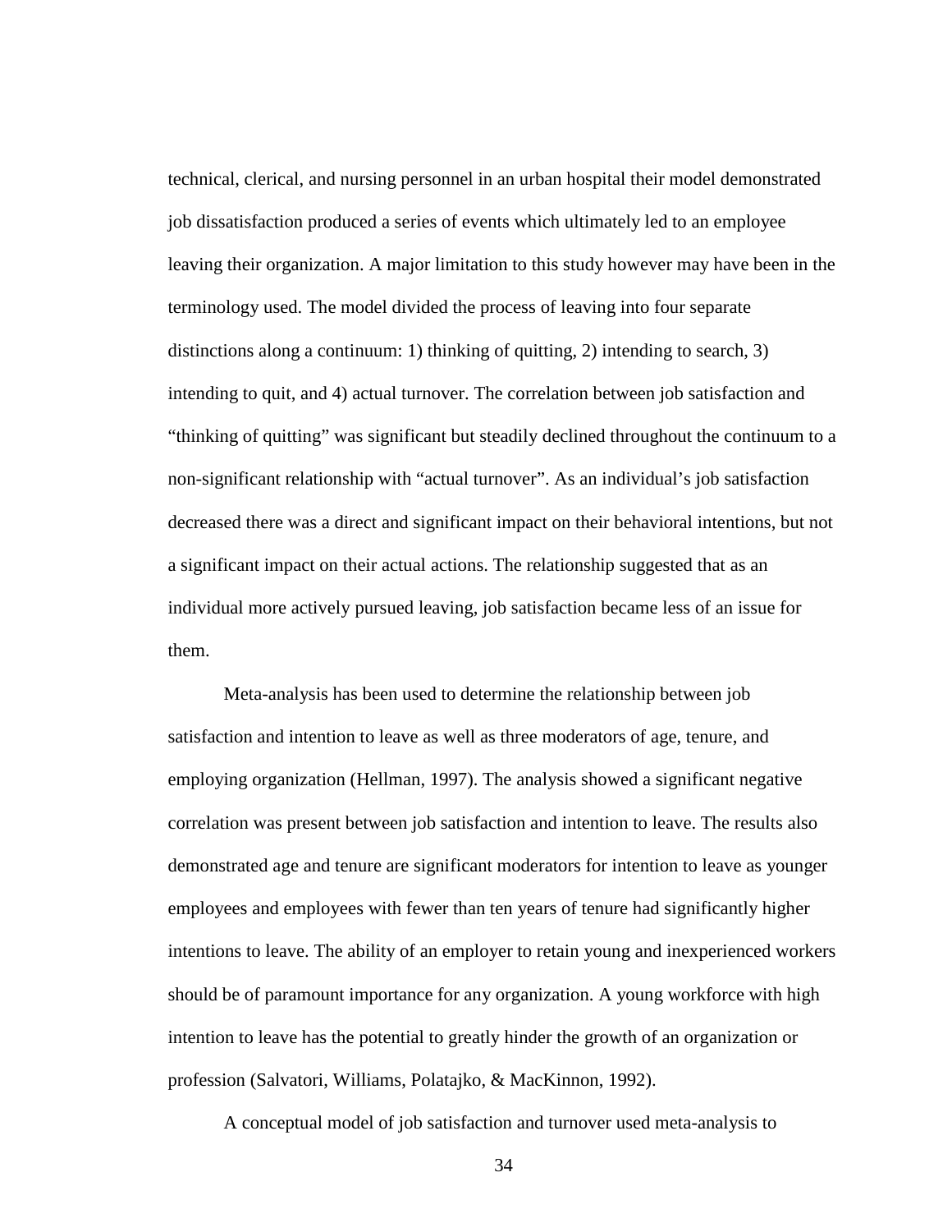technical, clerical, and nursing personnel in an urban hospital their model demonstrated job dissatisfaction produced a series of events which ultimately led to an employee leaving their organization. A major limitation to this study however may have been in the terminology used. The model divided the process of leaving into four separate distinctions along a continuum: 1) thinking of quitting, 2) intending to search, 3) intending to quit, and 4) actual turnover. The correlation between job satisfaction and "thinking of quitting" was significant but steadily declined throughout the continuum to a non-significant relationship with "actual turnover". As an individual's job satisfaction decreased there was a direct and significant impact on their behavioral intentions, but not a significant impact on their actual actions. The relationship suggested that as an individual more actively pursued leaving, job satisfaction became less of an issue for them.

Meta-analysis has been used to determine the relationship between job satisfaction and intention to leave as well as three moderators of age, tenure, and employing organization (Hellman, 1997). The analysis showed a significant negative correlation was present between job satisfaction and intention to leave. The results also demonstrated age and tenure are significant moderators for intention to leave as younger employees and employees with fewer than ten years of tenure had significantly higher intentions to leave. The ability of an employer to retain young and inexperienced workers should be of paramount importance for any organization. A young workforce with high intention to leave has the potential to greatly hinder the growth of an organization or profession (Salvatori, Williams, Polatajko, & MacKinnon, 1992).

A conceptual model of job satisfaction and turnover used meta-analysis to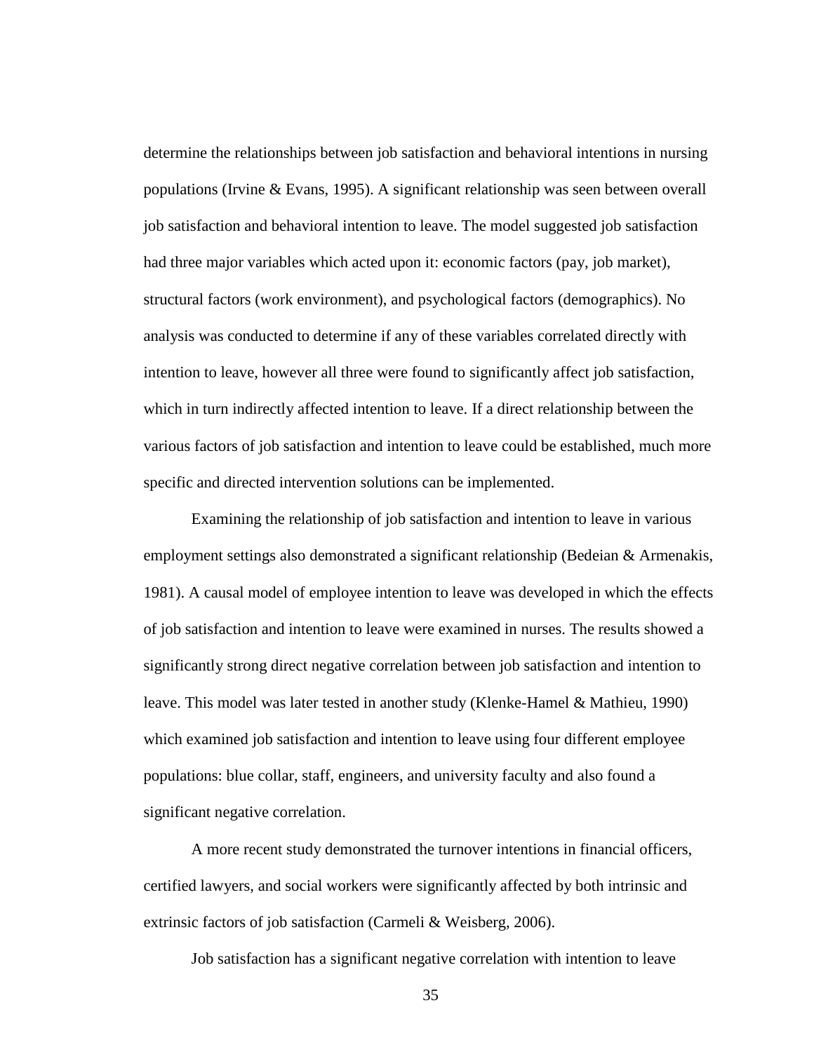determine the relationships between job satisfaction and behavioral intentions in nursing populations (Irvine & Evans, 1995). A significant relationship was seen between overall job satisfaction and behavioral intention to leave. The model suggested job satisfaction had three major variables which acted upon it: economic factors (pay, job market), structural factors (work environment), and psychological factors (demographics). No analysis was conducted to determine if any of these variables correlated directly with intention to leave, however all three were found to significantly affect job satisfaction, which in turn indirectly affected intention to leave. If a direct relationship between the various factors of job satisfaction and intention to leave could be established, much more specific and directed intervention solutions can be implemented.

Examining the relationship of job satisfaction and intention to leave in various employment settings also demonstrated a significant relationship (Bedeian & Armenakis, 1981). A causal model of employee intention to leave was developed in which the effects of job satisfaction and intention to leave were examined in nurses. The results showed a significantly strong direct negative correlation between job satisfaction and intention to leave. This model was later tested in another study (Klenke-Hamel & Mathieu, 1990) which examined job satisfaction and intention to leave using four different employee populations: blue collar, staff, engineers, and university faculty and also found a significant negative correlation.

A more recent study demonstrated the turnover intentions in financial officers, certified lawyers, and social workers were significantly affected by both intrinsic and extrinsic factors of job satisfaction (Carmeli & Weisberg, 2006).

Job satisfaction has a significant negative correlation with intention to leave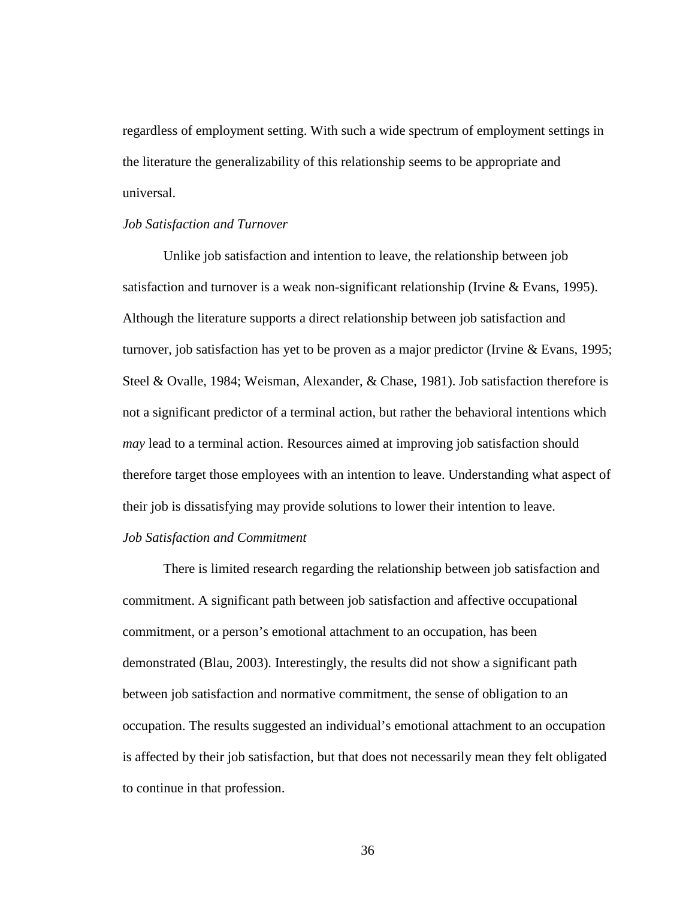regardless of employment setting. With such a wide spectrum of employment settings in the literature the generalizability of this relationship seems to be appropriate and universal.

*Job Satisfaction and Turnover*

Unlike job satisfaction and intention to leave, the relationship between job satisfaction and turnover is a weak non-significant relationship (Irvine & Evans, 1995). Although the literature supports a direct relationship between job satisfaction and turnover, job satisfaction has yet to be proven as a major predictor (Irvine & Evans, 1995; Steel & Ovalle, 1984; Weisman, Alexander, & Chase, 1981). Job satisfaction therefore is not a significant predictor of a terminal action, but rather the behavioral intentions which *may* lead to a terminal action. Resources aimed at improving job satisfaction should therefore target those employees with an intention to leave. Understanding what aspect of their job is dissatisfying may provide solutions to lower their intention to leave.

*Job Satisfaction and Commitment*

There is limited research regarding the relationship between job satisfaction and commitment. A significant path between job satisfaction and affective occupational commitment, or a person's emotional attachment to an occupation, has been demonstrated (Blau, 2003). Interestingly, the results did not show a significant path between job satisfaction and normative commitment, the sense of obligation to an occupation. The results suggested an individual's emotional attachment to an occupation is affected by their job satisfaction, but that does not necessarily mean they felt obligated to continue in that profession.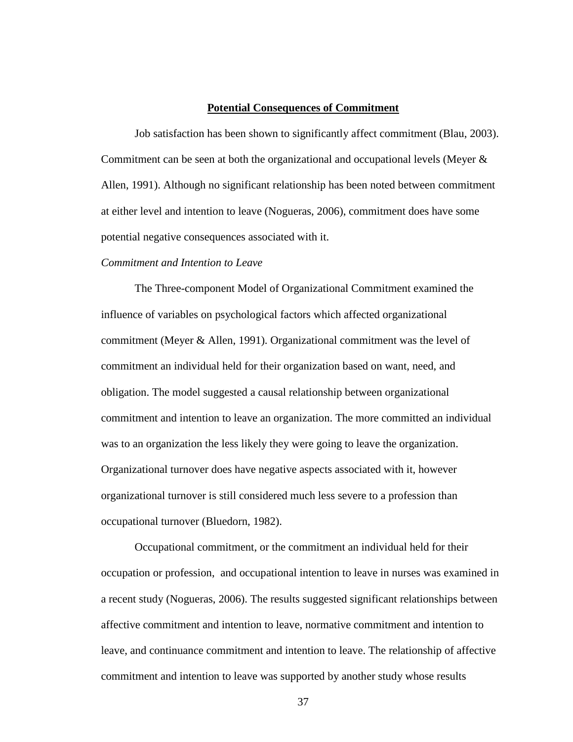## Potential Consequences of Commitment

Job satisfaction has been shown to significantly affect commitment (Blau, 2003). Commitment can be seen at both the organizational and occupational levels (Meyer & Allen, 1991). Although no significant relationship has been noted between commitment at either level and intention to leave (Nogueras, 2006), commitment does have some potential negative consequences associated with it.

### *Commitment and Intention to Leave*

The Three-component Model of Organizational Commitment examined the influence of variables on psychological factors which affected organizational commitment (Meyer & Allen, 1991). Organizational commitment was the level of commitment an individual held for their organization based on want, need, and obligation. The model suggested a causal relationship between organizational commitment and intention to leave an organization. The more committed an individual was to an organization the less likely they were going to leave the organization. Organizational turnover does have negative aspects associated with it, however organizational turnover is still considered much less severe to a profession than occupational turnover (Bluedorn, 1982).

Occupational commitment, or the commitment an individual held for their occupation or profession, and occupational intention to leave in nurses was examined in a recent study (Nogueras, 2006). The results suggested significant relationships between affective commitment and intention to leave, normative commitment and intention to leave, and continuance commitment and intention to leave. The relationship of affective commitment and intention to leave was supported by another study whose results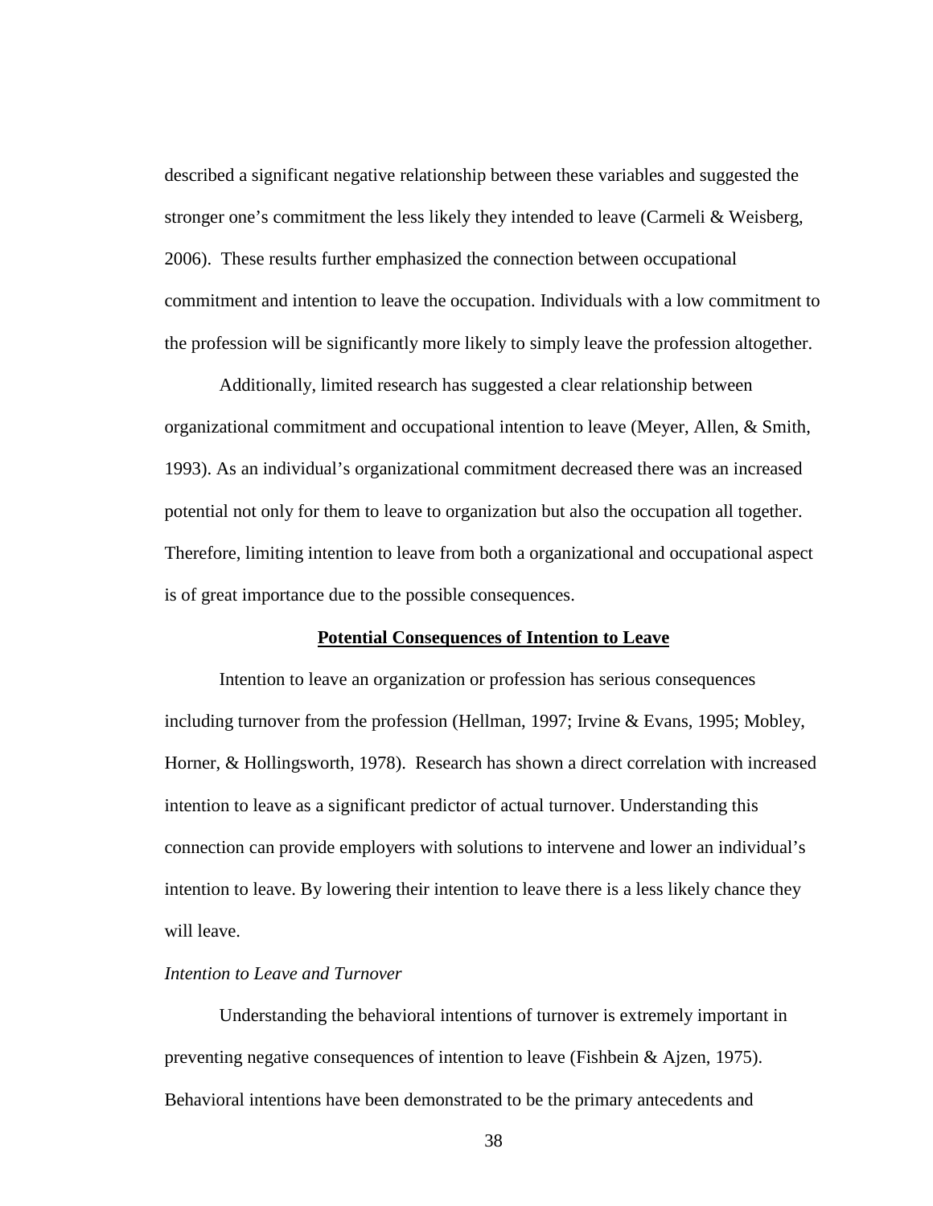described a significant negative relationship between these variables and suggested the stronger one's commitment the less likely they intended to leave (Carmeli & Weisberg, 2006). These results further emphasized the connection between occupational commitment and intention to leave the occupation. Individuals with a low commitment to the profession will be significantly more likely to simply leave the profession altogether.

Additionally, limited research has suggested a clear relationship between organizational commitment and occupational intention to leave (Meyer, Allen, & Smith, 1993). As an individual's organizational commitment decreased there was an increased potential not only for them to leave to organization but also the occupation all together. Therefore, limiting intention to leave from both a organizational and occupational aspect is of great importance due to the possible consequences.

## **Potential Consequences of Intention to Leave**

Intention to leave an organization or profession has serious consequences including turnover from the profession (Hellman, 1997; Irvine & Evans, 1995; Mobley, Horner, & Hollingsworth, 1978). Research has shown a direct correlation with increased intention to leave as a significant predictor of actual turnover. Understanding this connection can provide employers with solutions to intervene and lower an individual's intention to leave. By lowering their intention to leave there is a less likely chance they will leave.

### *Intention to Leave and Turnover*

Understanding the behavioral intentions of turnover is extremely important in preventing negative consequences of intention to leave (Fishbein & Ajzen, 1975). Behavioral intentions have been demonstrated to be the primary antecedents and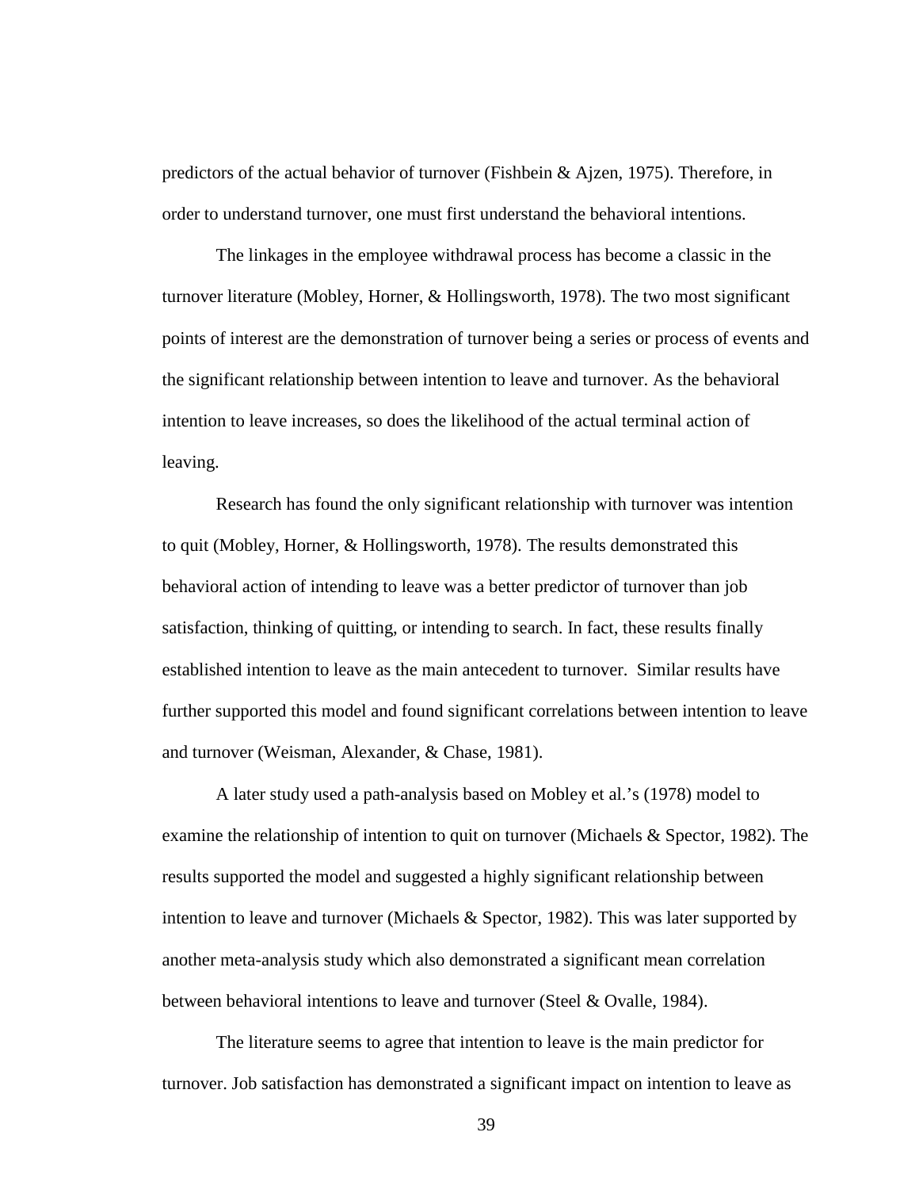predictors of the actual behavior of turnover (Fishbein & Ajzen, 1975). Therefore, in order to understand turnover, one must first understand the behavioral intentions.

The linkages in the employee withdrawal process has become a classic in the turnover literature (Mobley, Horner, & Hollingsworth, 1978). The two most significant points of interest are the demonstration of turnover being a series or process of events and the significant relationship between intention to leave and turnover. As the behavioral intention to leave increases, so does the likelihood of the actual terminal action of leaving.

Research has found the only significant relationship with turnover was intention to quit (Mobley, Horner, & Hollingsworth, 1978). The results demonstrated this behavioral action of intending to leave was a better predictor of turnover than job satisfaction, thinking of quitting, or intending to search. In fact, these results finally established intention to leave as the main antecedent to turnover. Similar results have further supported this model and found significant correlations between intention to leave and turnover (Weisman, Alexander, & Chase, 1981).

A later study used a path-analysis based on Mobley et al.'s (1978) model to examine the relationship of intention to quit on turnover (Michaels & Spector, 1982). The results supported the model and suggested a highly significant relationship between intention to leave and turnover (Michaels & Spector, 1982). This was later supported by another meta-analysis study which also demonstrated a significant mean correlation between behavioral intentions to leave and turnover (Steel & Ovalle, 1984).

The literature seems to agree that intention to leave is the main predictor for turnover. Job satisfaction has demonstrated a significant impact on intention to leave as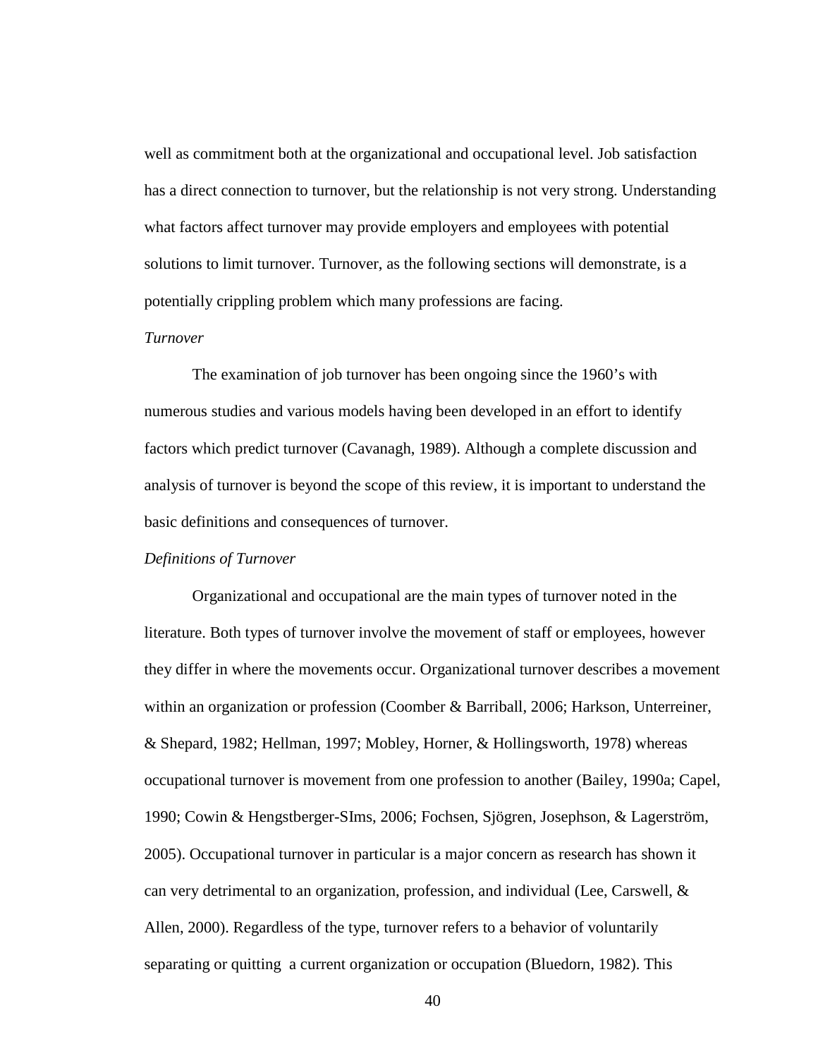well as commitment both at the organizational and occupational level. Job satisfaction has a direct connection to turnover, but the relationship is not very strong. Understanding what factors affect turnover may provide employers and employees with potential solutions to limit turnover. Turnover, as the following sections will demonstrate, is a potentially crippling problem which many professions are facing.

*Turnover*

The examination of job turnover has been ongoing since the 1960's with numerous studies and various models having been developed in an effort to identify factors which predict turnover (Cavanagh, 1989). Although a complete discussion and analysis of turnover is beyond the scope of this review, it is important to understand the basic definitions and consequences of turnover.

*Definitions of Turnover*

Organizational and occupational are the main types of turnover noted in the literature. Both types of turnover involve the movement of staff or employees, however they differ in where the movements occur. Organizational turnover describes a movement within an organization or profession (Coomber & Barriball, 2006; Harkson, Unterreiner, & Shepard, 1982; Hellman, 1997; Mobley, Horner, & Hollingsworth, 1978) whereas occupational turnover is movement from one profession to another (Bailey, 1990a; Capel, 1990; Cowin & Hengstberger-SIms, 2006; Fochsen, Sjögren, Josephson, & Lagerström, 2005). Occupational turnover in particular is a major concern as research has shown it can very detrimental to an organization, profession, and individual (Lee, Carswell, & Allen, 2000). Regardless of the type, turnover refers to a behavior of voluntarily separating or quitting a current organization or occupation (Bluedorn, 1982). This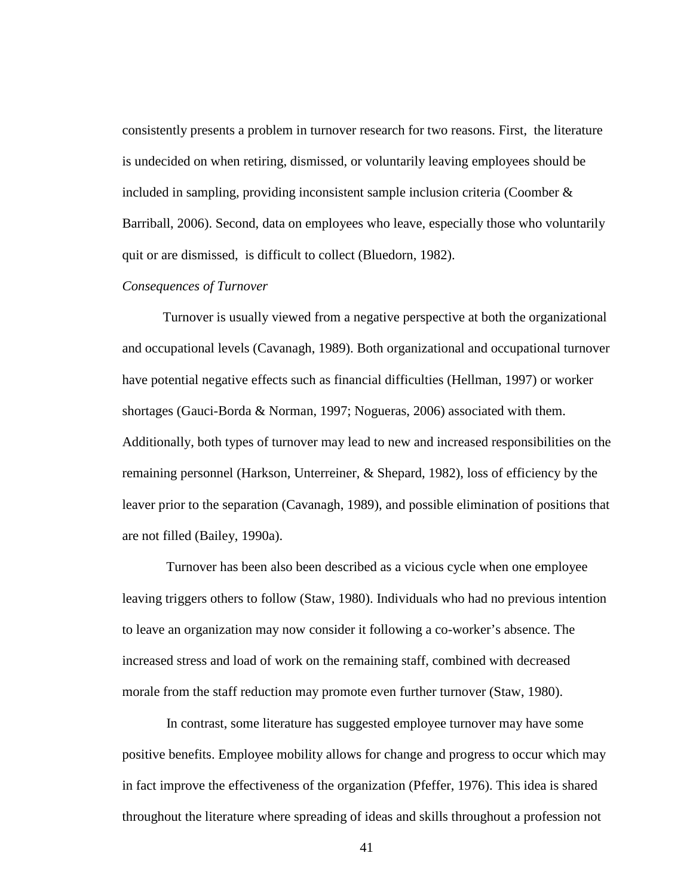consistently presents a problem in turnover research for two reasons. First, the literature is undecided on when retiring, dismissed, or voluntarily leaving employees should be included in sampling, providing inconsistent sample inclusion criteria (Coomber & Barriball, 2006). Second, data on employees who leave, especially those who voluntarily quit or are dismissed, is difficult to collect (Bluedorn, 1982).

*Consequences of Turnover*

Turnover is usually viewed from a negative perspective at both the organizational and occupational levels (Cavanagh, 1989). Both organizational and occupational turnover have potential negative effects such as financial difficulties (Hellman, 1997) or worker shortages (Gauci-Borda & Norman, 1997; Nogueras, 2006) associated with them. Additionally, both types of turnover may lead to new and increased responsibilities on the remaining personnel (Harkson, Unterreiner, & Shepard, 1982), loss of efficiency by the leaver prior to the separation (Cavanagh, 1989), and possible elimination of positions that are not filled (Bailey, 1990a).

Turnover has been also been described as a vicious cycle when one employee leaving triggers others to follow (Staw, 1980). Individuals who had no previous intention to leave an organization may now consider it following a co-worker's absence. The increased stress and load of work on the remaining staff, combined with decreased morale from the staff reduction may promote even further turnover (Staw, 1980).

In contrast, some literature has suggested employee turnover may have some positive benefits. Employee mobility allows for change and progress to occur which may in fact improve the effectiveness of the organization (Pfeffer, 1976). This idea is shared throughout the literature where spreading of ideas and skills throughout a profession not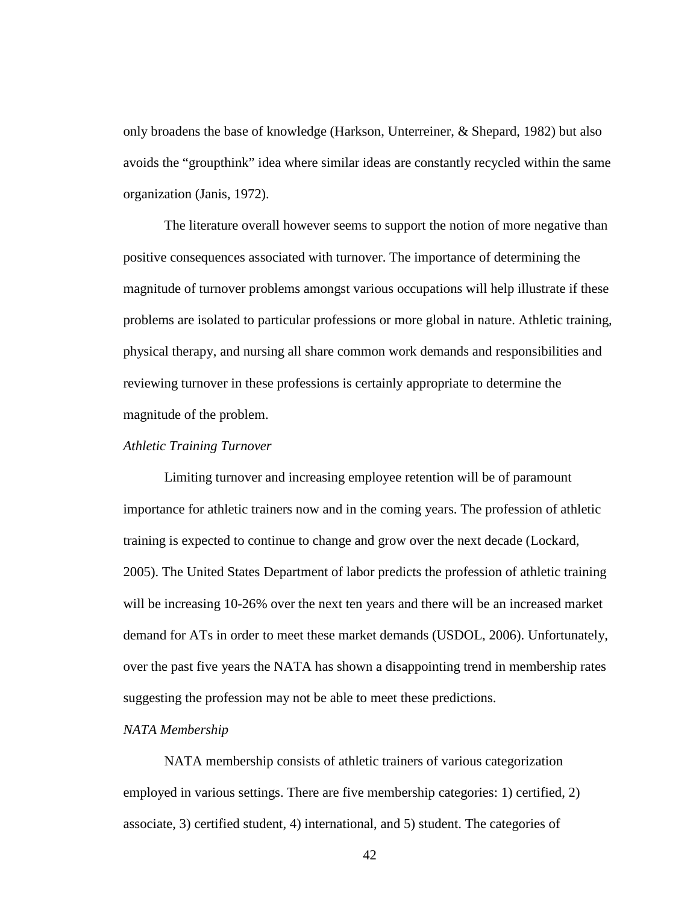only broadens the base of knowledge (Harkson, Unterreiner, & Shepard, 1982) but also avoids the "groupthink" idea where similar ideas are constantly recycled within the same organization (Janis, 1972).

The literature overall however seems to support the notion of more negative than positive consequences associated with turnover. The importance of determining the magnitude of turnover problems amongst various occupations will help illustrate if these problems are isolated to particular professions or more global in nature. Athletic training, physical therapy, and nursing all share common work demands and responsibilities and reviewing turnover in these professions is certainly appropriate to determine the magnitude of the problem.

*Athletic Training Turnover*

Limiting turnover and increasing employee retention will be of paramount importance for athletic trainers now and in the coming years. The profession of athletic training is expected to continue to change and grow over the next decade (Lockard, 2005). The United States Department of labor predicts the profession of athletic training will be increasing 10-26% over the next ten years and there will be an increased market demand for ATs in order to meet these market demands (USDOL, 2006). Unfortunately, over the past five years the NATA has shown a disappointing trend in membership rates suggesting the profession may not be able to meet these predictions.

*NATA Membership*

NATA membership consists of athletic trainers of various categorization employed in various settings. There are five membership categories: 1) certified, 2) associate, 3) certified student, 4) international, and 5) student. The categories of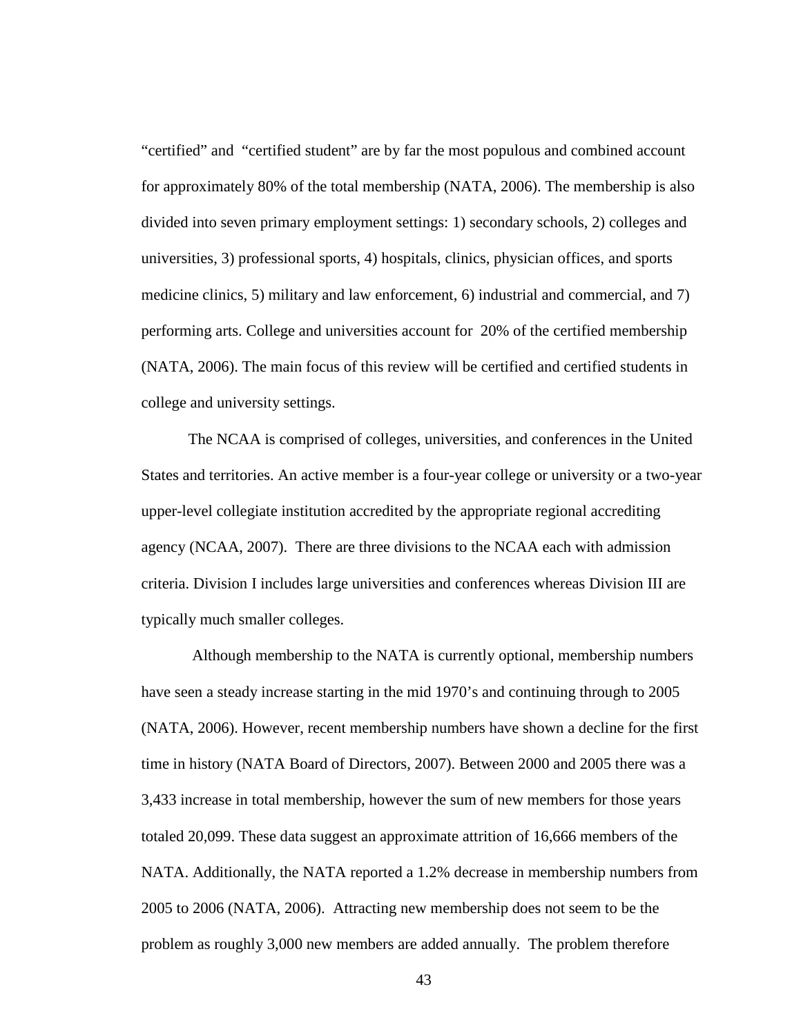“certified” and “certified student” are by far the most populous and combined account for approximately 80% of the total membership (NATA, 2006). The membership is also divided into seven primary employment settings: 1) secondary schools, 2) colleges and universities, 3) professional sports, 4) hospitals, clinics, physician offices, and sports medicine clinics, 5) military and law enforcement, 6) industrial and commercial, and 7) performing arts. College and universities account for 20% of the certified membership (NATA, 2006). The main focus of this review will be certified and certified students in college and university settings.

The NCAA is comprised of colleges, universities, and conferences in the United States and territories. An active member is a four-year college or university or a two-year upper-level collegiate institution accredited by the appropriate regional accrediting agency (NCAA, 2007). There are three divisions to the NCAA each with admission criteria. Division I includes large universities and conferences whereas Division III are typically much smaller colleges.

Although membership to the NATA is currently optional, membership numbers have seen a steady increase starting in the mid 1970’s and continuing through to 2005 (NATA, 2006). However, recent membership numbers have shown a decline for the first time in history (NATA Board of Directors, 2007). Between 2000 and 2005 there was a 3,433 increase in total membership, however the sum of new members for those years totaled 20,099. These data suggest an approximate attrition of 16,666 members of the NATA. Additionally, the NATA reported a 1.2% decrease in membership numbers from 2005 to 2006 (NATA, 2006). Attracting new membership does not seem to be the problem as roughly 3,000 new members are added annually. The problem therefore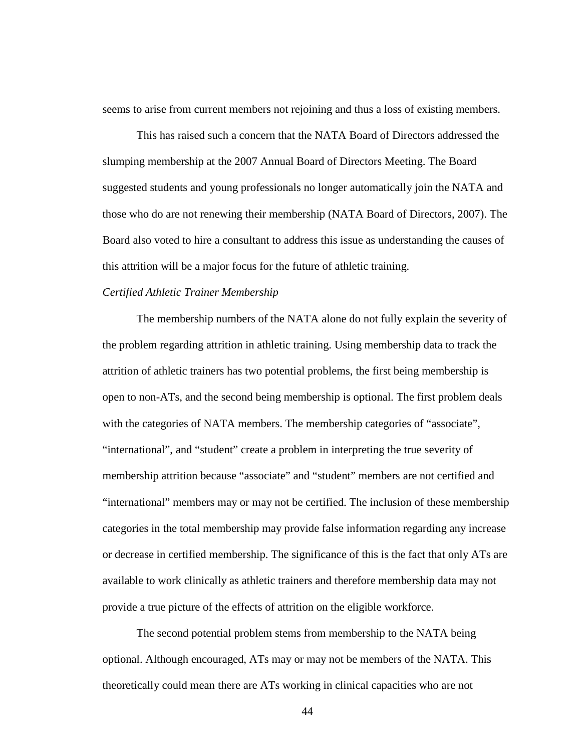seems to arise from current members not rejoining and thus a loss of existing members.

This has raised such a concern that the NATA Board of Directors addressed the slumping membership at the 2007 Annual Board of Directors Meeting. The Board suggested students and young professionals no longer automatically join the NATA and those who do are not renewing their membership (NATA Board of Directors, 2007). The Board also voted to hire a consultant to address this issue as understanding the causes of this attrition will be a major focus for the future of athletic training.

*Certified Athletic Trainer Membership*

The membership numbers of the NATA alone do not fully explain the severity of the problem regarding attrition in athletic training. Using membership data to track the attrition of athletic trainers has two potential problems, the first being membership is open to non-ATs, and the second being membership is optional. The first problem deals with the categories of NATA members. The membership categories of "associate", "international", and "student" create a problem in interpreting the true severity of membership attrition because "associate" and "student" members are not certified and "international" members may or may not be certified. The inclusion of these membership categories in the total membership may provide false information regarding any increase or decrease in certified membership. The significance of this is the fact that only ATs are available to work clinically as athletic trainers and therefore membership data may not provide a true picture of the effects of attrition on the eligible workforce.

The second potential problem stems from membership to the NATA being optional. Although encouraged, ATs may or may not be members of the NATA. This theoretically could mean there are ATs working in clinical capacities who are not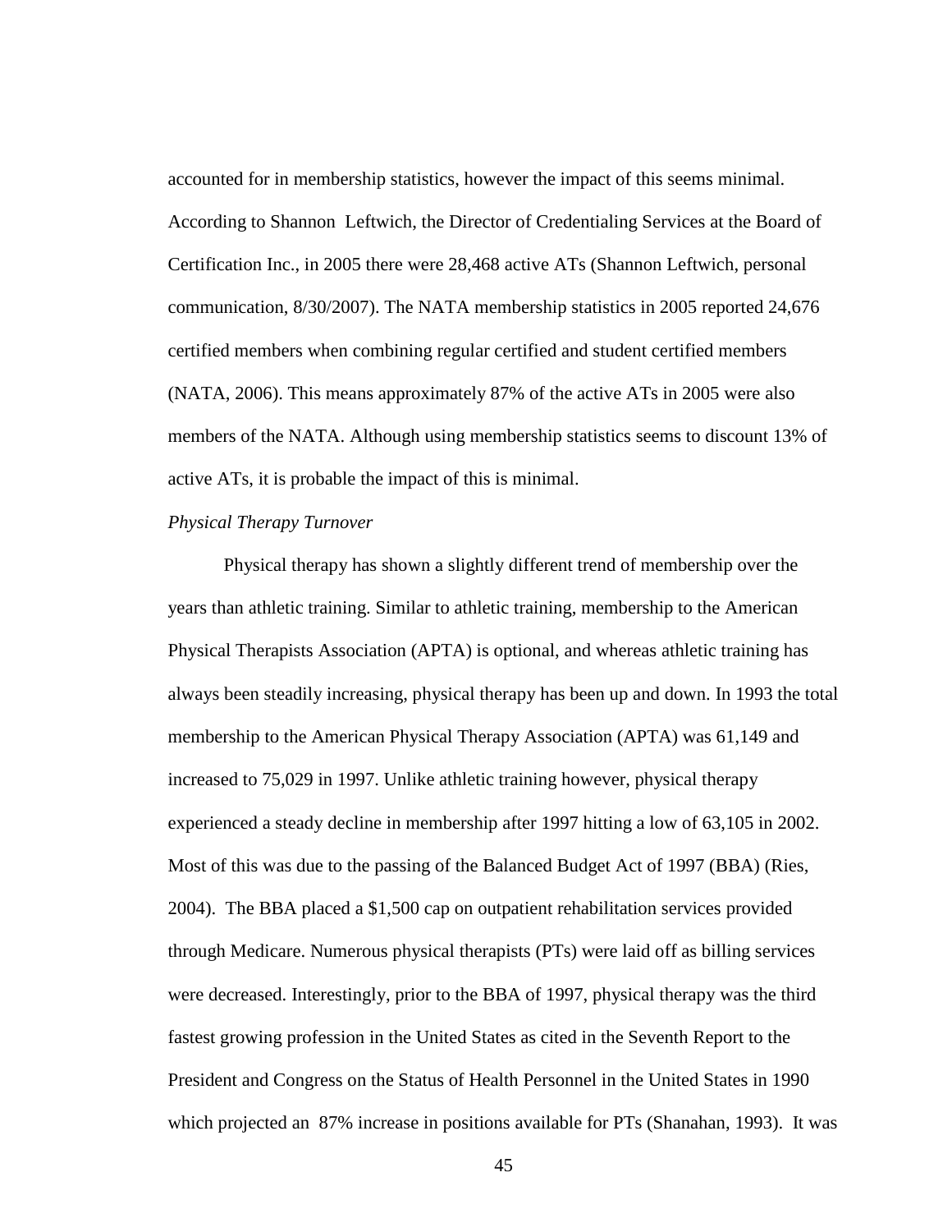accounted for in membership statistics, however the impact of this seems minimal. According to Shannon Leftwich, the Director of Credentialing Services at the Board of Certification Inc., in 2005 there were 28,468 active ATs (Shannon Leftwich, personal communication, 8/30/2007). The NATA membership statistics in 2005 reported 24,676 certified members when combining regular certified and student certified members (NATA, 2006). This means approximately 87% of the active ATs in 2005 were also members of the NATA. Although using membership statistics seems to discount 13% of active ATs, it is probable the impact of this is minimal.

*Physical Therapy Turnover*

Physical therapy has shown a slightly different trend of membership over the years than athletic training. Similar to athletic training, membership to the American Physical Therapists Association (APTA) is optional, and whereas athletic training has always been steadily increasing, physical therapy has been up and down. In 1993 the total membership to the American Physical Therapy Association (APTA) was 61,149 and increased to 75,029 in 1997. Unlike athletic training however, physical therapy experienced a steady decline in membership after 1997 hitting a low of 63,105 in 2002. Most of this was due to the passing of the Balanced Budget Act of 1997 (BBA) (Ries, 2004). The BBA placed a $1,500 cap on outpatient rehabilitation services provided through Medicare. Numerous physical therapists (PTs) were laid off as billing services were decreased. Interestingly, prior to the BBA of 1997, physical therapy was the third fastest growing profession in the United States as cited in the Seventh Report to the President and Congress on the Status of Health Personnel in the United States in 1990 which projected an 87% increase in positions available for PTs (Shanahan, 1993). It was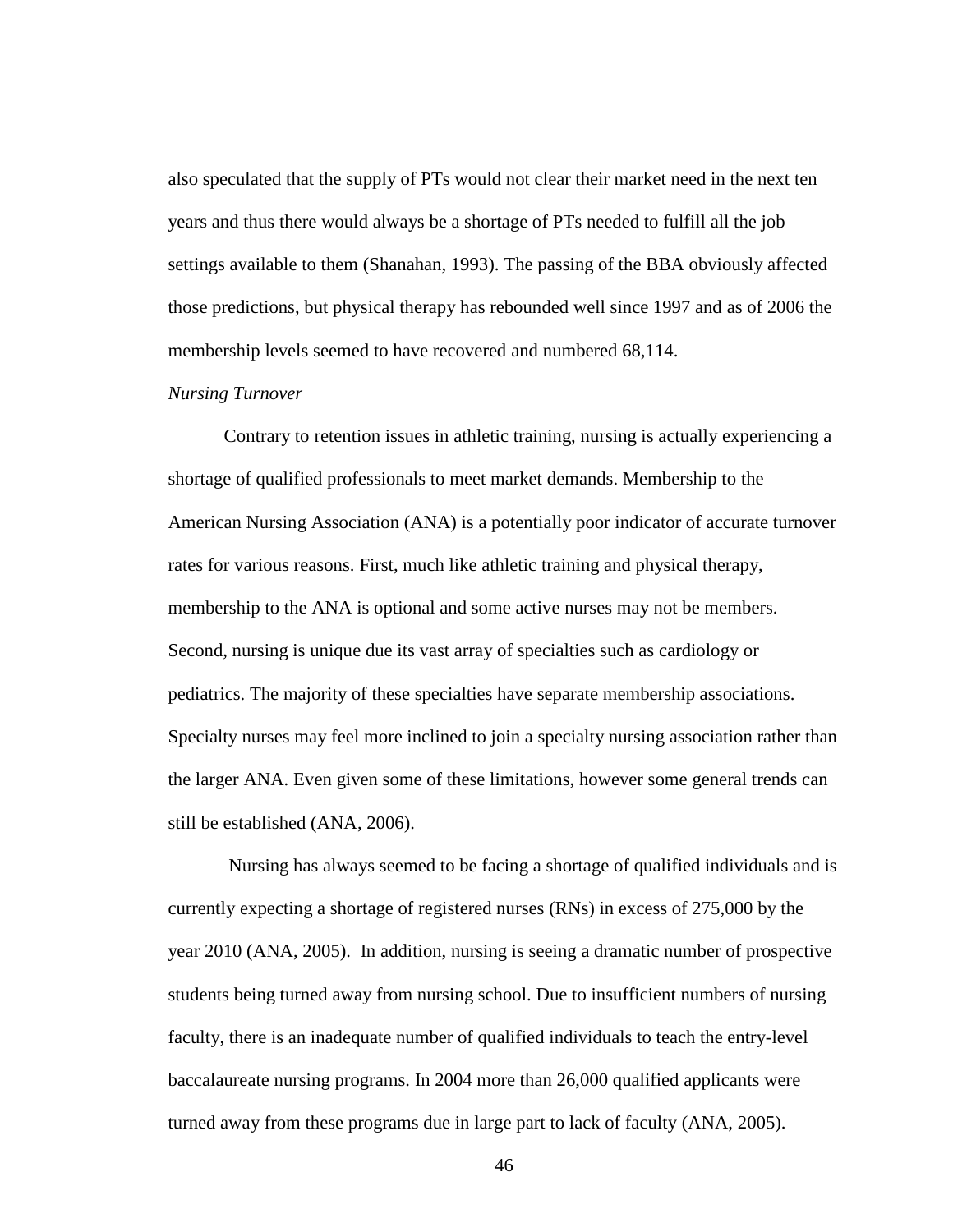also speculated that the supply of PTs would not clear their market need in the next ten years and thus there would always be a shortage of PTs needed to fulfill all the job settings available to them (Shanahan, 1993). The passing of the BBA obviously affected those predictions, but physical therapy has rebounded well since 1997 and as of 2006 the membership levels seemed to have recovered and numbered 68,114.

*Nursing Turnover*

Contrary to retention issues in athletic training, nursing is actually experiencing a shortage of qualified professionals to meet market demands. Membership to the American Nursing Association (ANA) is a potentially poor indicator of accurate turnover rates for various reasons. First, much like athletic training and physical therapy, membership to the ANA is optional and some active nurses may not be members. Second, nursing is unique due its vast array of specialties such as cardiology or pediatrics. The majority of these specialties have separate membership associations. Specialty nurses may feel more inclined to join a specialty nursing association rather than the larger ANA. Even given some of these limitations, however some general trends can still be established (ANA, 2006).

Nursing has always seemed to be facing a shortage of qualified individuals and is currently expecting a shortage of registered nurses (RNs) in excess of 275,000 by the year 2010 (ANA, 2005). In addition, nursing is seeing a dramatic number of prospective students being turned away from nursing school. Due to insufficient numbers of nursing faculty, there is an inadequate number of qualified individuals to teach the entry-level baccalaureate nursing programs. In 2004 more than 26,000 qualified applicants were turned away from these programs due in large part to lack of faculty (ANA, 2005).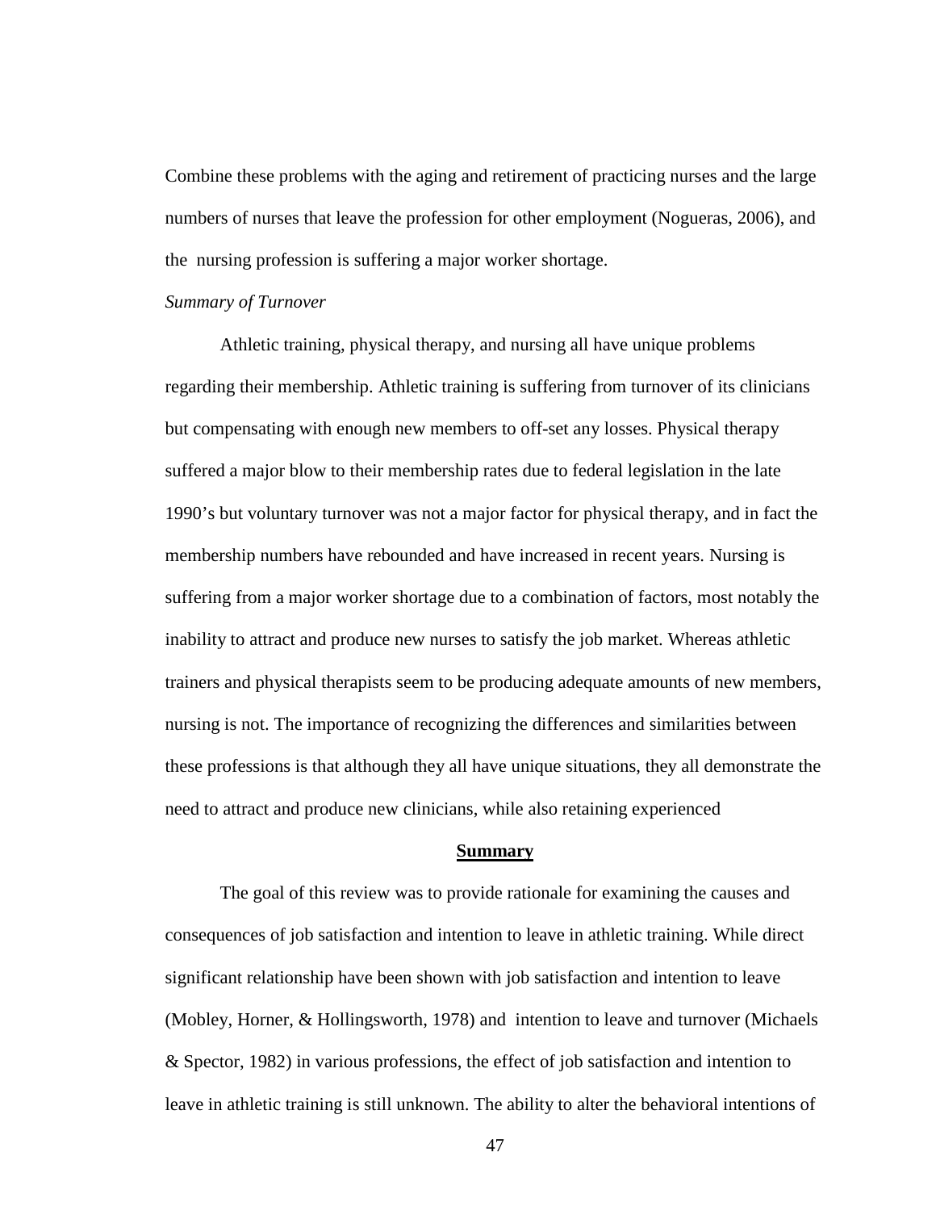Combine these problems with the aging and retirement of practicing nurses and the large numbers of nurses that leave the profession for other employment (Nogueras, 2006), and the nursing profession is suffering a major worker shortage.

*Summary of Turnover*

Athletic training, physical therapy, and nursing all have unique problems regarding their membership. Athletic training is suffering from turnover of its clinicians but compensating with enough new members to off-set any losses. Physical therapy suffered a major blow to their membership rates due to federal legislation in the late 1990's but voluntary turnover was not a major factor for physical therapy, and in fact the membership numbers have rebounded and have increased in recent years. Nursing is suffering from a major worker shortage due to a combination of factors, most notably the inability to attract and produce new nurses to satisfy the job market. Whereas athletic trainers and physical therapists seem to be producing adequate amounts of new members, nursing is not. The importance of recognizing the differences and similarities between these professions is that although they all have unique situations, they all demonstrate the need to attract and produce new clinicians, while also retaining experienced

## **Summary**

The goal of this review was to provide rationale for examining the causes and consequences of job satisfaction and intention to leave in athletic training. While direct significant relationship have been shown with job satisfaction and intention to leave (Mobley, Horner, & Hollingsworth, 1978) and intention to leave and turnover (Michaels & Spector, 1982) in various professions, the effect of job satisfaction and intention to leave in athletic training is still unknown. The ability to alter the behavioral intentions of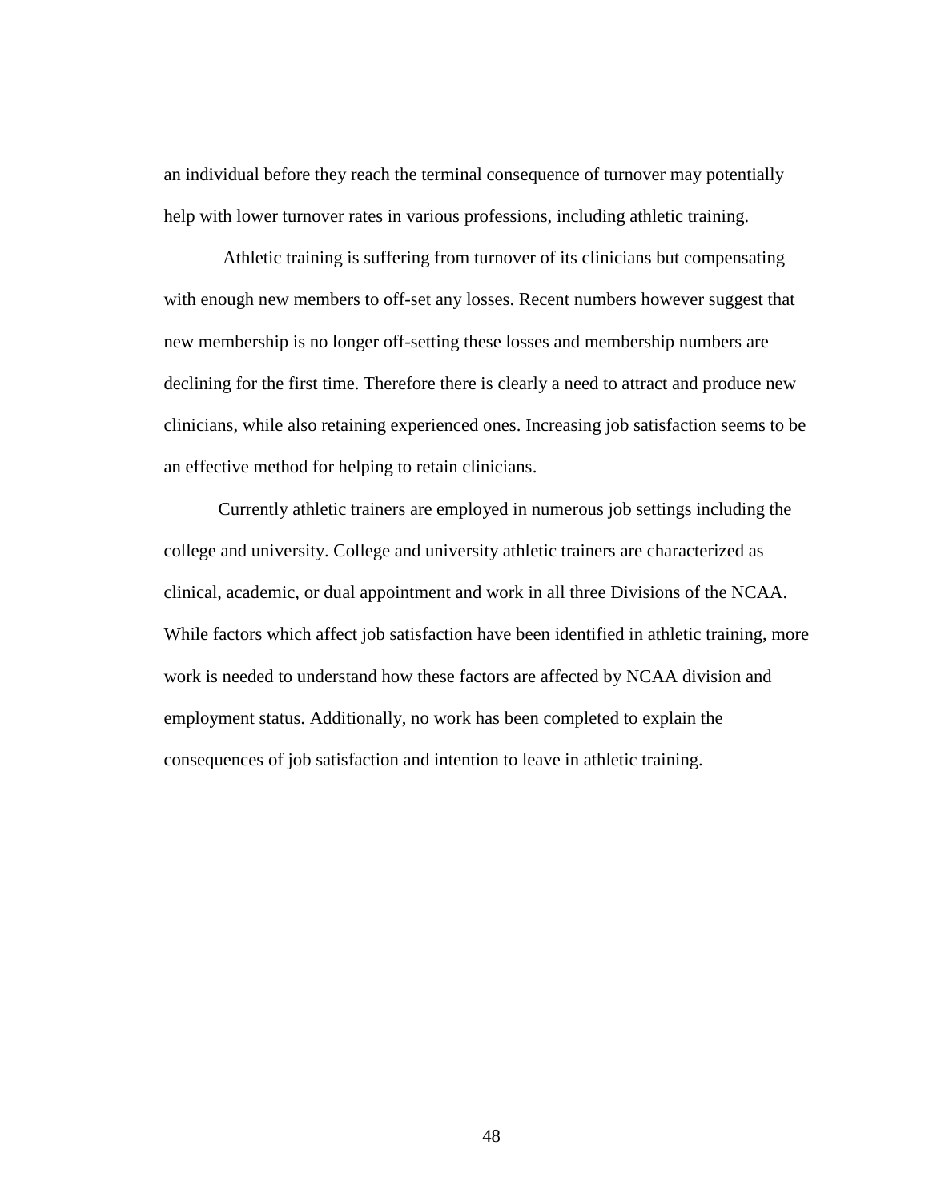an individual before they reach the terminal consequence of turnover may potentially help with lower turnover rates in various professions, including athletic training.

Athletic training is suffering from turnover of its clinicians but compensating with enough new members to off-set any losses. Recent numbers however suggest that new membership is no longer off-setting these losses and membership numbers are declining for the first time. Therefore there is clearly a need to attract and produce new clinicians, while also retaining experienced ones. Increasing job satisfaction seems to be an effective method for helping to retain clinicians.

Currently athletic trainers are employed in numerous job settings including the college and university. College and university athletic trainers are characterized as clinical, academic, or dual appointment and work in all three Divisions of the NCAA. While factors which affect job satisfaction have been identified in athletic training, more work is needed to understand how these factors are affected by NCAA division and employment status. Additionally, no work has been completed to explain the consequences of job satisfaction and intention to leave in athletic training.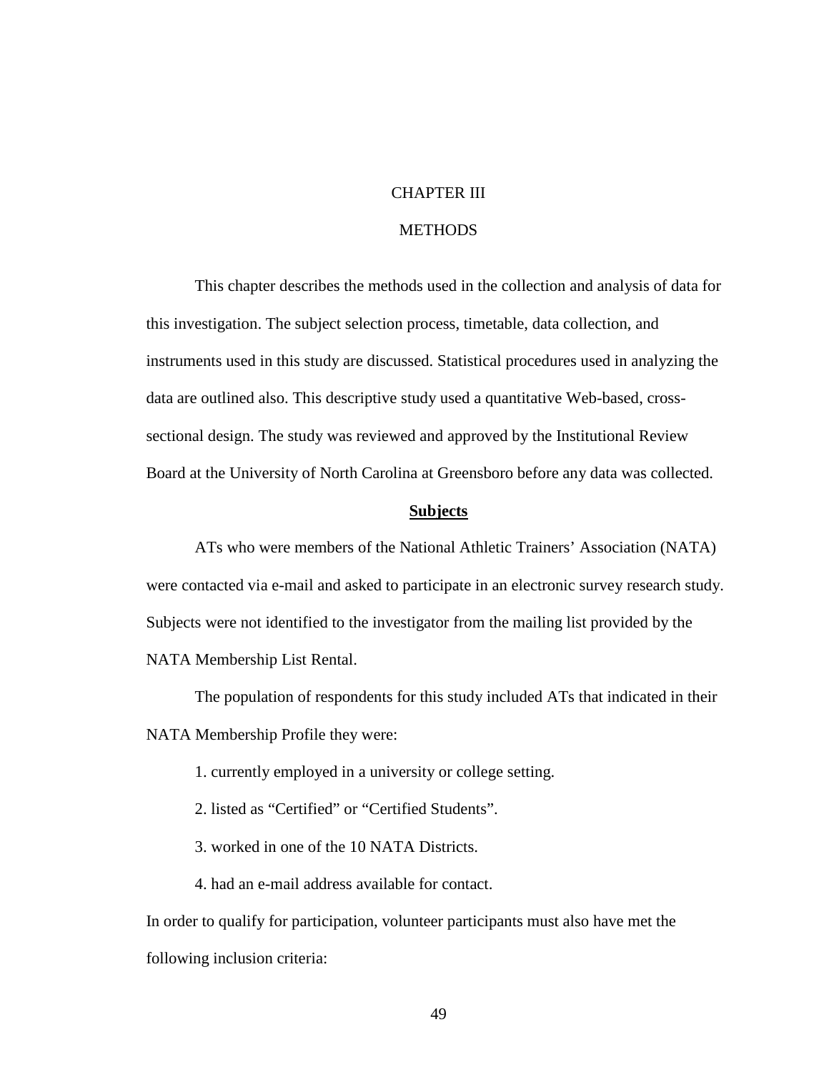# CHAPTER III

# METHODS

This chapter describes the methods used in the collection and analysis of data for this investigation. The subject selection process, timetable, data collection, and instruments used in this study are discussed. Statistical procedures used in analyzing the data are outlined also. This descriptive study used a quantitative Web-based, cross-sectional design. The study was reviewed and approved by the Institutional Review Board at the University of North Carolina at Greensboro before any data was collected.

## Subjects

ATs who were members of the National Athletic Trainers' Association (NATA) were contacted via e-mail and asked to participate in an electronic survey research study. Subjects were not identified to the investigator from the mailing list provided by the NATA Membership List Rental.

The population of respondents for this study included ATs that indicated in their NATA Membership Profile they were:

1. currently employed in a university or college setting.
2. listed as "Certified" or "Certified Students".
3. worked in one of the 10 NATA Districts.
4. had an e-mail address available for contact.

In order to qualify for participation, volunteer participants must also have met the following inclusion criteria: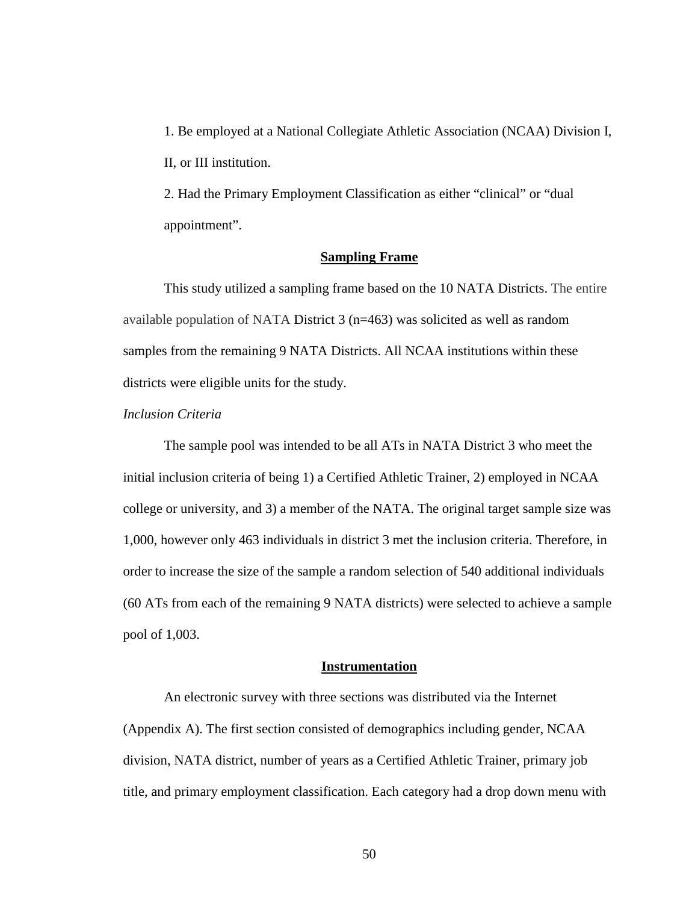1. Be employed at a National Collegiate Athletic Association (NCAA) Division I, II, or III institution.

2. Had the Primary Employment Classification as either "clinical" or "dual appointment".

## **Sampling Frame**

This study utilized a sampling frame based on the 10 NATA Districts. The entire available population of NATA District 3 (n=463) was solicited as well as random samples from the remaining 9 NATA Districts. All NCAA institutions within these districts were eligible units for the study.

### *Inclusion Criteria*

The sample pool was intended to be all ATs in NATA District 3 who meet the initial inclusion criteria of being 1) a Certified Athletic Trainer, 2) employed in NCAA college or university, and 3) a member of the NATA. The original target sample size was 1,000, however only 463 individuals in district 3 met the inclusion criteria. Therefore, in order to increase the size of the sample a random selection of 540 additional individuals (60 ATs from each of the remaining 9 NATA districts) were selected to achieve a sample pool of 1,003.

## **Instrumentation**

An electronic survey with three sections was distributed via the Internet (Appendix A). The first section consisted of demographics including gender, NCAA division, NATA district, number of years as a Certified Athletic Trainer, primary job title, and primary employment classification. Each category had a drop down menu with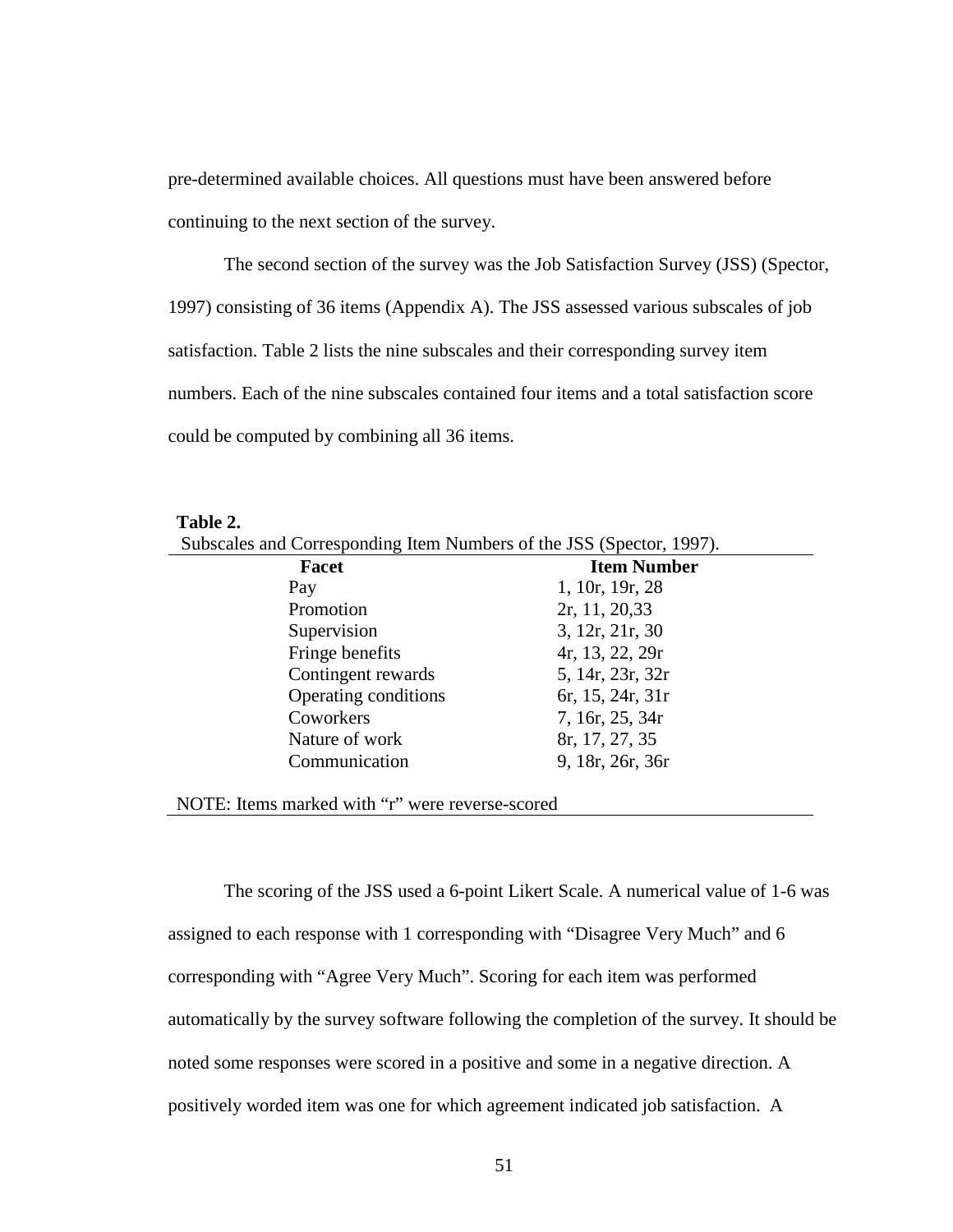pre-determined available choices. All questions must have been answered before continuing to the next section of the survey.

The second section of the survey was the Job Satisfaction Survey (JSS) (Spector, 1997) consisting of 36 items (Appendix A). The JSS assessed various subscales of job satisfaction. Table 2 lists the nine subscales and their corresponding survey item numbers. Each of the nine subscales contained four items and a total satisfaction score could be computed by combining all 36 items.

**Table 2.**

Subscales and Corresponding Item Numbers of the JSS (Spector, 1997).

| Facet | Item Number |
|---|---|
| Pay | 1, 10r, 19r, 28 |
| Promotion | 2r, 11, 20,33 |
| Supervision | 3, 12r, 21r, 30 |
| Fringe benefits | 4r, 13, 22, 29r |
| Contingent rewards | 5, 14r, 23r, 32r |
| Operating conditions | 6r, 15, 24r, 31r |
| Coworkers | 7, 16r, 25, 34r |
| Nature of work | 8r, 17, 27, 35 |
| Communication | 9, 18r, 26r, 36r |

NOTE: Items marked with "r" were reverse-scored

The scoring of the JSS used a 6-point Likert Scale. A numerical value of 1-6 was assigned to each response with 1 corresponding with "Disagree Very Much" and 6 corresponding with "Agree Very Much". Scoring for each item was performed automatically by the survey software following the completion of the survey. It should be noted some responses were scored in a positive and some in a negative direction. A positively worded item was one for which agreement indicated job satisfaction. A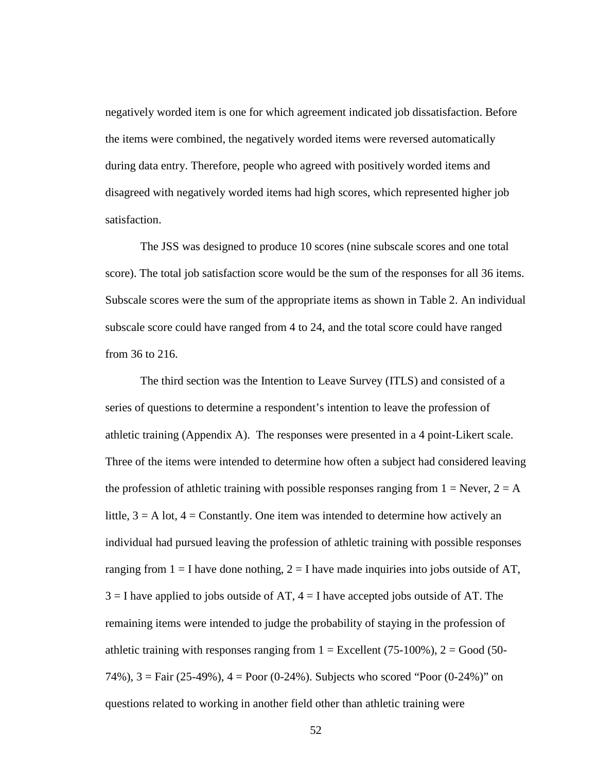negatively worded item is one for which agreement indicated job dissatisfaction. Before the items were combined, the negatively worded items were reversed automatically during data entry. Therefore, people who agreed with positively worded items and disagreed with negatively worded items had high scores, which represented higher job satisfaction.

The JSS was designed to produce 10 scores (nine subscale scores and one total score). The total job satisfaction score would be the sum of the responses for all 36 items. Subscale scores were the sum of the appropriate items as shown in Table 2. An individual subscale score could have ranged from 4 to 24, and the total score could have ranged from 36 to 216.

The third section was the Intention to Leave Survey (ITLS) and consisted of a series of questions to determine a respondent's intention to leave the profession of athletic training (Appendix A). The responses were presented in a 4 point-Likert scale. Three of the items were intended to determine how often a subject had considered leaving the profession of athletic training with possible responses ranging from 1 = Never, 2 = A little, 3 = A lot, 4 = Constantly. One item was intended to determine how actively an individual had pursued leaving the profession of athletic training with possible responses ranging from 1 = I have done nothing, 2 = I have made inquiries into jobs outside of AT, 3 = I have applied to jobs outside of AT, 4 = I have accepted jobs outside of AT. The remaining items were intended to judge the probability of staying in the profession of athletic training with responses ranging from 1 = Excellent (75-100%), 2 = Good (50-74%), 3 = Fair (25-49%), 4 = Poor (0-24%). Subjects who scored "Poor (0-24%)" on questions related to working in another field other than athletic training were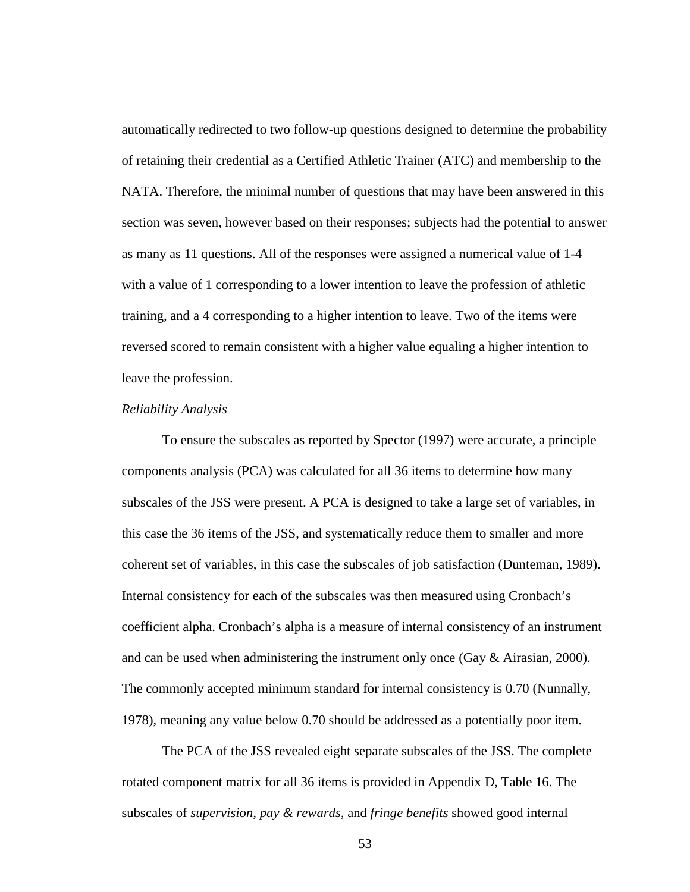automatically redirected to two follow-up questions designed to determine the probability of retaining their credential as a Certified Athletic Trainer (ATC) and membership to the NATA. Therefore, the minimal number of questions that may have been answered in this section was seven, however based on their responses; subjects had the potential to answer as many as 11 questions. All of the responses were assigned a numerical value of 1-4 with a value of 1 corresponding to a lower intention to leave the profession of athletic training, and a 4 corresponding to a higher intention to leave. Two of the items were reversed scored to remain consistent with a higher value equaling a higher intention to leave the profession.

*Reliability Analysis*

To ensure the subscales as reported by Spector (1997) were accurate, a principle components analysis (PCA) was calculated for all 36 items to determine how many subscales of the JSS were present. A PCA is designed to take a large set of variables, in this case the 36 items of the JSS, and systematically reduce them to smaller and more coherent set of variables, in this case the subscales of job satisfaction (Dunteman, 1989). Internal consistency for each of the subscales was then measured using Cronbach's coefficient alpha. Cronbach's alpha is a measure of internal consistency of an instrument and can be used when administering the instrument only once (Gay & Airasian, 2000). The commonly accepted minimum standard for internal consistency is 0.70 (Nunnally, 1978), meaning any value below 0.70 should be addressed as a potentially poor item.

The PCA of the JSS revealed eight separate subscales of the JSS. The complete rotated component matrix for all 36 items is provided in Appendix D, Table 16. The subscales of *supervision, pay & rewards,* and *fringe benefits* showed good internal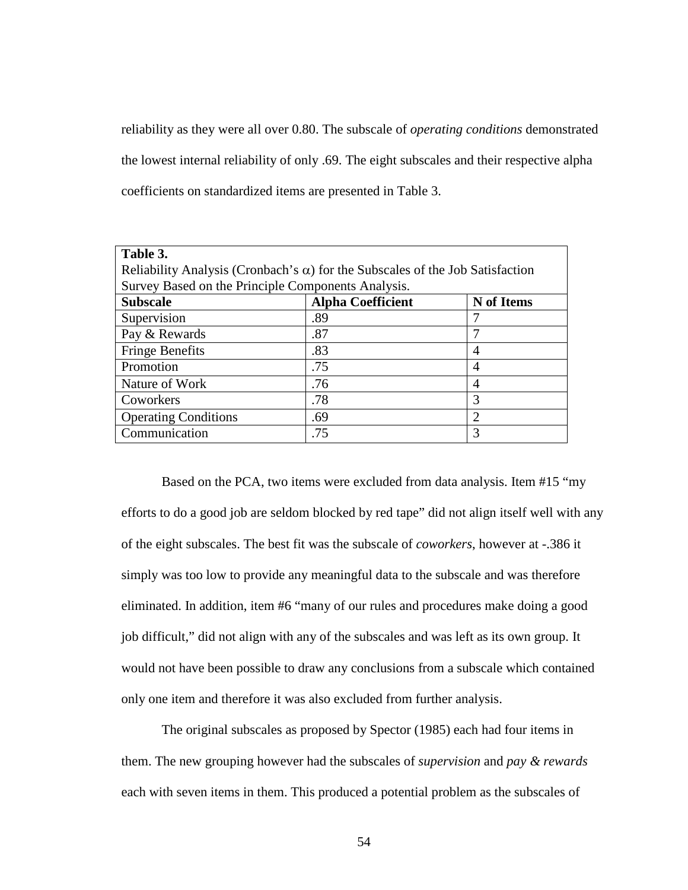reliability as they were all over 0.80. The subscale of *operating conditions* demonstrated the lowest internal reliability of only .69. The eight subscales and their respective alpha coefficients on standardized items are presented in Table 3.

**Table 3.**
Reliability Analysis (Cronbach's $\alpha$) for the Subscales of the Job Satisfaction Survey Based on the Principle Components Analysis.

| Subscale | Alpha Coefficient | N of Items |
|---|---|---|
| Supervision | .89 | 7 |
| Pay & Rewards | .87 | 7 |
| Fringe Benefits | .83 | 4 |
| Promotion | .75 | 4 |
| Nature of Work | .76 | 4 |
| Coworkers | .78 | 3 |
| Operating Conditions | .69 | 2 |
| Communication | .75 | 3 |

Based on the PCA, two items were excluded from data analysis. Item #15 "my efforts to do a good job are seldom blocked by red tape" did not align itself well with any of the eight subscales. The best fit was the subscale of *coworkers*, however at -.386 it simply was too low to provide any meaningful data to the subscale and was therefore eliminated. In addition, item #6 "many of our rules and procedures make doing a good job difficult," did not align with any of the subscales and was left as its own group. It would not have been possible to draw any conclusions from a subscale which contained only one item and therefore it was also excluded from further analysis.

The original subscales as proposed by Spector (1985) each had four items in them. The new grouping however had the subscales of *supervision* and *pay & rewards* each with seven items in them. This produced a potential problem as the subscales of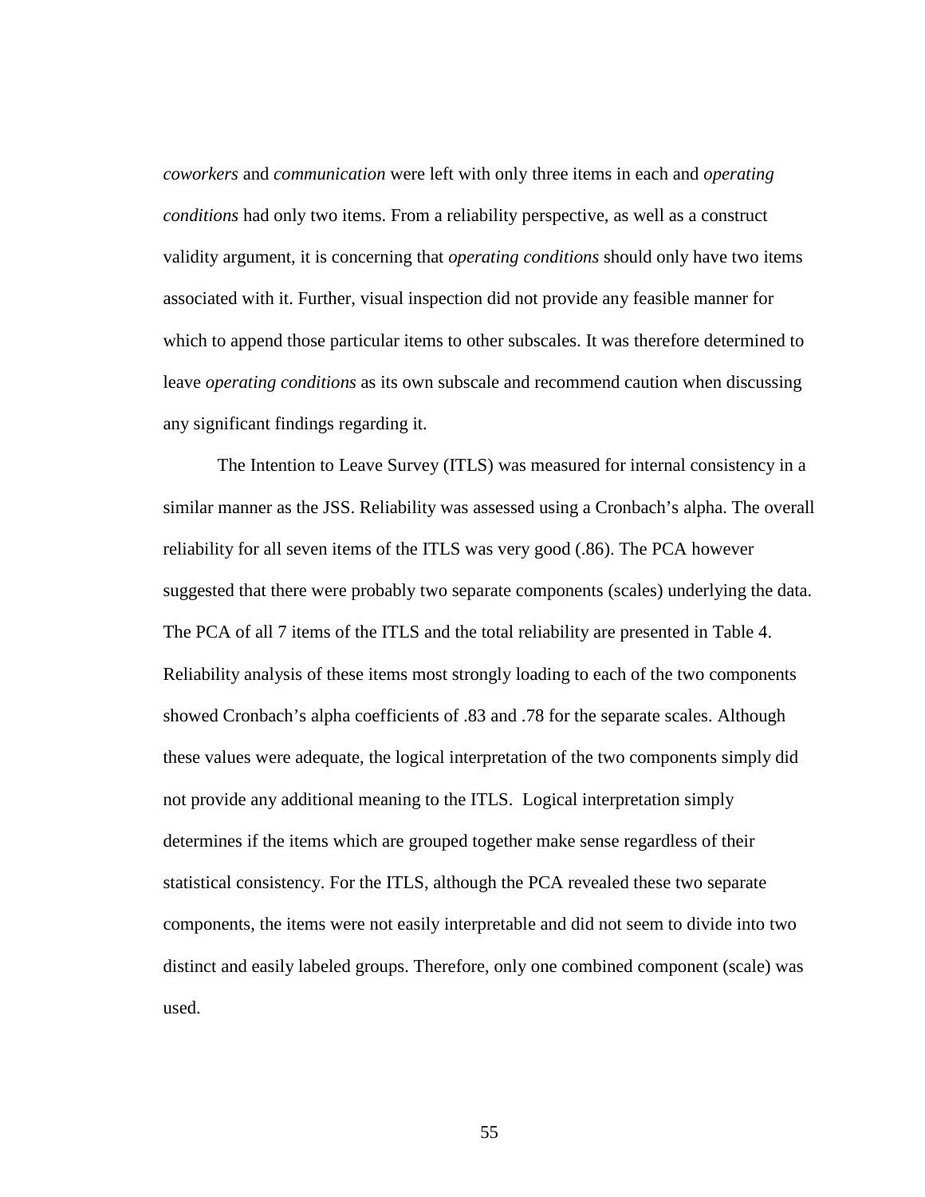*coworkers* and *communication* were left with only three items in each and *operating conditions* had only two items. From a reliability perspective, as well as a construct validity argument, it is concerning that *operating conditions* should only have two items associated with it. Further, visual inspection did not provide any feasible manner for which to append those particular items to other subscales. It was therefore determined to leave *operating conditions* as its own subscale and recommend caution when discussing any significant findings regarding it.

The Intention to Leave Survey (ITLS) was measured for internal consistency in a similar manner as the JSS. Reliability was assessed using a Cronbach's alpha. The overall reliability for all seven items of the ITLS was very good (.86). The PCA however suggested that there were probably two separate components (scales) underlying the data. The PCA of all 7 items of the ITLS and the total reliability are presented in Table 4. Reliability analysis of these items most strongly loading to each of the two components showed Cronbach's alpha coefficients of .83 and .78 for the separate scales. Although these values were adequate, the logical interpretation of the two components simply did not provide any additional meaning to the ITLS. Logical interpretation simply determines if the items which are grouped together make sense regardless of their statistical consistency. For the ITLS, although the PCA revealed these two separate components, the items were not easily interpretable and did not seem to divide into two distinct and easily labeled groups. Therefore, only one combined component (scale) was used.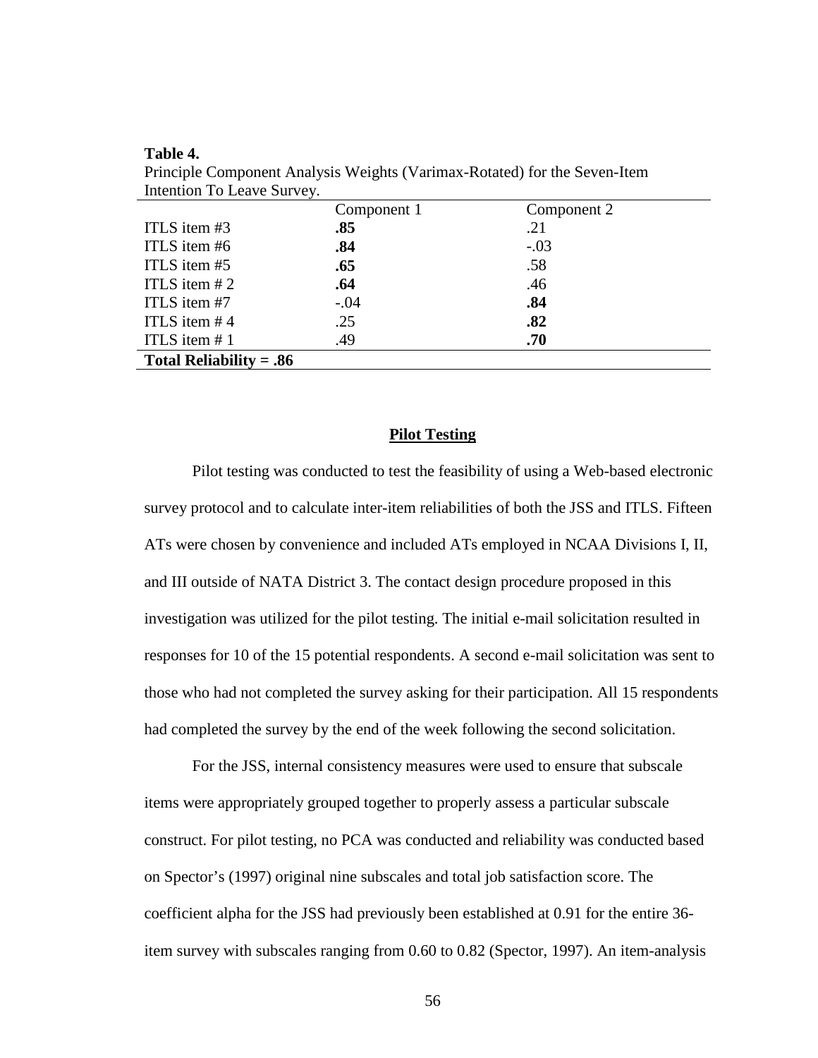**Table 4.**
Principle Component Analysis Weights (Varimax-Rotated) for the Seven-Item Intention To Leave Survey.

| | Component 1 | Component 2 |
|---|---|---|
| ITLS item #3 | **.85** | .21 |
| ITLS item #6 | **.84** | -.03 |
| ITLS item #5 | **.65** | .58 |
| ITLS item # 2 | **.64** | .46 |
| ITLS item #7 | -.04 | **.84** |
| ITLS item # 4 | .25 | **.82** |
| ITLS item # 1 | .49 | **.70** |
| **Total Reliability = .86** | | |

## Pilot Testing

Pilot testing was conducted to test the feasibility of using a Web-based electronic survey protocol and to calculate inter-item reliabilities of both the JSS and ITLS. Fifteen ATs were chosen by convenience and included ATs employed in NCAA Divisions I, II, and III outside of NATA District 3. The contact design procedure proposed in this investigation was utilized for the pilot testing. The initial e-mail solicitation resulted in responses for 10 of the 15 potential respondents. A second e-mail solicitation was sent to those who had not completed the survey asking for their participation. All 15 respondents had completed the survey by the end of the week following the second solicitation.

For the JSS, internal consistency measures were used to ensure that subscale items were appropriately grouped together to properly assess a particular subscale construct. For pilot testing, no PCA was conducted and reliability was conducted based on Spector's (1997) original nine subscales and total job satisfaction score. The coefficient alpha for the JSS had previously been established at 0.91 for the entire 36-item survey with subscales ranging from 0.60 to 0.82 (Spector, 1997). An item-analysis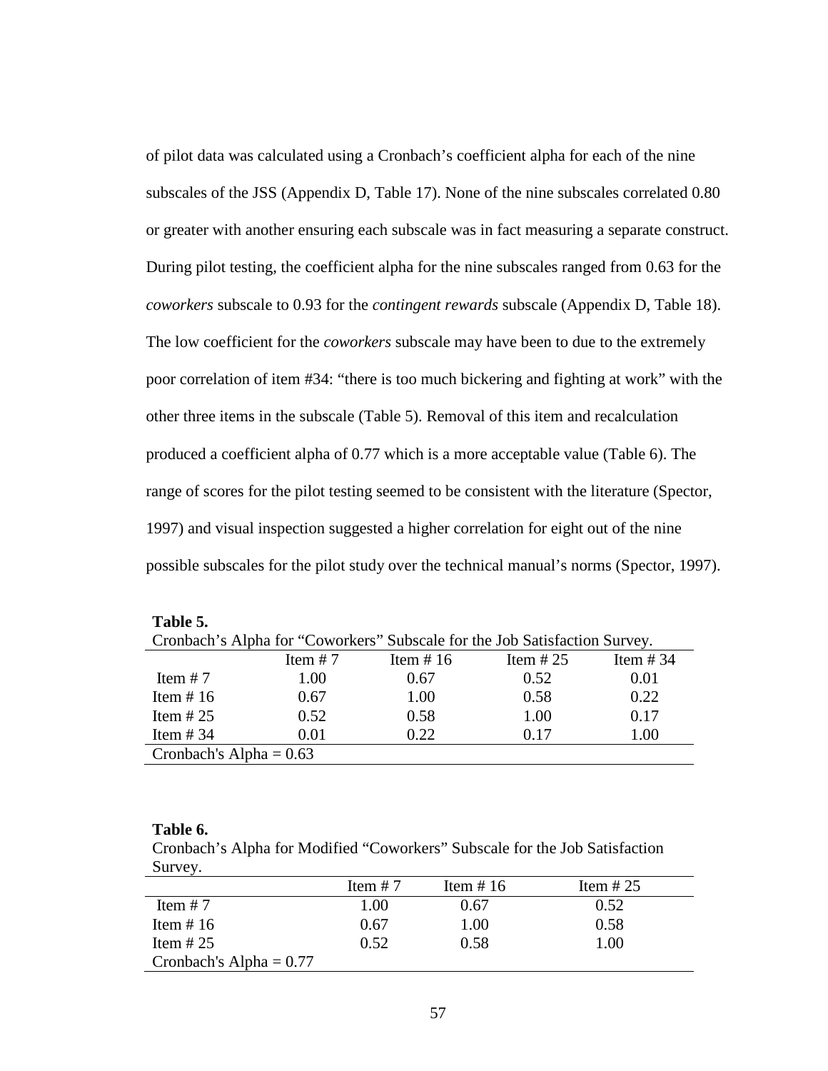of pilot data was calculated using a Cronbach's coefficient alpha for each of the nine subscales of the JSS (Appendix D, Table 17). None of the nine subscales correlated 0.80 or greater with another ensuring each subscale was in fact measuring a separate construct. During pilot testing, the coefficient alpha for the nine subscales ranged from 0.63 for the *coworkers* subscale to 0.93 for the *contingent rewards* subscale (Appendix D, Table 18). The low coefficient for the *coworkers* subscale may have been to due to the extremely poor correlation of item #34: "there is too much bickering and fighting at work" with the other three items in the subscale (Table 5). Removal of this item and recalculation produced a coefficient alpha of 0.77 which is a more acceptable value (Table 6). The range of scores for the pilot testing seemed to be consistent with the literature (Spector, 1997) and visual inspection suggested a higher correlation for eight out of the nine possible subscales for the pilot study over the technical manual's norms (Spector, 1997).

**Table 5.**
Cronbach's Alpha for "Coworkers" Subscale for the Job Satisfaction Survey.

| | Item # 7 | Item # 16 | Item # 25 | Item # 34 |
|---|---|---|---|---|
| Item # 7 | 1.00 | 0.67 | 0.52 | 0.01 |
| Item # 16 | 0.67 | 1.00 | 0.58 | 0.22 |
| Item # 25 | 0.52 | 0.58 | 1.00 | 0.17 |
| Item # 34 | 0.01 | 0.22 | 0.17 | 1.00 |
| Cronbach's Alpha = 0.63 | | | | |

**Table 6.**
Cronbach's Alpha for Modified "Coworkers" Subscale for the Job Satisfaction Survey.

| | Item # 7 | Item # 16 | Item # 25 |
|---|---|---|---|
| Item # 7 | 1.00 | 0.67 | 0.52 |
| Item # 16 | 0.67 | 1.00 | 0.58 |
| Item # 25 | 0.52 | 0.58 | 1.00 |
| Cronbach's Alpha = 0.77 | | | |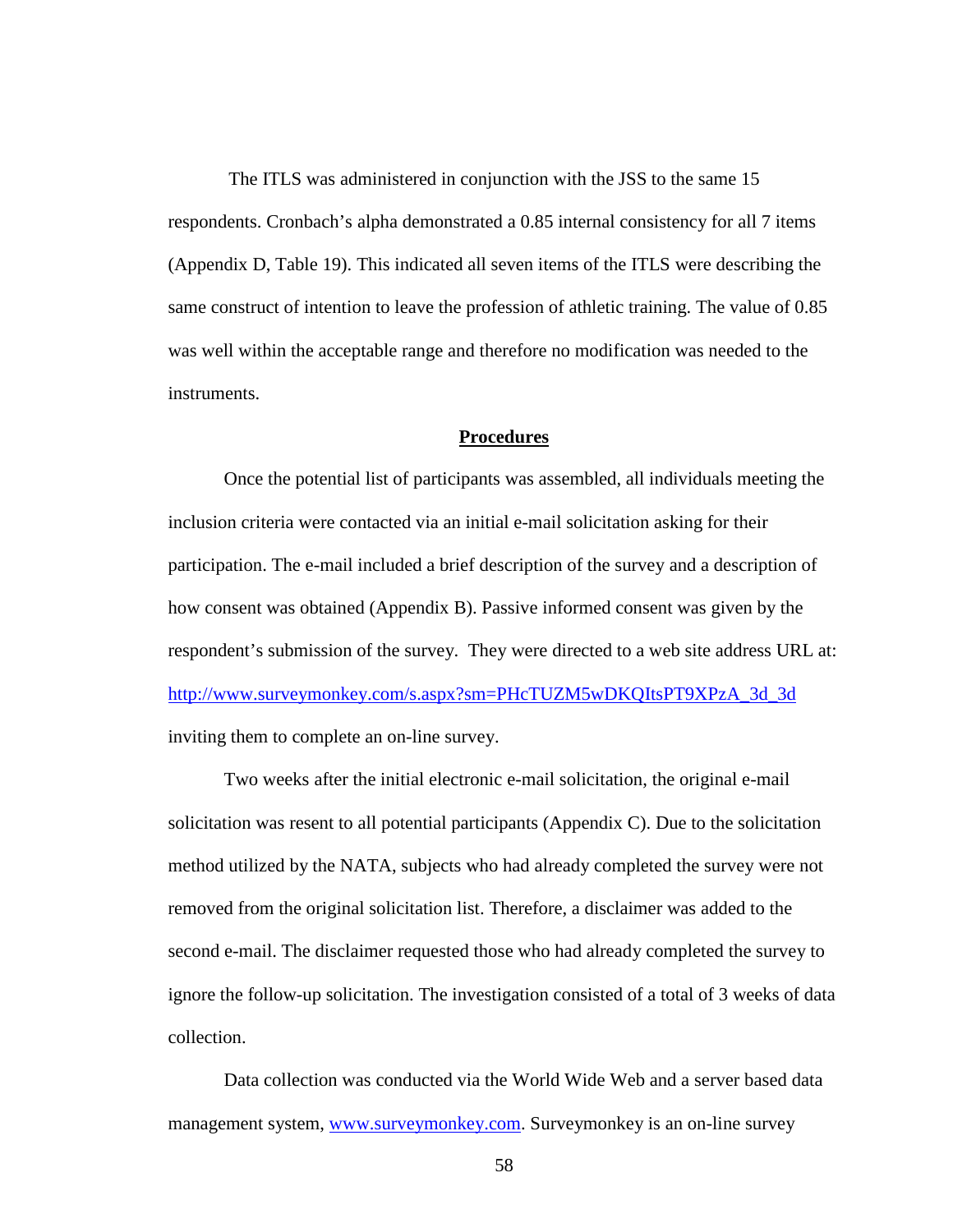The ITLS was administered in conjunction with the JSS to the same 15 respondents. Cronbach's alpha demonstrated a 0.85 internal consistency for all 7 items (Appendix D, Table 19). This indicated all seven items of the ITLS were describing the same construct of intention to leave the profession of athletic training. The value of 0.85 was well within the acceptable range and therefore no modification was needed to the instruments.

## **Procedures**

Once the potential list of participants was assembled, all individuals meeting the inclusion criteria were contacted via an initial e-mail solicitation asking for their participation. The e-mail included a brief description of the survey and a description of how consent was obtained (Appendix B). Passive informed consent was given by the respondent's submission of the survey. They were directed to a web site address URL at: http://www.surveymonkey.com/s.aspx?sm=PHcTUZM5wDKQItsPT9XPzA_3d_3d inviting them to complete an on-line survey.

Two weeks after the initial electronic e-mail solicitation, the original e-mail solicitation was resent to all potential participants (Appendix C). Due to the solicitation method utilized by the NATA, subjects who had already completed the survey were not removed from the original solicitation list. Therefore, a disclaimer was added to the second e-mail. The disclaimer requested those who had already completed the survey to ignore the follow-up solicitation. The investigation consisted of a total of 3 weeks of data collection.

Data collection was conducted via the World Wide Web and a server based data management system, www.surveymonkey.com. Surveymonkey is an on-line survey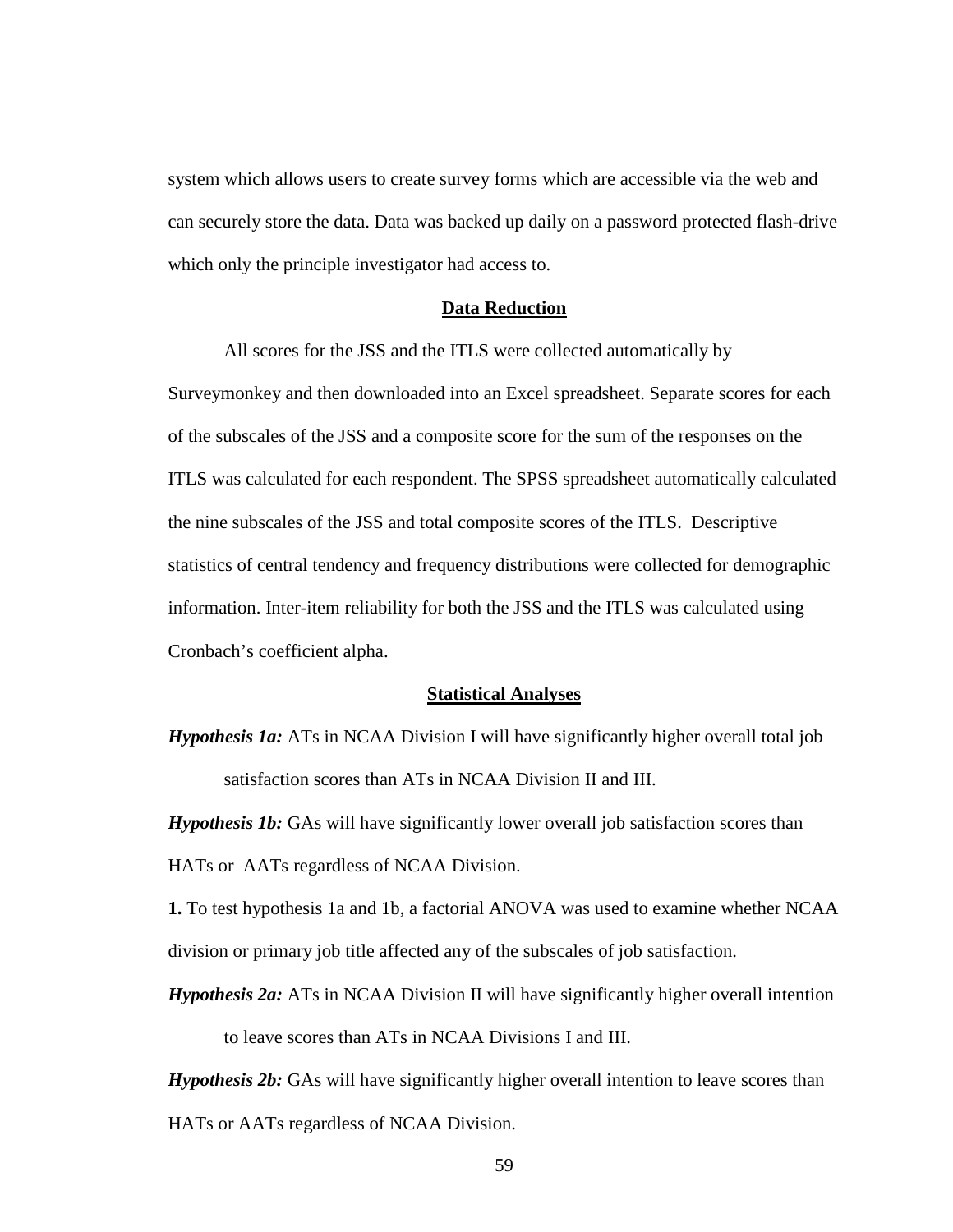system which allows users to create survey forms which are accessible via the web and can securely store the data. Data was backed up daily on a password protected flash-drive which only the principle investigator had access to.

## Data Reduction

All scores for the JSS and the ITLS were collected automatically by Surveymonkey and then downloaded into an Excel spreadsheet. Separate scores for each of the subscales of the JSS and a composite score for the sum of the responses on the ITLS was calculated for each respondent. The SPSS spreadsheet automatically calculated the nine subscales of the JSS and total composite scores of the ITLS. Descriptive statistics of central tendency and frequency distributions were collected for demographic information. Inter-item reliability for both the JSS and the ITLS was calculated using Cronbach's coefficient alpha.

## Statistical Analyses

***Hypothesis 1a:*** ATs in NCAA Division I will have significantly higher overall total job satisfaction scores than ATs in NCAA Division II and III.

***Hypothesis 1b:*** GAs will have significantly lower overall job satisfaction scores than HATs or AATs regardless of NCAA Division.

**1.** To test hypothesis 1a and 1b, a factorial ANOVA was used to examine whether NCAA division or primary job title affected any of the subscales of job satisfaction.

***Hypothesis 2a:*** ATs in NCAA Division II will have significantly higher overall intention to leave scores than ATs in NCAA Divisions I and III.

***Hypothesis 2b:*** GAs will have significantly higher overall intention to leave scores than HATs or AATs regardless of NCAA Division.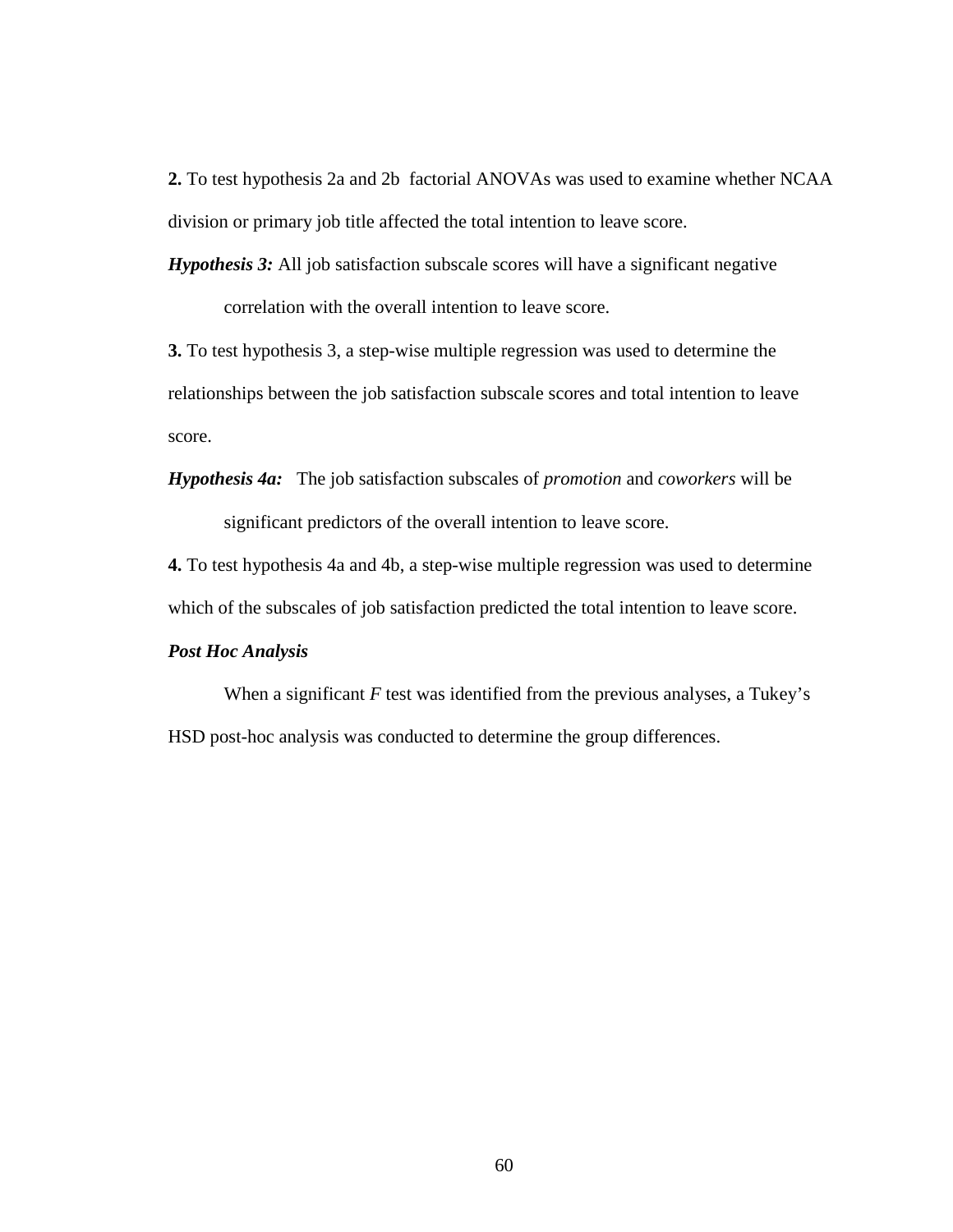**2.** To test hypothesis 2a and 2b factorial ANOVAs was used to examine whether NCAA division or primary job title affected the total intention to leave score.

***Hypothesis 3:*** All job satisfaction subscale scores will have a significant negative correlation with the overall intention to leave score.

**3.** To test hypothesis 3, a step-wise multiple regression was used to determine the relationships between the job satisfaction subscale scores and total intention to leave score.

***Hypothesis 4a:*** The job satisfaction subscales of *promotion* and *coworkers* will be significant predictors of the overall intention to leave score.

**4.** To test hypothesis 4a and 4b, a step-wise multiple regression was used to determine which of the subscales of job satisfaction predicted the total intention to leave score.

***Post Hoc Analysis***

When a significant $F$ test was identified from the previous analyses, a Tukey's HSD post-hoc analysis was conducted to determine the group differences.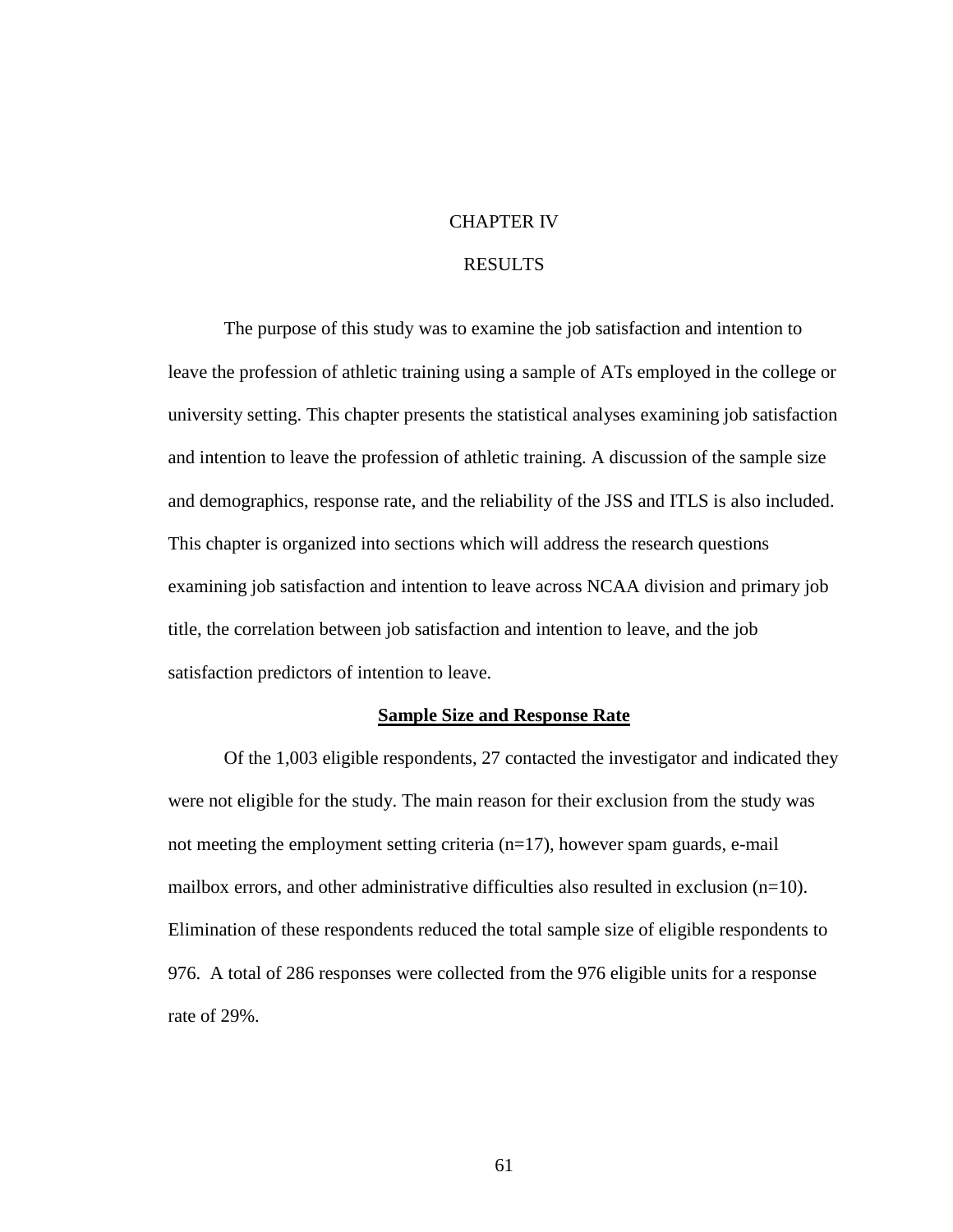# CHAPTER IV

# RESULTS

The purpose of this study was to examine the job satisfaction and intention to leave the profession of athletic training using a sample of ATs employed in the college or university setting. This chapter presents the statistical analyses examining job satisfaction and intention to leave the profession of athletic training. A discussion of the sample size and demographics, response rate, and the reliability of the JSS and ITLS is also included. This chapter is organized into sections which will address the research questions examining job satisfaction and intention to leave across NCAA division and primary job title, the correlation between job satisfaction and intention to leave, and the job satisfaction predictors of intention to leave.

## Sample Size and Response Rate

Of the 1,003 eligible respondents, 27 contacted the investigator and indicated they were not eligible for the study. The main reason for their exclusion from the study was not meeting the employment setting criteria (n=17), however spam guards, e-mail mailbox errors, and other administrative difficulties also resulted in exclusion (n=10). Elimination of these respondents reduced the total sample size of eligible respondents to 976. A total of 286 responses were collected from the 976 eligible units for a response rate of 29%.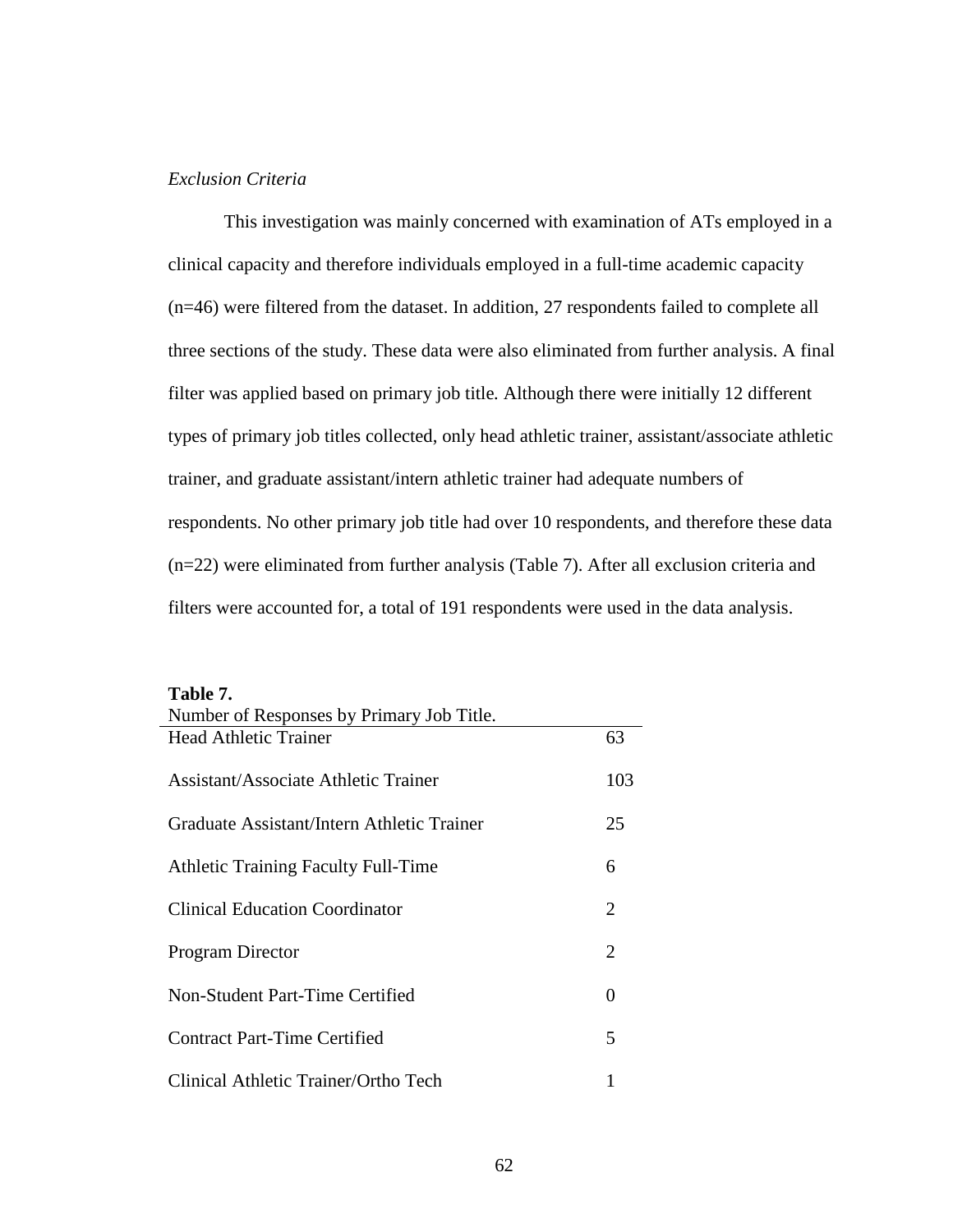*Exclusion Criteria*

This investigation was mainly concerned with examination of ATs employed in a clinical capacity and therefore individuals employed in a full-time academic capacity (n=46) were filtered from the dataset. In addition, 27 respondents failed to complete all three sections of the study. These data were also eliminated from further analysis. A final filter was applied based on primary job title. Although there were initially 12 different types of primary job titles collected, only head athletic trainer, assistant/associate athletic trainer, and graduate assistant/intern athletic trainer had adequate numbers of respondents. No other primary job title had over 10 respondents, and therefore these data (n=22) were eliminated from further analysis (Table 7). After all exclusion criteria and filters were accounted for, a total of 191 respondents were used in the data analysis.

**Table 7.**
Number of Responses by Primary Job Title.

| | |
|---|---|
| Head Athletic Trainer | 63 |
| Assistant/Associate Athletic Trainer | 103 |
| Graduate Assistant/Intern Athletic Trainer | 25 |
| Athletic Training Faculty Full-Time | 6 |
| Clinical Education Coordinator | 2 |
| Program Director | 2 |
| Non-Student Part-Time Certified | 0 |
| Contract Part-Time Certified | 5 |
| Clinical Athletic Trainer/Ortho Tech | 1 |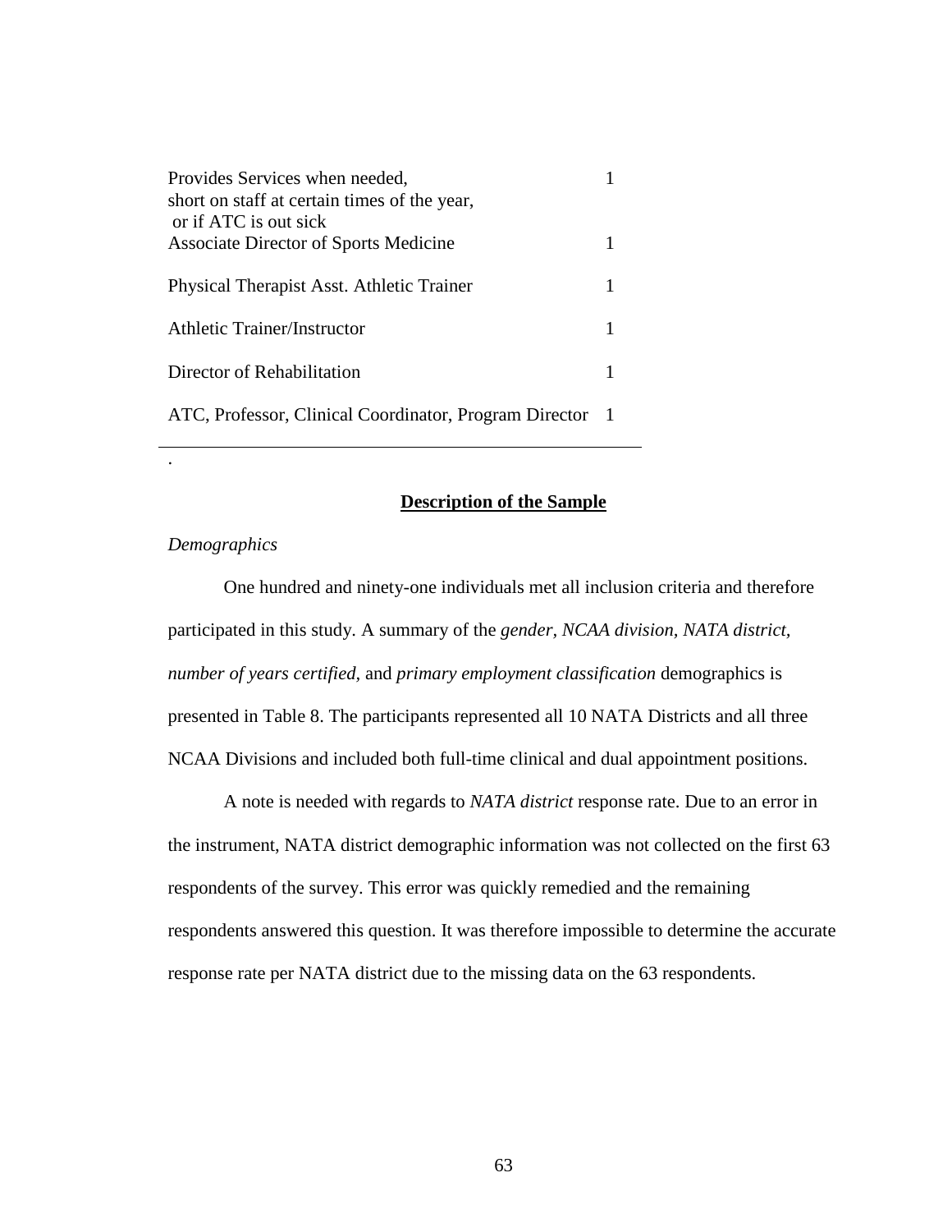| | |
|---|---|
| Provides Services when needed, short on staff at certain times of the year, or if ATC is out sick | 1 |
| Associate Director of Sports Medicine | 1 |
| Physical Therapist Asst. Athletic Trainer | 1 |
| Athletic Trainer/Instructor | 1 |
| Director of Rehabilitation | 1 |
| ATC, Professor, Clinical Coordinator, Program Director | 1 |

.

## Description of the Sample

*Demographics*

One hundred and ninety-one individuals met all inclusion criteria and therefore participated in this study. A summary of the *gender, NCAA division, NATA district, number of years certified,* and *primary employment classification* demographics is presented in Table 8. The participants represented all 10 NATA Districts and all three NCAA Divisions and included both full-time clinical and dual appointment positions.

A note is needed with regards to *NATA district* response rate. Due to an error in the instrument, NATA district demographic information was not collected on the first 63 respondents of the survey. This error was quickly remedied and the remaining respondents answered this question. It was therefore impossible to determine the accurate response rate per NATA district due to the missing data on the 63 respondents.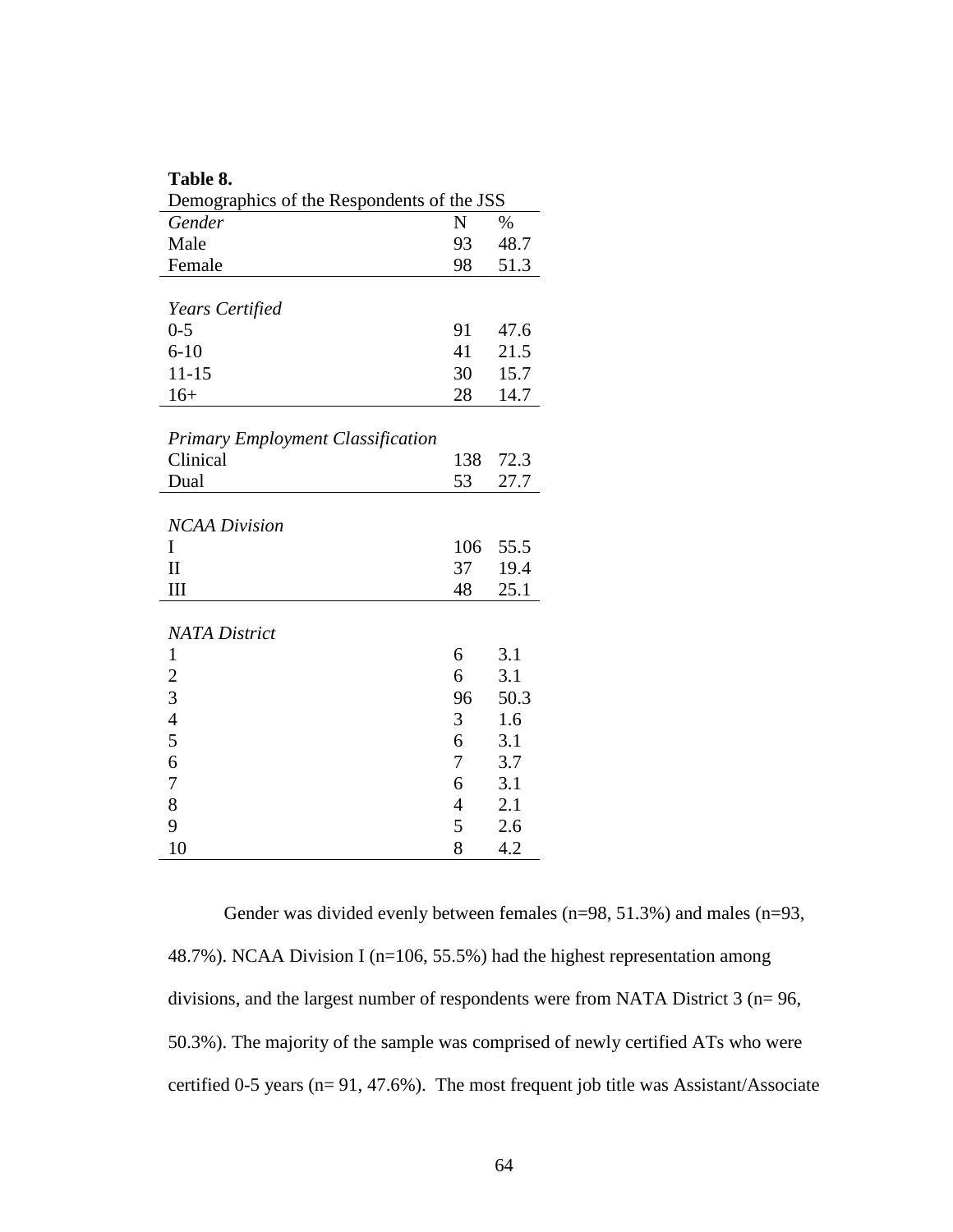**Table 8.**

Demographics of the Respondents of the JSS

| *Gender* | N | % |
|---|---|---|
| Male | 93 | 48.7 |
| Female | 98 | 51.3 |
| | | |
| *Years Certified* | | |
| 0-5 | 91 | 47.6 |
| 6-10 | 41 | 21.5 |
| 11-15 | 30 | 15.7 |
| 16+ | 28 | 14.7 |
| | | |
| *Primary Employment Classification* | | |
| Clinical | 138 | 72.3 |
| Dual | 53 | 27.7 |
| | | |
| *NCAA Division* | | |
| I | 106 | 55.5 |
| II | 37 | 19.4 |
| III | 48 | 25.1 |
| | | |
| *NATA District* | | |
| 1 | 6 | 3.1 |
| 2 | 6 | 3.1 |
| 3 | 96 | 50.3 |
| 4 | 3 | 1.6 |
| 5 | 6 | 3.1 |
| 6 | 7 | 3.7 |
| 7 | 6 | 3.1 |
| 8 | 4 | 2.1 |
| 9 | 5 | 2.6 |
| 10 | 8 | 4.2 |

Gender was divided evenly between females (n=98, 51.3%) and males (n=93, 48.7%). NCAA Division I (n=106, 55.5%) had the highest representation among divisions, and the largest number of respondents were from NATA District 3 (n= 96, 50.3%). The majority of the sample was comprised of newly certified ATs who were certified 0-5 years (n= 91, 47.6%). The most frequent job title was Assistant/Associate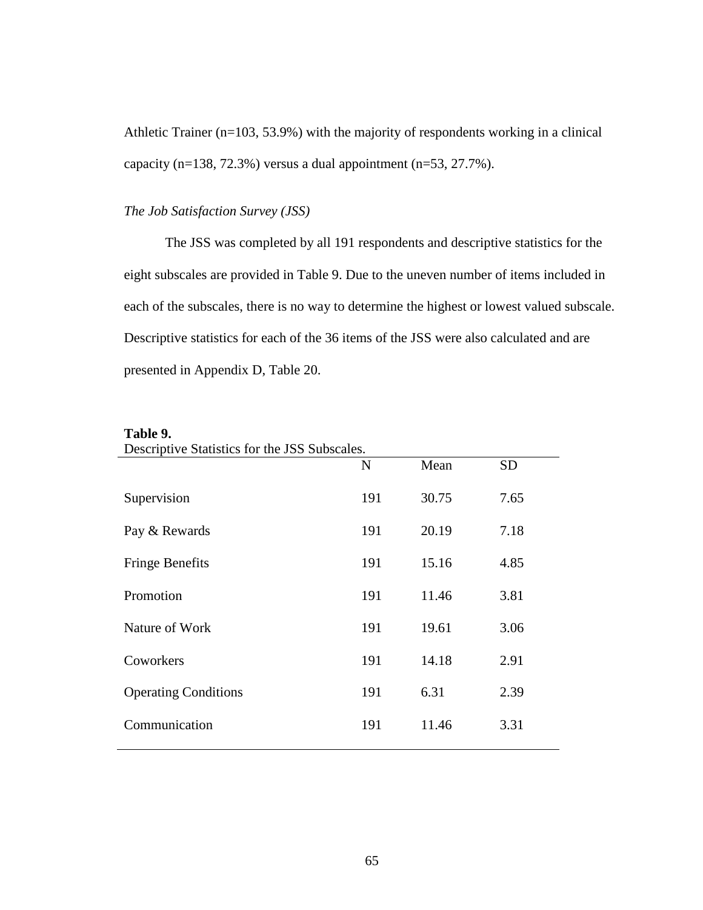Athletic Trainer (n=103, 53.9%) with the majority of respondents working in a clinical capacity (n=138, 72.3%) versus a dual appointment (n=53, 27.7%).

*The Job Satisfaction Survey (JSS)*

The JSS was completed by all 191 respondents and descriptive statistics for the eight subscales are provided in Table 9. Due to the uneven number of items included in each of the subscales, there is no way to determine the highest or lowest valued subscale. Descriptive statistics for each of the 36 items of the JSS were also calculated and are presented in Appendix D, Table 20.

**Table 9.**
Descriptive Statistics for the JSS Subscales.

| | N | Mean | SD |
|---|---|---|---|
| Supervision | 191 | 30.75 | 7.65 |
| Pay & Rewards | 191 | 20.19 | 7.18 |
| Fringe Benefits | 191 | 15.16 | 4.85 |
| Promotion | 191 | 11.46 | 3.81 |
| Nature of Work | 191 | 19.61 | 3.06 |
| Coworkers | 191 | 14.18 | 2.91 |
| Operating Conditions | 191 | 6.31 | 2.39 |
| Communication | 191 | 11.46 | 3.31 |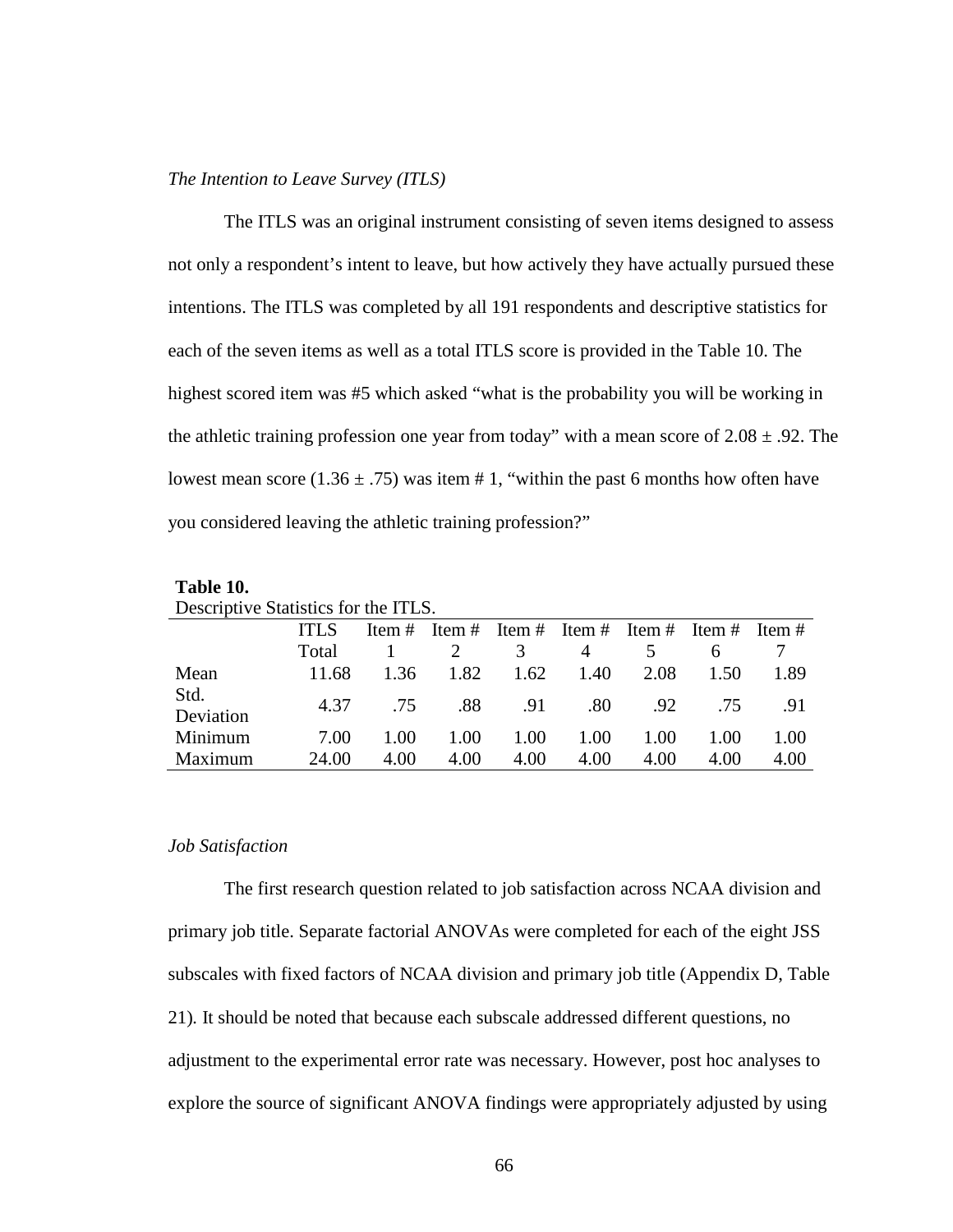*The Intention to Leave Survey (ITLS)*

The ITLS was an original instrument consisting of seven items designed to assess not only a respondent's intent to leave, but how actively they have actually pursued these intentions. The ITLS was completed by all 191 respondents and descriptive statistics for each of the seven items as well as a total ITLS score is provided in the Table 10. The highest scored item was #5 which asked "what is the probability you will be working in the athletic training profession one year from today" with a mean score of 2.08 ± .92. The lowest mean score (1.36 ± .75) was item # 1, "within the past 6 months how often have you considered leaving the athletic training profession?"

**Table 10.**
Descriptive Statistics for the ITLS.

| | ITLS Total | Item # 1 | Item # 2 | Item # 3 | Item # 4 | Item # 5 | Item # 6 | Item # 7 |
|---|---|---|---|---|---|---|---|---|
| Mean | 11.68 | 1.36 | 1.82 | 1.62 | 1.40 | 2.08 | 1.50 | 1.89 |
| Std. Deviation | 4.37 | .75 | .88 | .91 | .80 | .92 | .75 | .91 |
| Minimum | 7.00 | 1.00 | 1.00 | 1.00 | 1.00 | 1.00 | 1.00 | 1.00 |
| Maximum | 24.00 | 4.00 | 4.00 | 4.00 | 4.00 | 4.00 | 4.00 | 4.00 |

*Job Satisfaction*

The first research question related to job satisfaction across NCAA division and primary job title. Separate factorial ANOVAs were completed for each of the eight JSS subscales with fixed factors of NCAA division and primary job title (Appendix D, Table 21). It should be noted that because each subscale addressed different questions, no adjustment to the experimental error rate was necessary. However, post hoc analyses to explore the source of significant ANOVA findings were appropriately adjusted by using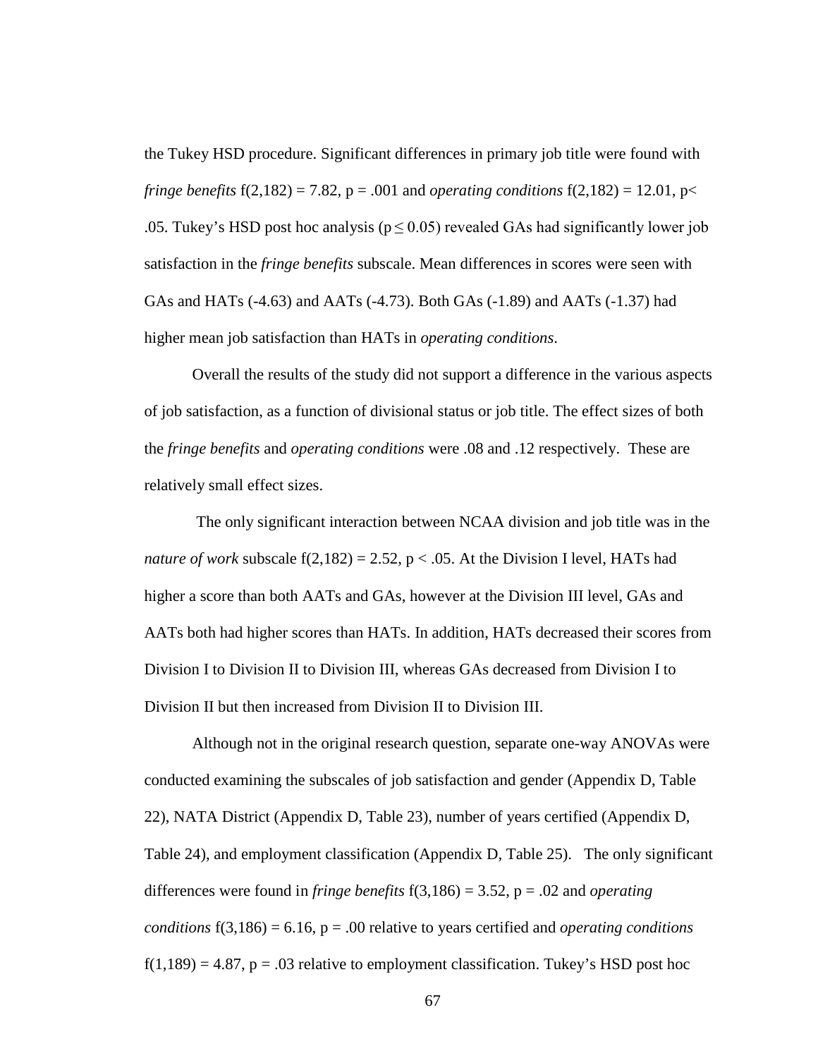the Tukey HSD procedure. Significant differences in primary job title were found with *fringe benefits* $f(2,182) = 7.82$, $p = .001$ and *operating conditions* $f(2,182) = 12.01$, $p < .05$. Tukey's HSD post hoc analysis ($p \leq 0.05$) revealed GAs had significantly lower job satisfaction in the *fringe benefits* subscale. Mean differences in scores were seen with GAs and HATs (-4.63) and AATs (-4.73). Both GAs (-1.89) and AATs (-1.37) had higher mean job satisfaction than HATs in *operating conditions*.

Overall the results of the study did not support a difference in the various aspects of job satisfaction, as a function of divisional status or job title. The effect sizes of both the *fringe benefits* and *operating conditions* were .08 and .12 respectively. These are relatively small effect sizes.

The only significant interaction between NCAA division and job title was in the *nature of work* subscale $f(2,182) = 2.52$, $p < .05$. At the Division I level, HATs had higher a score than both AATs and GAs, however at the Division III level, GAs and AATs both had higher scores than HATs. In addition, HATs decreased their scores from Division I to Division II to Division III, whereas GAs decreased from Division I to Division II but then increased from Division II to Division III.

Although not in the original research question, separate one-way ANOVAs were conducted examining the subscales of job satisfaction and gender (Appendix D, Table 22), NATA District (Appendix D, Table 23), number of years certified (Appendix D, Table 24), and employment classification (Appendix D, Table 25). The only significant differences were found in *fringe benefits* $f(3,186) = 3.52$, $p = .02$ and *operating conditions* $f(3,186) = 6.16$, $p = .00$ relative to years certified and *operating conditions* $f(1,189) = 4.87$, $p = .03$ relative to employment classification. Tukey's HSD post hoc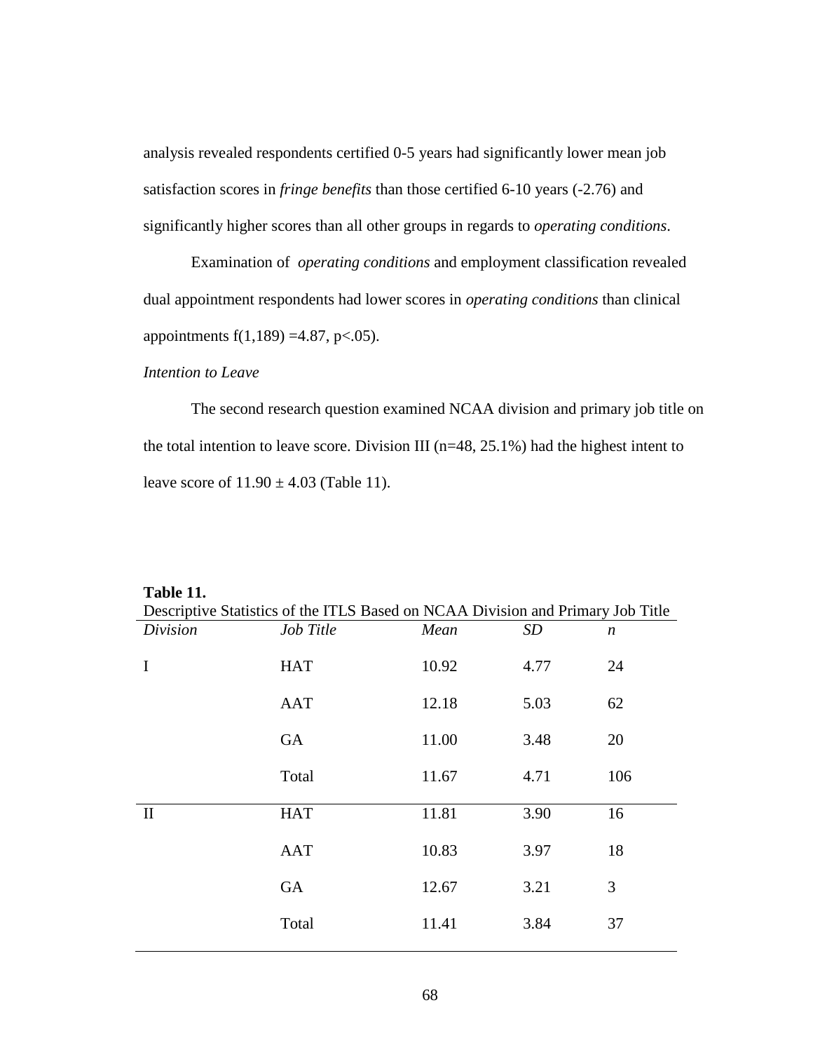analysis revealed respondents certified 0-5 years had significantly lower mean job satisfaction scores in *fringe benefits* than those certified 6-10 years (-2.76) and significantly higher scores than all other groups in regards to *operating conditions*.

Examination of *operating conditions* and employment classification revealed dual appointment respondents had lower scores in *operating conditions* than clinical appointments $f(1,189) = 4.87$, $p < .05$).

*Intention to Leave*

The second research question examined NCAA division and primary job title on the total intention to leave score. Division III (n=48, 25.1%) had the highest intent to leave score of $11.90 \pm 4.03$ (Table 11).

**Table 11.**

Descriptive Statistics of the ITLS Based on NCAA Division and Primary Job Title

| *Division* | *Job Title* | *Mean* | *SD* | *n* |
|---|---|---|---|---|
| I | HAT | 10.92 | 4.77 | 24 |
| | AAT | 12.18 | 5.03 | 62 |
| | GA | 11.00 | 3.48 | 20 |
| | Total | 11.67 | 4.71 | 106 |
| II | HAT | 11.81 | 3.90 | 16 |
| | AAT | 10.83 | 3.97 | 18 |
| | GA | 12.67 | 3.21 | 3 |
| | Total | 11.41 | 3.84 | 37 |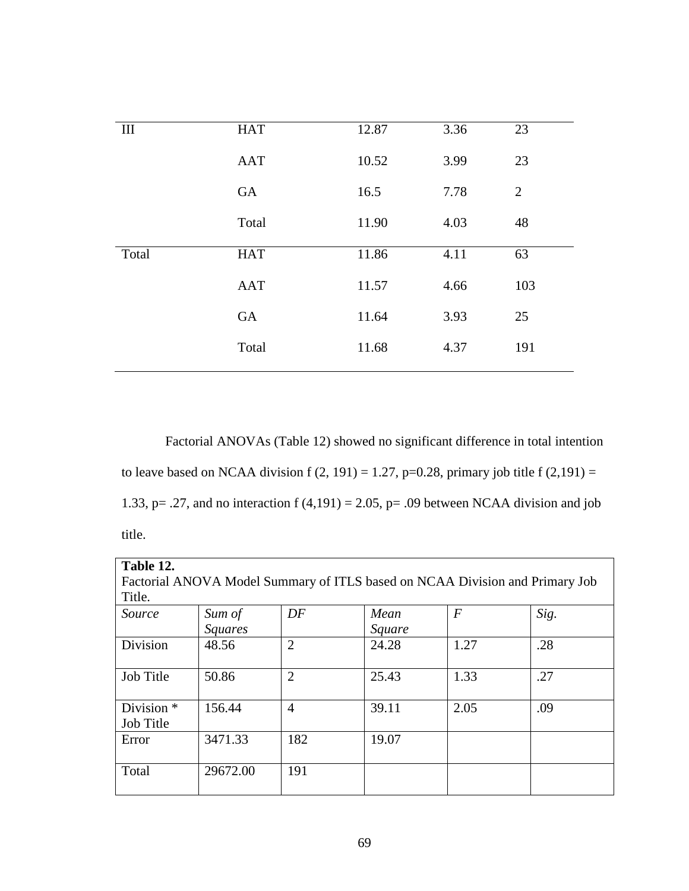| | | | | |
|---|---|---|---|---|
| III | HAT | 12.87 | 3.36 | 23 |
| | AAT | 10.52 | 3.99 | 23 |
| | GA | 16.5 | 7.78 | 2 |
| | Total | 11.90 | 4.03 | 48 |
| Total | HAT | 11.86 | 4.11 | 63 |
| | AAT | 11.57 | 4.66 | 103 |
| | GA | 11.64 | 3.93 | 25 |
| | Total | 11.68 | 4.37 | 191 |

Factorial ANOVAs (Table 12) showed no significant difference in total intention to leave based on NCAA division f (2, 191) = 1.27, p=0.28, primary job title f (2,191) = 1.33, p= .27, and no interaction f (4,191) = 2.05, p= .09 between NCAA division and job title.

**Table 12.**
Factorial ANOVA Model Summary of ITLS based on NCAA Division and Primary Job Title.

| *Source* | *Sum of Squares* | *DF* | *Mean Square* | *F* | *Sig.* |
|---|---|---|---|---|---|
| Division | 48.56 | 2 | 24.28 | 1.27 | .28 |
| Job Title | 50.86 | 2 | 25.43 | 1.33 | .27 |
| Division * Job Title | 156.44 | 4 | 39.11 | 2.05 | .09 |
| Error | 3471.33 | 182 | 19.07 | | |
| Total | 29672.00 | 191 | | | |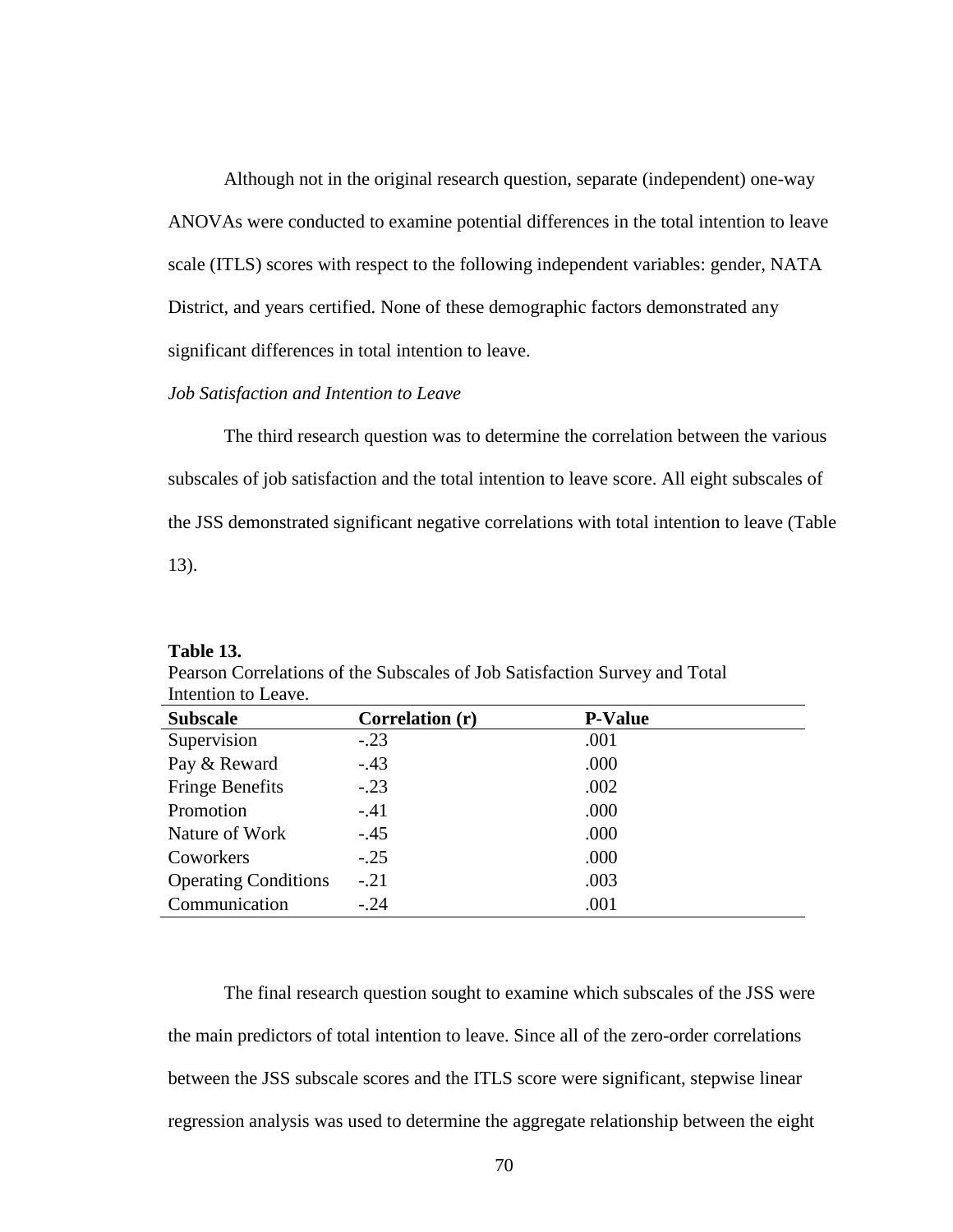Although not in the original research question, separate (independent) one-way ANOVAs were conducted to examine potential differences in the total intention to leave scale (ITLS) scores with respect to the following independent variables: gender, NATA District, and years certified. None of these demographic factors demonstrated any significant differences in total intention to leave.

*Job Satisfaction and Intention to Leave*

The third research question was to determine the correlation between the various subscales of job satisfaction and the total intention to leave score. All eight subscales of the JSS demonstrated significant negative correlations with total intention to leave (Table 13).

**Table 13.**
Pearson Correlations of the Subscales of Job Satisfaction Survey and Total Intention to Leave.

| Subscale | Correlation (r) | P-Value |
|---|---|---|
| Supervision | -.23 | .001 |
| Pay & Reward | -.43 | .000 |
| Fringe Benefits | -.23 | .002 |
| Promotion | -.41 | .000 |
| Nature of Work | -.45 | .000 |
| Coworkers | -.25 | .000 |
| Operating Conditions | -.21 | .003 |
| Communication | -.24 | .001 |

The final research question sought to examine which subscales of the JSS were the main predictors of total intention to leave. Since all of the zero-order correlations between the JSS subscale scores and the ITLS score were significant, stepwise linear regression analysis was used to determine the aggregate relationship between the eight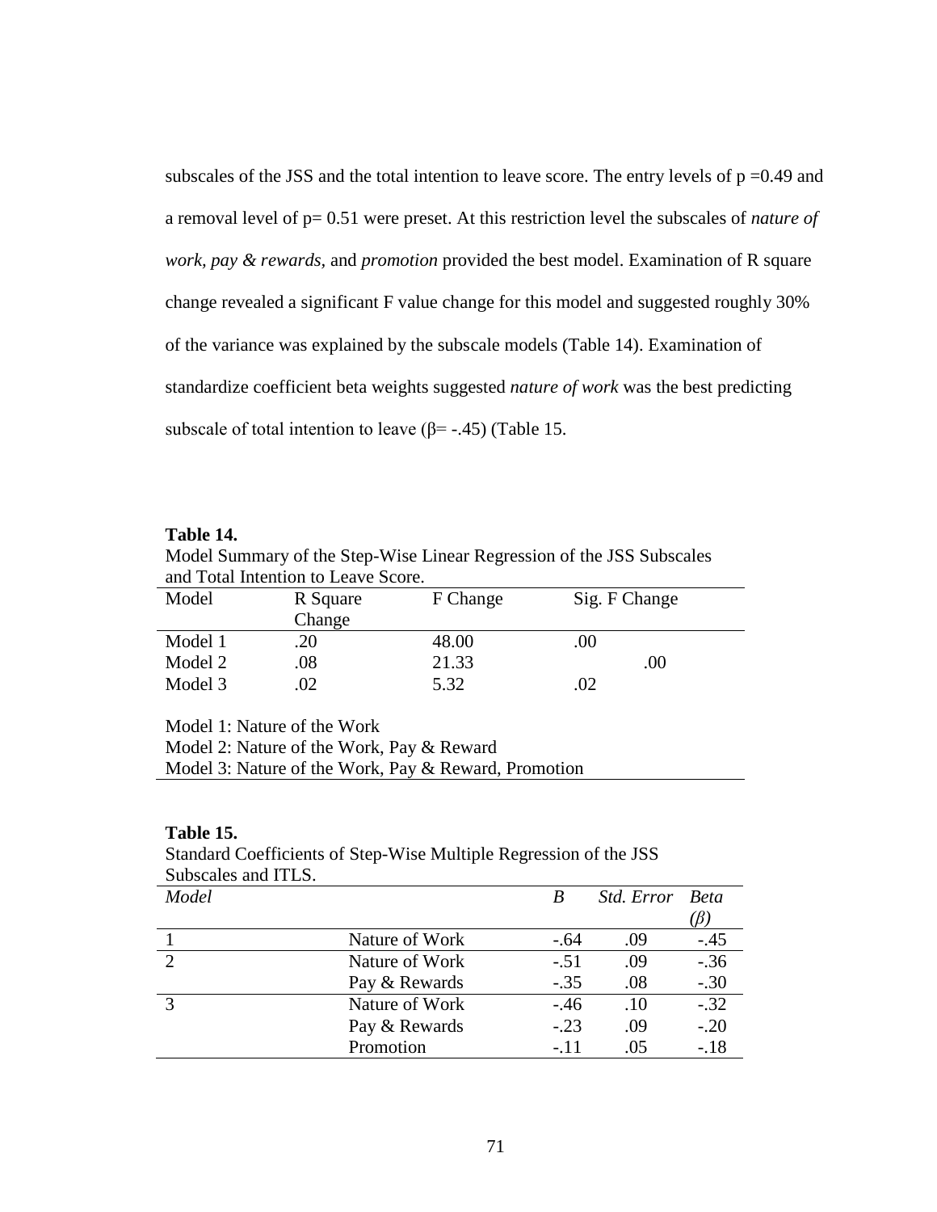subscales of the JSS and the total intention to leave score. The entry levels of p =0.49 and a removal level of p= 0.51 were preset. At this restriction level the subscales of *nature of work, pay & rewards,* and *promotion* provided the best model. Examination of R square change revealed a significant F value change for this model and suggested roughly 30% of the variance was explained by the subscale models (Table 14). Examination of standardize coefficient beta weights suggested *nature of work* was the best predicting subscale of total intention to leave (β= -.45) (Table 15.

**Table 14.**

Model Summary of the Step-Wise Linear Regression of the JSS Subscales and Total Intention to Leave Score.

| Model | R Square Change | F Change | Sig. F Change |
|---|---|---|---|
| Model 1 | .20 | 48.00 | .00 |
| Model 2 | .08 | 21.33 | .00 |
| Model 3 | .02 | 5.32 | .02 |

Model 1: Nature of the Work
Model 2: Nature of the Work, Pay & Reward
Model 3: Nature of the Work, Pay & Reward, Promotion

**Table 15.**

Standard Coefficients of Step-Wise Multiple Regression of the JSS Subscales and ITLS.

| *Model* | | *B* | *Std. Error* | *Beta (β)* |
|---|---|---|---|---|
| 1 | Nature of Work | -.64 | .09 | -.45 |
| 2 | Nature of Work | -.51 | .09 | -.36 |
| | Pay & Rewards | -.35 | .08 | -.30 |
| 3 | Nature of Work | -.46 | .10 | -.32 |
| | Pay & Rewards | -.23 | .09 | -.20 |
| | Promotion | -.11 | .05 | -.18 |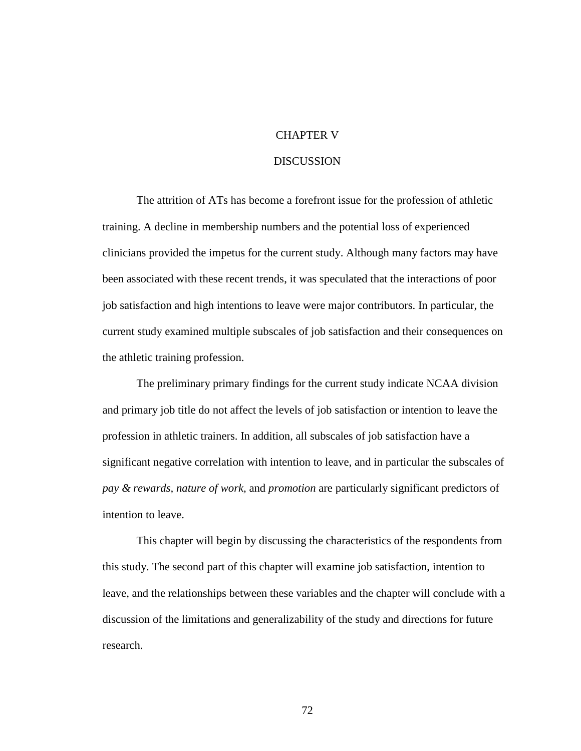# CHAPTER V

# DISCUSSION

The attrition of ATs has become a forefront issue for the profession of athletic training. A decline in membership numbers and the potential loss of experienced clinicians provided the impetus for the current study. Although many factors may have been associated with these recent trends, it was speculated that the interactions of poor job satisfaction and high intentions to leave were major contributors. In particular, the current study examined multiple subscales of job satisfaction and their consequences on the athletic training profession.

The preliminary primary findings for the current study indicate NCAA division and primary job title do not affect the levels of job satisfaction or intention to leave the profession in athletic trainers. In addition, all subscales of job satisfaction have a significant negative correlation with intention to leave, and in particular the subscales of *pay & rewards, nature of work,* and *promotion* are particularly significant predictors of intention to leave.

This chapter will begin by discussing the characteristics of the respondents from this study. The second part of this chapter will examine job satisfaction, intention to leave, and the relationships between these variables and the chapter will conclude with a discussion of the limitations and generalizability of the study and directions for future research.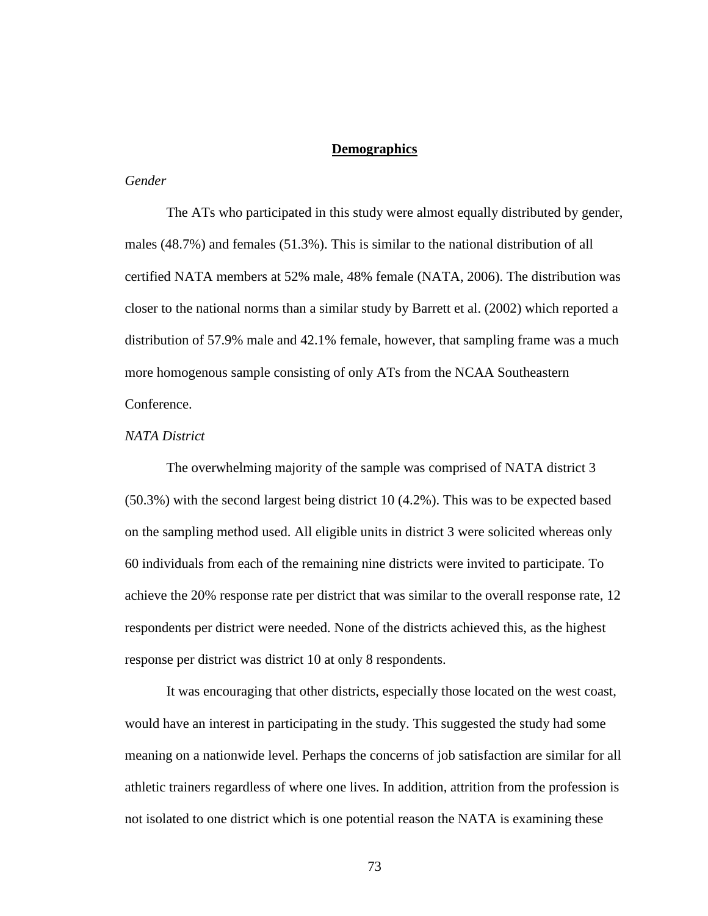## Demographics

*Gender*

The ATs who participated in this study were almost equally distributed by gender, males (48.7%) and females (51.3%). This is similar to the national distribution of all certified NATA members at 52% male, 48% female (NATA, 2006). The distribution was closer to the national norms than a similar study by Barrett et al. (2002) which reported a distribution of 57.9% male and 42.1% female, however, that sampling frame was a much more homogenous sample consisting of only ATs from the NCAA Southeastern Conference.

*NATA District*

The overwhelming majority of the sample was comprised of NATA district 3 (50.3%) with the second largest being district 10 (4.2%). This was to be expected based on the sampling method used. All eligible units in district 3 were solicited whereas only 60 individuals from each of the remaining nine districts were invited to participate. To achieve the 20% response rate per district that was similar to the overall response rate, 12 respondents per district were needed. None of the districts achieved this, as the highest response per district was district 10 at only 8 respondents.

It was encouraging that other districts, especially those located on the west coast, would have an interest in participating in the study. This suggested the study had some meaning on a nationwide level. Perhaps the concerns of job satisfaction are similar for all athletic trainers regardless of where one lives. In addition, attrition from the profession is not isolated to one district which is one potential reason the NATA is examining these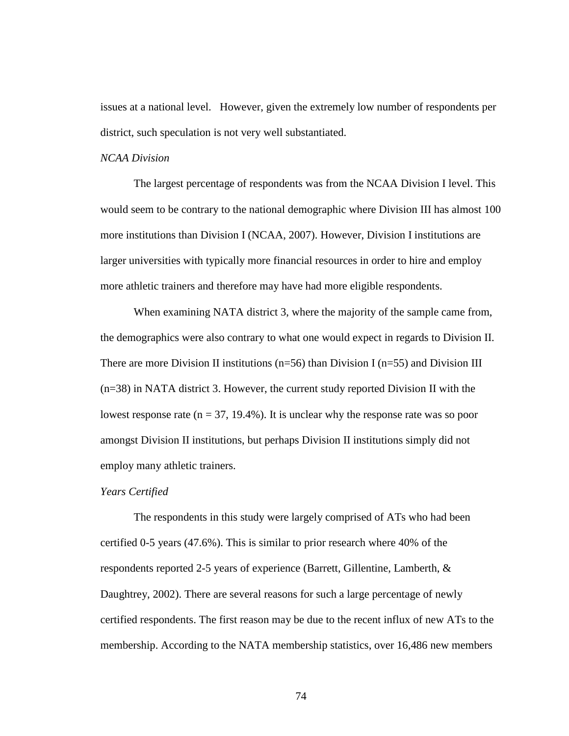issues at a national level. However, given the extremely low number of respondents per district, such speculation is not very well substantiated.

*NCAA Division*

The largest percentage of respondents was from the NCAA Division I level. This would seem to be contrary to the national demographic where Division III has almost 100 more institutions than Division I (NCAA, 2007). However, Division I institutions are larger universities with typically more financial resources in order to hire and employ more athletic trainers and therefore may have had more eligible respondents.

When examining NATA district 3, where the majority of the sample came from, the demographics were also contrary to what one would expect in regards to Division II. There are more Division II institutions (n=56) than Division I (n=55) and Division III (n=38) in NATA district 3. However, the current study reported Division II with the lowest response rate (n = 37, 19.4%). It is unclear why the response rate was so poor amongst Division II institutions, but perhaps Division II institutions simply did not employ many athletic trainers.

*Years Certified*

The respondents in this study were largely comprised of ATs who had been certified 0-5 years (47.6%). This is similar to prior research where 40% of the respondents reported 2-5 years of experience (Barrett, Gillentine, Lamberth, & Daughtrey, 2002). There are several reasons for such a large percentage of newly certified respondents. The first reason may be due to the recent influx of new ATs to the membership. According to the NATA membership statistics, over 16,486 new members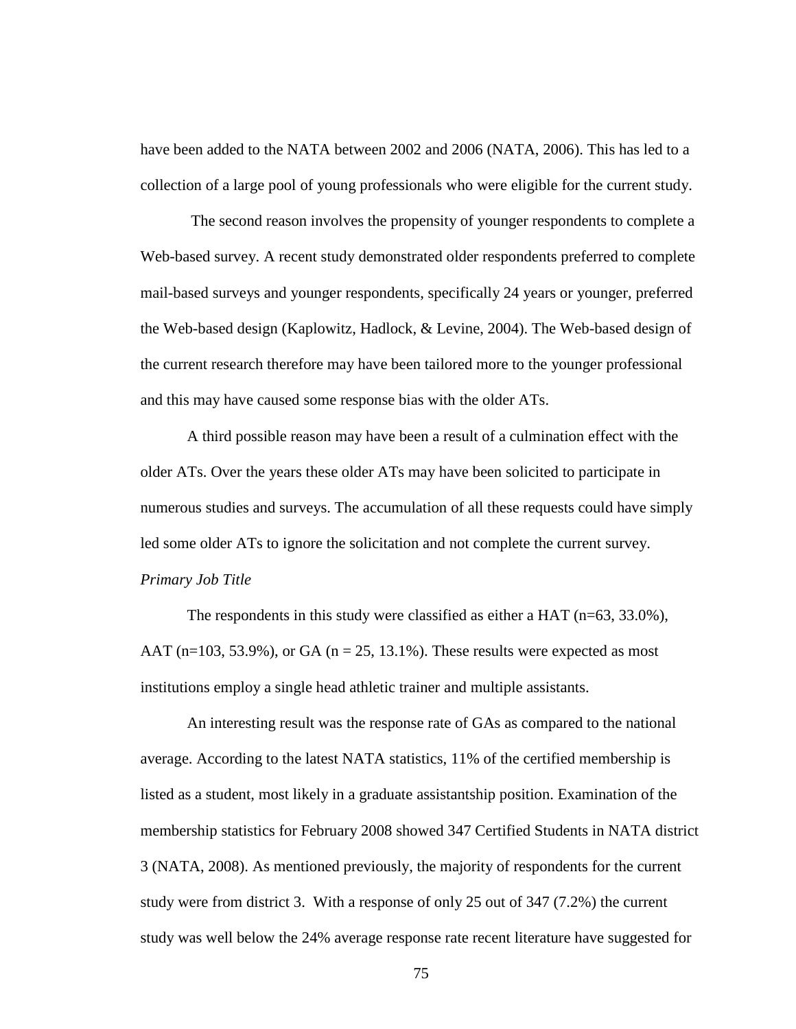have been added to the NATA between 2002 and 2006 (NATA, 2006). This has led to a collection of a large pool of young professionals who were eligible for the current study.

The second reason involves the propensity of younger respondents to complete a Web-based survey. A recent study demonstrated older respondents preferred to complete mail-based surveys and younger respondents, specifically 24 years or younger, preferred the Web-based design (Kaplowitz, Hadlock, & Levine, 2004). The Web-based design of the current research therefore may have been tailored more to the younger professional and this may have caused some response bias with the older ATs.

A third possible reason may have been a result of a culmination effect with the older ATs. Over the years these older ATs may have been solicited to participate in numerous studies and surveys. The accumulation of all these requests could have simply led some older ATs to ignore the solicitation and not complete the current survey.

*Primary Job Title*

The respondents in this study were classified as either a HAT (n=63, 33.0%), AAT (n=103, 53.9%), or GA (n = 25, 13.1%). These results were expected as most institutions employ a single head athletic trainer and multiple assistants.

An interesting result was the response rate of GAs as compared to the national average. According to the latest NATA statistics, 11% of the certified membership is listed as a student, most likely in a graduate assistantship position. Examination of the membership statistics for February 2008 showed 347 Certified Students in NATA district 3 (NATA, 2008). As mentioned previously, the majority of respondents for the current study were from district 3. With a response of only 25 out of 347 (7.2%) the current study was well below the 24% average response rate recent literature have suggested for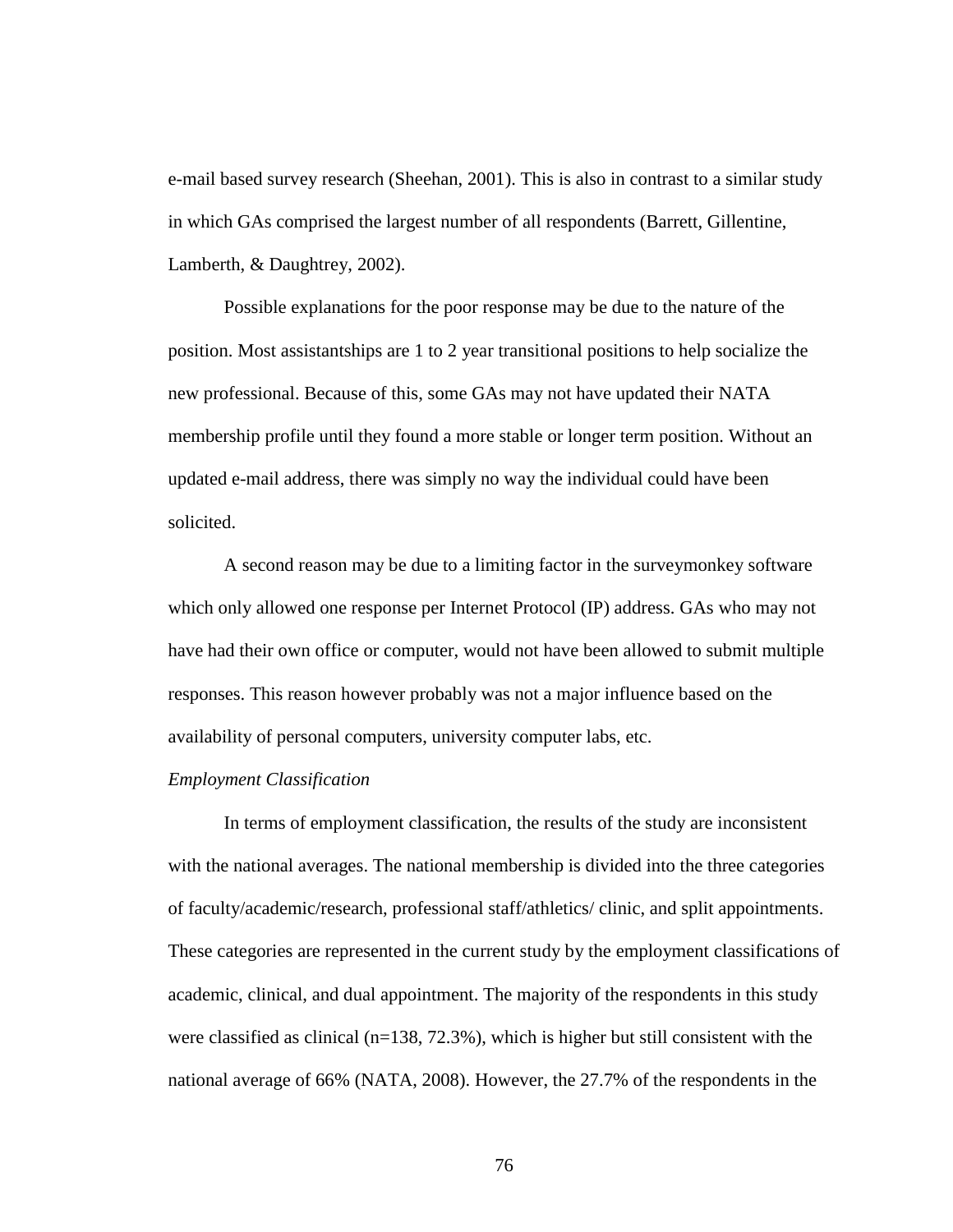e-mail based survey research (Sheehan, 2001). This is also in contrast to a similar study in which GAs comprised the largest number of all respondents (Barrett, Gillentine, Lamberth, & Daughtrey, 2002).

Possible explanations for the poor response may be due to the nature of the position. Most assistantships are 1 to 2 year transitional positions to help socialize the new professional. Because of this, some GAs may not have updated their NATA membership profile until they found a more stable or longer term position. Without an updated e-mail address, there was simply no way the individual could have been solicited.

A second reason may be due to a limiting factor in the surveymonkey software which only allowed one response per Internet Protocol (IP) address. GAs who may not have had their own office or computer, would not have been allowed to submit multiple responses. This reason however probably was not a major influence based on the availability of personal computers, university computer labs, etc.

*Employment Classification*

In terms of employment classification, the results of the study are inconsistent with the national averages. The national membership is divided into the three categories of faculty/academic/research, professional staff/athletics/ clinic, and split appointments. These categories are represented in the current study by the employment classifications of academic, clinical, and dual appointment. The majority of the respondents in this study were classified as clinical (n=138, 72.3%), which is higher but still consistent with the national average of 66% (NATA, 2008). However, the 27.7% of the respondents in the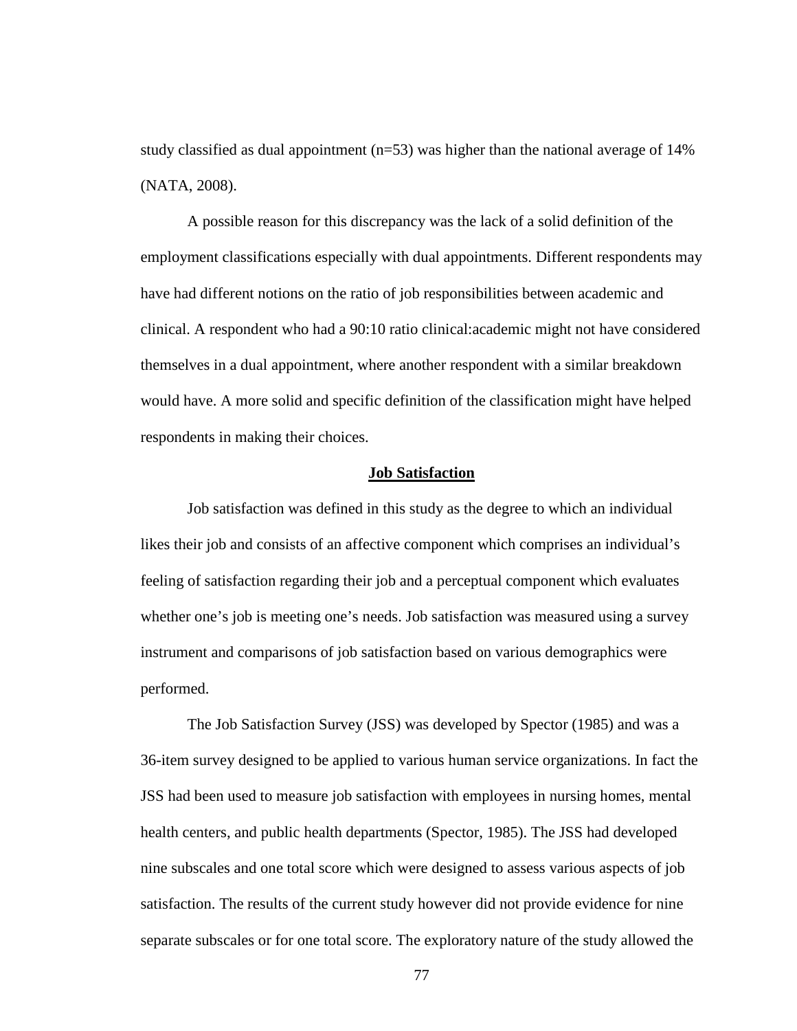study classified as dual appointment (n=53) was higher than the national average of 14% (NATA, 2008).

A possible reason for this discrepancy was the lack of a solid definition of the employment classifications especially with dual appointments. Different respondents may have had different notions on the ratio of job responsibilities between academic and clinical. A respondent who had a 90:10 ratio clinical:academic might not have considered themselves in a dual appointment, where another respondent with a similar breakdown would have. A more solid and specific definition of the classification might have helped respondents in making their choices.

## Job Satisfaction

Job satisfaction was defined in this study as the degree to which an individual likes their job and consists of an affective component which comprises an individual's feeling of satisfaction regarding their job and a perceptual component which evaluates whether one's job is meeting one's needs. Job satisfaction was measured using a survey instrument and comparisons of job satisfaction based on various demographics were performed.

The Job Satisfaction Survey (JSS) was developed by Spector (1985) and was a 36-item survey designed to be applied to various human service organizations. In fact the JSS had been used to measure job satisfaction with employees in nursing homes, mental health centers, and public health departments (Spector, 1985). The JSS had developed nine subscales and one total score which were designed to assess various aspects of job satisfaction. The results of the current study however did not provide evidence for nine separate subscales or for one total score. The exploratory nature of the study allowed the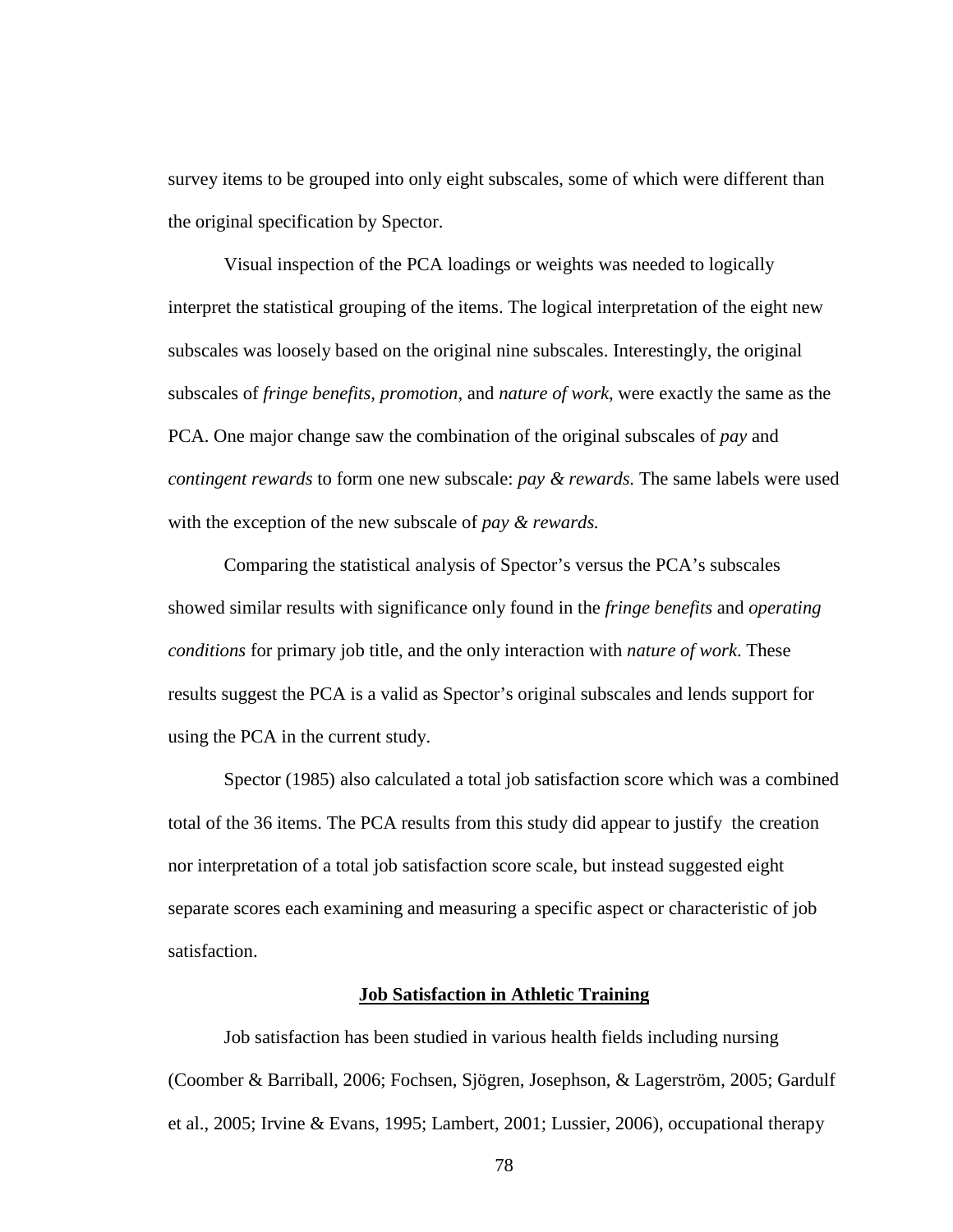survey items to be grouped into only eight subscales, some of which were different than the original specification by Spector.

Visual inspection of the PCA loadings or weights was needed to logically interpret the statistical grouping of the items. The logical interpretation of the eight new subscales was loosely based on the original nine subscales. Interestingly, the original subscales of *fringe benefits*, *promotion*, and *nature of work*, were exactly the same as the PCA. One major change saw the combination of the original subscales of *pay* and *contingent rewards* to form one new subscale: *pay & rewards.* The same labels were used with the exception of the new subscale of *pay & rewards.*

Comparing the statistical analysis of Spector's versus the PCA's subscales showed similar results with significance only found in the *fringe benefits* and *operating conditions* for primary job title, and the only interaction with *nature of work*. These results suggest the PCA is a valid as Spector's original subscales and lends support for using the PCA in the current study.

Spector (1985) also calculated a total job satisfaction score which was a combined total of the 36 items. The PCA results from this study did appear to justify the creation nor interpretation of a total job satisfaction score scale, but instead suggested eight separate scores each examining and measuring a specific aspect or characteristic of job satisfaction.

## Job Satisfaction in Athletic Training

Job satisfaction has been studied in various health fields including nursing (Coomber & Barriball, 2006; Fochsen, Sjögren, Josephson, & Lagerström, 2005; Gardulf et al., 2005; Irvine & Evans, 1995; Lambert, 2001; Lussier, 2006), occupational therapy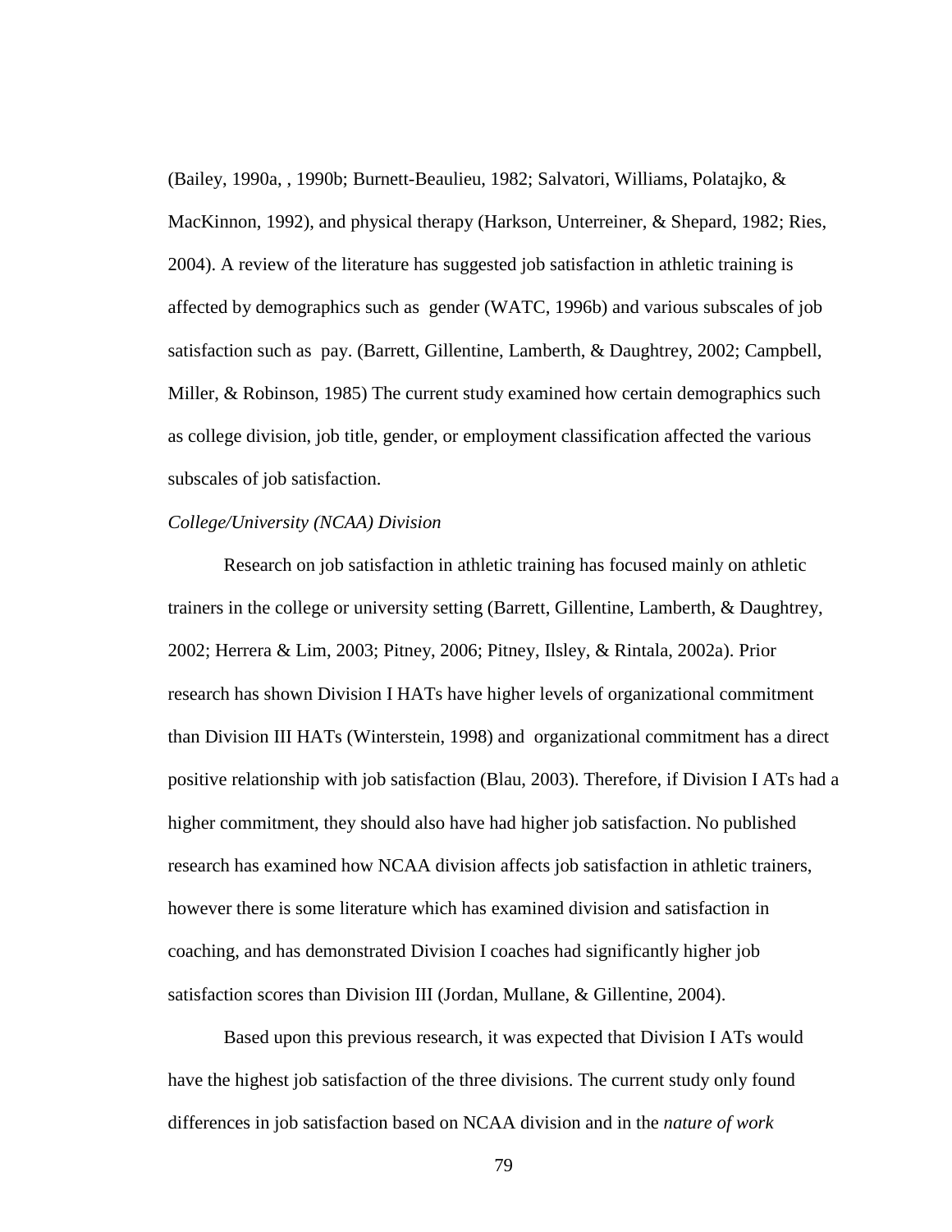(Bailey, 1990a, , 1990b; Burnett-Beaulieu, 1982; Salvatori, Williams, Polatajko, & MacKinnon, 1992), and physical therapy (Harkson, Unterreiner, & Shepard, 1982; Ries, 2004). A review of the literature has suggested job satisfaction in athletic training is affected by demographics such as gender (WATC, 1996b) and various subscales of job satisfaction such as pay. (Barrett, Gillentine, Lamberth, & Daughtrey, 2002; Campbell, Miller, & Robinson, 1985) The current study examined how certain demographics such as college division, job title, gender, or employment classification affected the various subscales of job satisfaction.

*College/University (NCAA) Division*

Research on job satisfaction in athletic training has focused mainly on athletic trainers in the college or university setting (Barrett, Gillentine, Lamberth, & Daughtrey, 2002; Herrera & Lim, 2003; Pitney, 2006; Pitney, Ilsley, & Rintala, 2002a). Prior research has shown Division I HATs have higher levels of organizational commitment than Division III HATs (Winterstein, 1998) and organizational commitment has a direct positive relationship with job satisfaction (Blau, 2003). Therefore, if Division I ATs had a higher commitment, they should also have had higher job satisfaction. No published research has examined how NCAA division affects job satisfaction in athletic trainers, however there is some literature which has examined division and satisfaction in coaching, and has demonstrated Division I coaches had significantly higher job satisfaction scores than Division III (Jordan, Mullane, & Gillentine, 2004).

Based upon this previous research, it was expected that Division I ATs would have the highest job satisfaction of the three divisions. The current study only found differences in job satisfaction based on NCAA division and in the *nature of work*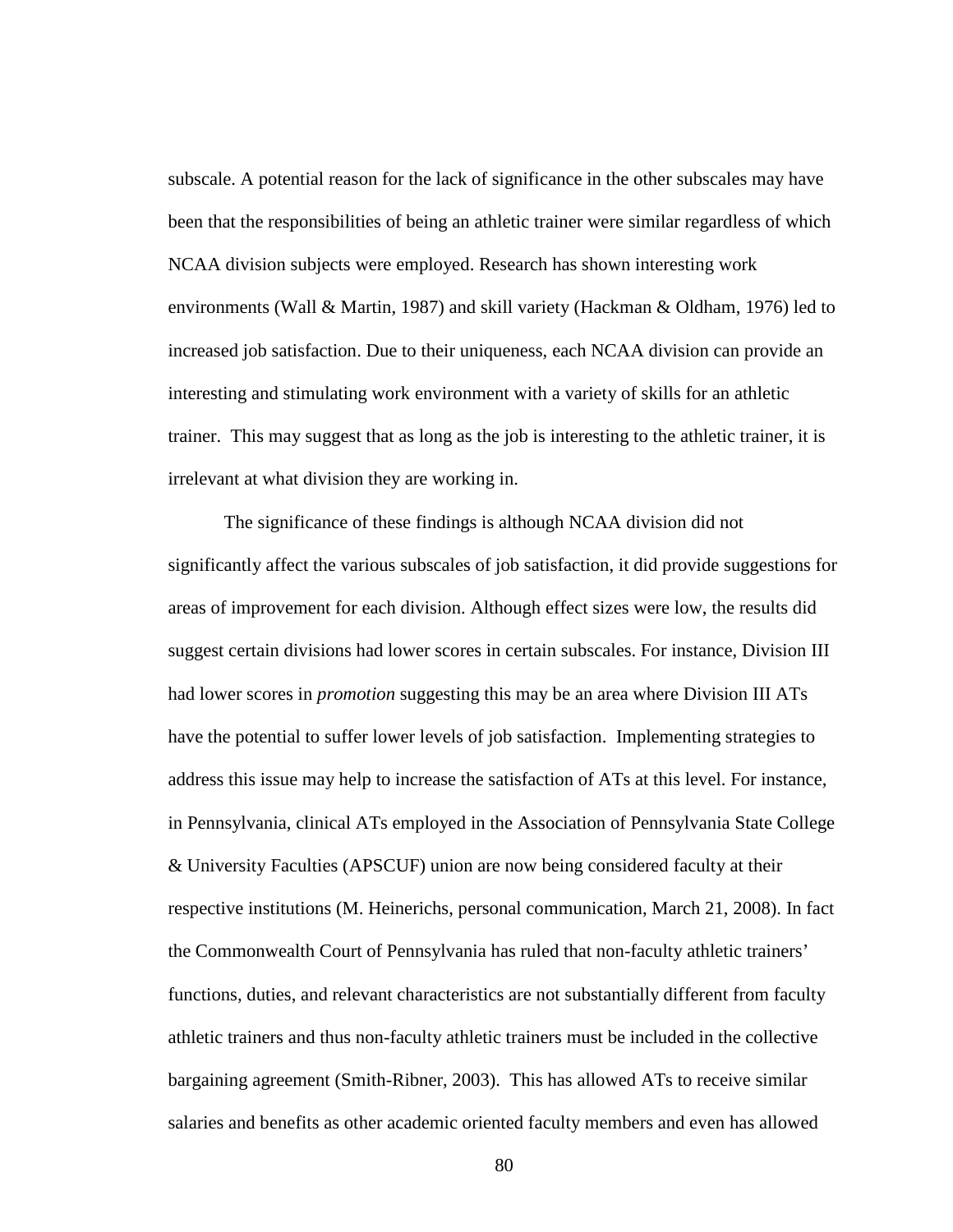subscale. A potential reason for the lack of significance in the other subscales may have been that the responsibilities of being an athletic trainer were similar regardless of which NCAA division subjects were employed. Research has shown interesting work environments (Wall & Martin, 1987) and skill variety (Hackman & Oldham, 1976) led to increased job satisfaction. Due to their uniqueness, each NCAA division can provide an interesting and stimulating work environment with a variety of skills for an athletic trainer. This may suggest that as long as the job is interesting to the athletic trainer, it is irrelevant at what division they are working in.

The significance of these findings is although NCAA division did not significantly affect the various subscales of job satisfaction, it did provide suggestions for areas of improvement for each division. Although effect sizes were low, the results did suggest certain divisions had lower scores in certain subscales. For instance, Division III had lower scores in *promotion* suggesting this may be an area where Division III ATs have the potential to suffer lower levels of job satisfaction. Implementing strategies to address this issue may help to increase the satisfaction of ATs at this level. For instance, in Pennsylvania, clinical ATs employed in the Association of Pennsylvania State College & University Faculties (APSCUF) union are now being considered faculty at their respective institutions (M. Heinerichs, personal communication, March 21, 2008). In fact the Commonwealth Court of Pennsylvania has ruled that non-faculty athletic trainers' functions, duties, and relevant characteristics are not substantially different from faculty athletic trainers and thus non-faculty athletic trainers must be included in the collective bargaining agreement (Smith-Ribner, 2003). This has allowed ATs to receive similar salaries and benefits as other academic oriented faculty members and even has allowed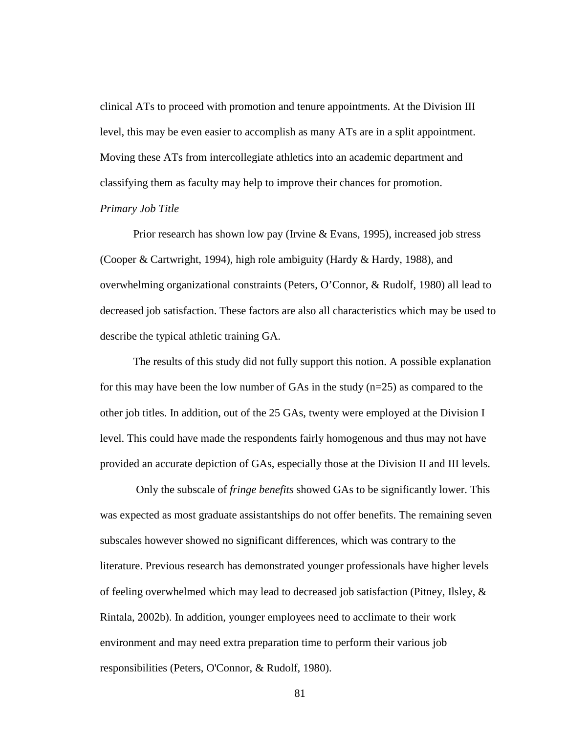clinical ATs to proceed with promotion and tenure appointments. At the Division III level, this may be even easier to accomplish as many ATs are in a split appointment. Moving these ATs from intercollegiate athletics into an academic department and classifying them as faculty may help to improve their chances for promotion.

### *Primary Job Title*

Prior research has shown low pay (Irvine & Evans, 1995), increased job stress (Cooper & Cartwright, 1994), high role ambiguity (Hardy & Hardy, 1988), and overwhelming organizational constraints (Peters, O'Connor, & Rudolf, 1980) all lead to decreased job satisfaction. These factors are also all characteristics which may be used to describe the typical athletic training GA.

The results of this study did not fully support this notion. A possible explanation for this may have been the low number of GAs in the study (n=25) as compared to the other job titles. In addition, out of the 25 GAs, twenty were employed at the Division I level. This could have made the respondents fairly homogenous and thus may not have provided an accurate depiction of GAs, especially those at the Division II and III levels.

Only the subscale of *fringe benefits* showed GAs to be significantly lower. This was expected as most graduate assistantships do not offer benefits. The remaining seven subscales however showed no significant differences, which was contrary to the literature. Previous research has demonstrated younger professionals have higher levels of feeling overwhelmed which may lead to decreased job satisfaction (Pitney, Ilsley, & Rintala, 2002b). In addition, younger employees need to acclimate to their work environment and may need extra preparation time to perform their various job responsibilities (Peters, O'Connor, & Rudolf, 1980).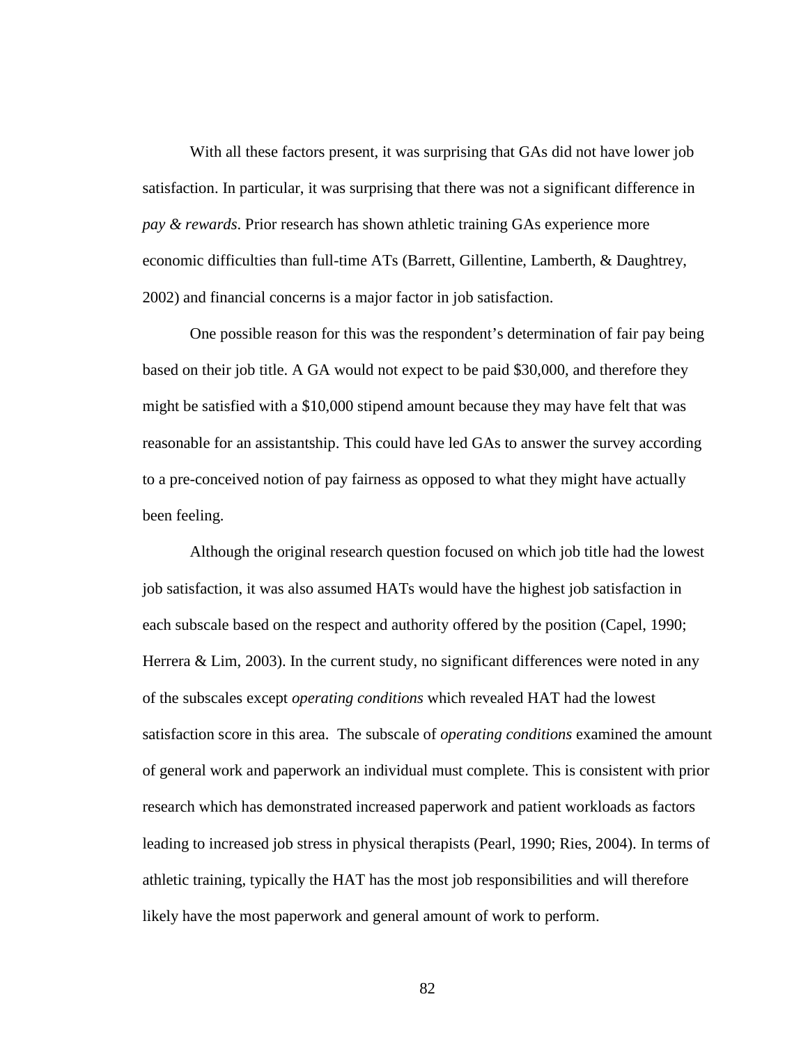With all these factors present, it was surprising that GAs did not have lower job satisfaction. In particular, it was surprising that there was not a significant difference in *pay & rewards*. Prior research has shown athletic training GAs experience more economic difficulties than full-time ATs (Barrett, Gillentine, Lamberth, & Daughtrey, 2002) and financial concerns is a major factor in job satisfaction.

One possible reason for this was the respondent's determination of fair pay being based on their job title. A GA would not expect to be paid $30,000, and therefore they might be satisfied with a $10,000 stipend amount because they may have felt that was reasonable for an assistantship. This could have led GAs to answer the survey according to a pre-conceived notion of pay fairness as opposed to what they might have actually been feeling.

Although the original research question focused on which job title had the lowest job satisfaction, it was also assumed HATs would have the highest job satisfaction in each subscale based on the respect and authority offered by the position (Capel, 1990; Herrera & Lim, 2003). In the current study, no significant differences were noted in any of the subscales except *operating conditions* which revealed HAT had the lowest satisfaction score in this area. The subscale of *operating conditions* examined the amount of general work and paperwork an individual must complete. This is consistent with prior research which has demonstrated increased paperwork and patient workloads as factors leading to increased job stress in physical therapists (Pearl, 1990; Ries, 2004). In terms of athletic training, typically the HAT has the most job responsibilities and will therefore likely have the most paperwork and general amount of work to perform.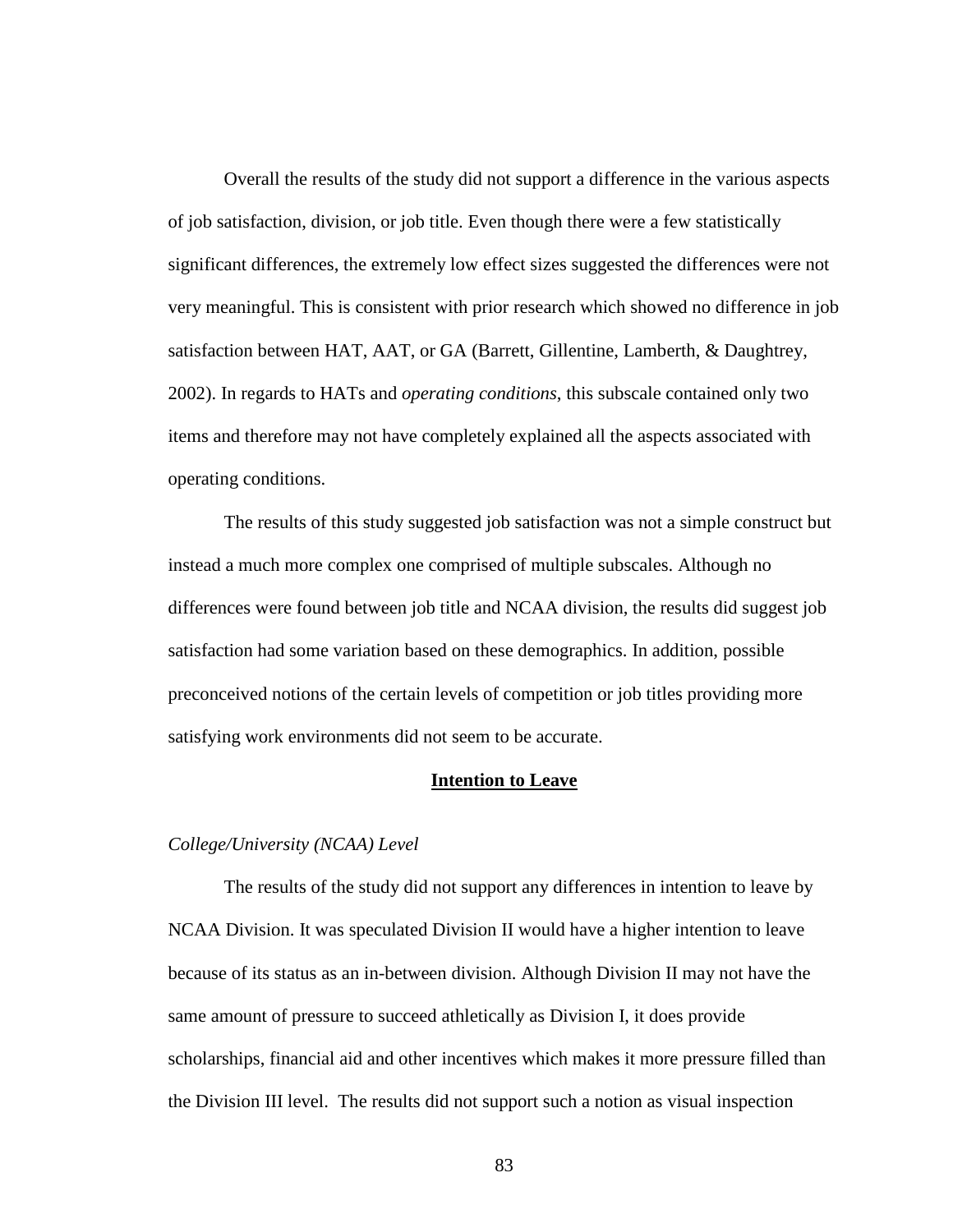Overall the results of the study did not support a difference in the various aspects of job satisfaction, division, or job title. Even though there were a few statistically significant differences, the extremely low effect sizes suggested the differences were not very meaningful. This is consistent with prior research which showed no difference in job satisfaction between HAT, AAT, or GA (Barrett, Gillentine, Lamberth, & Daughtrey, 2002). In regards to HATs and *operating conditions*, this subscale contained only two items and therefore may not have completely explained all the aspects associated with operating conditions.

The results of this study suggested job satisfaction was not a simple construct but instead a much more complex one comprised of multiple subscales. Although no differences were found between job title and NCAA division, the results did suggest job satisfaction had some variation based on these demographics. In addition, possible preconceived notions of the certain levels of competition or job titles providing more satisfying work environments did not seem to be accurate.

## **Intention to Leave**

### *College/University (NCAA) Level*

The results of the study did not support any differences in intention to leave by NCAA Division. It was speculated Division II would have a higher intention to leave because of its status as an in-between division. Although Division II may not have the same amount of pressure to succeed athletically as Division I, it does provide scholarships, financial aid and other incentives which makes it more pressure filled than the Division III level. The results did not support such a notion as visual inspection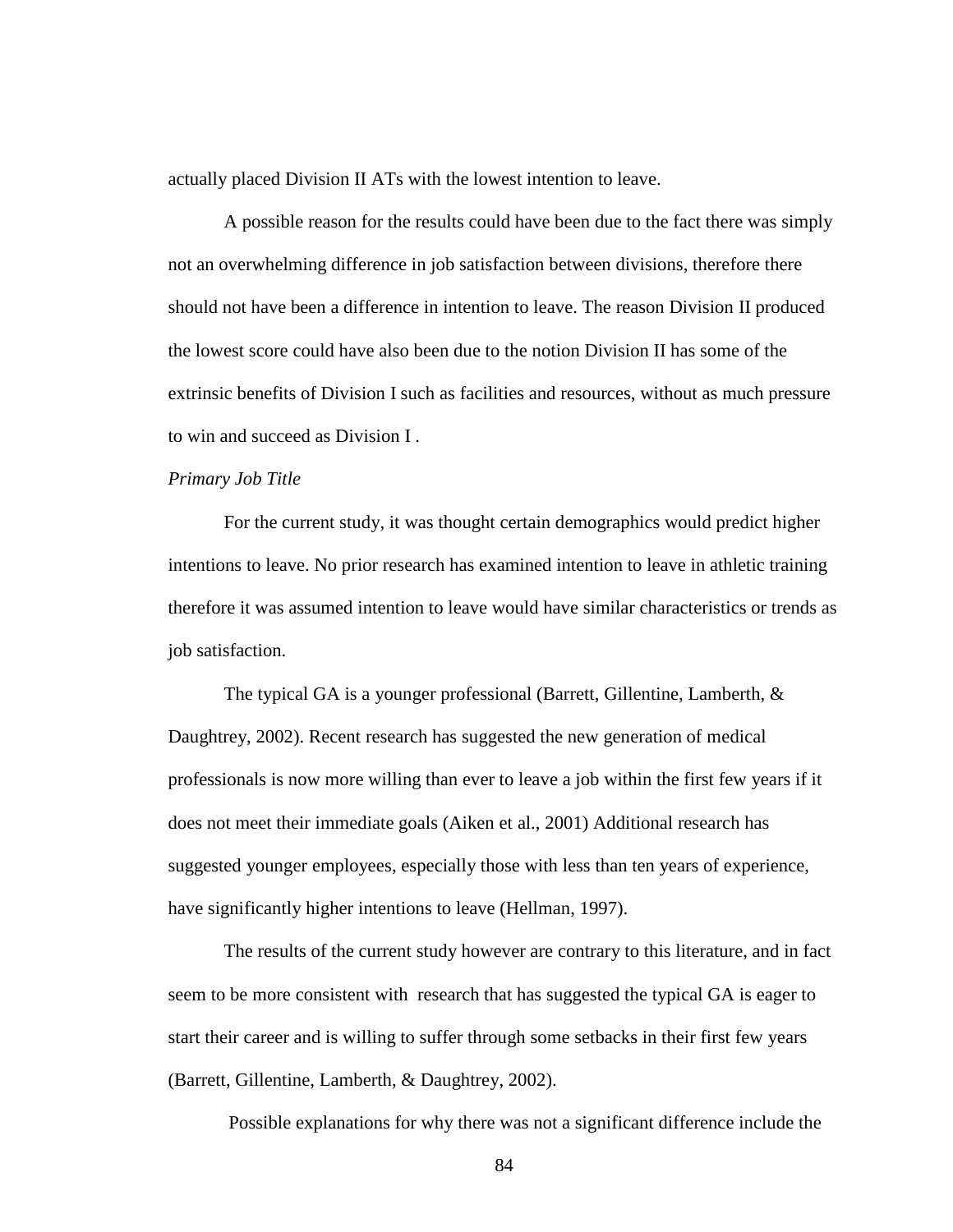actually placed Division II ATs with the lowest intention to leave.

A possible reason for the results could have been due to the fact there was simply not an overwhelming difference in job satisfaction between divisions, therefore there should not have been a difference in intention to leave. The reason Division II produced the lowest score could have also been due to the notion Division II has some of the extrinsic benefits of Division I such as facilities and resources, without as much pressure to win and succeed as Division I .

*Primary Job Title*

For the current study, it was thought certain demographics would predict higher intentions to leave. No prior research has examined intention to leave in athletic training therefore it was assumed intention to leave would have similar characteristics or trends as job satisfaction.

The typical GA is a younger professional (Barrett, Gillentine, Lamberth, & Daughtrey, 2002). Recent research has suggested the new generation of medical professionals is now more willing than ever to leave a job within the first few years if it does not meet their immediate goals (Aiken et al., 2001) Additional research has suggested younger employees, especially those with less than ten years of experience, have significantly higher intentions to leave (Hellman, 1997).

The results of the current study however are contrary to this literature, and in fact seem to be more consistent with research that has suggested the typical GA is eager to start their career and is willing to suffer through some setbacks in their first few years (Barrett, Gillentine, Lamberth, & Daughtrey, 2002).

Possible explanations for why there was not a significant difference include the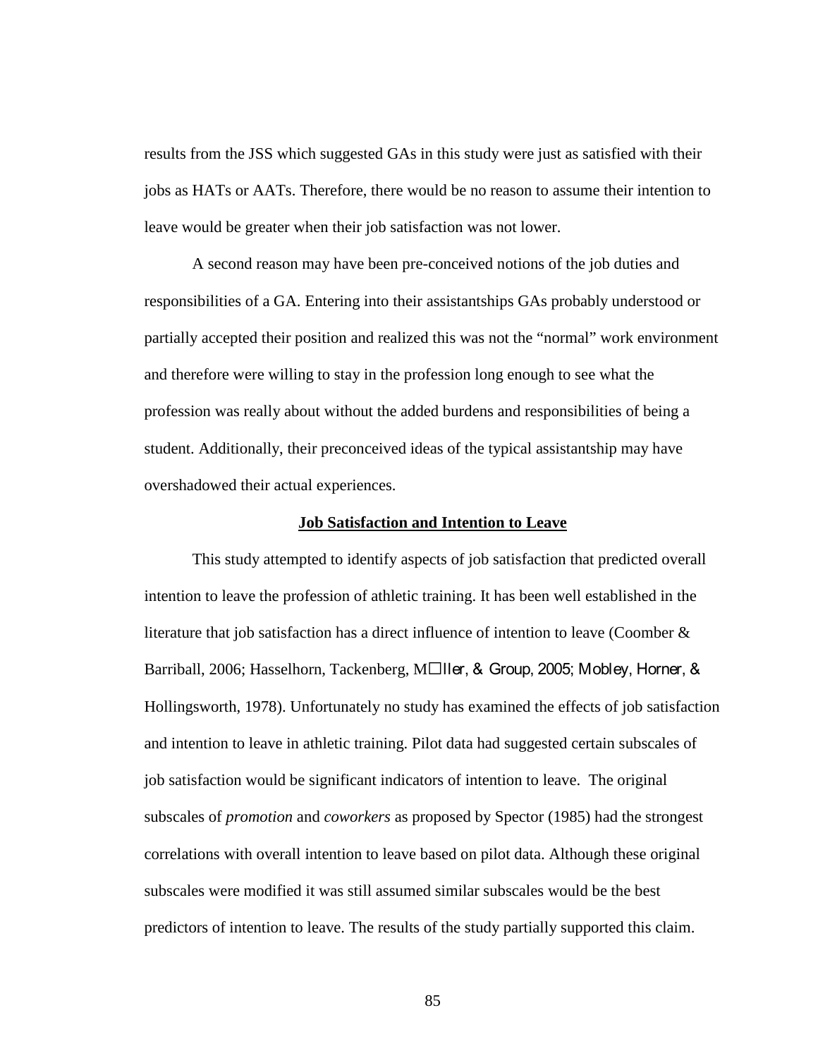results from the JSS which suggested GAs in this study were just as satisfied with their jobs as HATs or AATs. Therefore, there would be no reason to assume their intention to leave would be greater when their job satisfaction was not lower.

A second reason may have been pre-conceived notions of the job duties and responsibilities of a GA. Entering into their assistantships GAs probably understood or partially accepted their position and realized this was not the "normal" work environment and therefore were willing to stay in the profession long enough to see what the profession was really about without the added burdens and responsibilities of being a student. Additionally, their preconceived ideas of the typical assistantship may have overshadowed their actual experiences.

## Job Satisfaction and Intention to Leave

This study attempted to identify aspects of job satisfaction that predicted overall intention to leave the profession of athletic training. It has been well established in the literature that job satisfaction has a direct influence of intention to leave (Coomber & Barriball, 2006; Hasselhorn, Tackenberg, M□ller, & Group, 2005; Mobley, Horner, & Hollingsworth, 1978). Unfortunately no study has examined the effects of job satisfaction and intention to leave in athletic training. Pilot data had suggested certain subscales of job satisfaction would be significant indicators of intention to leave. The original subscales of *promotion* and *coworkers* as proposed by Spector (1985) had the strongest correlations with overall intention to leave based on pilot data. Although these original subscales were modified it was still assumed similar subscales would be the best predictors of intention to leave. The results of the study partially supported this claim.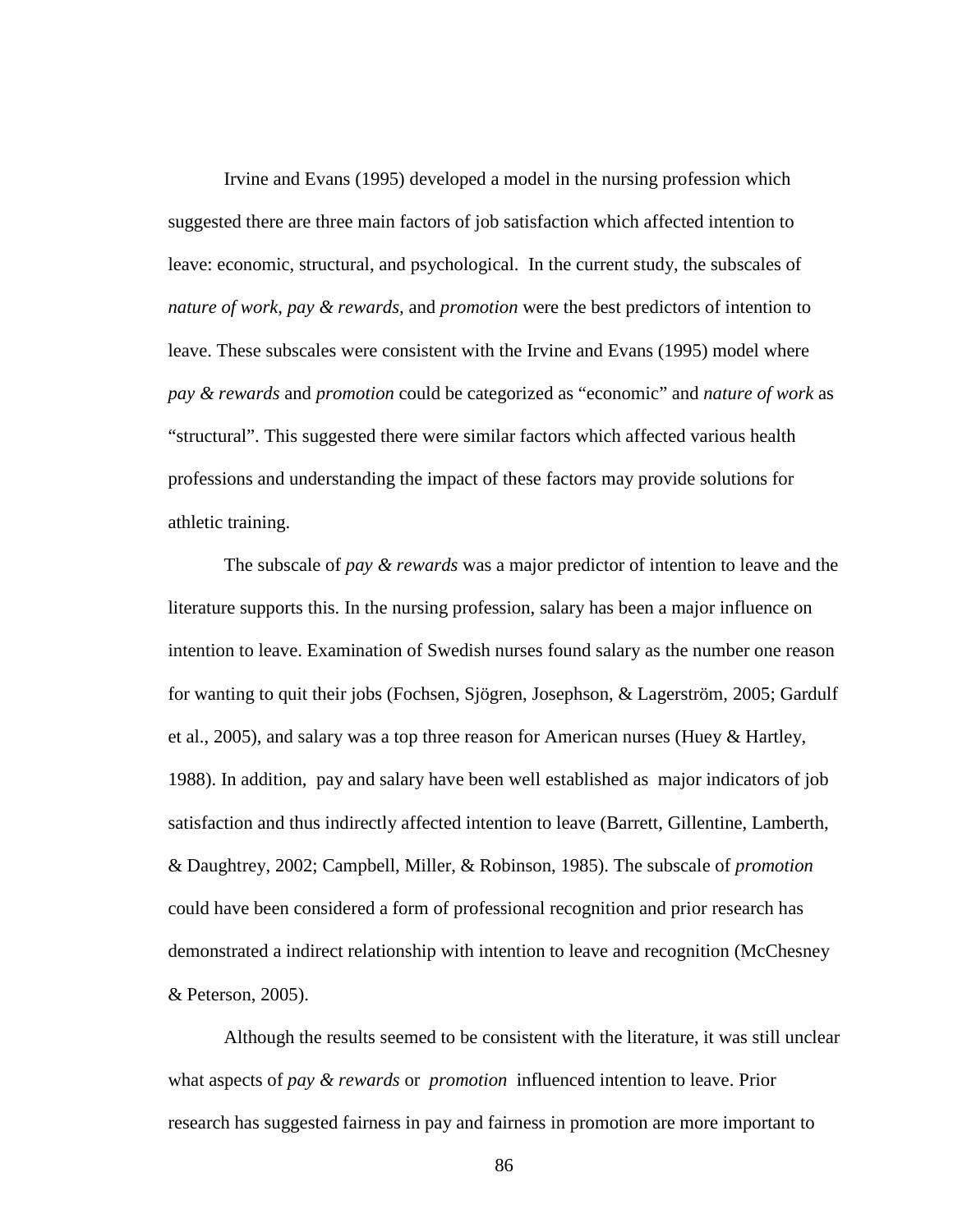Irvine and Evans (1995) developed a model in the nursing profession which suggested there are three main factors of job satisfaction which affected intention to leave: economic, structural, and psychological. In the current study, the subscales of *nature of work, pay & rewards,* and *promotion* were the best predictors of intention to leave. These subscales were consistent with the Irvine and Evans (1995) model where *pay & rewards* and *promotion* could be categorized as "economic" and *nature of work* as "structural". This suggested there were similar factors which affected various health professions and understanding the impact of these factors may provide solutions for athletic training.

The subscale of *pay & rewards* was a major predictor of intention to leave and the literature supports this. In the nursing profession, salary has been a major influence on intention to leave. Examination of Swedish nurses found salary as the number one reason for wanting to quit their jobs (Fochsen, Sjögren, Josephson, & Lagerström, 2005; Gardulf et al., 2005), and salary was a top three reason for American nurses (Huey & Hartley, 1988). In addition, pay and salary have been well established as major indicators of job satisfaction and thus indirectly affected intention to leave (Barrett, Gillentine, Lamberth, & Daughtrey, 2002; Campbell, Miller, & Robinson, 1985). The subscale of *promotion* could have been considered a form of professional recognition and prior research has demonstrated a indirect relationship with intention to leave and recognition (McChesney & Peterson, 2005).

Although the results seemed to be consistent with the literature, it was still unclear what aspects of *pay & rewards* or *promotion* influenced intention to leave. Prior research has suggested fairness in pay and fairness in promotion are more important to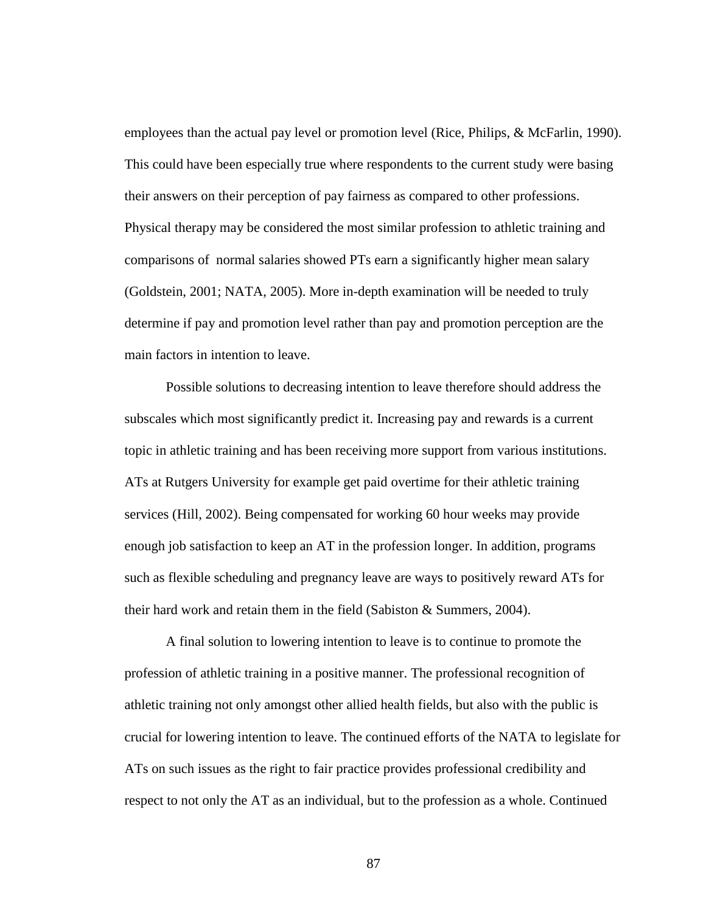employees than the actual pay level or promotion level (Rice, Philips, & McFarlin, 1990). This could have been especially true where respondents to the current study were basing their answers on their perception of pay fairness as compared to other professions. Physical therapy may be considered the most similar profession to athletic training and comparisons of normal salaries showed PTs earn a significantly higher mean salary (Goldstein, 2001; NATA, 2005). More in-depth examination will be needed to truly determine if pay and promotion level rather than pay and promotion perception are the main factors in intention to leave.

Possible solutions to decreasing intention to leave therefore should address the subscales which most significantly predict it. Increasing pay and rewards is a current topic in athletic training and has been receiving more support from various institutions. ATs at Rutgers University for example get paid overtime for their athletic training services (Hill, 2002). Being compensated for working 60 hour weeks may provide enough job satisfaction to keep an AT in the profession longer. In addition, programs such as flexible scheduling and pregnancy leave are ways to positively reward ATs for their hard work and retain them in the field (Sabiston & Summers, 2004).

A final solution to lowering intention to leave is to continue to promote the profession of athletic training in a positive manner. The professional recognition of athletic training not only amongst other allied health fields, but also with the public is crucial for lowering intention to leave. The continued efforts of the NATA to legislate for ATs on such issues as the right to fair practice provides professional credibility and respect to not only the AT as an individual, but to the profession as a whole. Continued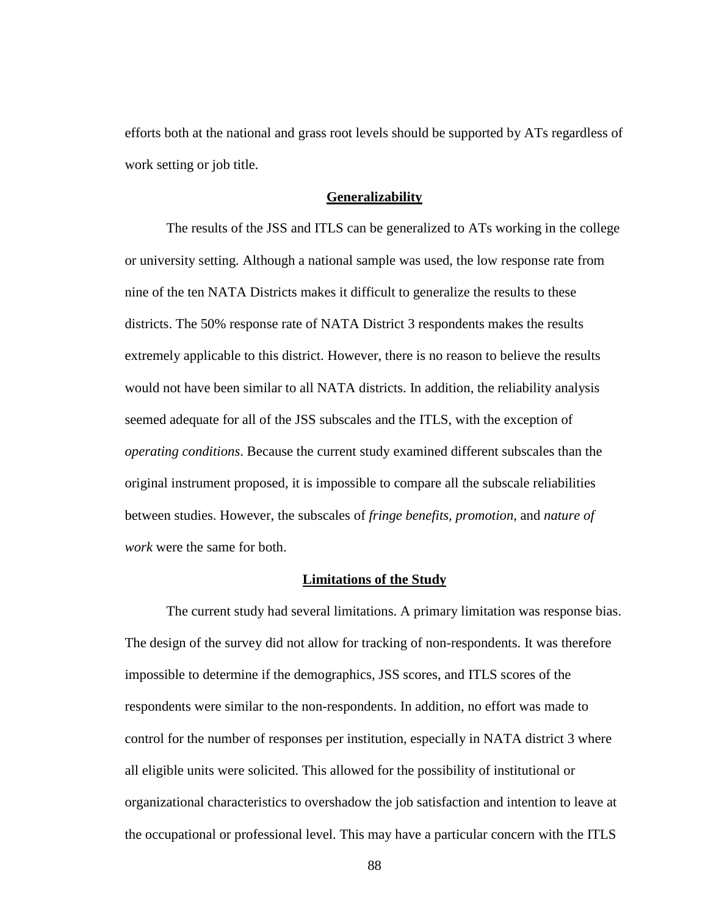efforts both at the national and grass root levels should be supported by ATs regardless of work setting or job title.

## Generalizability

The results of the JSS and ITLS can be generalized to ATs working in the college or university setting. Although a national sample was used, the low response rate from nine of the ten NATA Districts makes it difficult to generalize the results to these districts. The 50% response rate of NATA District 3 respondents makes the results extremely applicable to this district. However, there is no reason to believe the results would not have been similar to all NATA districts. In addition, the reliability analysis seemed adequate for all of the JSS subscales and the ITLS, with the exception of *operating conditions*. Because the current study examined different subscales than the original instrument proposed, it is impossible to compare all the subscale reliabilities between studies. However, the subscales of *fringe benefits*, *promotion*, and *nature of work* were the same for both.

## Limitations of the Study

The current study had several limitations. A primary limitation was response bias. The design of the survey did not allow for tracking of non-respondents. It was therefore impossible to determine if the demographics, JSS scores, and ITLS scores of the respondents were similar to the non-respondents. In addition, no effort was made to control for the number of responses per institution, especially in NATA district 3 where all eligible units were solicited. This allowed for the possibility of institutional or organizational characteristics to overshadow the job satisfaction and intention to leave at the occupational or professional level. This may have a particular concern with the ITLS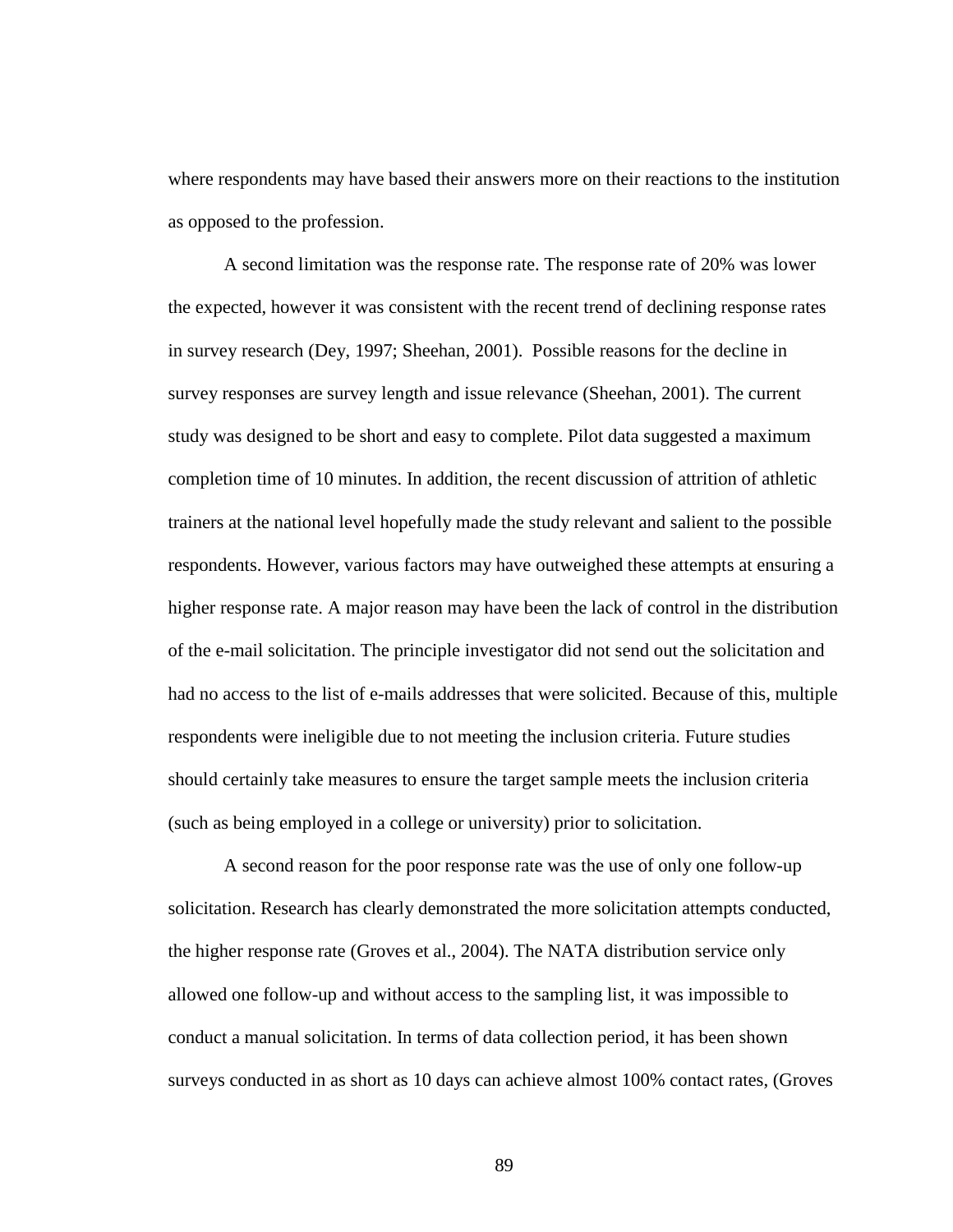where respondents may have based their answers more on their reactions to the institution as opposed to the profession.

A second limitation was the response rate. The response rate of 20% was lower the expected, however it was consistent with the recent trend of declining response rates in survey research (Dey, 1997; Sheehan, 2001). Possible reasons for the decline in survey responses are survey length and issue relevance (Sheehan, 2001). The current study was designed to be short and easy to complete. Pilot data suggested a maximum completion time of 10 minutes. In addition, the recent discussion of attrition of athletic trainers at the national level hopefully made the study relevant and salient to the possible respondents. However, various factors may have outweighed these attempts at ensuring a higher response rate. A major reason may have been the lack of control in the distribution of the e-mail solicitation. The principle investigator did not send out the solicitation and had no access to the list of e-mails addresses that were solicited. Because of this, multiple respondents were ineligible due to not meeting the inclusion criteria. Future studies should certainly take measures to ensure the target sample meets the inclusion criteria (such as being employed in a college or university) prior to solicitation.

A second reason for the poor response rate was the use of only one follow-up solicitation. Research has clearly demonstrated the more solicitation attempts conducted, the higher response rate (Groves et al., 2004). The NATA distribution service only allowed one follow-up and without access to the sampling list, it was impossible to conduct a manual solicitation. In terms of data collection period, it has been shown surveys conducted in as short as 10 days can achieve almost 100% contact rates, (Groves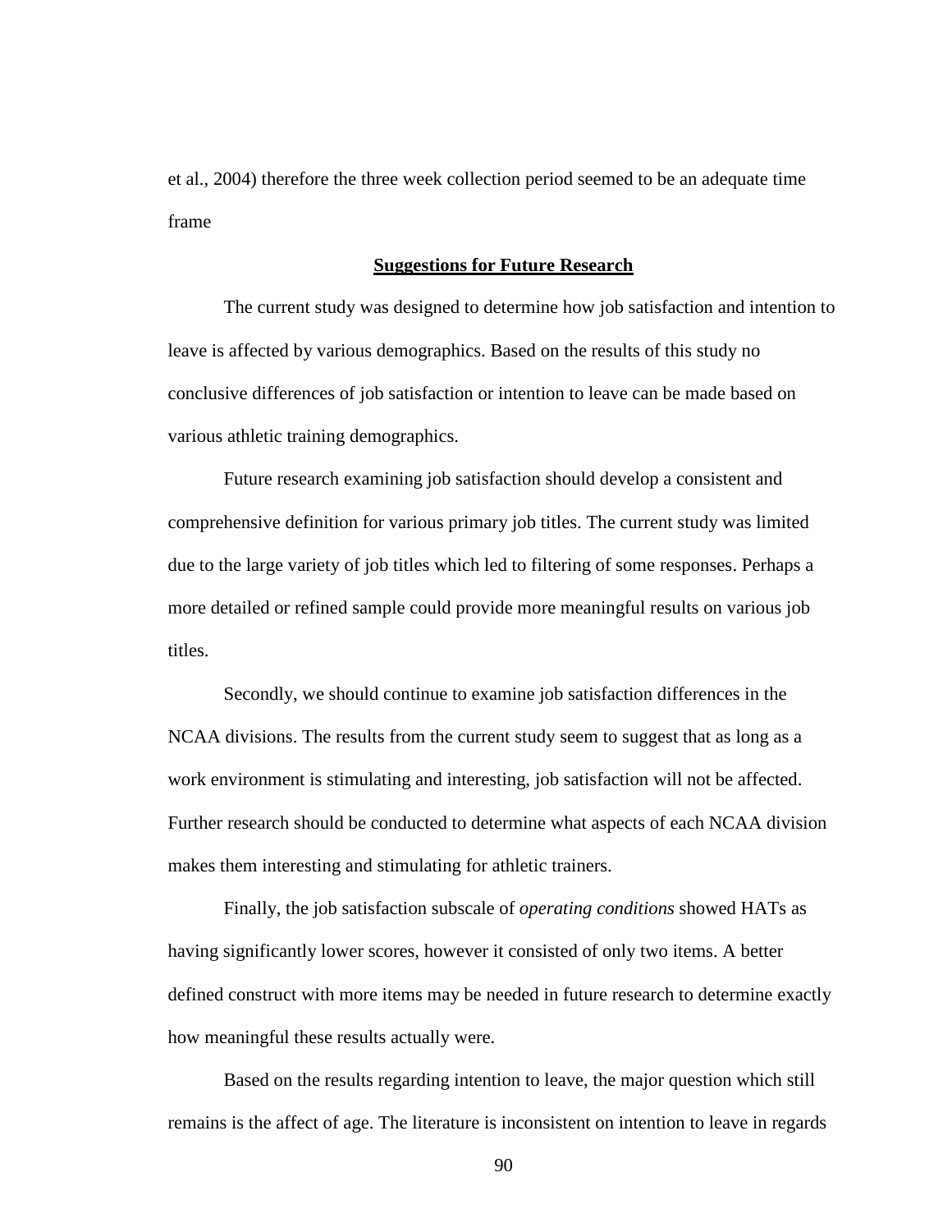et al., 2004) therefore the three week collection period seemed to be an adequate time frame

## Suggestions for Future Research

The current study was designed to determine how job satisfaction and intention to leave is affected by various demographics. Based on the results of this study no conclusive differences of job satisfaction or intention to leave can be made based on various athletic training demographics.

Future research examining job satisfaction should develop a consistent and comprehensive definition for various primary job titles. The current study was limited due to the large variety of job titles which led to filtering of some responses. Perhaps a more detailed or refined sample could provide more meaningful results on various job titles.

Secondly, we should continue to examine job satisfaction differences in the NCAA divisions. The results from the current study seem to suggest that as long as a work environment is stimulating and interesting, job satisfaction will not be affected. Further research should be conducted to determine what aspects of each NCAA division makes them interesting and stimulating for athletic trainers.

Finally, the job satisfaction subscale of *operating conditions* showed HATs as having significantly lower scores, however it consisted of only two items. A better defined construct with more items may be needed in future research to determine exactly how meaningful these results actually were.

Based on the results regarding intention to leave, the major question which still remains is the affect of age. The literature is inconsistent on intention to leave in regards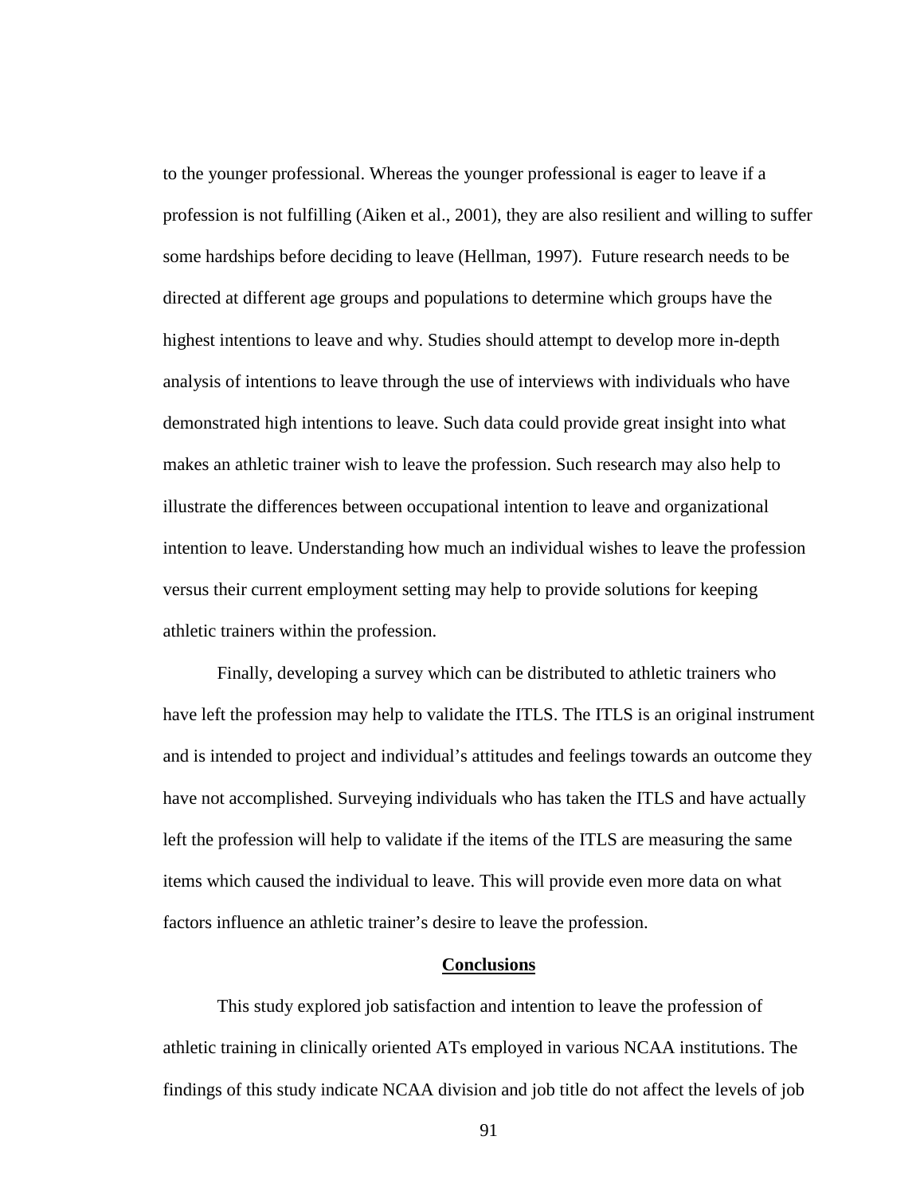to the younger professional. Whereas the younger professional is eager to leave if a profession is not fulfilling (Aiken et al., 2001), they are also resilient and willing to suffer some hardships before deciding to leave (Hellman, 1997). Future research needs to be directed at different age groups and populations to determine which groups have the highest intentions to leave and why. Studies should attempt to develop more in-depth analysis of intentions to leave through the use of interviews with individuals who have demonstrated high intentions to leave. Such data could provide great insight into what makes an athletic trainer wish to leave the profession. Such research may also help to illustrate the differences between occupational intention to leave and organizational intention to leave. Understanding how much an individual wishes to leave the profession versus their current employment setting may help to provide solutions for keeping athletic trainers within the profession.

Finally, developing a survey which can be distributed to athletic trainers who have left the profession may help to validate the ITLS. The ITLS is an original instrument and is intended to project and individual's attitudes and feelings towards an outcome they have not accomplished. Surveying individuals who has taken the ITLS and have actually left the profession will help to validate if the items of the ITLS are measuring the same items which caused the individual to leave. This will provide even more data on what factors influence an athletic trainer's desire to leave the profession.

## Conclusions

This study explored job satisfaction and intention to leave the profession of athletic training in clinically oriented ATs employed in various NCAA institutions. The findings of this study indicate NCAA division and job title do not affect the levels of job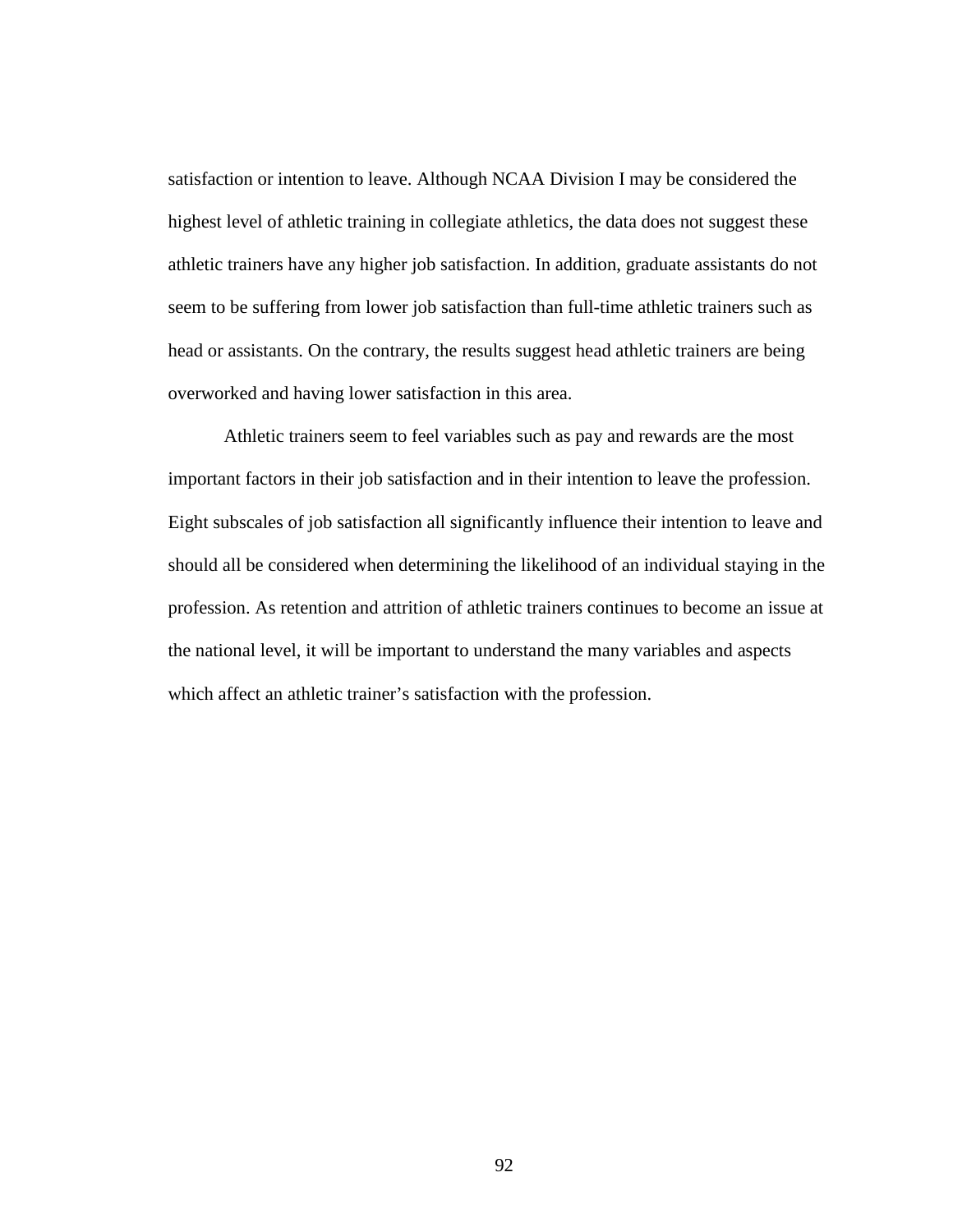satisfaction or intention to leave. Although NCAA Division I may be considered the highest level of athletic training in collegiate athletics, the data does not suggest these athletic trainers have any higher job satisfaction. In addition, graduate assistants do not seem to be suffering from lower job satisfaction than full-time athletic trainers such as head or assistants. On the contrary, the results suggest head athletic trainers are being overworked and having lower satisfaction in this area.

Athletic trainers seem to feel variables such as pay and rewards are the most important factors in their job satisfaction and in their intention to leave the profession. Eight subscales of job satisfaction all significantly influence their intention to leave and should all be considered when determining the likelihood of an individual staying in the profession. As retention and attrition of athletic trainers continues to become an issue at the national level, it will be important to understand the many variables and aspects which affect an athletic trainer's satisfaction with the profession.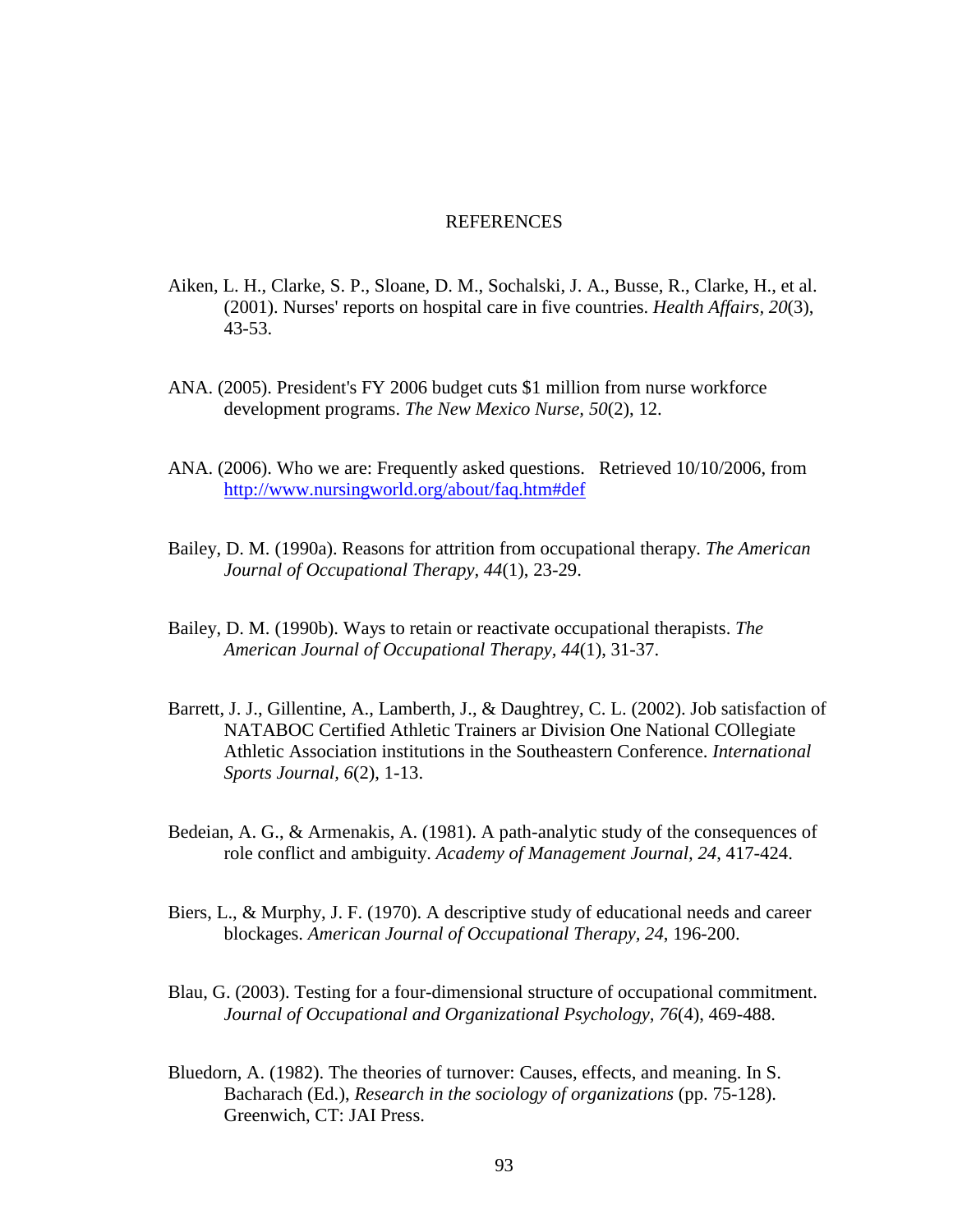# REFERENCES

Aiken, L. H., Clarke, S. P., Sloane, D. M., Sochalski, J. A., Busse, R., Clarke, H., et al. (2001). Nurses' reports on hospital care in five countries. *Health Affairs, 20*(3), 43-53.

ANA. (2005). President's FY 2006 budget cuts $1 million from nurse workforce development programs. *The New Mexico Nurse, 50*(2), 12.

ANA. (2006). Who we are: Frequently asked questions. Retrieved 10/10/2006, from http://www.nursingworld.org/about/faq.htm#def

Bailey, D. M. (1990a). Reasons for attrition from occupational therapy. *The American Journal of Occupational Therapy, 44*(1), 23-29.

Bailey, D. M. (1990b). Ways to retain or reactivate occupational therapists. *The American Journal of Occupational Therapy, 44*(1), 31-37.

Barrett, J. J., Gillentine, A., Lamberth, J., & Daughtrey, C. L. (2002). Job satisfaction of NATABOC Certified Athletic Trainers ar Division One National COllegiate Athletic Association institutions in the Southeastern Conference. *International Sports Journal, 6*(2), 1-13.

Bedeian, A. G., & Armenakis, A. (1981). A path-analytic study of the consequences of role conflict and ambiguity. *Academy of Management Journal, 24*, 417-424.

Biers, L., & Murphy, J. F. (1970). A descriptive study of educational needs and career blockages. *American Journal of Occupational Therapy, 24*, 196-200.

Blau, G. (2003). Testing for a four-dimensional structure of occupational commitment. *Journal of Occupational and Organizational Psychology, 76*(4), 469-488.

Bluedorn, A. (1982). The theories of turnover: Causes, effects, and meaning. In S. Bacharach (Ed.), *Research in the sociology of organizations* (pp. 75-128). Greenwich, CT: JAI Press.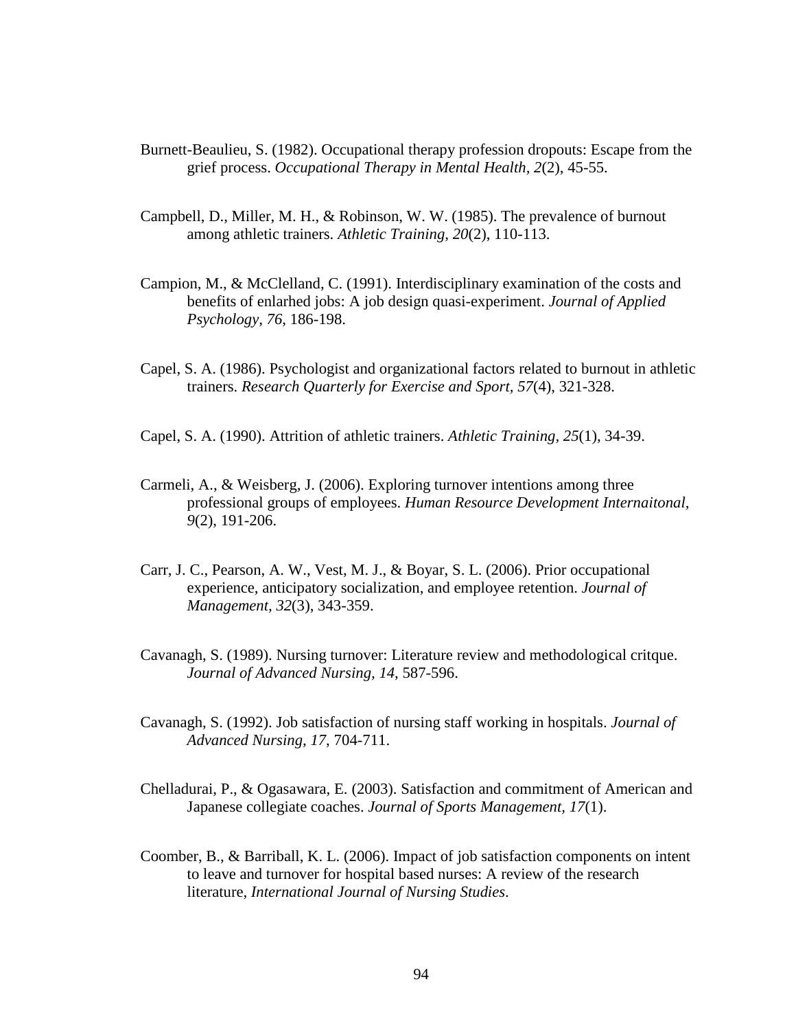Burnett-Beaulieu, S. (1982). Occupational therapy profession dropouts: Escape from the grief process. *Occupational Therapy in Mental Health, 2*(2), 45-55.

Campbell, D., Miller, M. H., & Robinson, W. W. (1985). The prevalence of burnout among athletic trainers. *Athletic Training, 20*(2), 110-113.

Campion, M., & McClelland, C. (1991). Interdisciplinary examination of the costs and benefits of enlarhed jobs: A job design quasi-experiment. *Journal of Applied Psychology, 76*, 186-198.

Capel, S. A. (1986). Psychologist and organizational factors related to burnout in athletic trainers. *Research Quarterly for Exercise and Sport, 57*(4), 321-328.

Capel, S. A. (1990). Attrition of athletic trainers. *Athletic Training, 25*(1), 34-39.

Carmeli, A., & Weisberg, J. (2006). Exploring turnover intentions among three professional groups of employees. *Human Resource Development Internaitonal, 9*(2), 191-206.

Carr, J. C., Pearson, A. W., Vest, M. J., & Boyar, S. L. (2006). Prior occupational experience, anticipatory socialization, and employee retention. *Journal of Management, 32*(3), 343-359.

Cavanagh, S. (1989). Nursing turnover: Literature review and methodological critque. *Journal of Advanced Nursing, 14*, 587-596.

Cavanagh, S. (1992). Job satisfaction of nursing staff working in hospitals. *Journal of Advanced Nursing, 17*, 704-711.

Chelladurai, P., & Ogasawara, E. (2003). Satisfaction and commitment of American and Japanese collegiate coaches. *Journal of Sports Management, 17*(1).

Coomber, B., & Barriball, K. L. (2006). Impact of job satisfaction components on intent to leave and turnover for hospital based nurses: A review of the research literature, *International Journal of Nursing Studies*.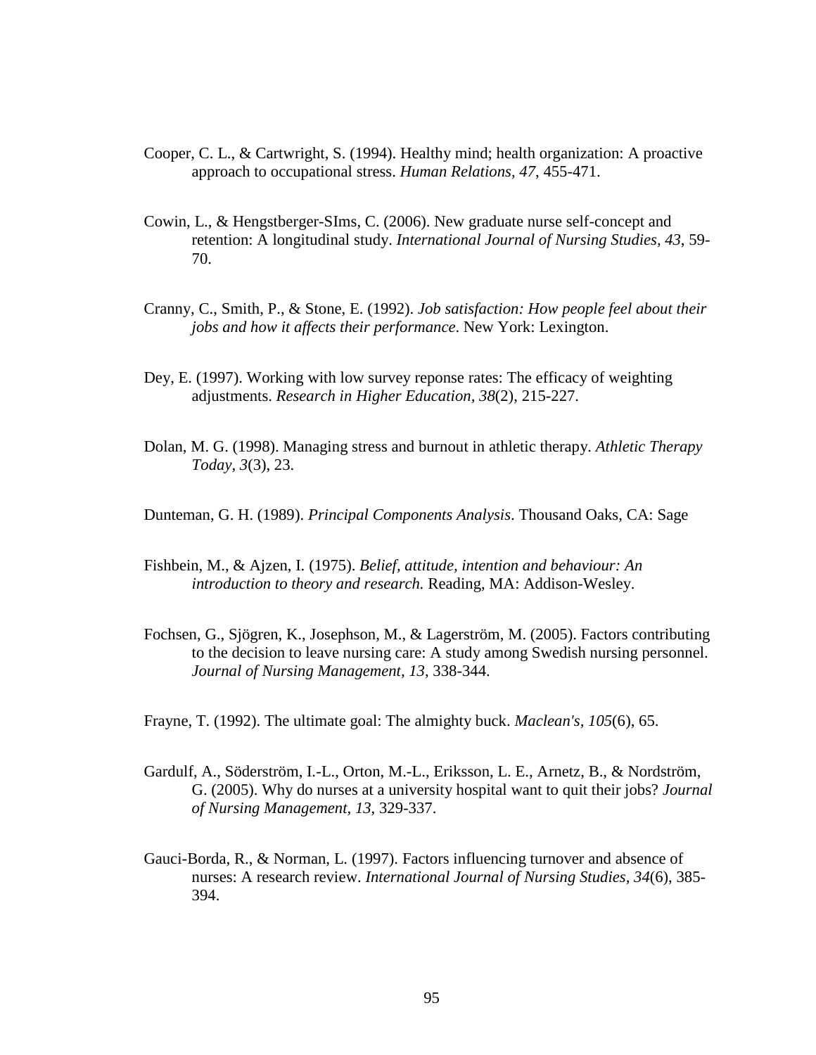Cooper, C. L., & Cartwright, S. (1994). Healthy mind; health organization: A proactive approach to occupational stress. *Human Relations*, *47*, 455-471.

Cowin, L., & Hengstberger-SIms, C. (2006). New graduate nurse self-concept and retention: A longitudinal study. *International Journal of Nursing Studies*, *43*, 59-70.

Cranny, C., Smith, P., & Stone, E. (1992). *Job satisfaction: How people feel about their jobs and how it affects their performance*. New York: Lexington.

Dey, E. (1997). Working with low survey reponse rates: The efficacy of weighting adjustments. *Research in Higher Education, 38*(2), 215-227.

Dolan, M. G. (1998). Managing stress and burnout in athletic therapy. *Athletic Therapy Today, 3*(3), 23.

Dunteman, G. H. (1989). *Principal Components Analysis*. Thousand Oaks, CA: Sage

Fishbein, M., & Ajzen, I. (1975). *Belief, attitude, intention and behaviour: An introduction to theory and research.* Reading, MA: Addison-Wesley.

Fochsen, G., Sjögren, K., Josephson, M., & Lagerström, M. (2005). Factors contributing to the decision to leave nursing care: A study among Swedish nursing personnel. *Journal of Nursing Management, 13*, 338-344.

Frayne, T. (1992). The ultimate goal: The almighty buck. *Maclean's, 105*(6), 65.

Gardulf, A., Söderström, I.-L., Orton, M.-L., Eriksson, L. E., Arnetz, B., & Nordström, G. (2005). Why do nurses at a university hospital want to quit their jobs? *Journal of Nursing Management, 13*, 329-337.

Gauci-Borda, R., & Norman, L. (1997). Factors influencing turnover and absence of nurses: A research review. *International Journal of Nursing Studies, 34*(6), 385-394.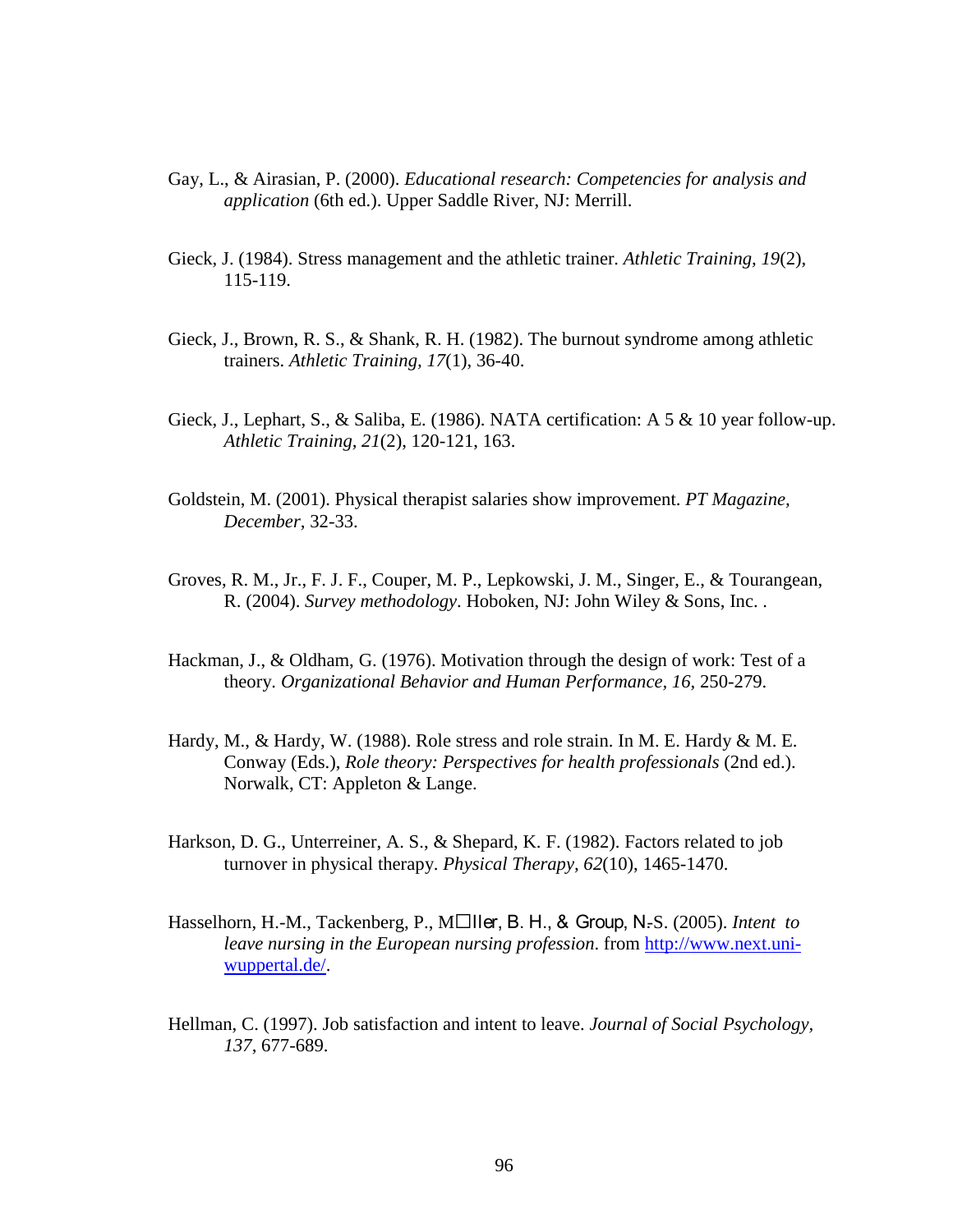Gay, L., & Airasian, P. (2000). *Educational research: Competencies for analysis and application* (6th ed.). Upper Saddle River, NJ: Merrill.

Gieck, J. (1984). Stress management and the athletic trainer. *Athletic Training, 19*(2), 115-119.

Gieck, J., Brown, R. S., & Shank, R. H. (1982). The burnout syndrome among athletic trainers. *Athletic Training, 17*(1), 36-40.

Gieck, J., Lephart, S., & Saliba, E. (1986). NATA certification: A 5 & 10 year follow-up. *Athletic Training, 21*(2), 120-121, 163.

Goldstein, M. (2001). Physical therapist salaries show improvement. *PT Magazine, December,* 32-33.

Groves, R. M., Jr., F. J. F., Couper, M. P., Lepkowski, J. M., Singer, E., & Tourangean, R. (2004). *Survey methodology*. Hoboken, NJ: John Wiley & Sons, Inc. .

Hackman, J., & Oldham, G. (1976). Motivation through the design of work: Test of a theory. *Organizational Behavior and Human Performance, 16*, 250-279.

Hardy, M., & Hardy, W. (1988). Role stress and role strain. In M. E. Hardy & M. E. Conway (Eds.), *Role theory: Perspectives for health professionals* (2nd ed.). Norwalk, CT: Appleton & Lange.

Harkson, D. G., Unterreiner, A. S., & Shepard, K. F. (1982). Factors related to job turnover in physical therapy. *Physical Therapy, 62*(10), 1465-1470.

Hasselhorn, H.-M., Tackenberg, P., M□ller, B. H., & Group, N.-S. (2005). *Intent to leave nursing in the European nursing profession*. from http://www.next.uni-wuppertal.de/.

Hellman, C. (1997). Job satisfaction and intent to leave. *Journal of Social Psychology, 137*, 677-689.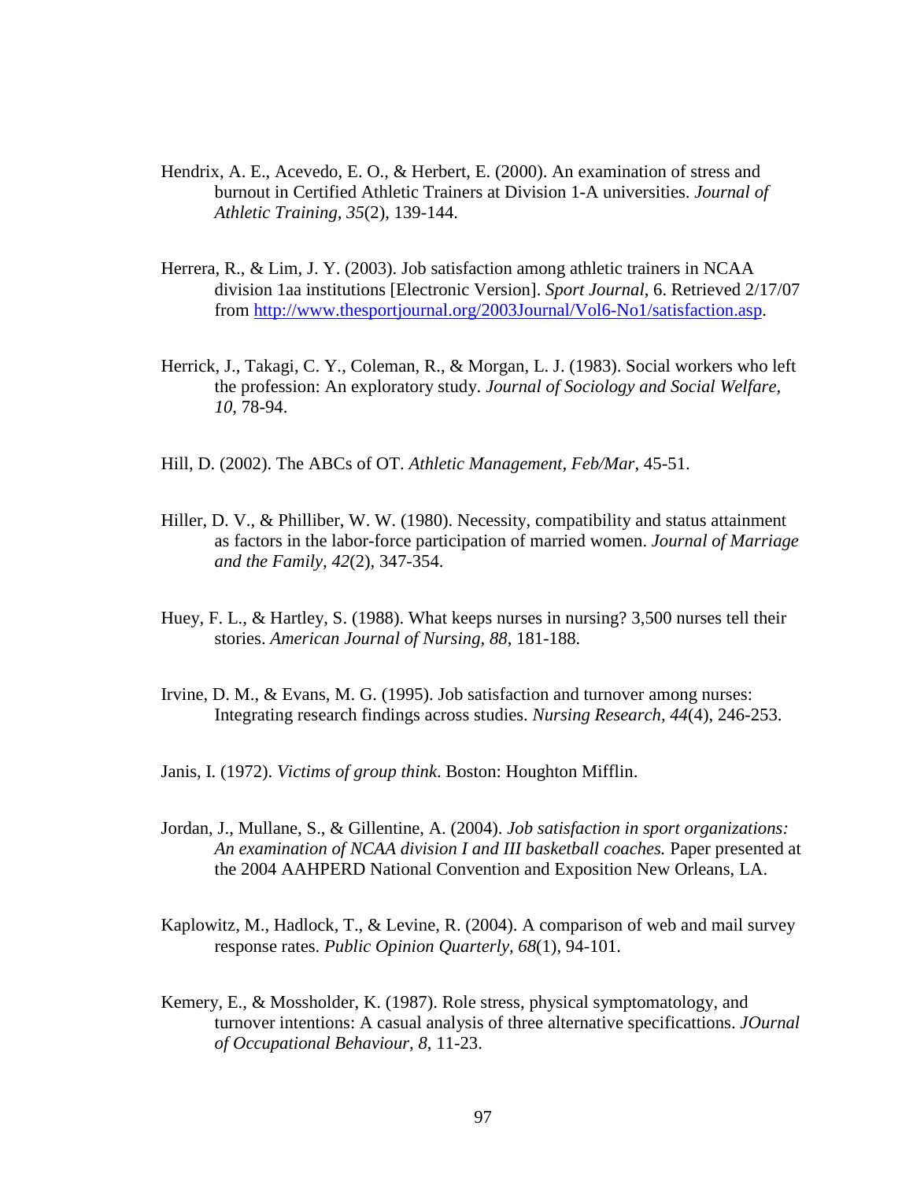Hendrix, A. E., Acevedo, E. O., & Herbert, E. (2000). An examination of stress and burnout in Certified Athletic Trainers at Division 1-A universities. *Journal of Athletic Training, 35*(2), 139-144.

Herrera, R., & Lim, J. Y. (2003). Job satisfaction among athletic trainers in NCAA division 1aa institutions [Electronic Version]. *Sport Journal*, 6. Retrieved 2/17/07 from http://www.thesportjournal.org/2003Journal/Vol6-No1/satisfaction.asp.

Herrick, J., Takagi, C. Y., Coleman, R., & Morgan, L. J. (1983). Social workers who left the profession: An exploratory study. *Journal of Sociology and Social Welfare, 10*, 78-94.

Hill, D. (2002). The ABCs of OT. *Athletic Management*, *Feb/Mar*, 45-51.

Hiller, D. V., & Philliber, W. W. (1980). Necessity, compatibility and status attainment as factors in the labor-force participation of married women. *Journal of Marriage and the Family, 42*(2), 347-354.

Huey, F. L., & Hartley, S. (1988). What keeps nurses in nursing? 3,500 nurses tell their stories. *American Journal of Nursing, 88*, 181-188.

Irvine, D. M., & Evans, M. G. (1995). Job satisfaction and turnover among nurses: Integrating research findings across studies. *Nursing Research, 44*(4), 246-253.

Janis, I. (1972). *Victims of group think*. Boston: Houghton Mifflin.

Jordan, J., Mullane, S., & Gillentine, A. (2004). *Job satisfaction in sport organizations: An examination of NCAA division I and III basketball coaches.* Paper presented at the 2004 AAHPERD National Convention and Exposition New Orleans, LA.

Kaplowitz, M., Hadlock, T., & Levine, R. (2004). A comparison of web and mail survey response rates. *Public Opinion Quarterly, 68*(1), 94-101.

Kemery, E., & Mossholder, K. (1987). Role stress, physical symptomatology, and turnover intentions: A casual analysis of three alternative specificattions. *JOurnal of Occupational Behaviour, 8*, 11-23.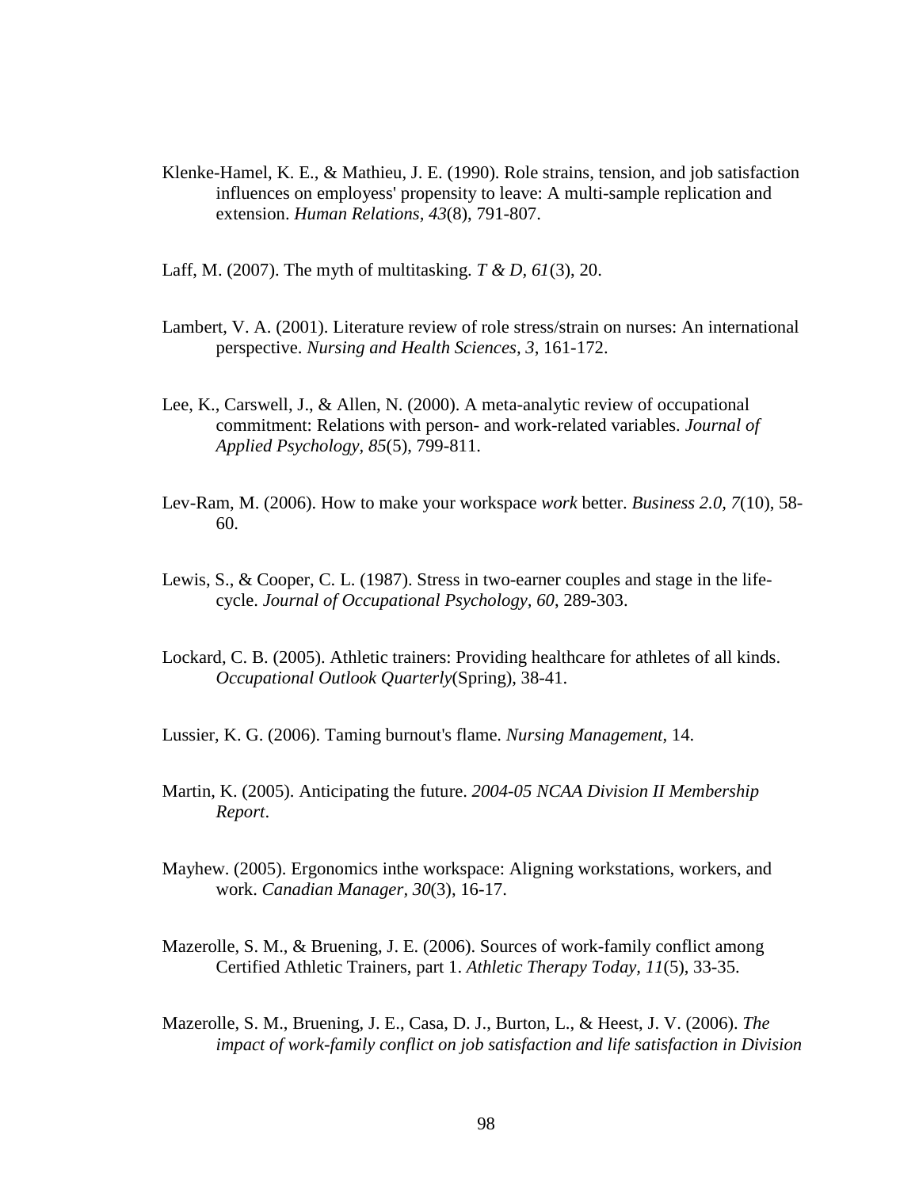Klenke-Hamel, K. E., & Mathieu, J. E. (1990). Role strains, tension, and job satisfaction influences on employess' propensity to leave: A multi-sample replication and extension. *Human Relations, 43*(8), 791-807.

Laff, M. (2007). The myth of multitasking. *T & D, 61*(3), 20.

Lambert, V. A. (2001). Literature review of role stress/strain on nurses: An international perspective. *Nursing and Health Sciences, 3*, 161-172.

Lee, K., Carswell, J., & Allen, N. (2000). A meta-analytic review of occupational commitment: Relations with person- and work-related variables. *Journal of Applied Psychology, 85*(5), 799-811.

Lev-Ram, M. (2006). How to make your workspace *work* better. *Business 2.0, 7*(10), 58-60.

Lewis, S., & Cooper, C. L. (1987). Stress in two-earner couples and stage in the life-cycle. *Journal of Occupational Psychology, 60*, 289-303.

Lockard, C. B. (2005). Athletic trainers: Providing healthcare for athletes of all kinds. *Occupational Outlook Quarterly*(Spring), 38-41.

Lussier, K. G. (2006). Taming burnout's flame. *Nursing Management*, 14.

Martin, K. (2005). Anticipating the future. *2004-05 NCAA Division II Membership Report*.

Mayhew. (2005). Ergonomics inthe workspace: Aligning workstations, workers, and work. *Canadian Manager, 30*(3), 16-17.

Mazerolle, S. M., & Bruening, J. E. (2006). Sources of work-family conflict among Certified Athletic Trainers, part 1. *Athletic Therapy Today, 11*(5), 33-35.

Mazerolle, S. M., Bruening, J. E., Casa, D. J., Burton, L., & Heest, J. V. (2006). *The impact of work-family conflict on job satisfaction and life satisfaction in Division*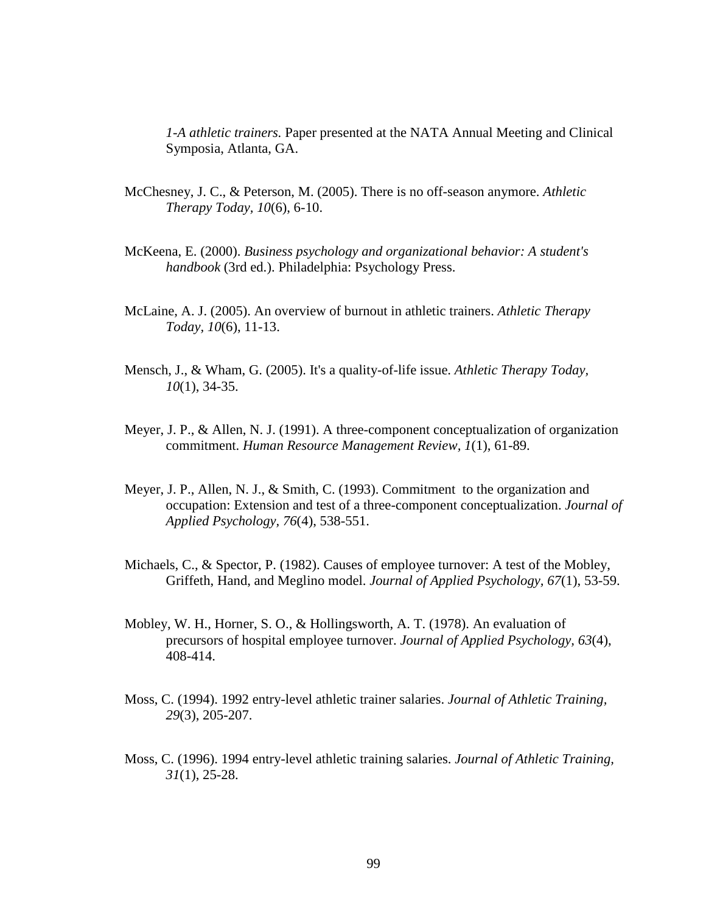*1-A athletic trainers.* Paper presented at the NATA Annual Meeting and Clinical Symposia, Atlanta, GA.

McChesney, J. C., & Peterson, M. (2005). There is no off-season anymore. *Athletic Therapy Today, 10*(6), 6-10.

McKeena, E. (2000). *Business psychology and organizational behavior: A student's handbook* (3rd ed.). Philadelphia: Psychology Press.

McLaine, A. J. (2005). An overview of burnout in athletic trainers. *Athletic Therapy Today, 10*(6), 11-13.

Mensch, J., & Wham, G. (2005). It's a quality-of-life issue. *Athletic Therapy Today, 10*(1), 34-35.

Meyer, J. P., & Allen, N. J. (1991). A three-component conceptualization of organization commitment. *Human Resource Management Review, 1*(1), 61-89.

Meyer, J. P., Allen, N. J., & Smith, C. (1993). Commitment to the organization and occupation: Extension and test of a three-component conceptualization. *Journal of Applied Psychology, 76*(4), 538-551.

Michaels, C., & Spector, P. (1982). Causes of employee turnover: A test of the Mobley, Griffeth, Hand, and Meglino model. *Journal of Applied Psychology, 67*(1), 53-59.

Mobley, W. H., Horner, S. O., & Hollingsworth, A. T. (1978). An evaluation of precursors of hospital employee turnover. *Journal of Applied Psychology, 63*(4), 408-414.

Moss, C. (1994). 1992 entry-level athletic trainer salaries. *Journal of Athletic Training, 29*(3), 205-207.

Moss, C. (1996). 1994 entry-level athletic training salaries. *Journal of Athletic Training, 31*(1), 25-28.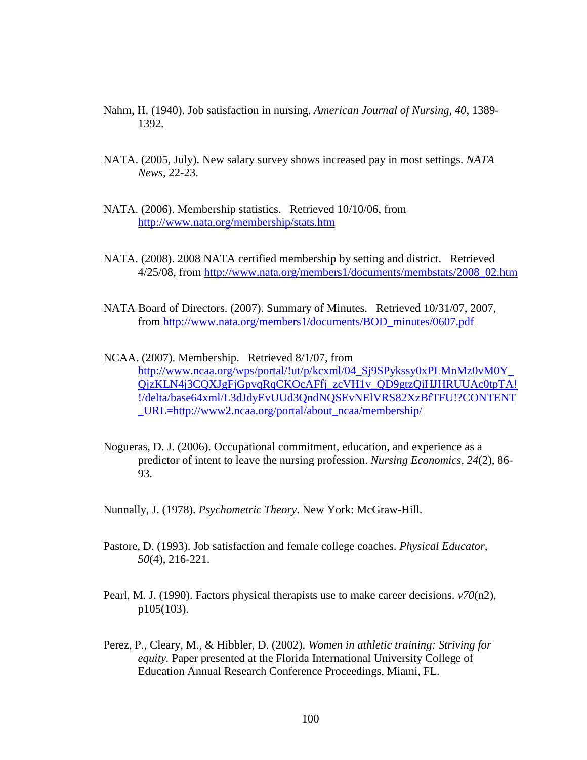Nahm, H. (1940). Job satisfaction in nursing. *American Journal of Nursing, 40*, 1389-1392.

NATA. (2005, July). New salary survey shows increased pay in most settings. *NATA News*, 22-23.

NATA. (2006). Membership statistics. Retrieved 10/10/06, from http://www.nata.org/membership/stats.htm

NATA. (2008). 2008 NATA certified membership by setting and district. Retrieved 4/25/08, from http://www.nata.org/members1/documents/membstats/2008_02.htm

NATA Board of Directors. (2007). Summary of Minutes. Retrieved 10/31/07, 2007, from http://www.nata.org/members1/documents/BOD_minutes/0607.pdf

NCAA. (2007). Membership. Retrieved 8/1/07, from http://www.ncaa.org/wps/portal/!ut/p/kcxml/04_Sj9SPykssy0xPLMnMz0vM0Y_QjzKLN4j3CQXJgFjGpvqRqCKOcAFfj_zcVH1v_QD9gtzQiHJHRUUAc0tpTA!!/delta/base64xml/L3dJdyEvUUd3QndNQSEvNElVRS82XzBfTFU!?CONTENT_URL=http://www2.ncaa.org/portal/about_ncaa/membership/

Nogueras, D. J. (2006). Occupational commitment, education, and experience as a predictor of intent to leave the nursing profession. *Nursing Economics, 24*(2), 86-93.

Nunnally, J. (1978). *Psychometric Theory*. New York: McGraw-Hill.

Pastore, D. (1993). Job satisfaction and female college coaches. *Physical Educator, 50*(4), 216-221.

Pearl, M. J. (1990). Factors physical therapists use to make career decisions. *v70*(n2), p105(103).

Perez, P., Cleary, M., & Hibbler, D. (2002). *Women in athletic training: Striving for equity.* Paper presented at the Florida International University College of Education Annual Research Conference Proceedings, Miami, FL.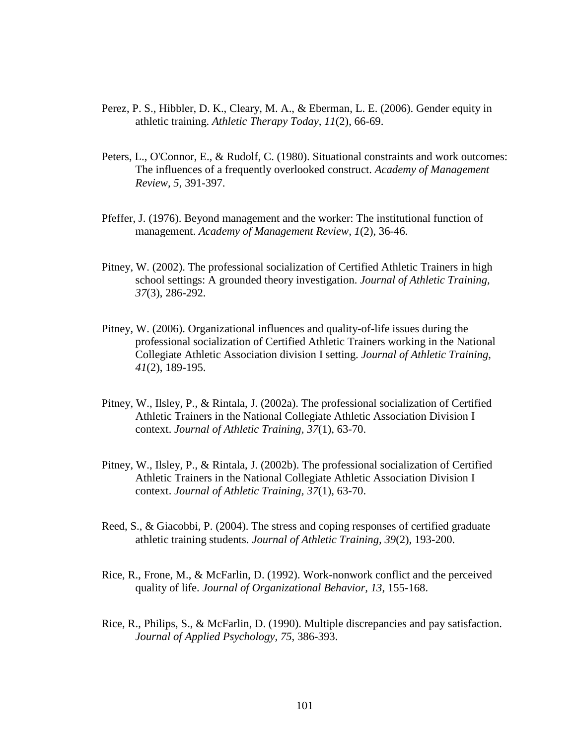Perez, P. S., Hibbler, D. K., Cleary, M. A., & Eberman, L. E. (2006). Gender equity in athletic training. *Athletic Therapy Today, 11*(2), 66-69.

Peters, L., O'Connor, E., & Rudolf, C. (1980). Situational constraints and work outcomes: The influences of a frequently overlooked construct. *Academy of Management Review, 5*, 391-397.

Pfeffer, J. (1976). Beyond management and the worker: The institutional function of management. *Academy of Management Review, 1*(2), 36-46.

Pitney, W. (2002). The professional socialization of Certified Athletic Trainers in high school settings: A grounded theory investigation. *Journal of Athletic Training, 37*(3), 286-292.

Pitney, W. (2006). Organizational influences and quality-of-life issues during the professional socialization of Certified Athletic Trainers working in the National Collegiate Athletic Association division I setting. *Journal of Athletic Training, 41*(2), 189-195.

Pitney, W., Ilsley, P., & Rintala, J. (2002a). The professional socialization of Certified Athletic Trainers in the National Collegiate Athletic Association Division I context. *Journal of Athletic Training, 37*(1), 63-70.

Pitney, W., Ilsley, P., & Rintala, J. (2002b). The professional socialization of Certified Athletic Trainers in the National Collegiate Athletic Association Division I context. *Journal of Athletic Training, 37*(1), 63-70.

Reed, S., & Giacobbi, P. (2004). The stress and coping responses of certified graduate athletic training students. *Journal of Athletic Training, 39*(2), 193-200.

Rice, R., Frone, M., & McFarlin, D. (1992). Work-nonwork conflict and the perceived quality of life. *Journal of Organizational Behavior, 13*, 155-168.

Rice, R., Philips, S., & McFarlin, D. (1990). Multiple discrepancies and pay satisfaction. *Journal of Applied Psychology, 75*, 386-393.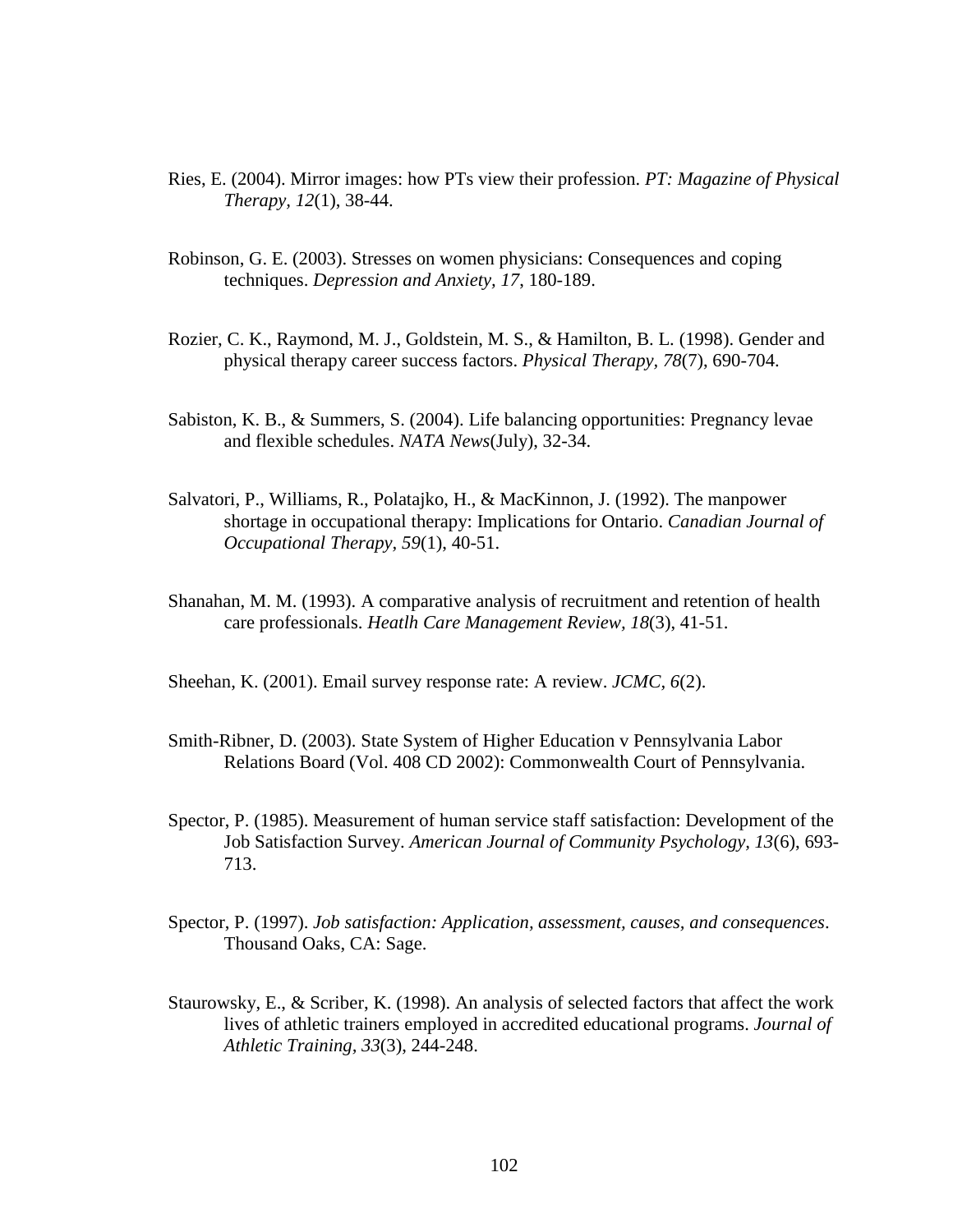Ries, E. (2004). Mirror images: how PTs view their profession. *PT: Magazine of Physical Therapy, 12*(1), 38-44.

Robinson, G. E. (2003). Stresses on women physicians: Consequences and coping techniques. *Depression and Anxiety, 17*, 180-189.

Rozier, C. K., Raymond, M. J., Goldstein, M. S., & Hamilton, B. L. (1998). Gender and physical therapy career success factors. *Physical Therapy, 78*(7), 690-704.

Sabiston, K. B., & Summers, S. (2004). Life balancing opportunities: Pregnancy levae and flexible schedules. *NATA News*(July), 32-34.

Salvatori, P., Williams, R., Polatajko, H., & MacKinnon, J. (1992). The manpower shortage in occupational therapy: Implications for Ontario. *Canadian Journal of Occupational Therapy, 59*(1), 40-51.

Shanahan, M. M. (1993). A comparative analysis of recruitment and retention of health care professionals. *Heatlh Care Management Review, 18*(3), 41-51.

Sheehan, K. (2001). Email survey response rate: A review. *JCMC, 6*(2).

Smith-Ribner, D. (2003). State System of Higher Education v Pennsylvania Labor Relations Board (Vol. 408 CD 2002): Commonwealth Court of Pennsylvania.

Spector, P. (1985). Measurement of human service staff satisfaction: Development of the Job Satisfaction Survey. *American Journal of Community Psychology, 13*(6), 693-713.

Spector, P. (1997). *Job satisfaction: Application, assessment, causes, and consequences*. Thousand Oaks, CA: Sage.

Staurowsky, E., & Scriber, K. (1998). An analysis of selected factors that affect the work lives of athletic trainers employed in accredited educational programs. *Journal of Athletic Training, 33*(3), 244-248.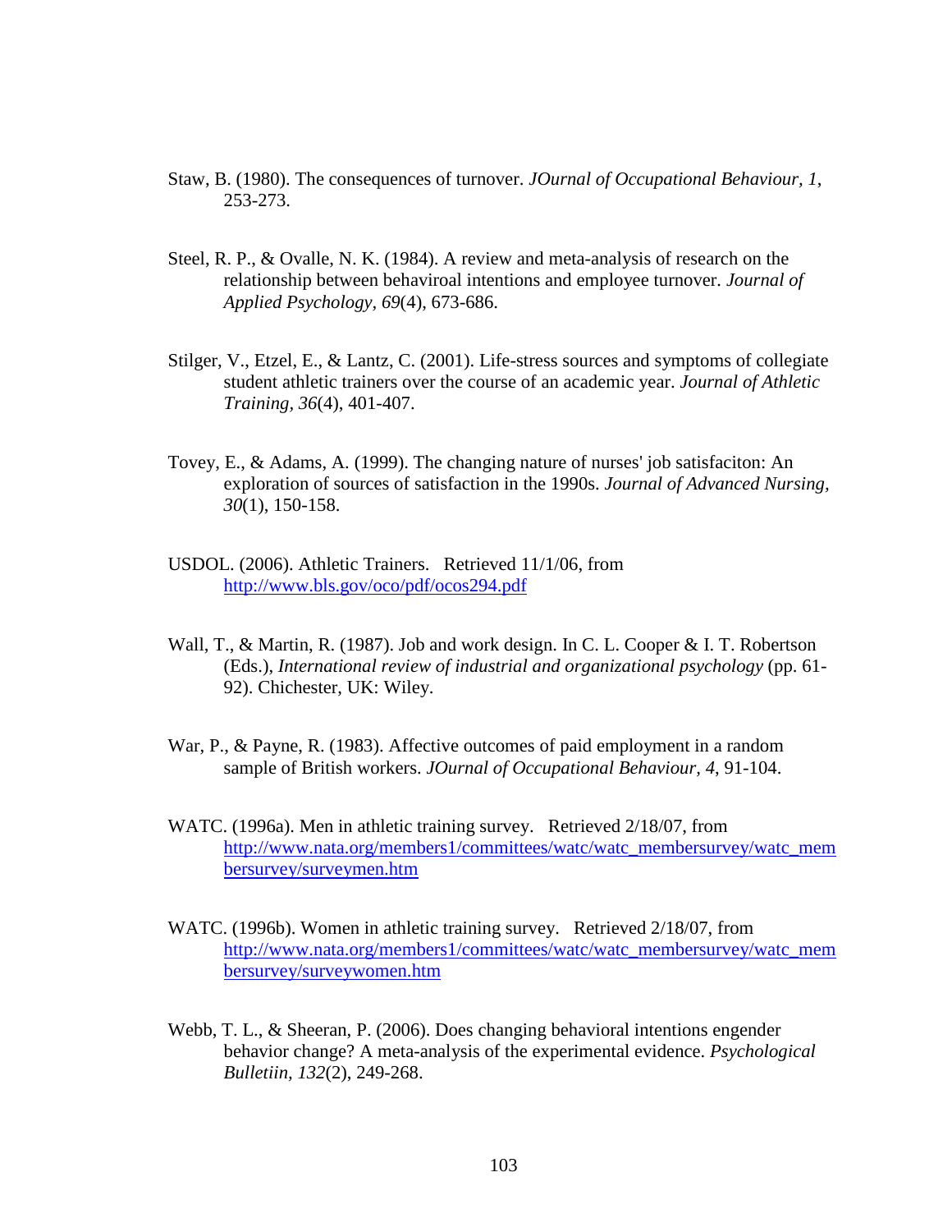Staw, B. (1980). The consequences of turnover. *JOurnal of Occupational Behaviour, 1*, 253-273.

Steel, R. P., & Ovalle, N. K. (1984). A review and meta-analysis of research on the relationship between behaviroal intentions and employee turnover. *Journal of Applied Psychology, 69*(4), 673-686.

Stilger, V., Etzel, E., & Lantz, C. (2001). Life-stress sources and symptoms of collegiate student athletic trainers over the course of an academic year. *Journal of Athletic Training, 36*(4), 401-407.

Tovey, E., & Adams, A. (1999). The changing nature of nurses' job satisfaciton: An exploration of sources of satisfaction in the 1990s. *Journal of Advanced Nursing, 30*(1), 150-158.

USDOL. (2006). Athletic Trainers. Retrieved 11/1/06, from http://www.bls.gov/oco/pdf/ocos294.pdf

Wall, T., & Martin, R. (1987). Job and work design. In C. L. Cooper & I. T. Robertson (Eds.), *International review of industrial and organizational psychology* (pp. 61-92). Chichester, UK: Wiley.

War, P., & Payne, R. (1983). Affective outcomes of paid employment in a random sample of British workers. *JOurnal of Occupational Behaviour, 4*, 91-104.

WATC. (1996a). Men in athletic training survey. Retrieved 2/18/07, from http://www.nata.org/members1/committees/watc/watc_membersurvey/watc_membersurvey/surveymen.htm

WATC. (1996b). Women in athletic training survey. Retrieved 2/18/07, from http://www.nata.org/members1/committees/watc/watc_membersurvey/watc_membersurvey/surveywomen.htm

Webb, T. L., & Sheeran, P. (2006). Does changing behavioral intentions engender behavior change? A meta-analysis of the experimental evidence. *Psychological Bulletiin, 132*(2), 249-268.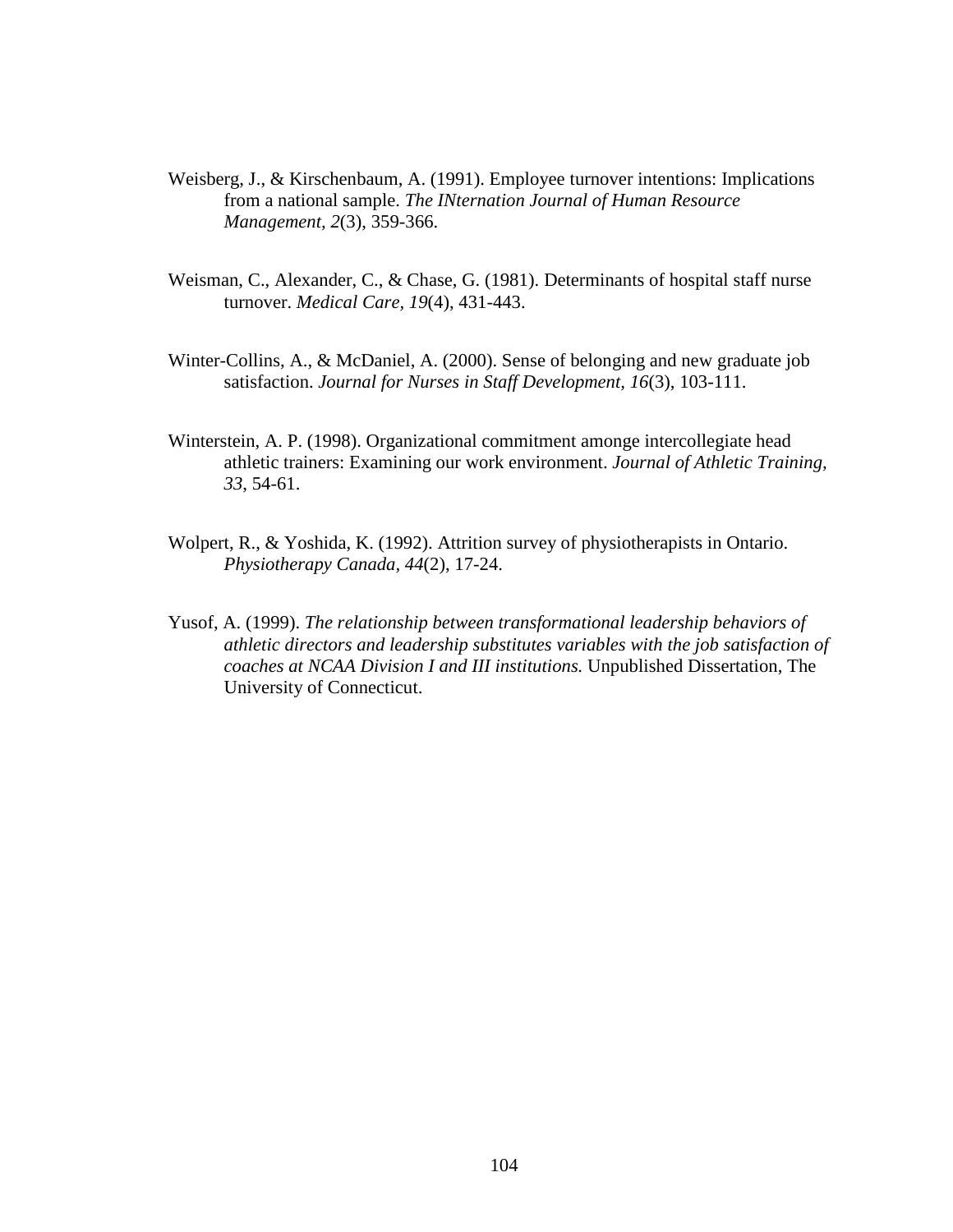Weisberg, J., & Kirschenbaum, A. (1991). Employee turnover intentions: Implications from a national sample. *The INternation Journal of Human Resource Management, 2*(3), 359-366.

Weisman, C., Alexander, C., & Chase, G. (1981). Determinants of hospital staff nurse turnover. *Medical Care, 19*(4), 431-443.

Winter-Collins, A., & McDaniel, A. (2000). Sense of belonging and new graduate job satisfaction. *Journal for Nurses in Staff Development, 16*(3), 103-111.

Winterstein, A. P. (1998). Organizational commitment amonge intercollegiate head athletic trainers: Examining our work environment. *Journal of Athletic Training, 33*, 54-61.

Wolpert, R., & Yoshida, K. (1992). Attrition survey of physiotherapists in Ontario. *Physiotherapy Canada, 44*(2), 17-24.

Yusof, A. (1999). *The relationship between transformational leadership behaviors of athletic directors and leadership substitutes variables with the job satisfaction of coaches at NCAA Division I and III institutions.* Unpublished Dissertation, The University of Connecticut.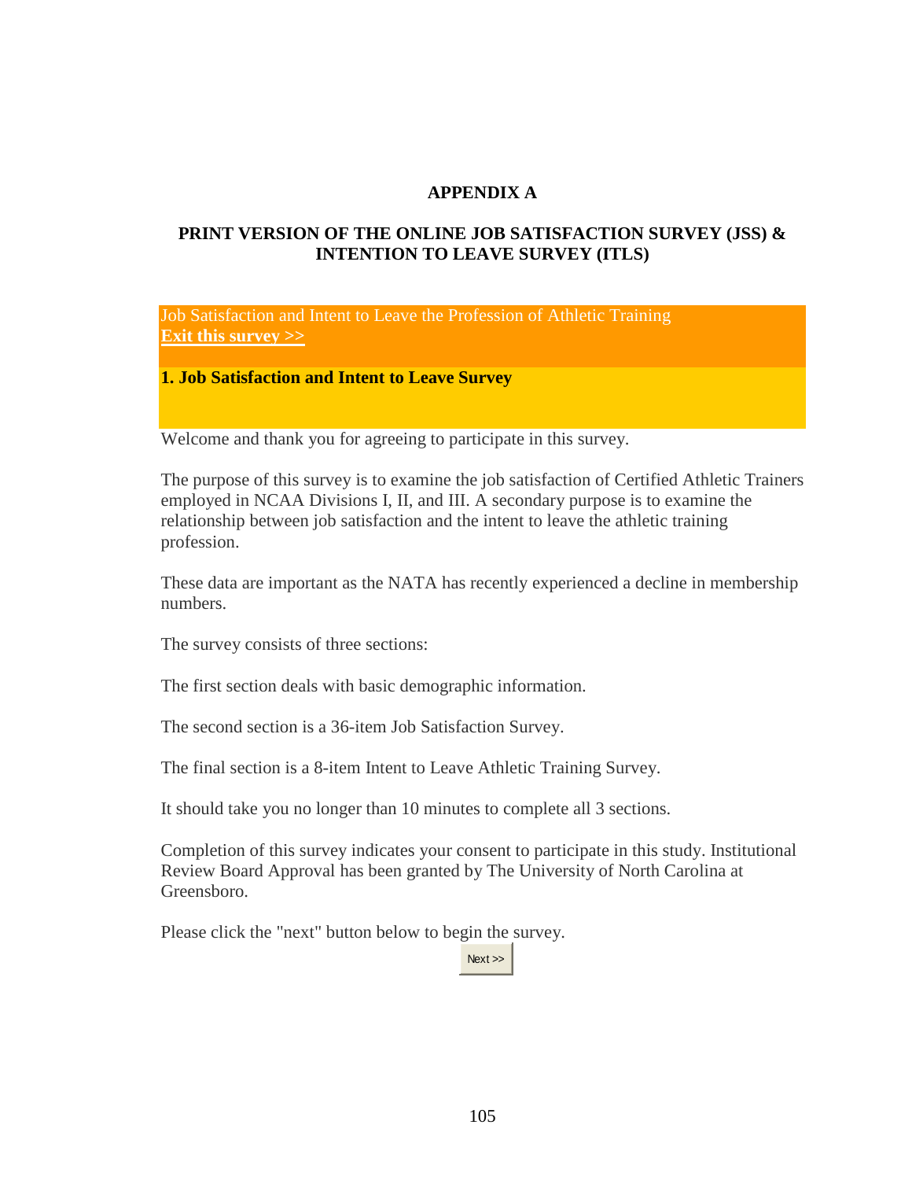# APPENDIX A

## PRINT VERSION OF THE ONLINE JOB SATISFACTION SURVEY (JSS) & INTENTION TO LEAVE SURVEY (ITLS)

Job Satisfaction and Intent to Leave the Profession of Athletic Training
**Exit this survey >>**

**1. Job Satisfaction and Intent to Leave Survey**

Welcome and thank you for agreeing to participate in this survey.

The purpose of this survey is to examine the job satisfaction of Certified Athletic Trainers employed in NCAA Divisions I, II, and III. A secondary purpose is to examine the relationship between job satisfaction and the intent to leave the athletic training profession.

These data are important as the NATA has recently experienced a decline in membership numbers.

The survey consists of three sections:

The first section deals with basic demographic information.

The second section is a 36-item Job Satisfaction Survey.

The final section is a 8-item Intent to Leave Athletic Training Survey.

It should take you no longer than 10 minutes to complete all 3 sections.

Completion of this survey indicates your consent to participate in this study. Institutional Review Board Approval has been granted by The University of North Carolina at Greensboro.

Please click the "next" button below to begin the survey.

Next >>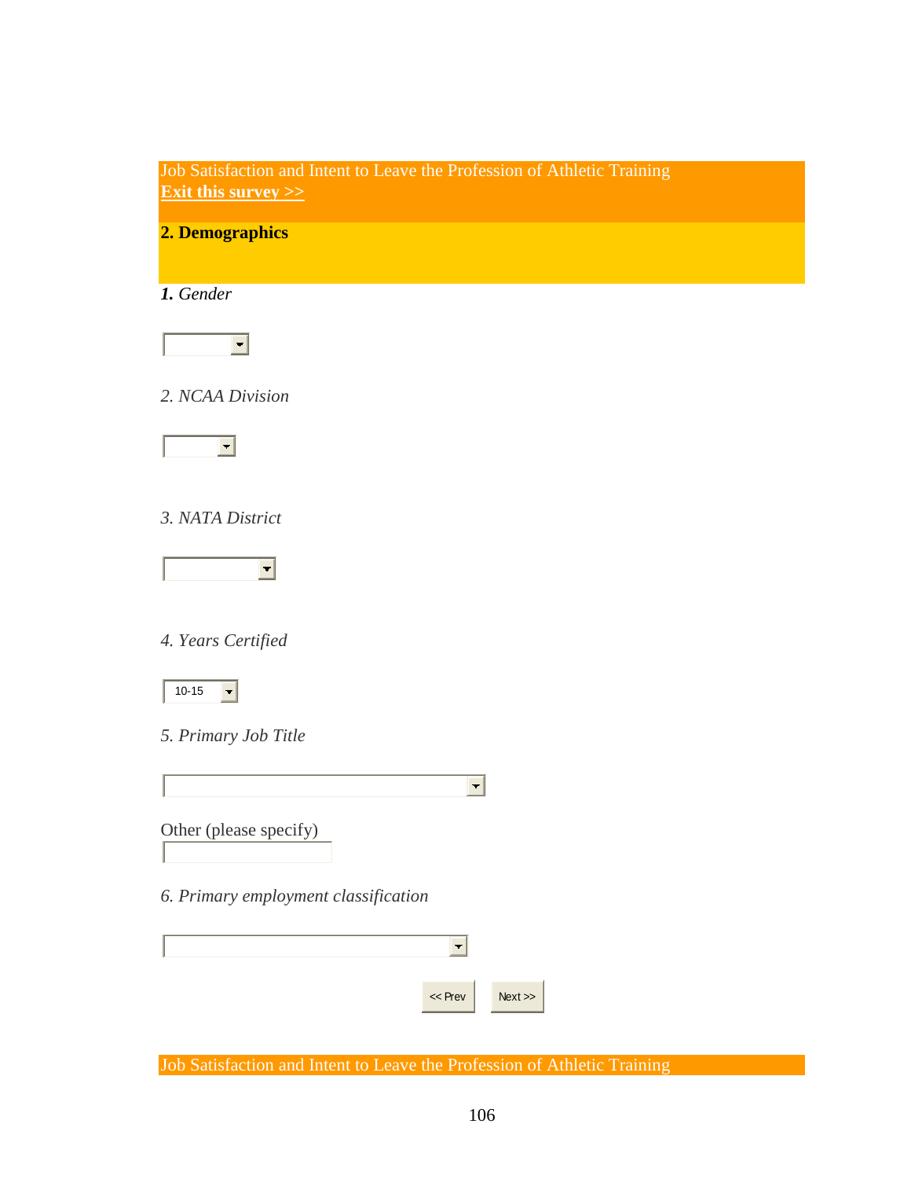Job Satisfaction and Intent to Leave the Profession of Athletic Training

**Exit this survey >>**

**2. Demographics**

***1.*** *Gender*

*2. NCAA Division*

*3. NATA District*

*4. Years Certified*

10-15

*5. Primary Job Title*

Other (please specify)

*6. Primary employment classification*

<< Prev    Next >>

Job Satisfaction and Intent to Leave the Profession of Athletic Training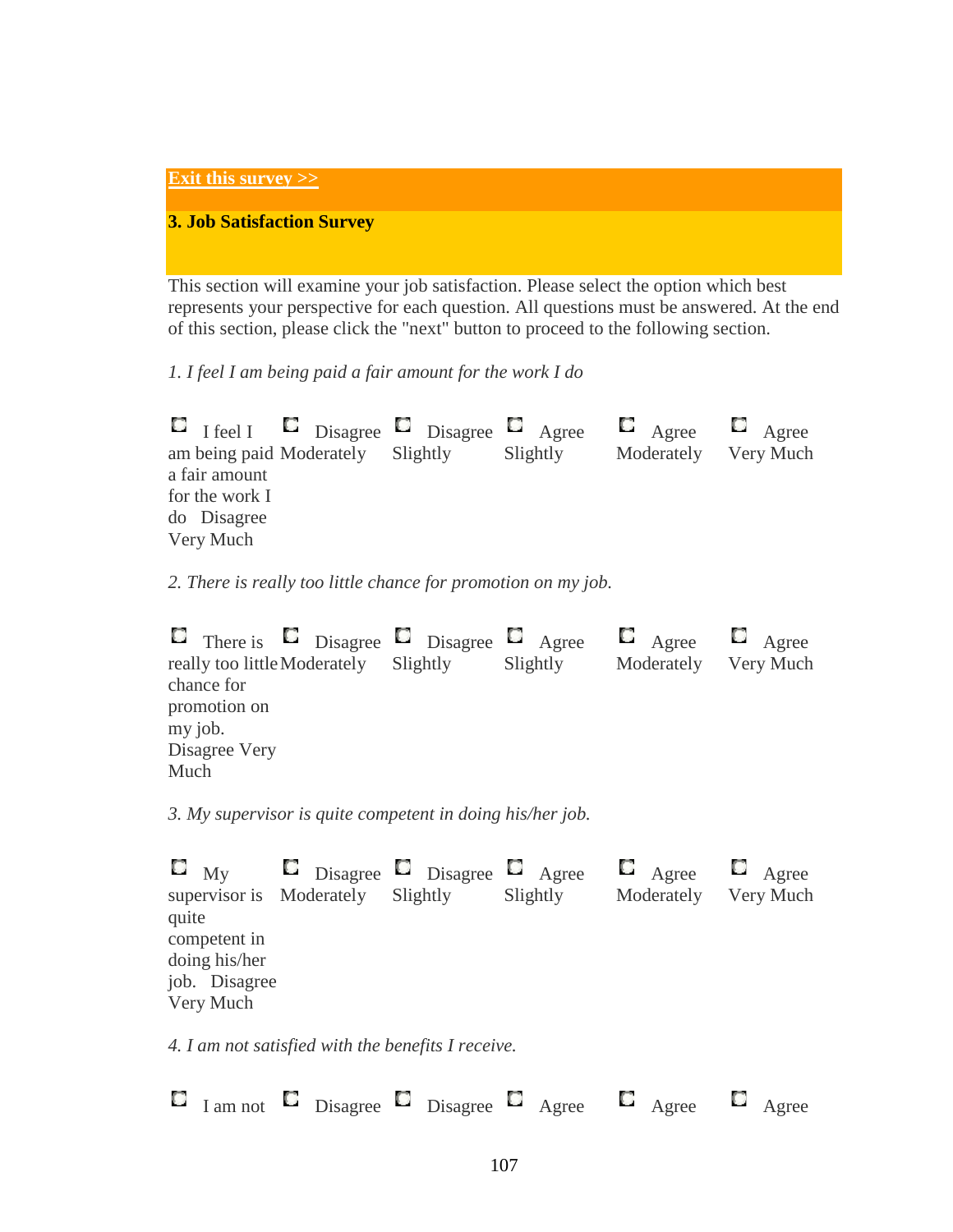Exit this survey >>

**3. Job Satisfaction Survey**

This section will examine your job satisfaction. Please select the option which best represents your perspective for each question. All questions must be answered. At the end of this section, please click the "next" button to proceed to the following section.

*1. I feel I am being paid a fair amount for the work I do*

| I feel I am being paid a fair amount for the work I do Disagree Very Much | Disagree Moderately | Disagree Slightly | Agree Slightly | Agree Moderately | Agree Very Much |
|---|---|---|---|---|---|

*2. There is really too little chance for promotion on my job.*

| There is really too little chance for promotion on my job. Disagree Very Much | Disagree Moderately | Disagree Slightly | Agree Slightly | Agree Moderately | Agree Very Much |
|---|---|---|---|---|---|

*3. My supervisor is quite competent in doing his/her job.*

| My supervisor is quite competent in doing his/her job. Disagree Very Much | Disagree Moderately | Disagree Slightly | Agree Slightly | Agree Moderately | Agree Very Much |
|---|---|---|---|---|---|

*4. I am not satisfied with the benefits I receive.*

| I am not | Disagree | Disagree | Agree | Agree | Agree |
|---|---|---|---|---|---|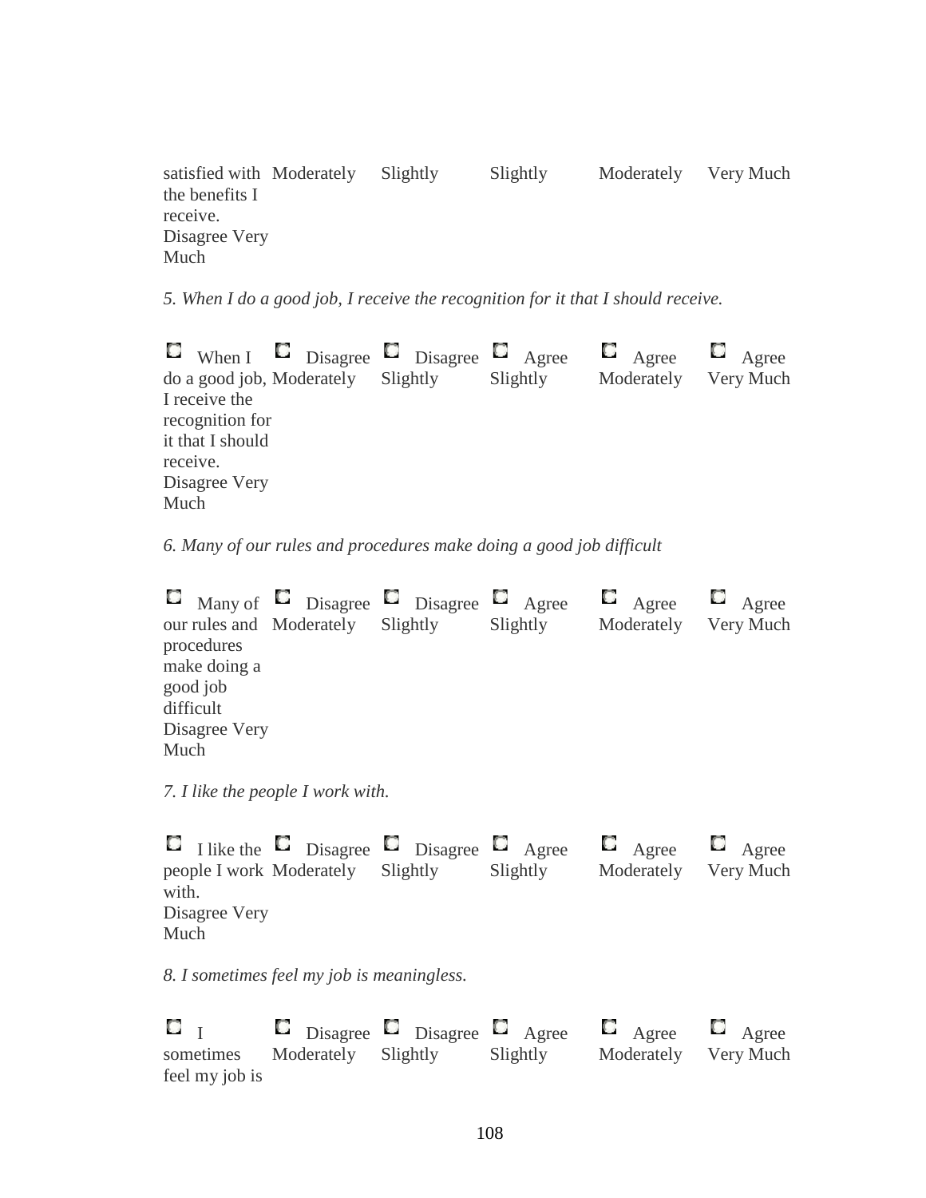| | | | | | |
|---|---|---|---|---|---|
| satisfied with the benefits I receive. Disagree Very Much | Moderately | Slightly | Slightly | Moderately | Very Much |

*5. When I do a good job, I receive the recognition for it that I should receive.*

| | | | | | |
|---|---|---|---|---|---|
| When I do a good job, I receive the recognition for it that I should receive. Disagree Very Much | Disagree Moderately | Disagree Slightly | Agree Slightly | Agree Moderately | Agree Very Much |

*6. Many of our rules and procedures make doing a good job difficult*

| | | | | | |
|---|---|---|---|---|---|
| Many of our rules and procedures make doing a good job difficult Disagree Very Much | Disagree Moderately | Disagree Slightly | Agree Slightly | Agree Moderately | Agree Very Much |

*7. I like the people I work with.*

| | | | | | |
|---|---|---|---|---|---|
| I like the people I work with. Disagree Very Much | Disagree Moderately | Disagree Slightly | Agree Slightly | Agree Moderately | Agree Very Much |

*8. I sometimes feel my job is meaningless.*

| | | | | | |
|---|---|---|---|---|---|
| I sometimes feel my job is | Disagree Moderately | Disagree Slightly | Agree Slightly | Agree Moderately | Agree Very Much |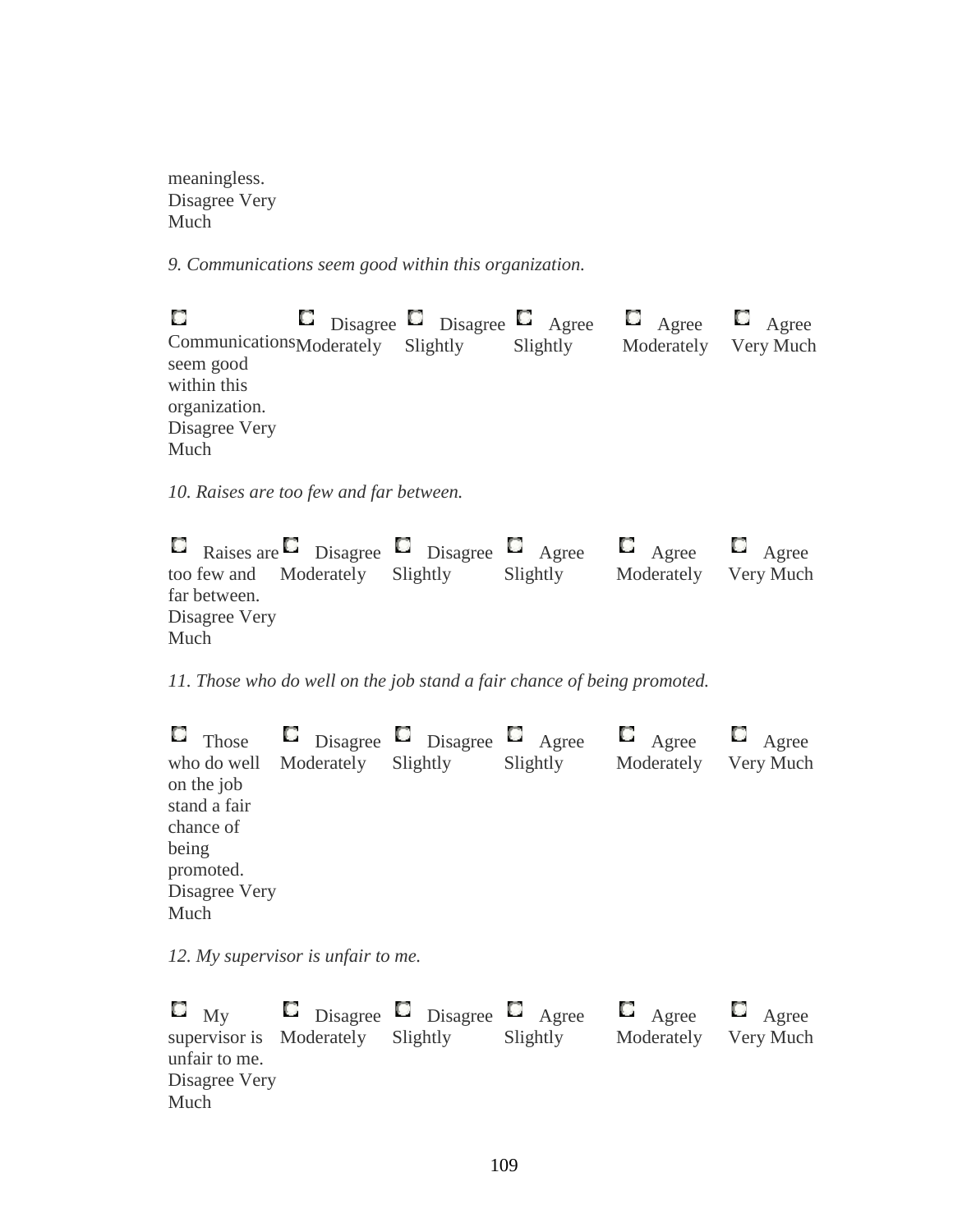meaningless.
Disagree Very
Much

*9. Communications seem good within this organization.*

| | | | | | |
|---|---|---|---|---|---|
| Communications seem good within this organization. Disagree Very Much | Disagree Moderately | Disagree Slightly | Agree Slightly | Agree Moderately | Agree Very Much |

*10. Raises are too few and far between.*

| | | | | | |
|---|---|---|---|---|---|
| Raises are too few and far between. Disagree Very Much | Disagree Moderately | Disagree Slightly | Agree Slightly | Agree Moderately | Agree Very Much |

*11. Those who do well on the job stand a fair chance of being promoted.*

| | | | | | |
|---|---|---|---|---|---|
| Those who do well on the job stand a fair chance of being promoted. Disagree Very Much | Disagree Moderately | Disagree Slightly | Agree Slightly | Agree Moderately | Agree Very Much |

*12. My supervisor is unfair to me.*

| | | | | | |
|---|---|---|---|---|---|
| My supervisor is unfair to me. Disagree Very Much | Disagree Moderately | Disagree Slightly | Agree Slightly | Agree Moderately | Agree Very Much |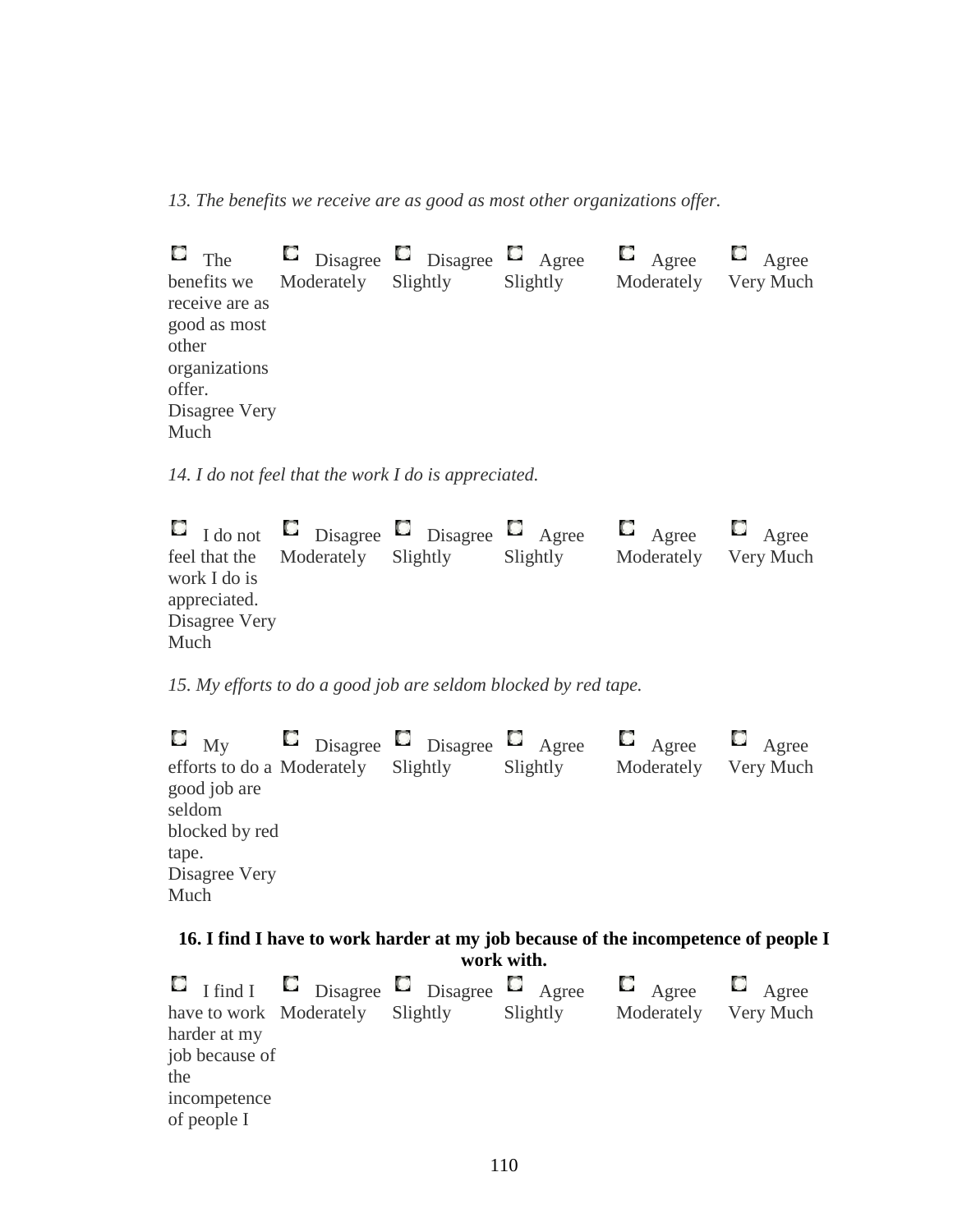*13. The benefits we receive are as good as most other organizations offer.*

| | | | | | |
|---|---|---|---|---|---|
| ☐ The benefits we receive are as good as most other organizations offer. Disagree Very Much | ☐ Disagree Moderately | ☐ Disagree Slightly | ☐ Agree Slightly | ☐ Agree Moderately | ☐ Agree Very Much |

*14. I do not feel that the work I do is appreciated.*

| | | | | | |
|---|---|---|---|---|---|
| ☐ I do not feel that the work I do is appreciated. Disagree Very Much | ☐ Disagree Moderately | ☐ Disagree Slightly | ☐ Agree Slightly | ☐ Agree Moderately | ☐ Agree Very Much |

*15. My efforts to do a good job are seldom blocked by red tape.*

| | | | | | |
|---|---|---|---|---|---|
| ☐ My efforts to do a good job are seldom blocked by red tape. Disagree Very Much | ☐ Disagree Moderately | ☐ Disagree Slightly | ☐ Agree Slightly | ☐ Agree Moderately | ☐ Agree Very Much |

**16. I find I have to work harder at my job because of the incompetence of people I work with.**

| | | | | | |
|---|---|---|---|---|---|
| ☐ I find I have to work harder at my job because of the incompetence of people I | ☐ Disagree Moderately | ☐ Disagree Slightly | ☐ Agree Slightly | ☐ Agree Moderately | ☐ Agree Very Much |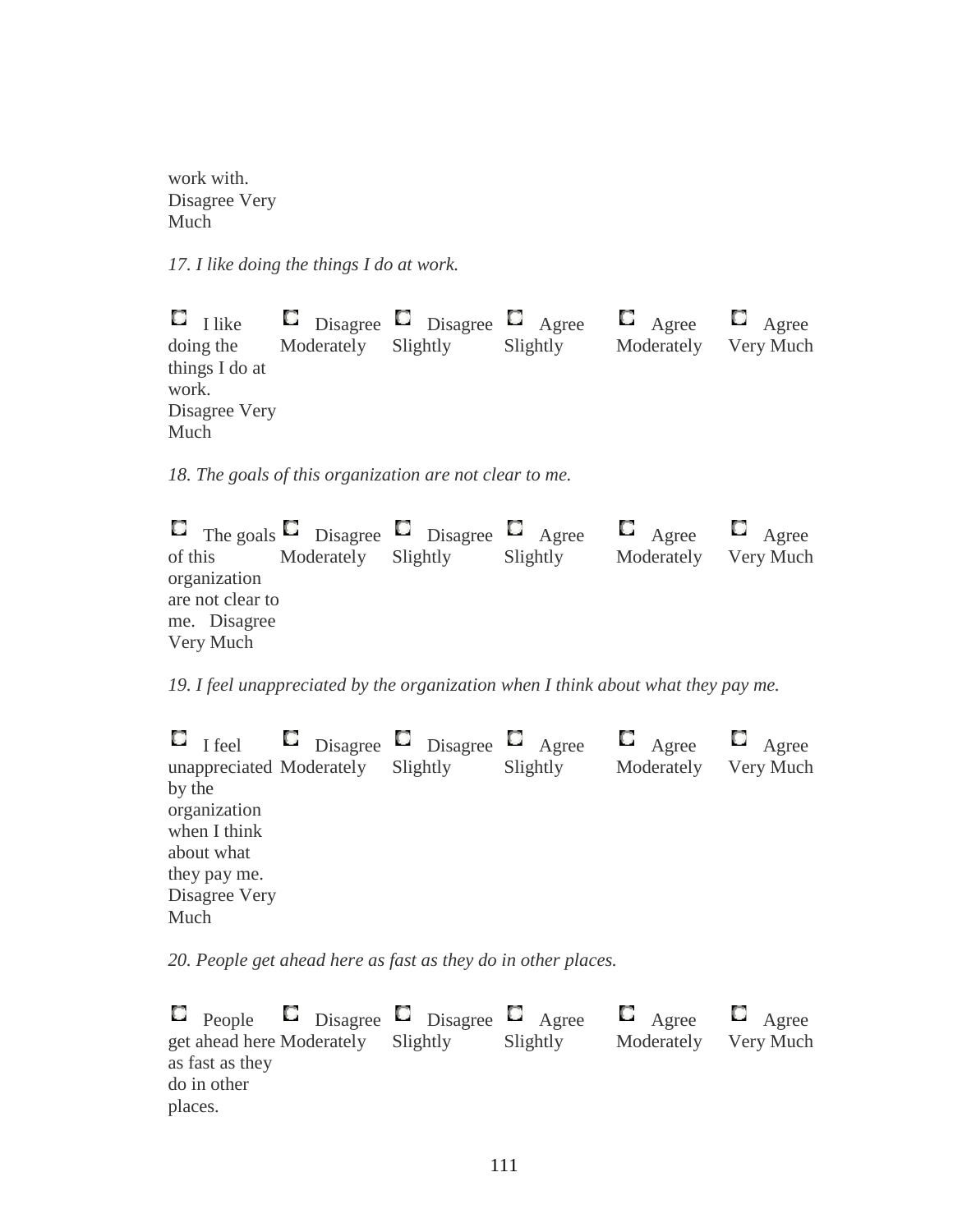work with.
Disagree Very
Much

*17. I like doing the things I do at work.*

| | | | | | |
|---|---|---|---|---|---|
| I like doing the things I do at work. Disagree Very Much | Disagree Moderately | Disagree Slightly | Agree Slightly | Agree Moderately | Agree Very Much |

*18. The goals of this organization are not clear to me.*

| | | | | | |
|---|---|---|---|---|---|
| The goals of this organization are not clear to me. Disagree Very Much | Disagree Moderately | Disagree Slightly | Agree Slightly | Agree Moderately | Agree Very Much |

*19. I feel unappreciated by the organization when I think about what they pay me.*

| | | | | | |
|---|---|---|---|---|---|
| I feel unappreciated by the organization when I think about what they pay me. Disagree Very Much | Disagree Moderately | Disagree Slightly | Agree Slightly | Agree Moderately | Agree Very Much |

*20. People get ahead here as fast as they do in other places.*

| | | | | | |
|---|---|---|---|---|---|
| People get ahead here as fast as they do in other places. | Disagree Moderately | Disagree Slightly | Agree Slightly | Agree Moderately | Agree Very Much |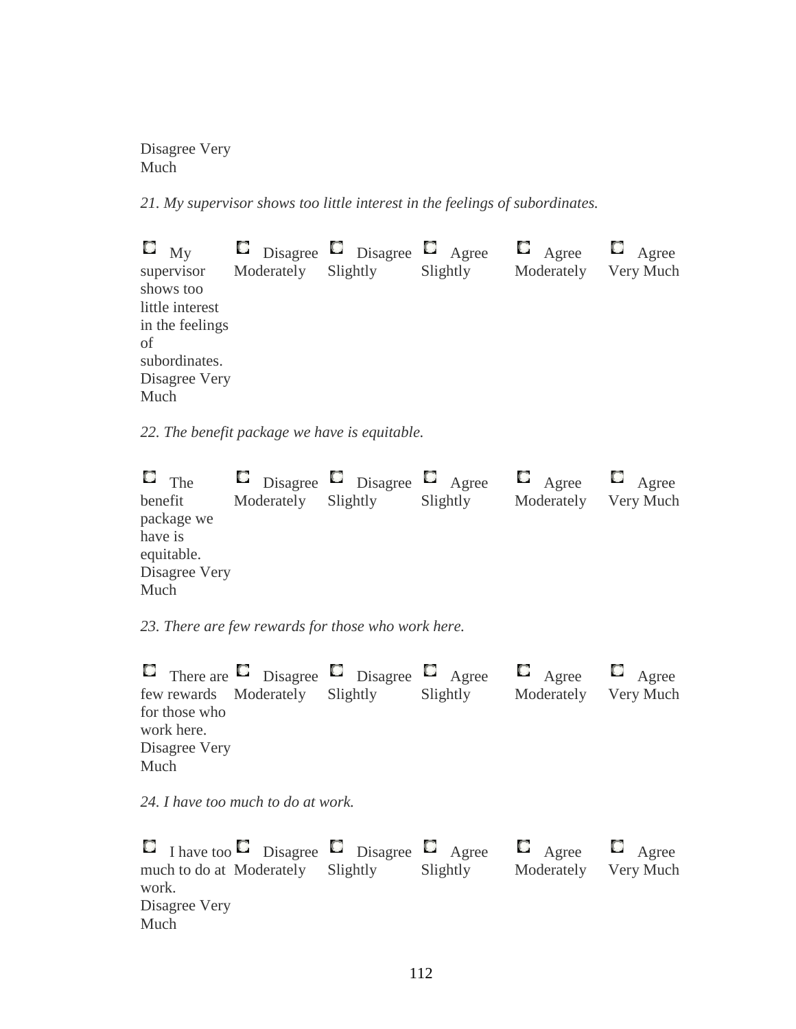Disagree Very Much

*21. My supervisor shows too little interest in the feelings of subordinates.*

| | | | | | |
|---|---|---|---|---|---|
| My supervisor shows too little interest in the feelings of subordinates. Disagree Very Much | Disagree Moderately | Disagree Slightly | Agree Slightly | Agree Moderately | Agree Very Much |

*22. The benefit package we have is equitable.*

| | | | | | |
|---|---|---|---|---|---|
| The benefit package we have is equitable. Disagree Very Much | Disagree Moderately | Disagree Slightly | Agree Slightly | Agree Moderately | Agree Very Much |

*23. There are few rewards for those who work here.*

| | | | | | |
|---|---|---|---|---|---|
| There are few rewards for those who work here. Disagree Very Much | Disagree Moderately | Disagree Slightly | Agree Slightly | Agree Moderately | Agree Very Much |

*24. I have too much to do at work.*

| | | | | | |
|---|---|---|---|---|---|
| I have too much to do at work. Disagree Very Much | Disagree Moderately | Disagree Slightly | Agree Slightly | Agree Moderately | Agree Very Much |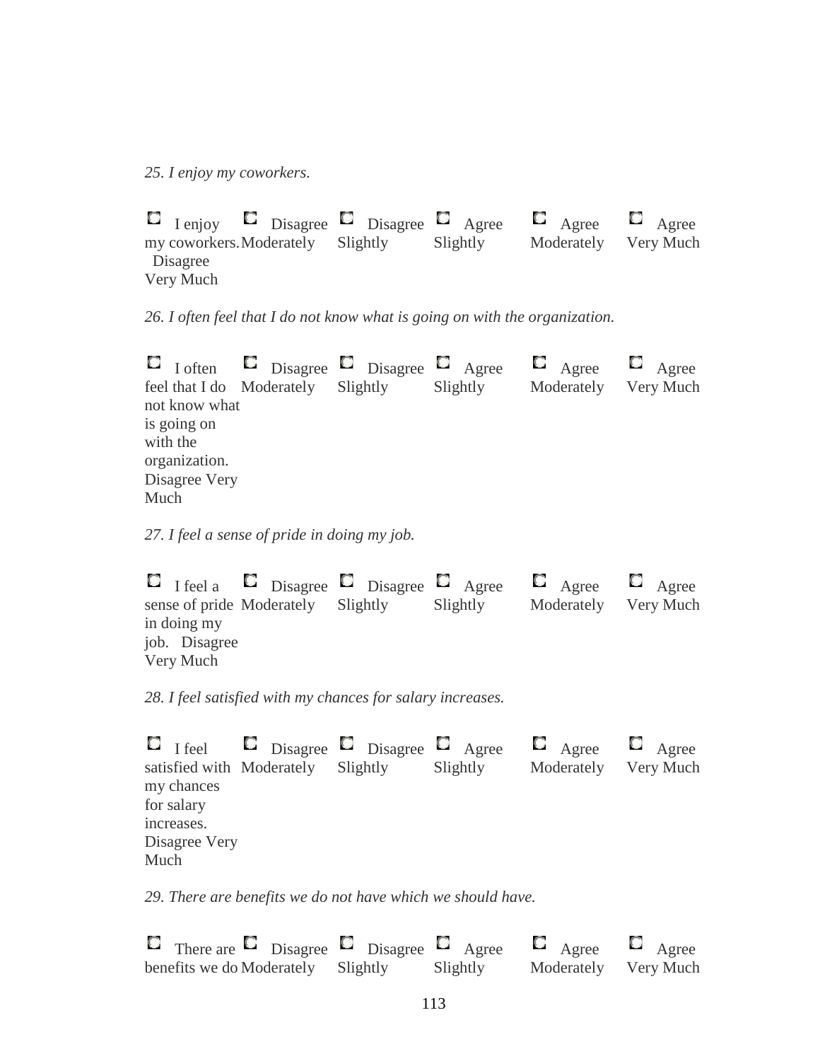*25. I enjoy my coworkers.*

☐ I enjoy my coworkers. Disagree Very Much ☐ Disagree Moderately ☐ Disagree Slightly ☐ Agree Slightly ☐ Agree Moderately ☐ Agree Very Much

*26. I often feel that I do not know what is going on with the organization.*

☐ I often feel that I do not know what is going on with the organization. Disagree Very Much ☐ Disagree Moderately ☐ Disagree Slightly ☐ Agree Slightly ☐ Agree Moderately ☐ Agree Very Much

*27. I feel a sense of pride in doing my job.*

☐ I feel a sense of pride in doing my job. Disagree Very Much ☐ Disagree Moderately ☐ Disagree Slightly ☐ Agree Slightly ☐ Agree Moderately ☐ Agree Very Much

*28. I feel satisfied with my chances for salary increases.*

☐ I feel satisfied with my chances for salary increases. Disagree Very Much ☐ Disagree Moderately ☐ Disagree Slightly ☐ Agree Slightly ☐ Agree Moderately ☐ Agree Very Much

*29. There are benefits we do not have which we should have.*

☐ There are benefits we do ☐ Disagree Moderately ☐ Disagree Slightly ☐ Agree Slightly ☐ Agree Moderately ☐ Agree Very Much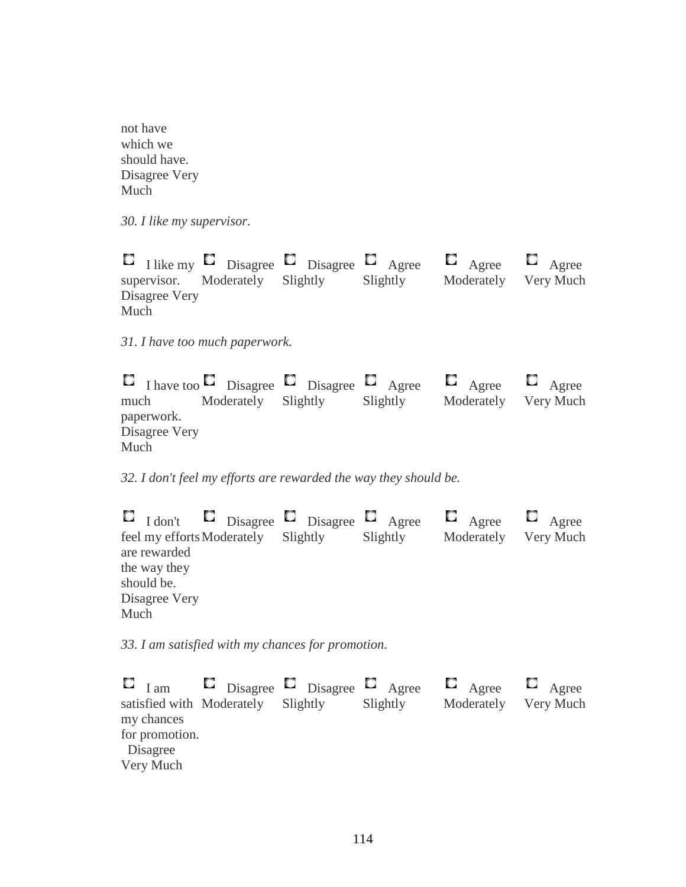not have which we should have. Disagree Very Much

*30. I like my supervisor.*

| | | | | | |
|---|---|---|---|---|---|
| I like my supervisor. Disagree Very Much | Disagree Moderately | Disagree Slightly | Agree Slightly | Agree Moderately | Agree Very Much |

*31. I have too much paperwork.*

| | | | | | |
|---|---|---|---|---|---|
| I have too much paperwork. Disagree Very Much | Disagree Moderately | Disagree Slightly | Agree Slightly | Agree Moderately | Agree Very Much |

*32. I don't feel my efforts are rewarded the way they should be.*

| | | | | | |
|---|---|---|---|---|---|
| I don't feel my efforts are rewarded the way they should be. Disagree Very Much | Disagree Moderately | Disagree Slightly | Agree Slightly | Agree Moderately | Agree Very Much |

*33. I am satisfied with my chances for promotion.*

| | | | | | |
|---|---|---|---|---|---|
| I am satisfied with my chances for promotion. Disagree Very Much | Disagree Moderately | Disagree Slightly | Agree Slightly | Agree Moderately | Agree Very Much |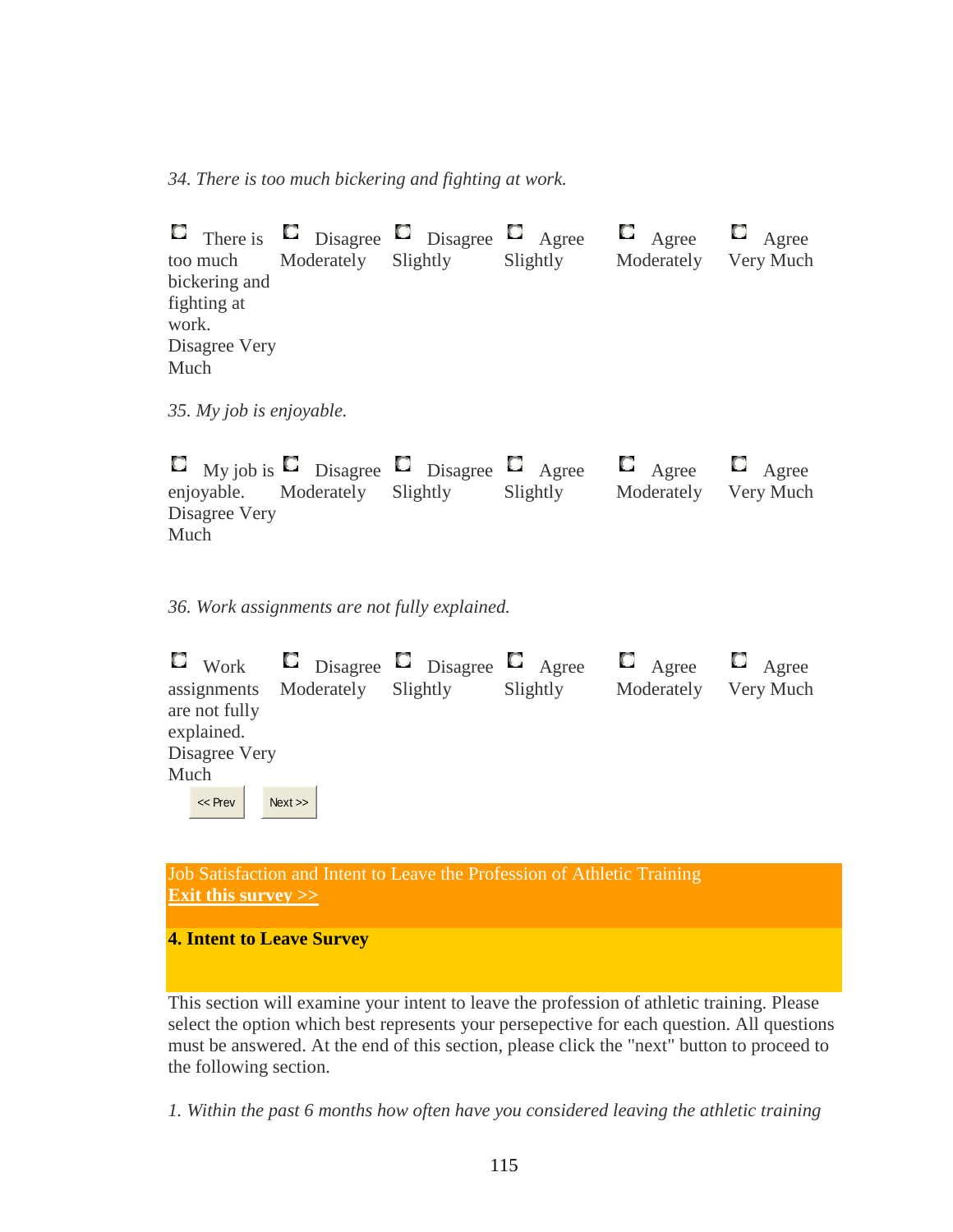*34. There is too much bickering and fighting at work.*

| | | | | | |
|---|---|---|---|---|---|
| ◻ There is too much bickering and fighting at work. Disagree Very Much | ◻ Disagree Moderately | ◻ Disagree Slightly | ◻ Agree Slightly | ◻ Agree Moderately | ◻ Agree Very Much |

*35. My job is enjoyable.*

| | | | | | |
|---|---|---|---|---|---|
| ◻ My job is enjoyable. Disagree Very Much | ◻ Disagree Moderately | ◻ Disagree Slightly | ◻ Agree Slightly | ◻ Agree Moderately | ◻ Agree Very Much |

*36. Work assignments are not fully explained.*

| | | | | | |
|---|---|---|---|---|---|
| ◻ Work assignments are not fully explained. Disagree Very Much | ◻ Disagree Moderately | ◻ Disagree Slightly | ◻ Agree Slightly | ◻ Agree Moderately | ◻ Agree Very Much |

<< Prev    Next >>

Job Satisfaction and Intent to Leave the Profession of Athletic Training
**Exit this survey >>**

**4. Intent to Leave Survey**

This section will examine your intent to leave the profession of athletic training. Please select the option which best represents your persepective for each question. All questions must be answered. At the end of this section, please click the "next" button to proceed to the following section.

*1. Within the past 6 months how often have you considered leaving the athletic training*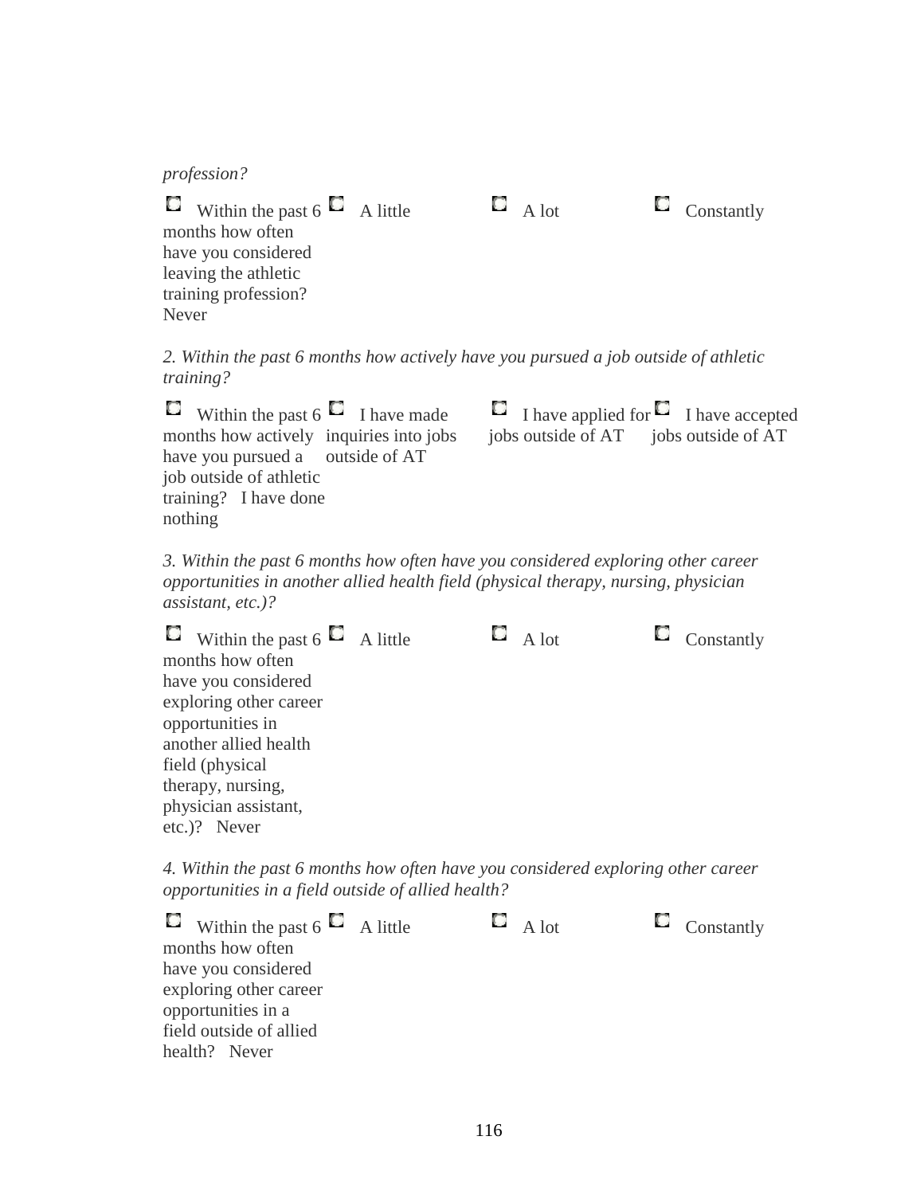*profession?*

| | | | |
|---|---|---|---|
| ☐ Within the past 6 months how often have you considered leaving the athletic training profession? Never | ☐ A little | ☐ A lot | ☐ Constantly |

*2. Within the past 6 months how actively have you pursued a job outside of athletic training?*

| | | | |
|---|---|---|---|
| ☐ Within the past 6 months how actively have you pursued a job outside of athletic training? I have done nothing | ☐ I have made inquiries into jobs outside of AT | ☐ I have applied for jobs outside of AT | ☐ I have accepted jobs outside of AT |

*3. Within the past 6 months how often have you considered exploring other career opportunities in another allied health field (physical therapy, nursing, physician assistant, etc.)?*

| | | | |
|---|---|---|---|
| ☐ Within the past 6 months how often have you considered exploring other career opportunities in another allied health field (physical therapy, nursing, physician assistant, etc.)? Never | ☐ A little | ☐ A lot | ☐ Constantly |

*4. Within the past 6 months how often have you considered exploring other career opportunities in a field outside of allied health?*

| | | | |
|---|---|---|---|
| ☐ Within the past 6 months how often have you considered exploring other career opportunities in a field outside of allied health? Never | ☐ A little | ☐ A lot | ☐ Constantly |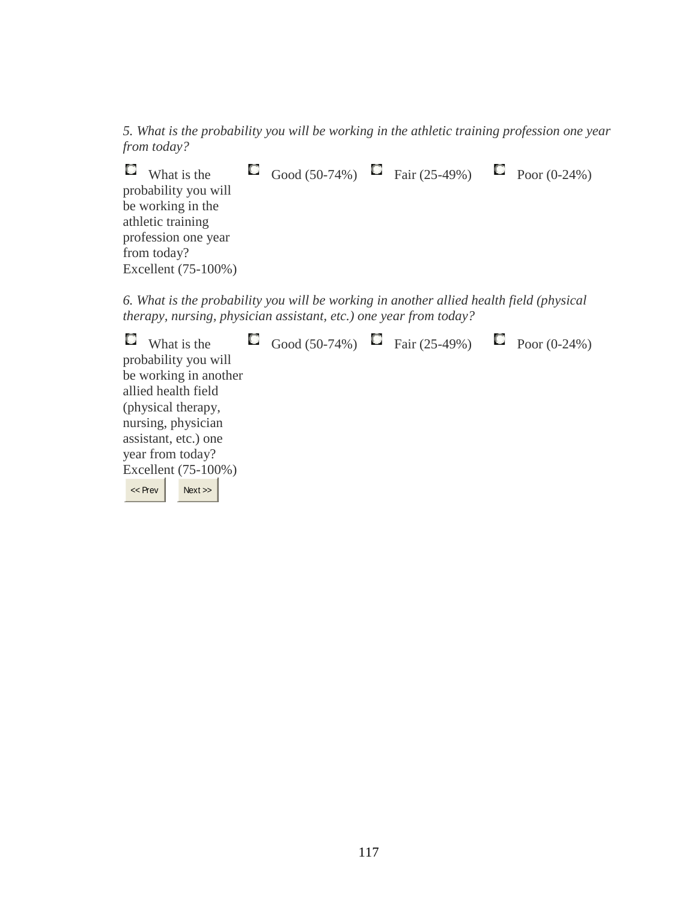*5. What is the probability you will be working in the athletic training profession one year from today?*

- What is the probability you will be working in the athletic training profession one year from today? Excellent (75-100%)
- Good (50-74%)
- Fair (25-49%)
- Poor (0-24%)

*6. What is the probability you will be working in another allied health field (physical therapy, nursing, physician assistant, etc.) one year from today?*

- What is the probability you will be working in another allied health field (physical therapy, nursing, physician assistant, etc.) one year from today? Excellent (75-100%)
- Good (50-74%)
- Fair (25-49%)
- Poor (0-24%)

<< Prev    Next >>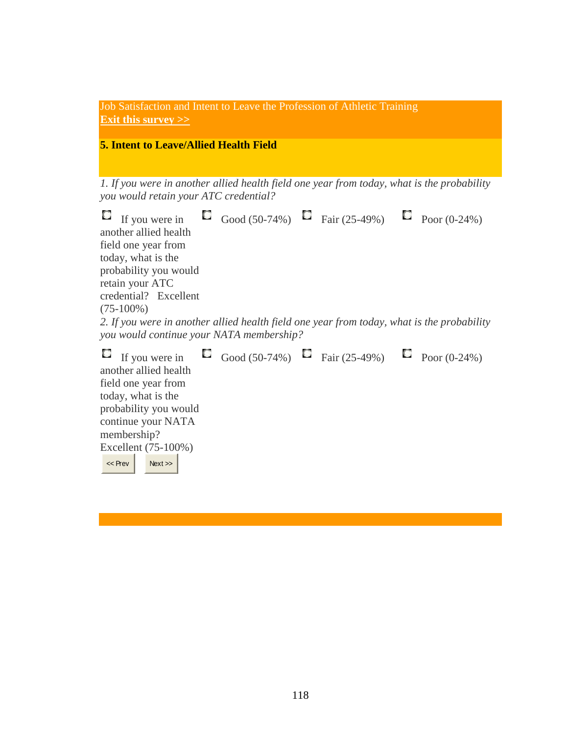Job Satisfaction and Intent to Leave the Profession of Athletic Training

**Exit this survey >>**

**5. Intent to Leave/Allied Health Field**

*1. If you were in another allied health field one year from today, what is the probability you would retain your ATC credential?*

- If you were in another allied health field one year from today, what is the probability you would retain your ATC credential? Excellent (75-100%)
- Good (50-74%)
- Fair (25-49%)
- Poor (0-24%)

*2. If you were in another allied health field one year from today, what is the probability you would continue your NATA membership?*

- If you were in another allied health field one year from today, what is the probability you would continue your NATA membership? Excellent (75-100%)
- Good (50-74%)
- Fair (25-49%)
- Poor (0-24%)

<< Prev    Next >>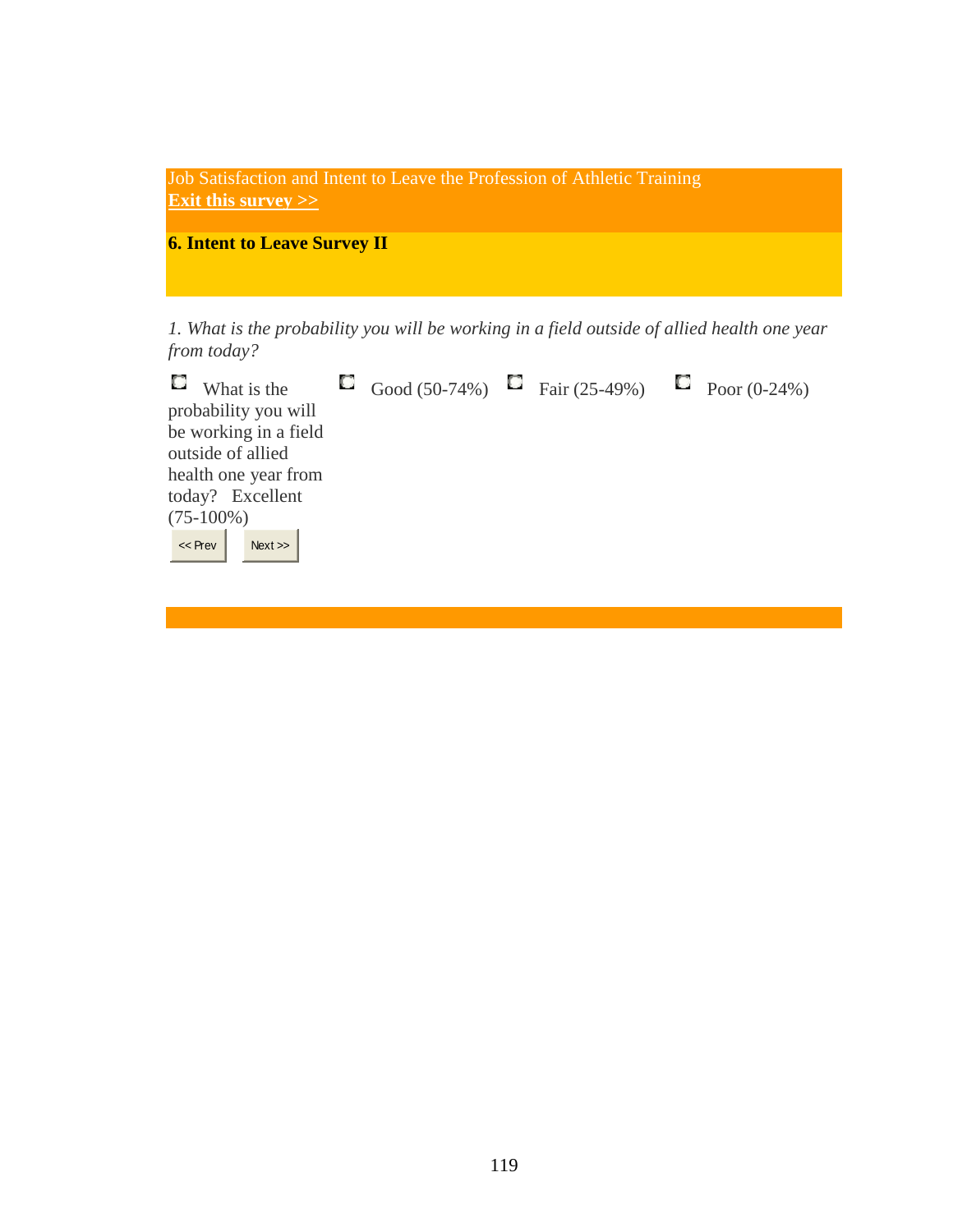Job Satisfaction and Intent to Leave the Profession of Athletic Training
**Exit this survey >>**

**6. Intent to Leave Survey II**

*1. What is the probability you will be working in a field outside of allied health one year from today?*

- What is the probability you will be working in a field outside of allied health one year from today? Excellent (75-100%)
- Good (50-74%)
- Fair (25-49%)
- Poor (0-24%)

<< Prev    Next >>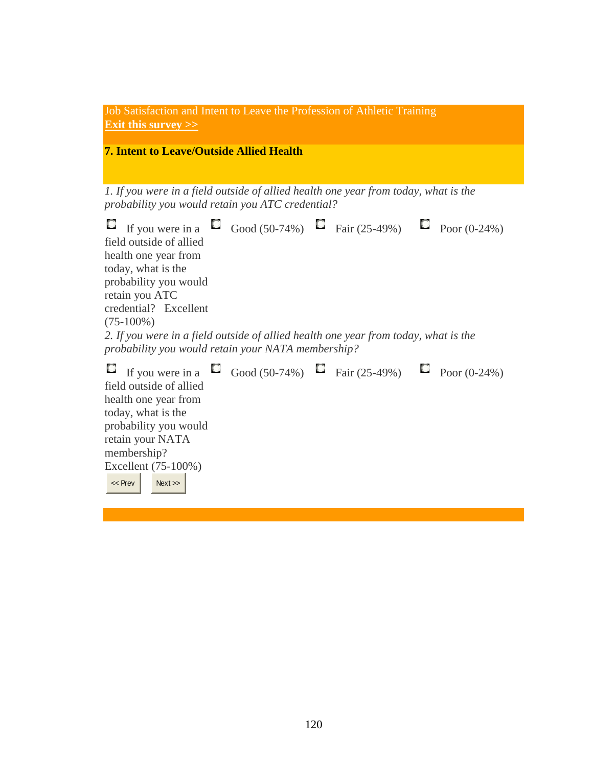Job Satisfaction and Intent to Leave the Profession of Athletic Training

**Exit this survey >>**

**7. Intent to Leave/Outside Allied Health**

*1. If you were in a field outside of allied health one year from today, what is the probability you would retain you ATC credential?*

- ☐ If you were in a field outside of allied health one year from today, what is the probability you would retain you ATC credential? Excellent (75-100%)
- ☐ Good (50-74%)
- ☐ Fair (25-49%)
- ☐ Poor (0-24%)

*2. If you were in a field outside of allied health one year from today, what is the probability you would retain your NATA membership?*

- ☐ If you were in a field outside of allied health one year from today, what is the probability you would retain your NATA membership? Excellent (75-100%)
- ☐ Good (50-74%)
- ☐ Fair (25-49%)
- ☐ Poor (0-24%)

<< Prev Next >>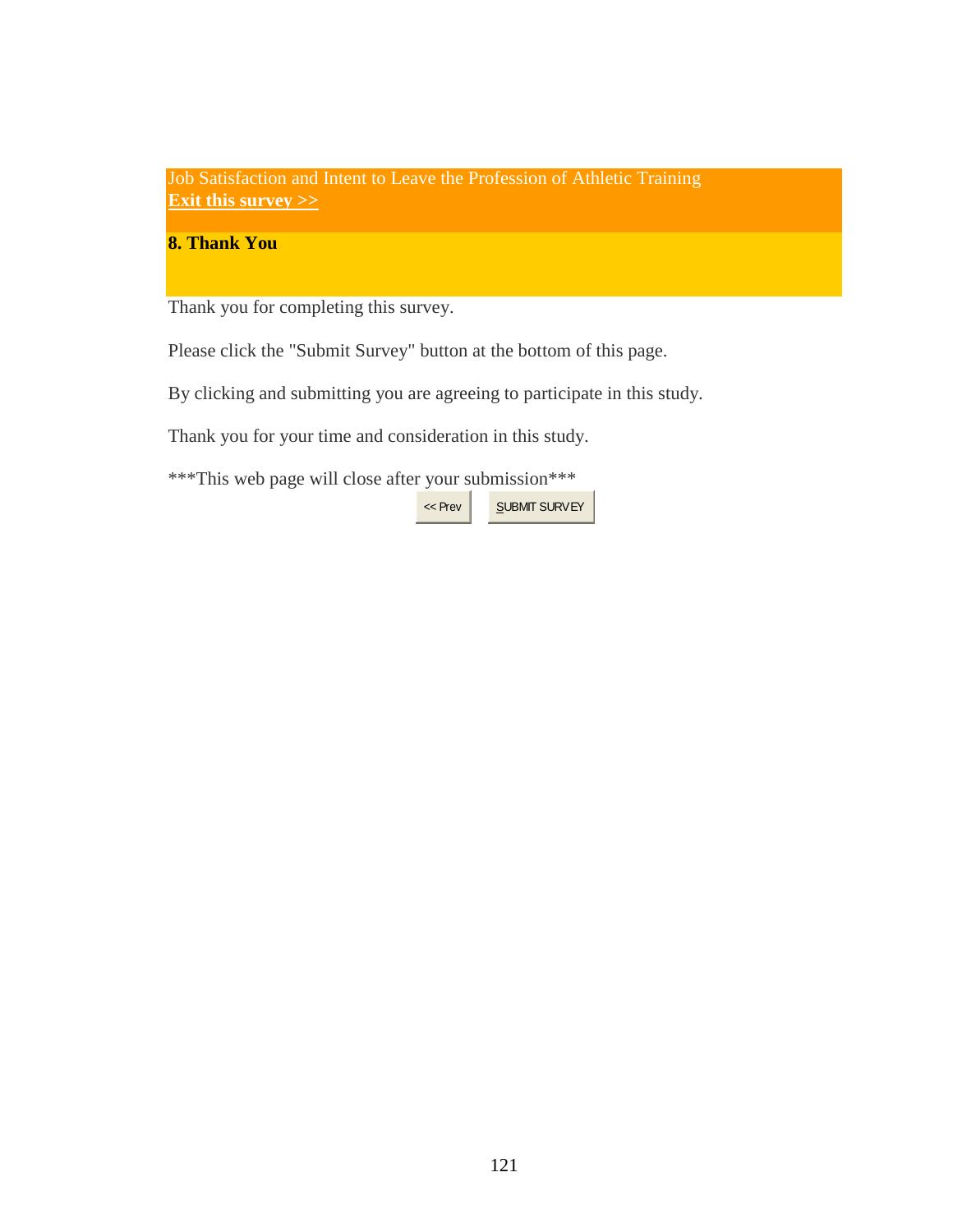Job Satisfaction and Intent to Leave the Profession of Athletic Training

**Exit this survey >>**

**8. Thank You**

Thank you for completing this survey.

Please click the "Submit Survey" button at the bottom of this page.

By clicking and submitting you are agreeing to participate in this study.

Thank you for your time and consideration in this study.

***This web page will close after your submission***

<< Prev    SUBMIT SURVEY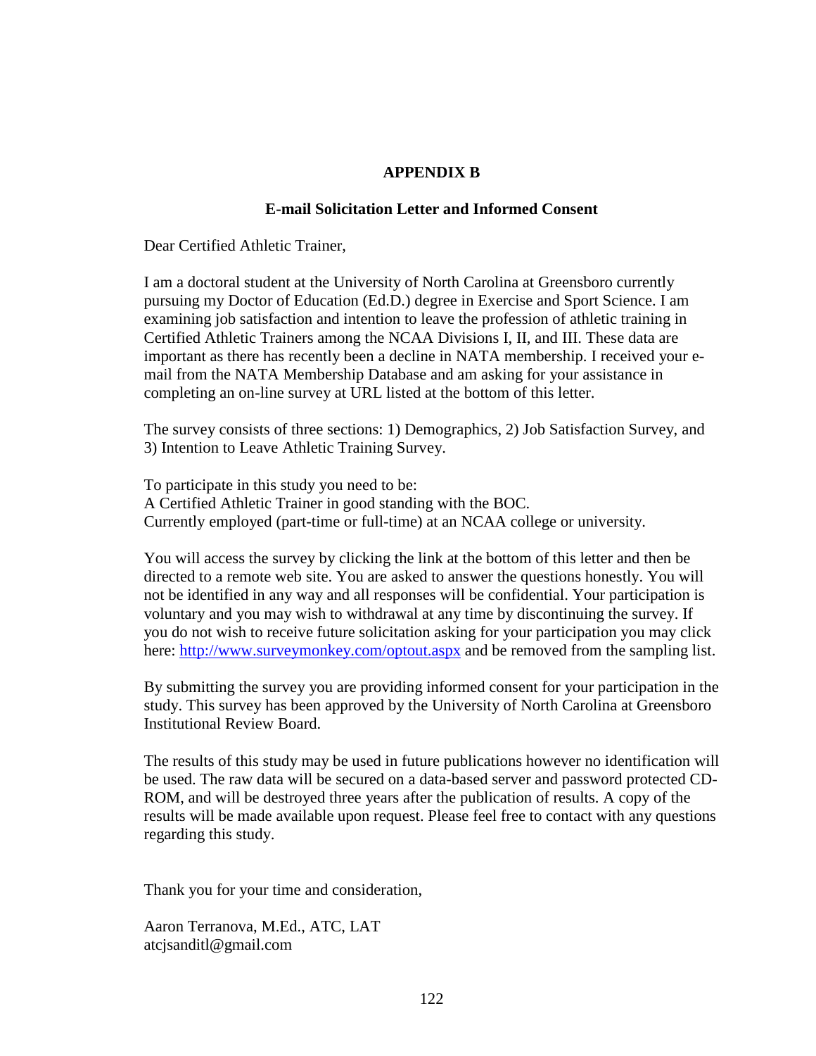# APPENDIX B

## E-mail Solicitation Letter and Informed Consent

Dear Certified Athletic Trainer,

I am a doctoral student at the University of North Carolina at Greensboro currently pursuing my Doctor of Education (Ed.D.) degree in Exercise and Sport Science. I am examining job satisfaction and intention to leave the profession of athletic training in Certified Athletic Trainers among the NCAA Divisions I, II, and III. These data are important as there has recently been a decline in NATA membership. I received your e-mail from the NATA Membership Database and am asking for your assistance in completing an on-line survey at URL listed at the bottom of this letter.

The survey consists of three sections: 1) Demographics, 2) Job Satisfaction Survey, and 3) Intention to Leave Athletic Training Survey.

To participate in this study you need to be:
A Certified Athletic Trainer in good standing with the BOC.
Currently employed (part-time or full-time) at an NCAA college or university.

You will access the survey by clicking the link at the bottom of this letter and then be directed to a remote web site. You are asked to answer the questions honestly. You will not be identified in any way and all responses will be confidential. Your participation is voluntary and you may wish to withdrawal at any time by discontinuing the survey. If you do not wish to receive future solicitation asking for your participation you may click here: http://www.surveymonkey.com/optout.aspx and be removed from the sampling list.

By submitting the survey you are providing informed consent for your participation in the study. This survey has been approved by the University of North Carolina at Greensboro Institutional Review Board.

The results of this study may be used in future publications however no identification will be used. The raw data will be secured on a data-based server and password protected CD-ROM, and will be destroyed three years after the publication of results. A copy of the results will be made available upon request. Please feel free to contact with any questions regarding this study.

Thank you for your time and consideration,

Aaron Terranova, M.Ed., ATC, LAT
atcjsanditl@gmail.com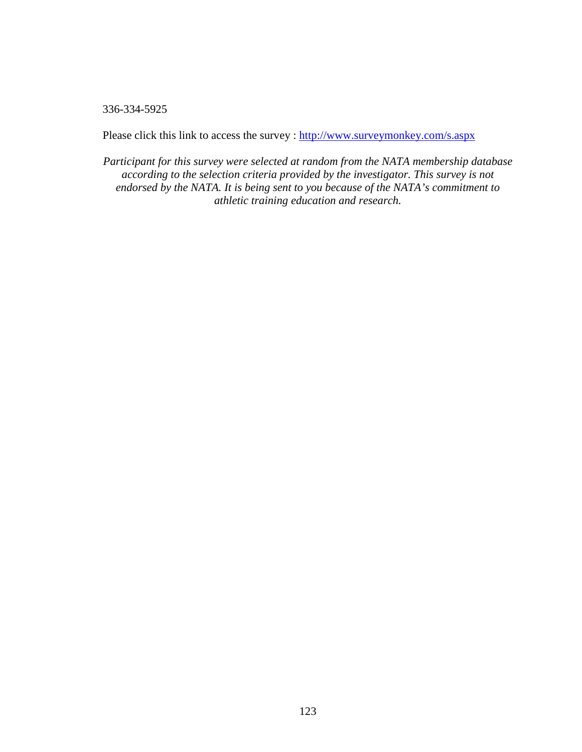336-334-5925

Please click this link to access the survey : [http://www.surveymonkey.com/s.aspx](http://www.surveymonkey.com/s.aspx)

*Participant for this survey were selected at random from the NATA membership database according to the selection criteria provided by the investigator. This survey is not endorsed by the NATA. It is being sent to you because of the NATA's commitment to athletic training education and research.*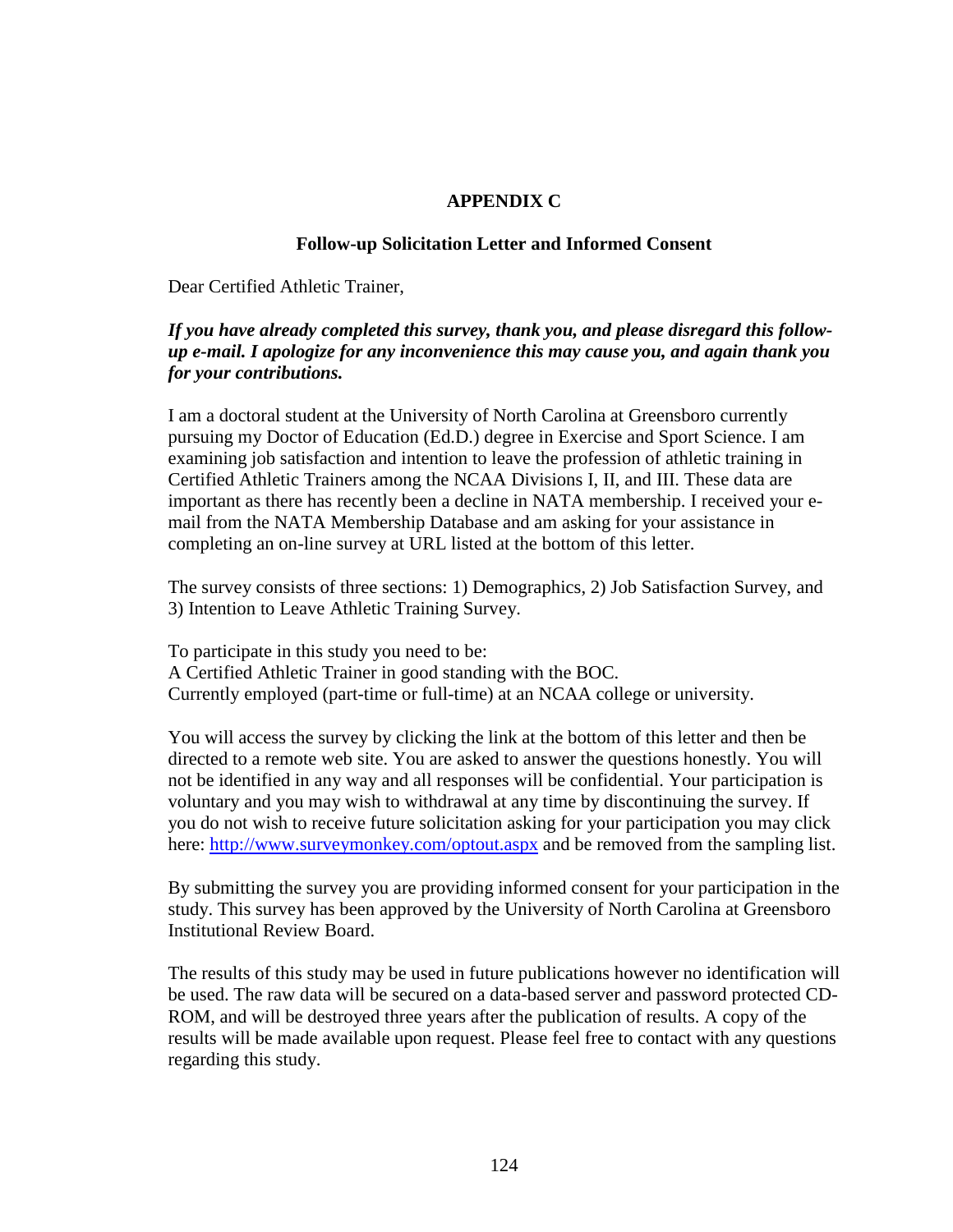# APPENDIX C

## Follow-up Solicitation Letter and Informed Consent

Dear Certified Athletic Trainer,

***If you have already completed this survey, thank you, and please disregard this follow-up e-mail. I apologize for any inconvenience this may cause you, and again thank you for your contributions.***

I am a doctoral student at the University of North Carolina at Greensboro currently pursuing my Doctor of Education (Ed.D.) degree in Exercise and Sport Science. I am examining job satisfaction and intention to leave the profession of athletic training in Certified Athletic Trainers among the NCAA Divisions I, II, and III. These data are important as there has recently been a decline in NATA membership. I received your e-mail from the NATA Membership Database and am asking for your assistance in completing an on-line survey at URL listed at the bottom of this letter.

The survey consists of three sections: 1) Demographics, 2) Job Satisfaction Survey, and 3) Intention to Leave Athletic Training Survey.

To participate in this study you need to be:
A Certified Athletic Trainer in good standing with the BOC.
Currently employed (part-time or full-time) at an NCAA college or university.

You will access the survey by clicking the link at the bottom of this letter and then be directed to a remote web site. You are asked to answer the questions honestly. You will not be identified in any way and all responses will be confidential. Your participation is voluntary and you may wish to withdrawal at any time by discontinuing the survey. If you do not wish to receive future solicitation asking for your participation you may click here: http://www.surveymonkey.com/optout.aspx and be removed from the sampling list.

By submitting the survey you are providing informed consent for your participation in the study. This survey has been approved by the University of North Carolina at Greensboro Institutional Review Board.

The results of this study may be used in future publications however no identification will be used. The raw data will be secured on a data-based server and password protected CD-ROM, and will be destroyed three years after the publication of results. A copy of the results will be made available upon request. Please feel free to contact with any questions regarding this study.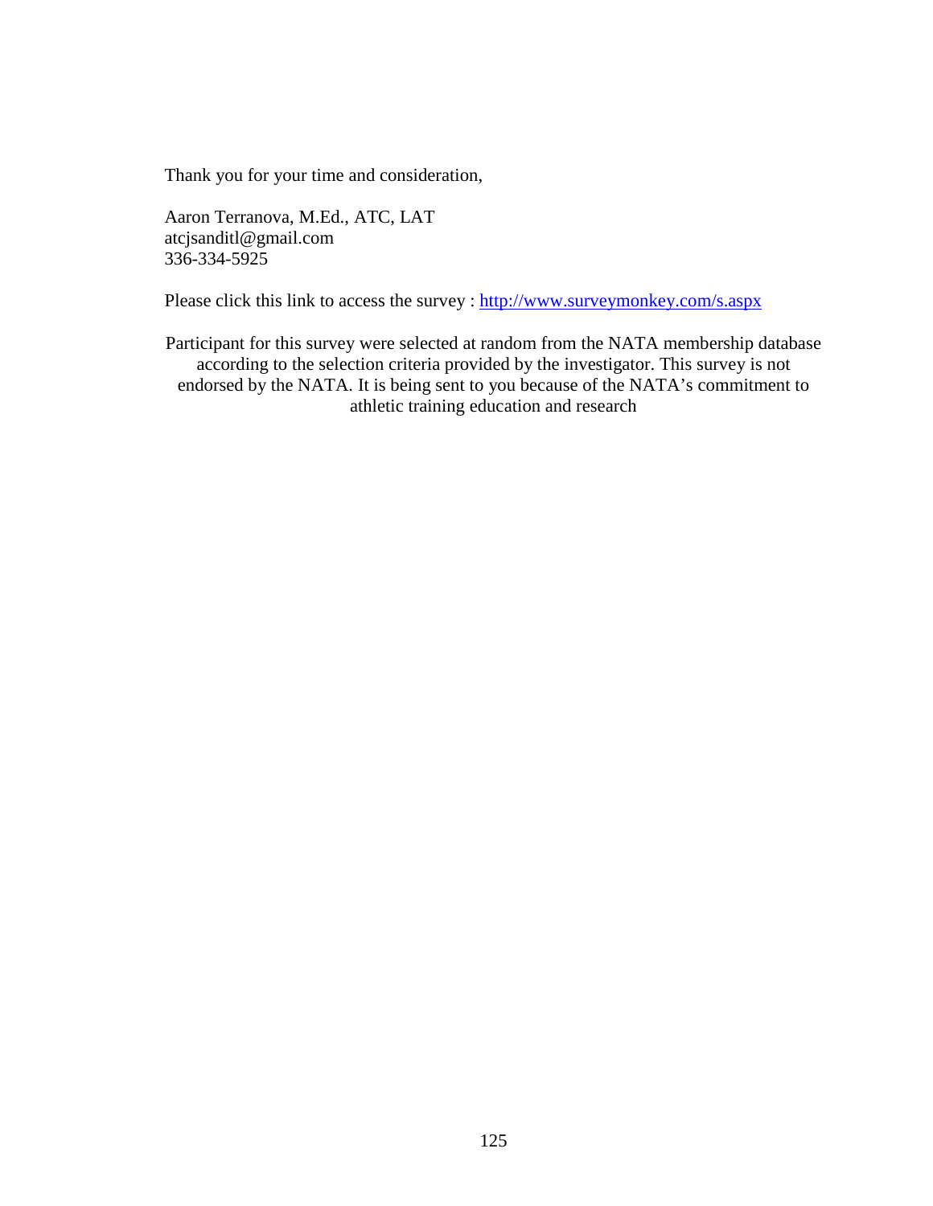Thank you for your time and consideration,

Aaron Terranova, M.Ed., ATC, LAT
atcjsanditl@gmail.com
336-334-5925

Please click this link to access the survey : http://www.surveymonkey.com/s.aspx

Participant for this survey were selected at random from the NATA membership database according to the selection criteria provided by the investigator. This survey is not endorsed by the NATA. It is being sent to you because of the NATA's commitment to athletic training education and research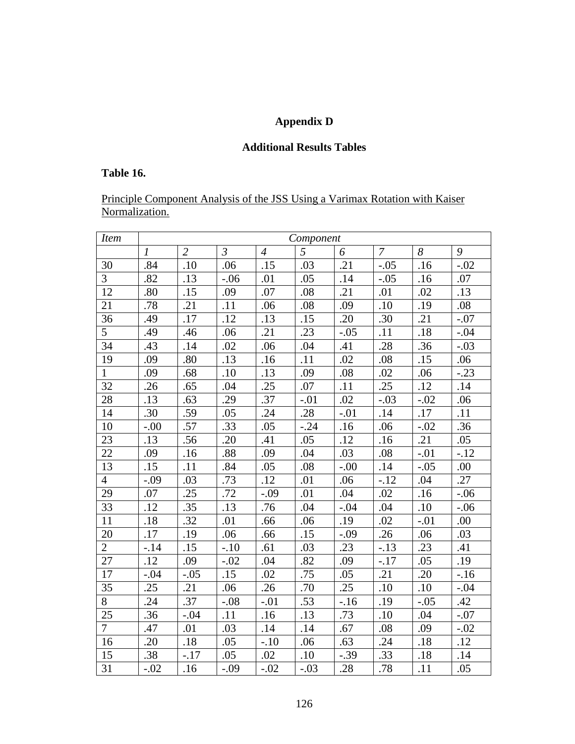# Appendix D

## Additional Results Tables

**Table 16.**

Principle Component Analysis of the JSS Using a Varimax Rotation with Kaiser Normalization.

| *Item* | *Component* | | | | | | | | |
|---|---|---|---|---|---|---|---|---|---|
| | *1* | *2* | *3* | *4* | *5* | *6* | *7* | *8* | *9* |
| 30 | .84 | .10 | .06 | .15 | .03 | .21 | -.05 | .16 | -.02 |
| 3 | .82 | .13 | -.06 | .01 | .05 | .14 | -.05 | .16 | .07 |
| 12 | .80 | .15 | .09 | .07 | .08 | .21 | .01 | .02 | .13 |
| 21 | .78 | .21 | .11 | .06 | .08 | .09 | .10 | .19 | .08 |
| 36 | .49 | .17 | .12 | .13 | .15 | .20 | .30 | .21 | -.07 |
| 5 | .49 | .46 | .06 | .21 | .23 | -.05 | .11 | .18 | -.04 |
| 34 | .43 | .14 | .02 | .06 | .04 | .41 | .28 | .36 | -.03 |
| 19 | .09 | .80 | .13 | .16 | .11 | .02 | .08 | .15 | .06 |
| 1 | .09 | .68 | .10 | .13 | .09 | .08 | .02 | .06 | -.23 |
| 32 | .26 | .65 | .04 | .25 | .07 | .11 | .25 | .12 | .14 |
| 28 | .13 | .63 | .29 | .37 | -.01 | .02 | -.03 | -.02 | .06 |
| 14 | .30 | .59 | .05 | .24 | .28 | -.01 | .14 | .17 | .11 |
| 10 | -.00 | .57 | .33 | .05 | -.24 | .16 | .06 | -.02 | .36 |
| 23 | .13 | .56 | .20 | .41 | .05 | .12 | .16 | .21 | .05 |
| 22 | .09 | .16 | .88 | .09 | .04 | .03 | .08 | -.01 | -.12 |
| 13 | .15 | .11 | .84 | .05 | .08 | -.00 | .14 | -.05 | .00 |
| 4 | -.09 | .03 | .73 | .12 | .01 | .06 | -.12 | .04 | .27 |
| 29 | .07 | .25 | .72 | -.09 | .01 | .04 | .02 | .16 | -.06 |
| 33 | .12 | .35 | .13 | .76 | .04 | -.04 | .04 | .10 | -.06 |
| 11 | .18 | .32 | .01 | .66 | .06 | .19 | .02 | -.01 | .00 |
| 20 | .17 | .19 | .06 | .66 | .15 | -.09 | .26 | .06 | .03 |
| 2 | -.14 | .15 | -.10 | .61 | .03 | .23 | -.13 | .23 | .41 |
| 27 | .12 | .09 | -.02 | .04 | .82 | .09 | -.17 | .05 | .19 |
| 17 | -.04 | -.05 | .15 | .02 | .75 | .05 | .21 | .20 | -.16 |
| 35 | .25 | .21 | .06 | .26 | .70 | .25 | .10 | .10 | -.04 |
| 8 | .24 | .37 | -.08 | -.01 | .53 | -.16 | .19 | -.05 | .42 |
| 25 | .36 | -.04 | .11 | .16 | .13 | .73 | .10 | .04 | -.07 |
| 7 | .47 | .01 | .03 | .14 | .14 | .67 | .08 | .09 | -.02 |
| 16 | .20 | .18 | .05 | -.10 | .06 | .63 | .24 | .18 | .12 |
| 15 | .38 | -.17 | .05 | .02 | .10 | -.39 | .33 | .18 | .14 |
| 31 | -.02 | .16 | -.09 | -.02 | -.03 | .28 | .78 | .11 | .05 |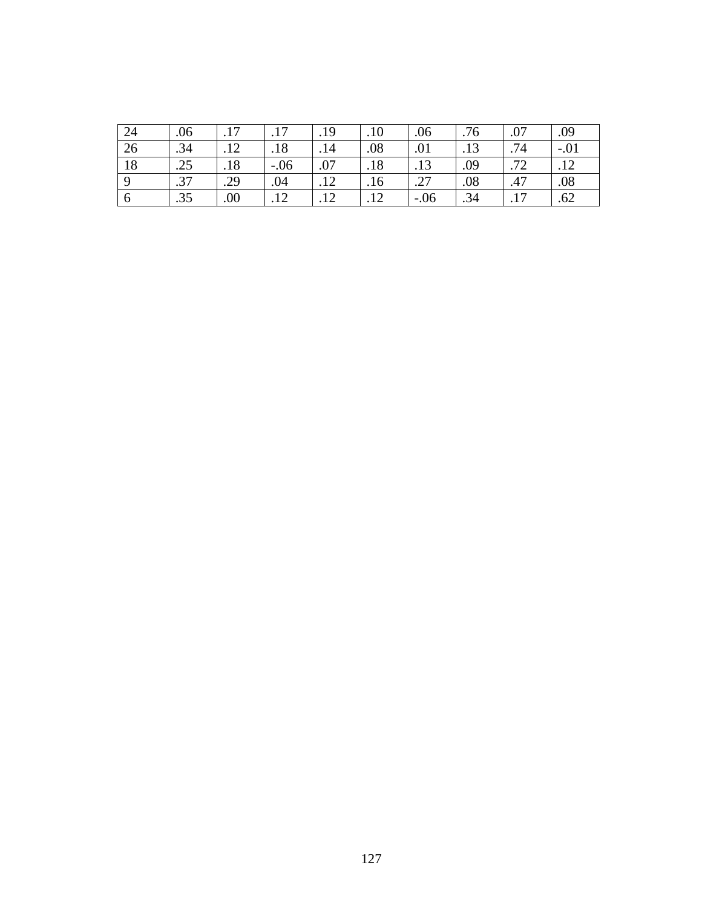| | | | | | | | | | |
|---|---|---|---|---|---|---|---|---|---|
| 24 | .06 | .17 | .17 | .19 | .10 | .06 | .76 | .07 | .09 |
| 26 | .34 | .12 | .18 | .14 | .08 | .01 | .13 | .74 | -.01 |
| 18 | .25 | .18 | -.06 | .07 | .18 | .13 | .09 | .72 | .12 |
| 9 | .37 | .29 | .04 | .12 | .16 | .27 | .08 | .47 | .08 |
| 6 | .35 | .00 | .12 | .12 | .12 | -.06 | .34 | .17 | .62 |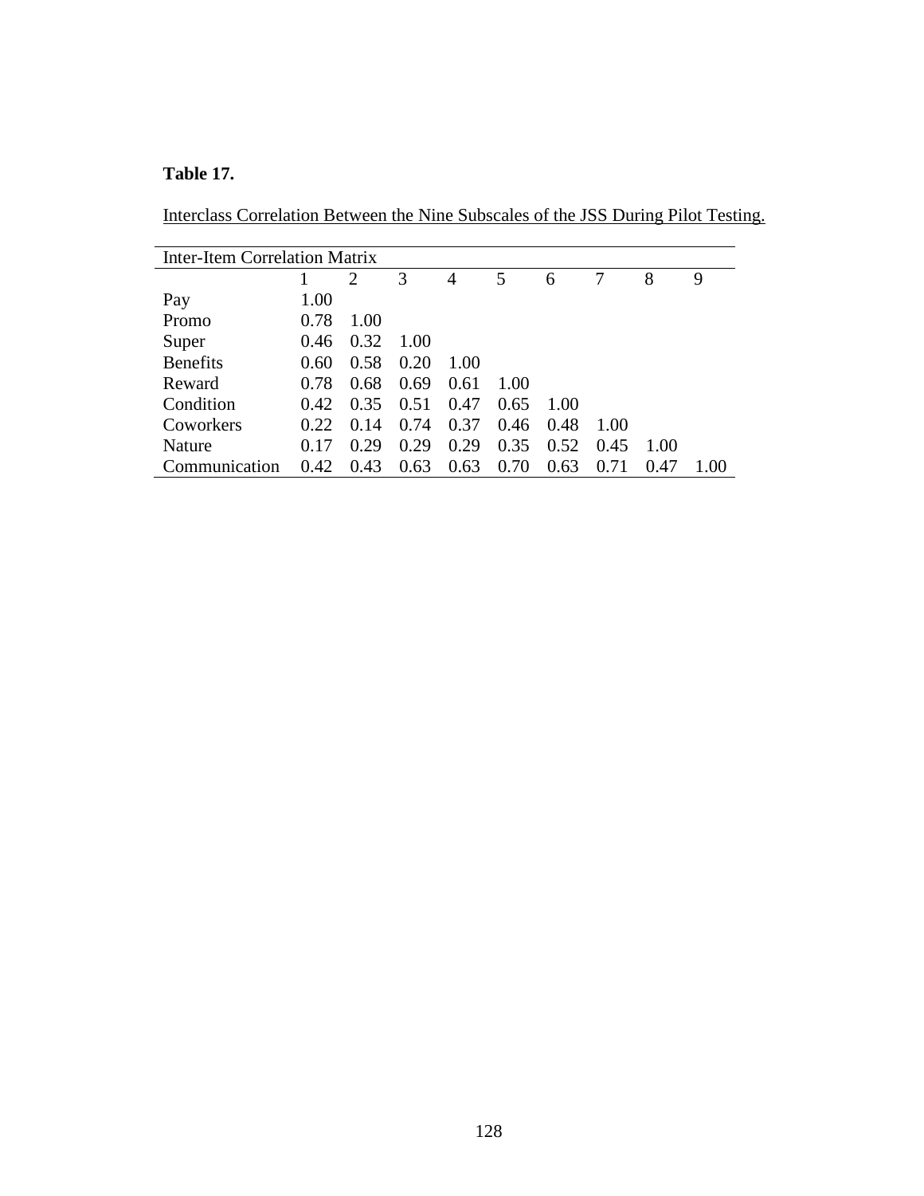**Table 17.**

Interclass Correlation Between the Nine Subscales of the JSS During Pilot Testing.

| Inter-Item Correlation Matrix | | | | | | | | | |
|---|---|---|---|---|---|---|---|---|---|
| | 1 | 2 | 3 | 4 | 5 | 6 | 7 | 8 | 9 |
| Pay | 1.00 | | | | | | | | |
| Promo | 0.78 | 1.00 | | | | | | | |
| Super | 0.46 | 0.32 | 1.00 | | | | | | |
| Benefits | 0.60 | 0.58 | 0.20 | 1.00 | | | | | |
| Reward | 0.78 | 0.68 | 0.69 | 0.61 | 1.00 | | | | |
| Condition | 0.42 | 0.35 | 0.51 | 0.47 | 0.65 | 1.00 | | | |
| Coworkers | 0.22 | 0.14 | 0.74 | 0.37 | 0.46 | 0.48 | 1.00 | | |
| Nature | 0.17 | 0.29 | 0.29 | 0.29 | 0.35 | 0.52 | 0.45 | 1.00 | |
| Communication | 0.42 | 0.43 | 0.63 | 0.63 | 0.70 | 0.63 | 0.71 | 0.47 | 1.00 |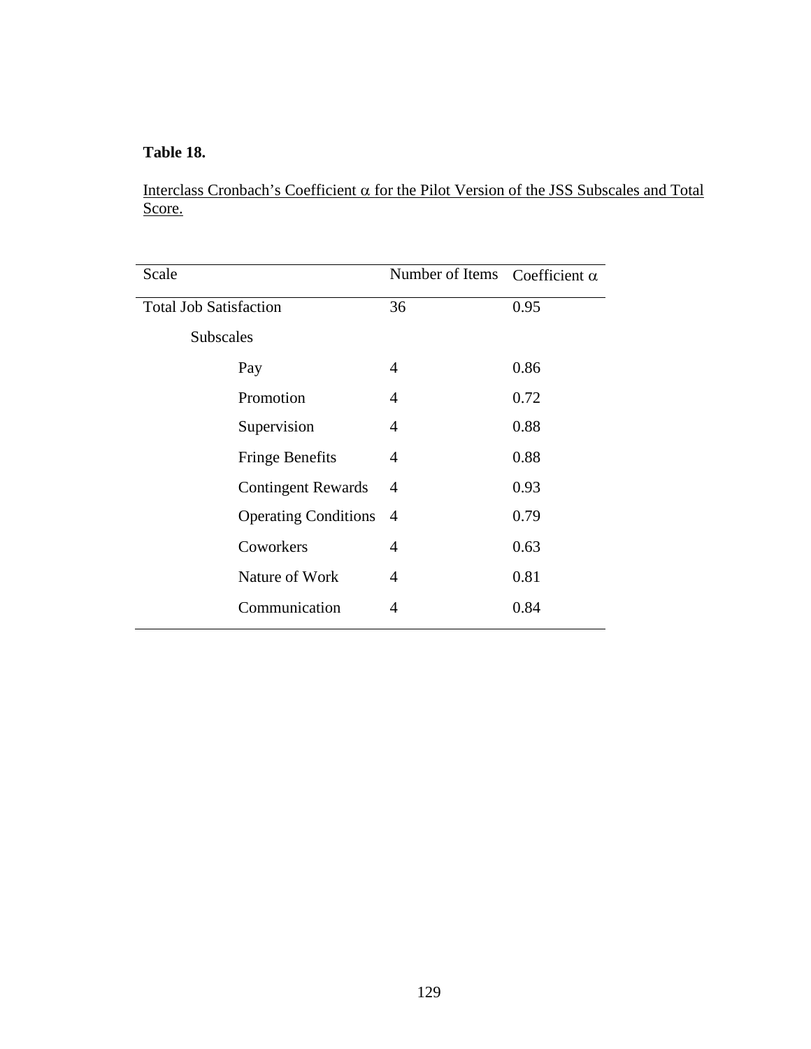**Table 18.**

Interclass Cronbach's Coefficient $\alpha$ for the Pilot Version of the JSS Subscales and Total Score.

| Scale | Number of Items | Coefficient $\alpha$ |
|---|---|---|
| Total Job Satisfaction | 36 | 0.95 |
| Subscales | | |
| Pay | 4 | 0.86 |
| Promotion | 4 | 0.72 |
| Supervision | 4 | 0.88 |
| Fringe Benefits | 4 | 0.88 |
| Contingent Rewards | 4 | 0.93 |
| Operating Conditions | 4 | 0.79 |
| Coworkers | 4 | 0.63 |
| Nature of Work | 4 | 0.81 |
| Communication | 4 | 0.84 |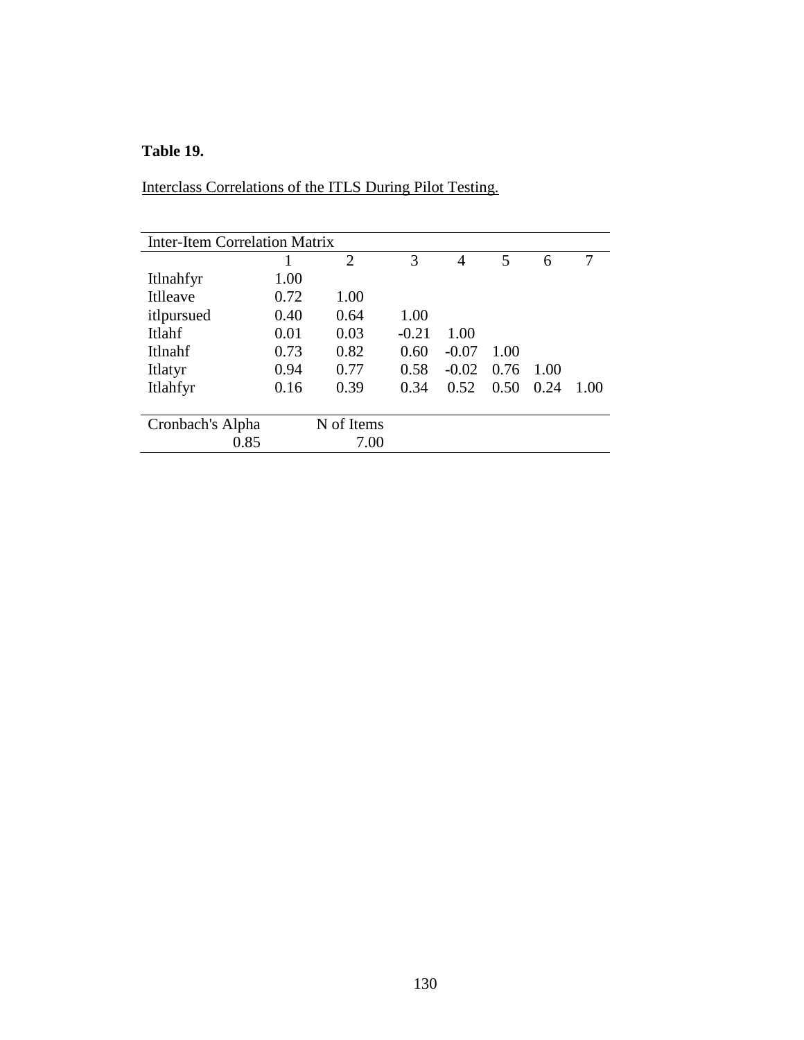**Table 19.**

Interclass Correlations of the ITLS During Pilot Testing.

| Inter-Item Correlation Matrix | | | | | | | |
|---|---|---|---|---|---|---|---|
| | 1 | 2 | 3 | 4 | 5 | 6 | 7 |
| Itlnahfyr | 1.00 | | | | | | |
| Itlleave | 0.72 | 1.00 | | | | | |
| itlpursued | 0.40 | 0.64 | 1.00 | | | | |
| Itlahf | 0.01 | 0.03 | -0.21 | 1.00 | | | |
| Itlnahf | 0.73 | 0.82 | 0.60 | -0.07 | 1.00 | | |
| Itlatyr | 0.94 | 0.77 | 0.58 | -0.02 | 0.76 | 1.00 | |
| Itlahfyr | 0.16 | 0.39 | 0.34 | 0.52 | 0.50 | 0.24 | 1.00 |

| Cronbach's Alpha | N of Items |
|---|---|
| 0.85 | 7.00 |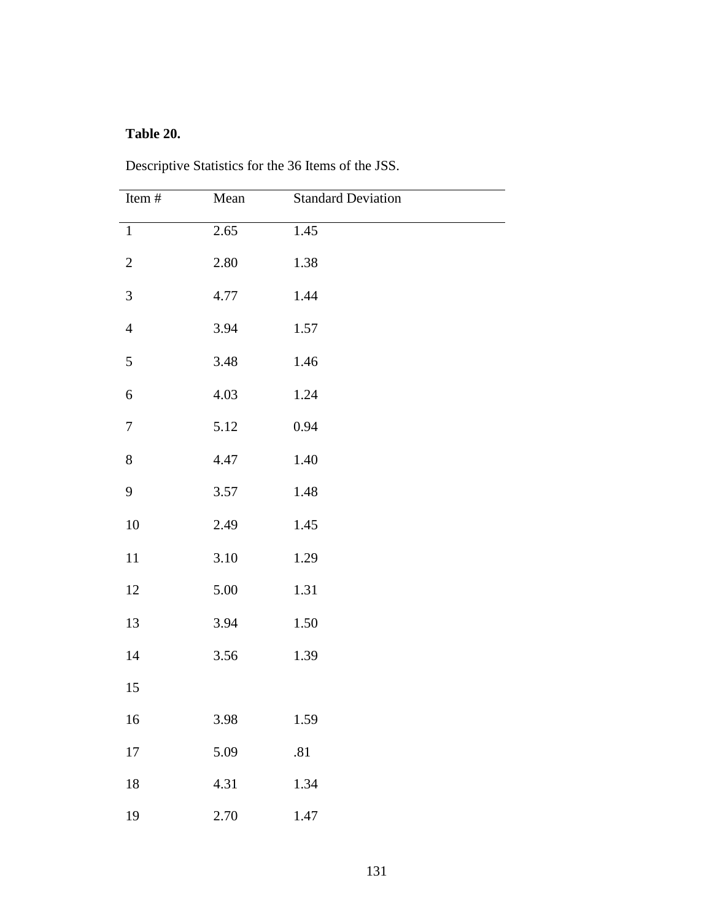**Table 20.**

Descriptive Statistics for the 36 Items of the JSS.

| Item # | Mean | Standard Deviation |
|---|---|---|
| 1 | 2.65 | 1.45 |
| 2 | 2.80 | 1.38 |
| 3 | 4.77 | 1.44 |
| 4 | 3.94 | 1.57 |
| 5 | 3.48 | 1.46 |
| 6 | 4.03 | 1.24 |
| 7 | 5.12 | 0.94 |
| 8 | 4.47 | 1.40 |
| 9 | 3.57 | 1.48 |
| 10 | 2.49 | 1.45 |
| 11 | 3.10 | 1.29 |
| 12 | 5.00 | 1.31 |
| 13 | 3.94 | 1.50 |
| 14 | 3.56 | 1.39 |
| 15 | | |
| 16 | 3.98 | 1.59 |
| 17 | 5.09 | .81 |
| 18 | 4.31 | 1.34 |
| 19 | 2.70 | 1.47 |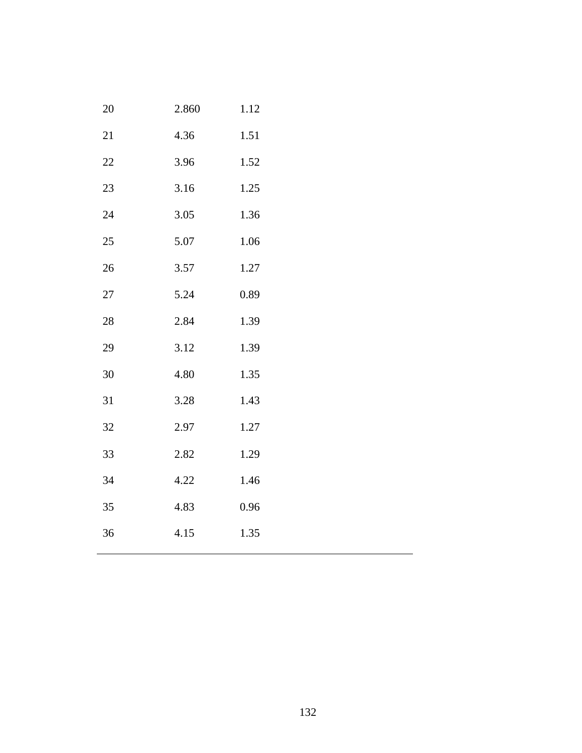| | | |
|---|---|---|
| 20 | 2.860 | 1.12 |
| 21 | 4.36 | 1.51 |
| 22 | 3.96 | 1.52 |
| 23 | 3.16 | 1.25 |
| 24 | 3.05 | 1.36 |
| 25 | 5.07 | 1.06 |
| 26 | 3.57 | 1.27 |
| 27 | 5.24 | 0.89 |
| 28 | 2.84 | 1.39 |
| 29 | 3.12 | 1.39 |
| 30 | 4.80 | 1.35 |
| 31 | 3.28 | 1.43 |
| 32 | 2.97 | 1.27 |
| 33 | 2.82 | 1.29 |
| 34 | 4.22 | 1.46 |
| 35 | 4.83 | 0.96 |
| 36 | 4.15 | 1.35 |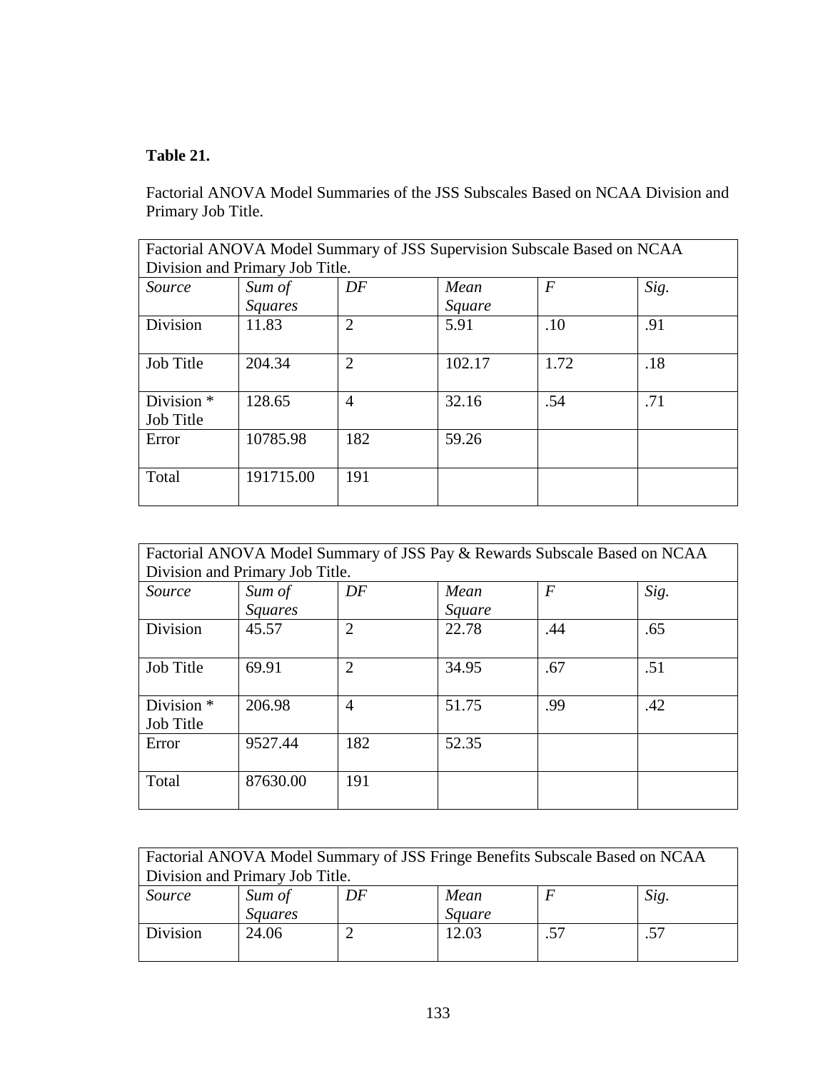**Table 21.**

Factorial ANOVA Model Summaries of the JSS Subscales Based on NCAA Division and Primary Job Title.

| Factorial ANOVA Model Summary of JSS Supervision Subscale Based on NCAA Division and Primary Job Title. | | | | | |
|---|---|---|---|---|---|
| *Source* | *Sum of Squares* | *DF* | *Mean Square* | *F* | *Sig.* |
| Division | 11.83 | 2 | 5.91 | .10 | .91 |
| Job Title | 204.34 | 2 | 102.17 | 1.72 | .18 |
| Division * Job Title | 128.65 | 4 | 32.16 | .54 | .71 |
| Error | 10785.98 | 182 | 59.26 | | |
| Total | 191715.00 | 191 | | | |

| Factorial ANOVA Model Summary of JSS Pay & Rewards Subscale Based on NCAA Division and Primary Job Title. | | | | | |
|---|---|---|---|---|---|
| *Source* | *Sum of Squares* | *DF* | *Mean Square* | *F* | *Sig.* |
| Division | 45.57 | 2 | 22.78 | .44 | .65 |
| Job Title | 69.91 | 2 | 34.95 | .67 | .51 |
| Division * Job Title | 206.98 | 4 | 51.75 | .99 | .42 |
| Error | 9527.44 | 182 | 52.35 | | |
| Total | 87630.00 | 191 | | | |

| Factorial ANOVA Model Summary of JSS Fringe Benefits Subscale Based on NCAA Division and Primary Job Title. | | | | | |
|---|---|---|---|---|---|
| *Source* | *Sum of Squares* | *DF* | *Mean Square* | *F* | *Sig.* |
| Division | 24.06 | 2 | 12.03 | .57 | .57 |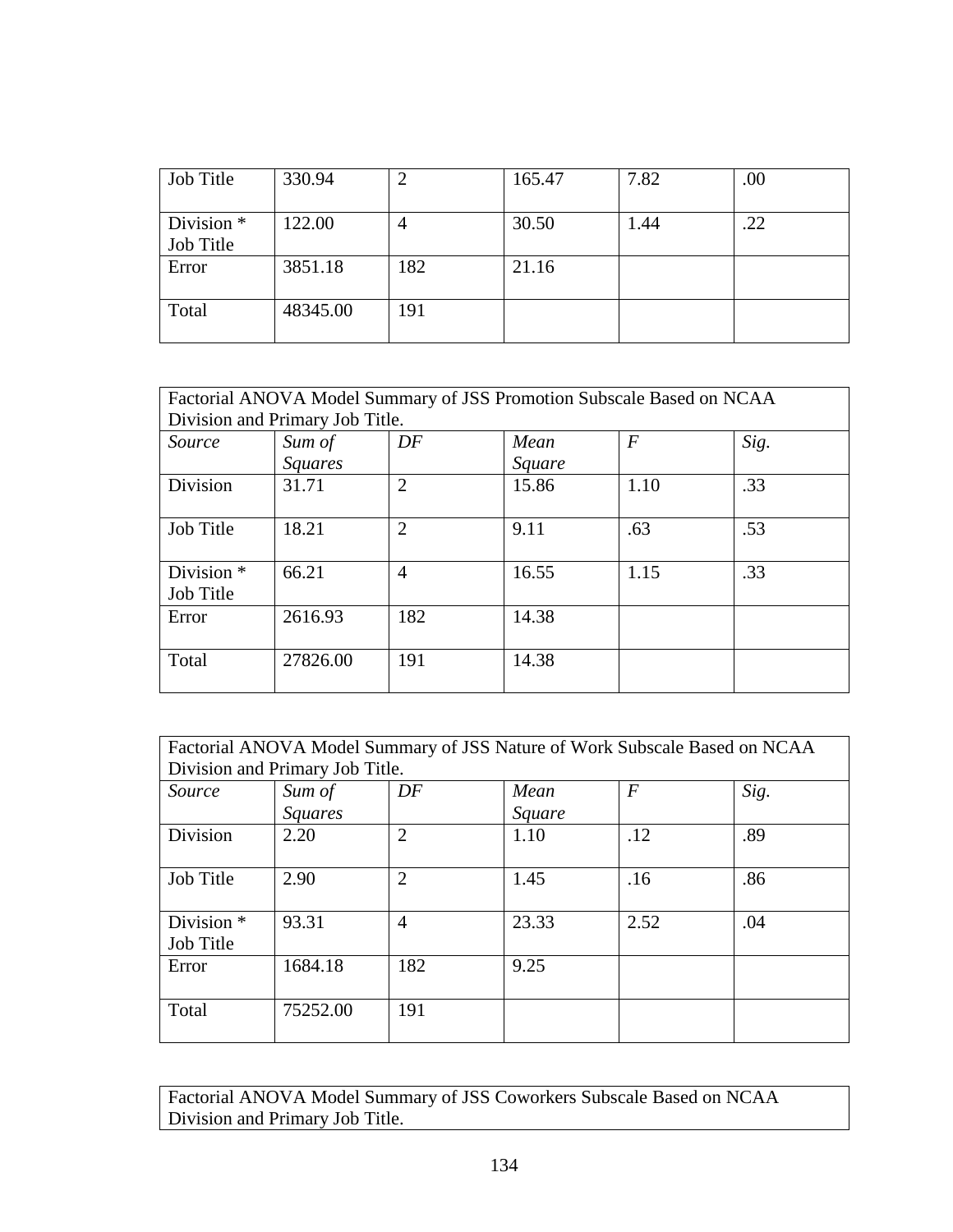| | | | | | |
|---|---|---|---|---|---|
| Job Title | 330.94 | 2 | 165.47 | 7.82 | .00 |
| Division * Job Title | 122.00 | 4 | 30.50 | 1.44 | .22 |
| Error | 3851.18 | 182 | 21.16 | | |
| Total | 48345.00 | 191 | | | |

Factorial ANOVA Model Summary of JSS Promotion Subscale Based on NCAA Division and Primary Job Title.

| *Source* | *Sum of Squares* | *DF* | *Mean Square* | *F* | *Sig.* |
|---|---|---|---|---|---|
| Division | 31.71 | 2 | 15.86 | 1.10 | .33 |
| Job Title | 18.21 | 2 | 9.11 | .63 | .53 |
| Division * Job Title | 66.21 | 4 | 16.55 | 1.15 | .33 |
| Error | 2616.93 | 182 | 14.38 | | |
| Total | 27826.00 | 191 | 14.38 | | |

Factorial ANOVA Model Summary of JSS Nature of Work Subscale Based on NCAA Division and Primary Job Title.

| *Source* | *Sum of Squares* | *DF* | *Mean Square* | *F* | *Sig.* |
|---|---|---|---|---|---|
| Division | 2.20 | 2 | 1.10 | .12 | .89 |
| Job Title | 2.90 | 2 | 1.45 | .16 | .86 |
| Division * Job Title | 93.31 | 4 | 23.33 | 2.52 | .04 |
| Error | 1684.18 | 182 | 9.25 | | |
| Total | 75252.00 | 191 | | | |

Factorial ANOVA Model Summary of JSS Coworkers Subscale Based on NCAA Division and Primary Job Title.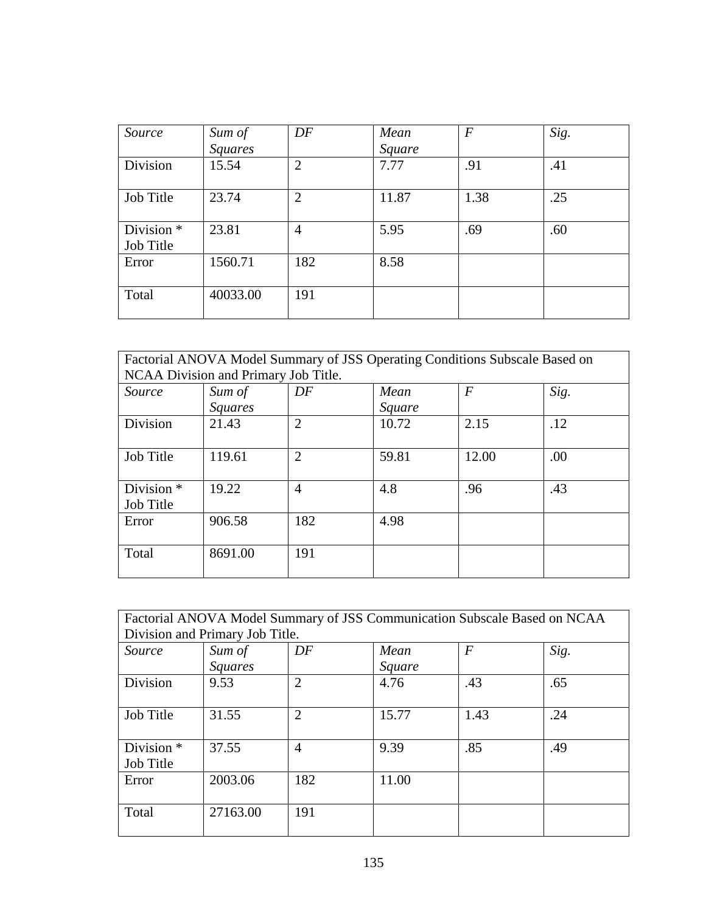| *Source* | *Sum of Squares* | *DF* | *Mean Square* | *F* | *Sig.* |
|---|---|---|---|---|---|
| Division | 15.54 | 2 | 7.77 | .91 | .41 |
| Job Title | 23.74 | 2 | 11.87 | 1.38 | .25 |
| Division * Job Title | 23.81 | 4 | 5.95 | .69 | .60 |
| Error | 1560.71 | 182 | 8.58 | | |
| Total | 40033.00 | 191 | | | |

Factorial ANOVA Model Summary of JSS Operating Conditions Subscale Based on NCAA Division and Primary Job Title.

| *Source* | *Sum of Squares* | *DF* | *Mean Square* | *F* | *Sig.* |
|---|---|---|---|---|---|
| Division | 21.43 | 2 | 10.72 | 2.15 | .12 |
| Job Title | 119.61 | 2 | 59.81 | 12.00 | .00 |
| Division * Job Title | 19.22 | 4 | 4.8 | .96 | .43 |
| Error | 906.58 | 182 | 4.98 | | |
| Total | 8691.00 | 191 | | | |

Factorial ANOVA Model Summary of JSS Communication Subscale Based on NCAA Division and Primary Job Title.

| *Source* | *Sum of Squares* | *DF* | *Mean Square* | *F* | *Sig.* |
|---|---|---|---|---|---|
| Division | 9.53 | 2 | 4.76 | .43 | .65 |
| Job Title | 31.55 | 2 | 15.77 | 1.43 | .24 |
| Division * Job Title | 37.55 | 4 | 9.39 | .85 | .49 |
| Error | 2003.06 | 182 | 11.00 | | |
| Total | 27163.00 | 191 | | | |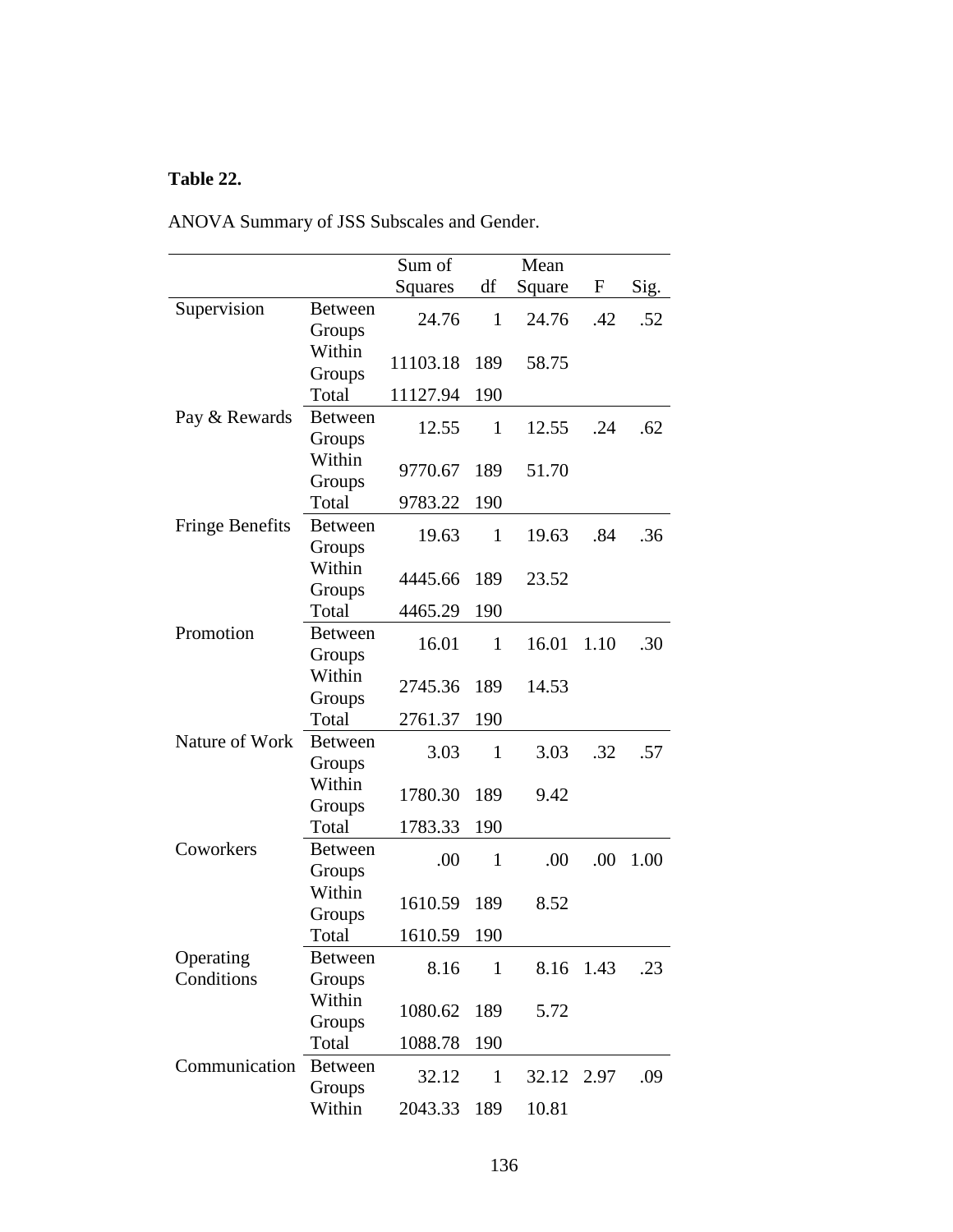**Table 22.**

ANOVA Summary of JSS Subscales and Gender.

| | | Sum of Squares | df | Mean Square | F | Sig. |
|---|---|---|---|---|---|---|
| Supervision | Between Groups | 24.76 | 1 | 24.76 | .42 | .52 |
| | Within Groups | 11103.18 | 189 | 58.75 | | |
| | Total | 11127.94 | 190 | | | |
| Pay & Rewards | Between Groups | 12.55 | 1 | 12.55 | .24 | .62 |
| | Within Groups | 9770.67 | 189 | 51.70 | | |
| | Total | 9783.22 | 190 | | | |
| Fringe Benefits | Between Groups | 19.63 | 1 | 19.63 | .84 | .36 |
| | Within Groups | 4445.66 | 189 | 23.52 | | |
| | Total | 4465.29 | 190 | | | |
| Promotion | Between Groups | 16.01 | 1 | 16.01 | 1.10 | .30 |
| | Within Groups | 2745.36 | 189 | 14.53 | | |
| | Total | 2761.37 | 190 | | | |
| Nature of Work | Between Groups | 3.03 | 1 | 3.03 | .32 | .57 |
| | Within Groups | 1780.30 | 189 | 9.42 | | |
| | Total | 1783.33 | 190 | | | |
| Coworkers | Between Groups | .00 | 1 | .00 | .00 | 1.00 |
| | Within Groups | 1610.59 | 189 | 8.52 | | |
| | Total | 1610.59 | 190 | | | |
| Operating Conditions | Between Groups | 8.16 | 1 | 8.16 | 1.43 | .23 |
| | Within Groups | 1080.62 | 189 | 5.72 | | |
| | Total | 1088.78 | 190 | | | |
| Communication | Between Groups | 32.12 | 1 | 32.12 | 2.97 | .09 |
| | Within | 2043.33 | 189 | 10.81 | | |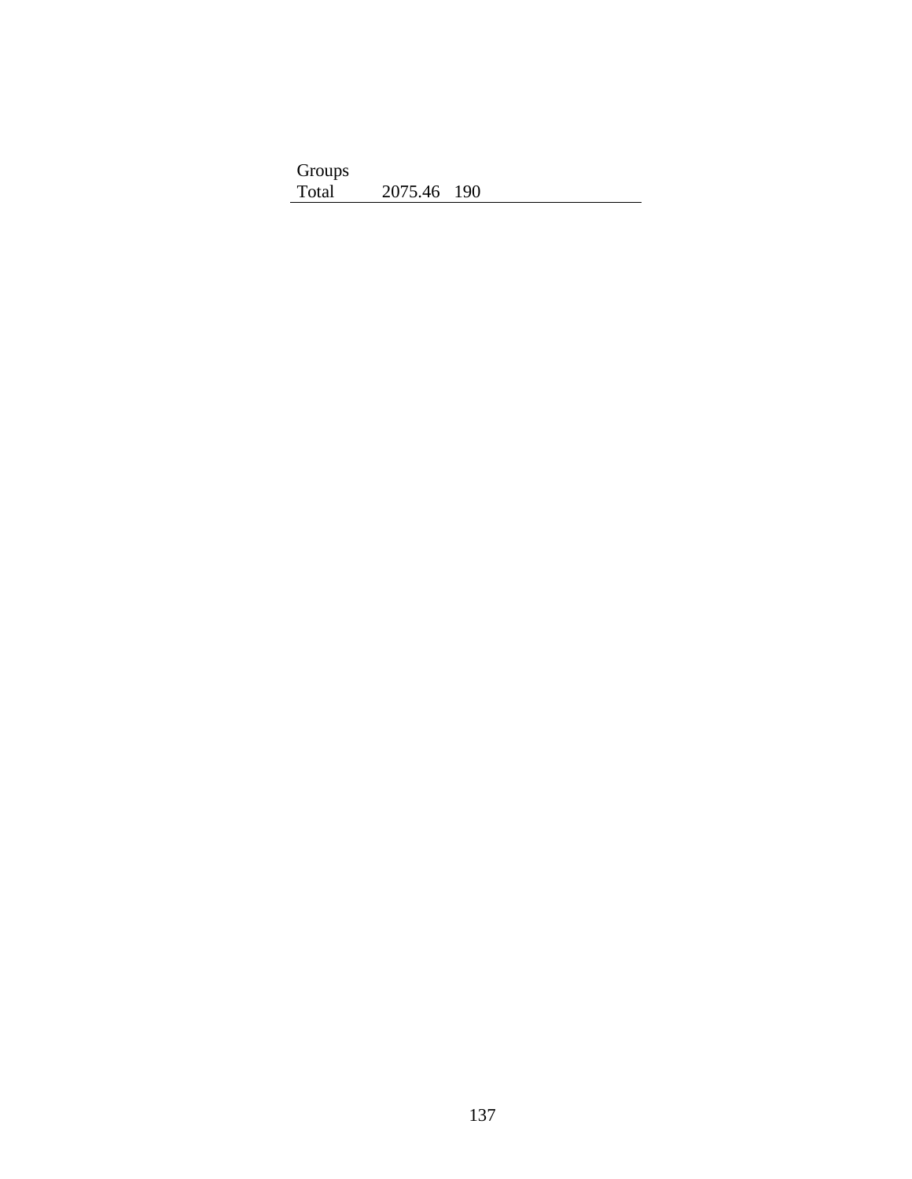| | | |
|---|---|---|
| Groups | | |
| Total | 2075.46 | 190 |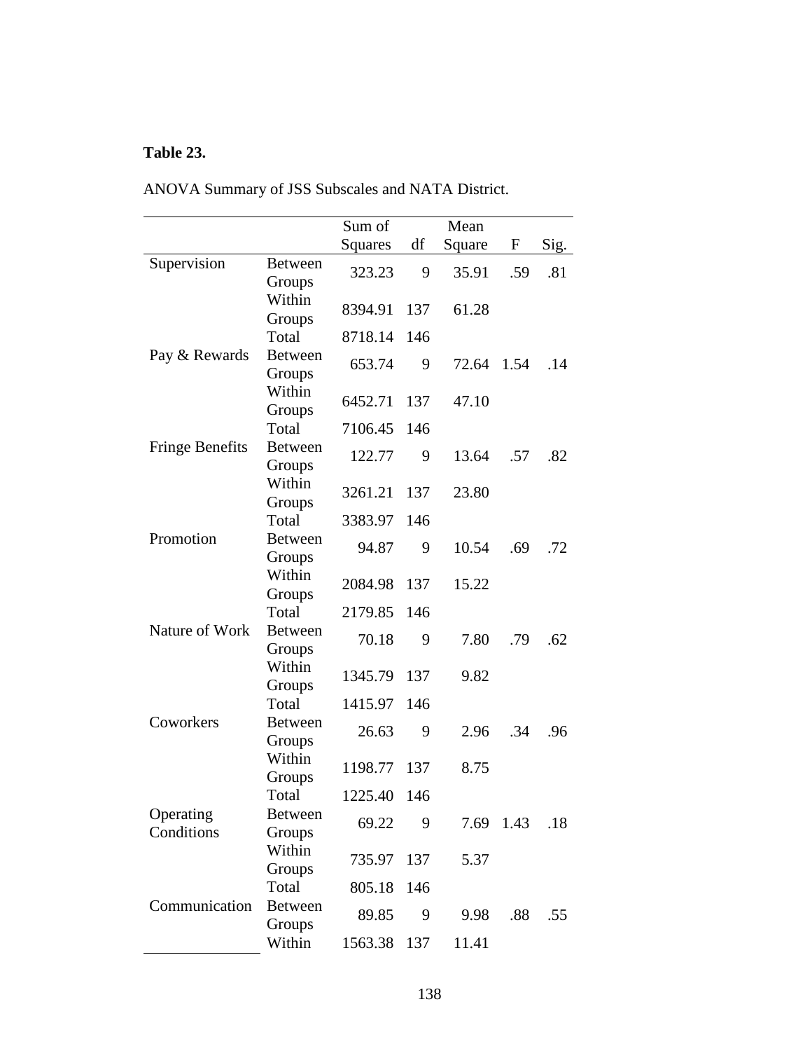**Table 23.**

ANOVA Summary of JSS Subscales and NATA District.

| | | Sum of Squares | df | Mean Square | F | Sig. |
|---|---|---|---|---|---|---|
| Supervision | Between Groups | 323.23 | 9 | 35.91 | .59 | .81 |
| | Within Groups | 8394.91 | 137 | 61.28 | | |
| | Total | 8718.14 | 146 | | | |
| Pay & Rewards | Between Groups | 653.74 | 9 | 72.64 | 1.54 | .14 |
| | Within Groups | 6452.71 | 137 | 47.10 | | |
| | Total | 7106.45 | 146 | | | |
| Fringe Benefits | Between Groups | 122.77 | 9 | 13.64 | .57 | .82 |
| | Within Groups | 3261.21 | 137 | 23.80 | | |
| | Total | 3383.97 | 146 | | | |
| Promotion | Between Groups | 94.87 | 9 | 10.54 | .69 | .72 |
| | Within Groups | 2084.98 | 137 | 15.22 | | |
| | Total | 2179.85 | 146 | | | |
| Nature of Work | Between Groups | 70.18 | 9 | 7.80 | .79 | .62 |
| | Within Groups | 1345.79 | 137 | 9.82 | | |
| | Total | 1415.97 | 146 | | | |
| Coworkers | Between Groups | 26.63 | 9 | 2.96 | .34 | .96 |
| | Within Groups | 1198.77 | 137 | 8.75 | | |
| | Total | 1225.40 | 146 | | | |
| Operating Conditions | Between Groups | 69.22 | 9 | 7.69 | 1.43 | .18 |
| | Within Groups | 735.97 | 137 | 5.37 | | |
| | Total | 805.18 | 146 | | | |
| Communication | Between Groups | 89.85 | 9 | 9.98 | .88 | .55 |
| | Within | 1563.38 | 137 | 11.41 | | |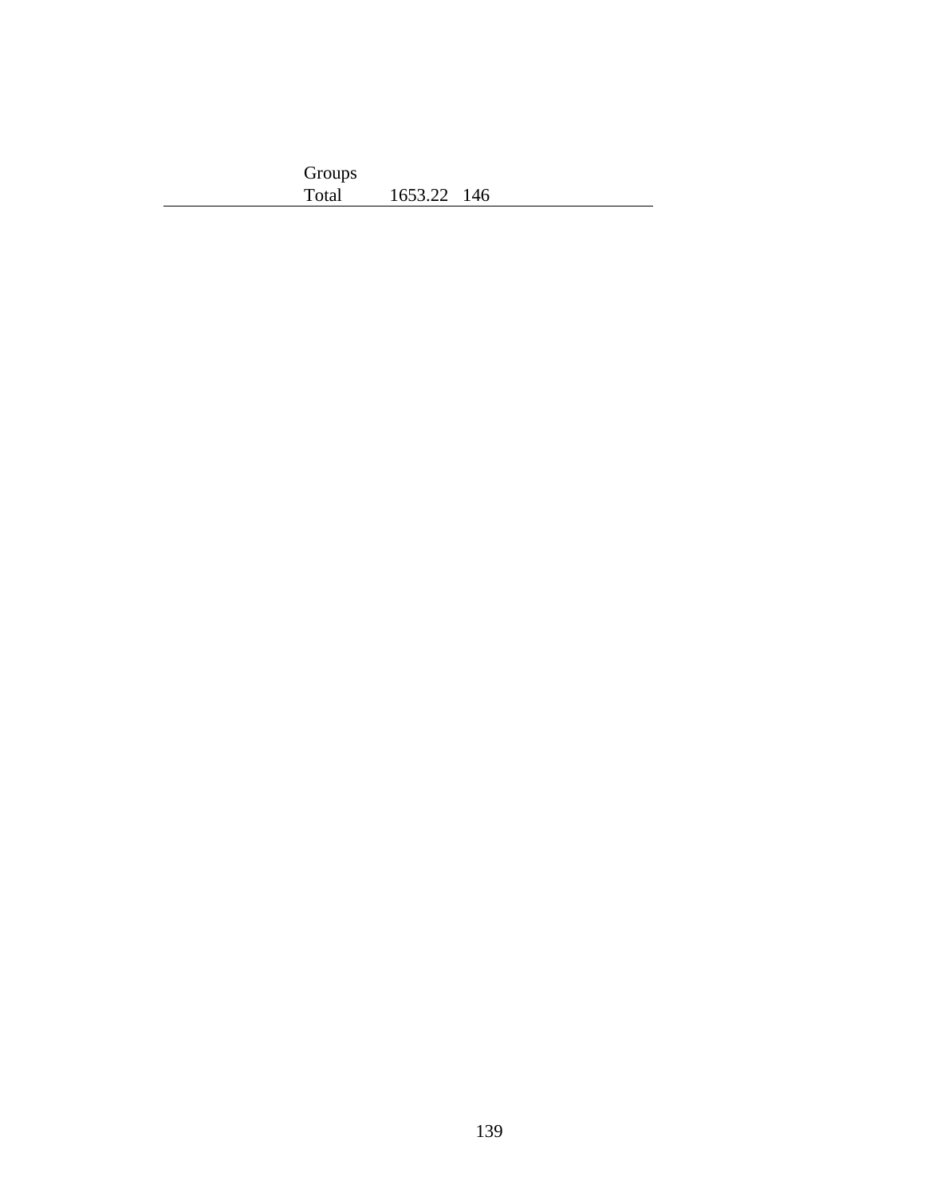| | | | | | | |
|---|---|---|---|---|---|---|
| | Groups | | | | | |
| | Total | 1653.22 | 146 | | | |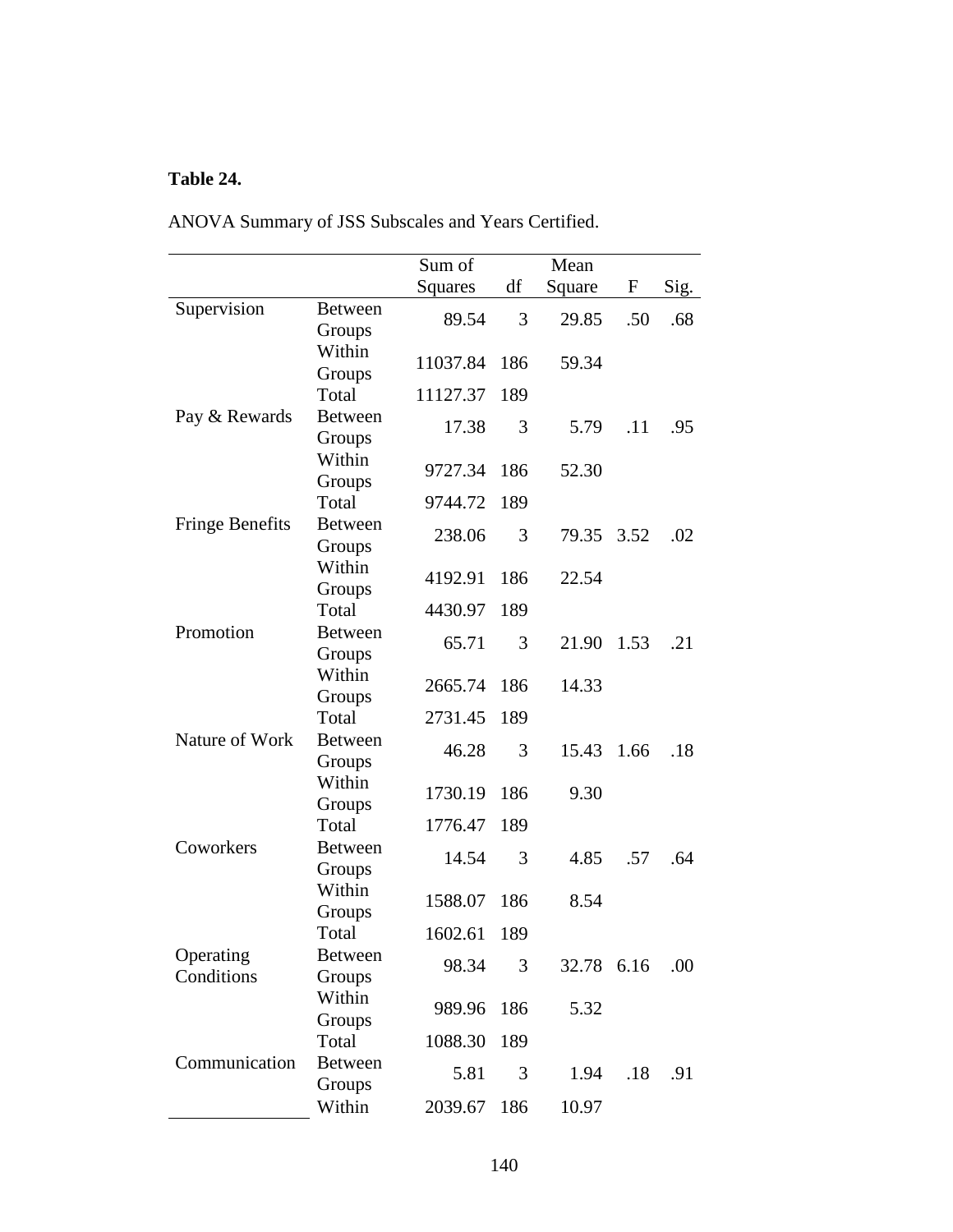**Table 24.**

ANOVA Summary of JSS Subscales and Years Certified.

| | | Sum of Squares | df | Mean Square | F | Sig. |
|---|---|---|---|---|---|---|
| Supervision | Between Groups | 89.54 | 3 | 29.85 | .50 | .68 |
| | Within Groups | 11037.84 | 186 | 59.34 | | |
| | Total | 11127.37 | 189 | | | |
| Pay & Rewards | Between Groups | 17.38 | 3 | 5.79 | .11 | .95 |
| | Within Groups | 9727.34 | 186 | 52.30 | | |
| | Total | 9744.72 | 189 | | | |
| Fringe Benefits | Between Groups | 238.06 | 3 | 79.35 | 3.52 | .02 |
| | Within Groups | 4192.91 | 186 | 22.54 | | |
| | Total | 4430.97 | 189 | | | |
| Promotion | Between Groups | 65.71 | 3 | 21.90 | 1.53 | .21 |
| | Within Groups | 2665.74 | 186 | 14.33 | | |
| | Total | 2731.45 | 189 | | | |
| Nature of Work | Between Groups | 46.28 | 3 | 15.43 | 1.66 | .18 |
| | Within Groups | 1730.19 | 186 | 9.30 | | |
| | Total | 1776.47 | 189 | | | |
| Coworkers | Between Groups | 14.54 | 3 | 4.85 | .57 | .64 |
| | Within Groups | 1588.07 | 186 | 8.54 | | |
| | Total | 1602.61 | 189 | | | |
| Operating Conditions | Between Groups | 98.34 | 3 | 32.78 | 6.16 | .00 |
| | Within Groups | 989.96 | 186 | 5.32 | | |
| | Total | 1088.30 | 189 | | | |
| Communication | Between Groups | 5.81 | 3 | 1.94 | .18 | .91 |
| | Within | 2039.67 | 186 | 10.97 | | |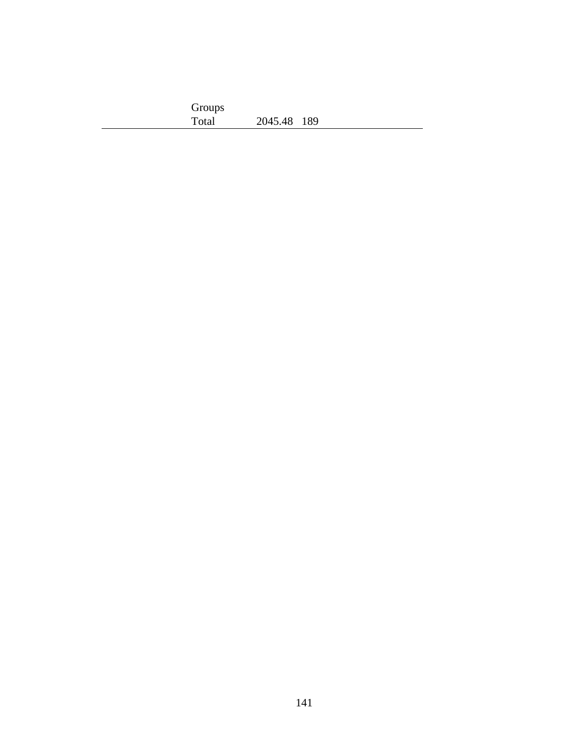| | | |
|---|---|---|
| Groups | | |
| Total | 2045.48 | 189 |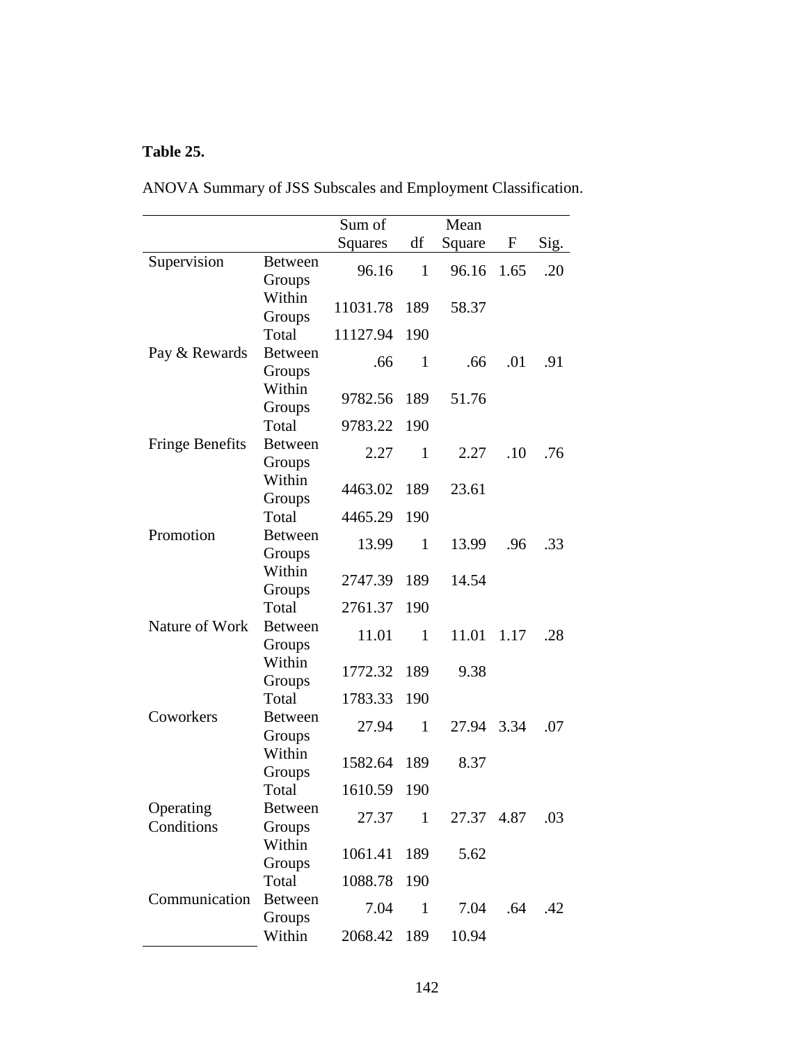**Table 25.**

ANOVA Summary of JSS Subscales and Employment Classification.

| | | Sum of Squares | df | Mean Square | F | Sig. |
|---|---|---|---|---|---|---|
| Supervision | Between Groups | 96.16 | 1 | 96.16 | 1.65 | .20 |
| | Within Groups | 11031.78 | 189 | 58.37 | | |
| | Total | 11127.94 | 190 | | | |
| Pay & Rewards | Between Groups | .66 | 1 | .66 | .01 | .91 |
| | Within Groups | 9782.56 | 189 | 51.76 | | |
| | Total | 9783.22 | 190 | | | |
| Fringe Benefits | Between Groups | 2.27 | 1 | 2.27 | .10 | .76 |
| | Within Groups | 4463.02 | 189 | 23.61 | | |
| | Total | 4465.29 | 190 | | | |
| Promotion | Between Groups | 13.99 | 1 | 13.99 | .96 | .33 |
| | Within Groups | 2747.39 | 189 | 14.54 | | |
| | Total | 2761.37 | 190 | | | |
| Nature of Work | Between Groups | 11.01 | 1 | 11.01 | 1.17 | .28 |
| | Within Groups | 1772.32 | 189 | 9.38 | | |
| | Total | 1783.33 | 190 | | | |
| Coworkers | Between Groups | 27.94 | 1 | 27.94 | 3.34 | .07 |
| | Within Groups | 1582.64 | 189 | 8.37 | | |
| | Total | 1610.59 | 190 | | | |
| Operating Conditions | Between Groups | 27.37 | 1 | 27.37 | 4.87 | .03 |
| | Within Groups | 1061.41 | 189 | 5.62 | | |
| | Total | 1088.78 | 190 | | | |
| Communication | Between Groups | 7.04 | 1 | 7.04 | .64 | .42 |
| | Within | 2068.42 | 189 | 10.94 | | |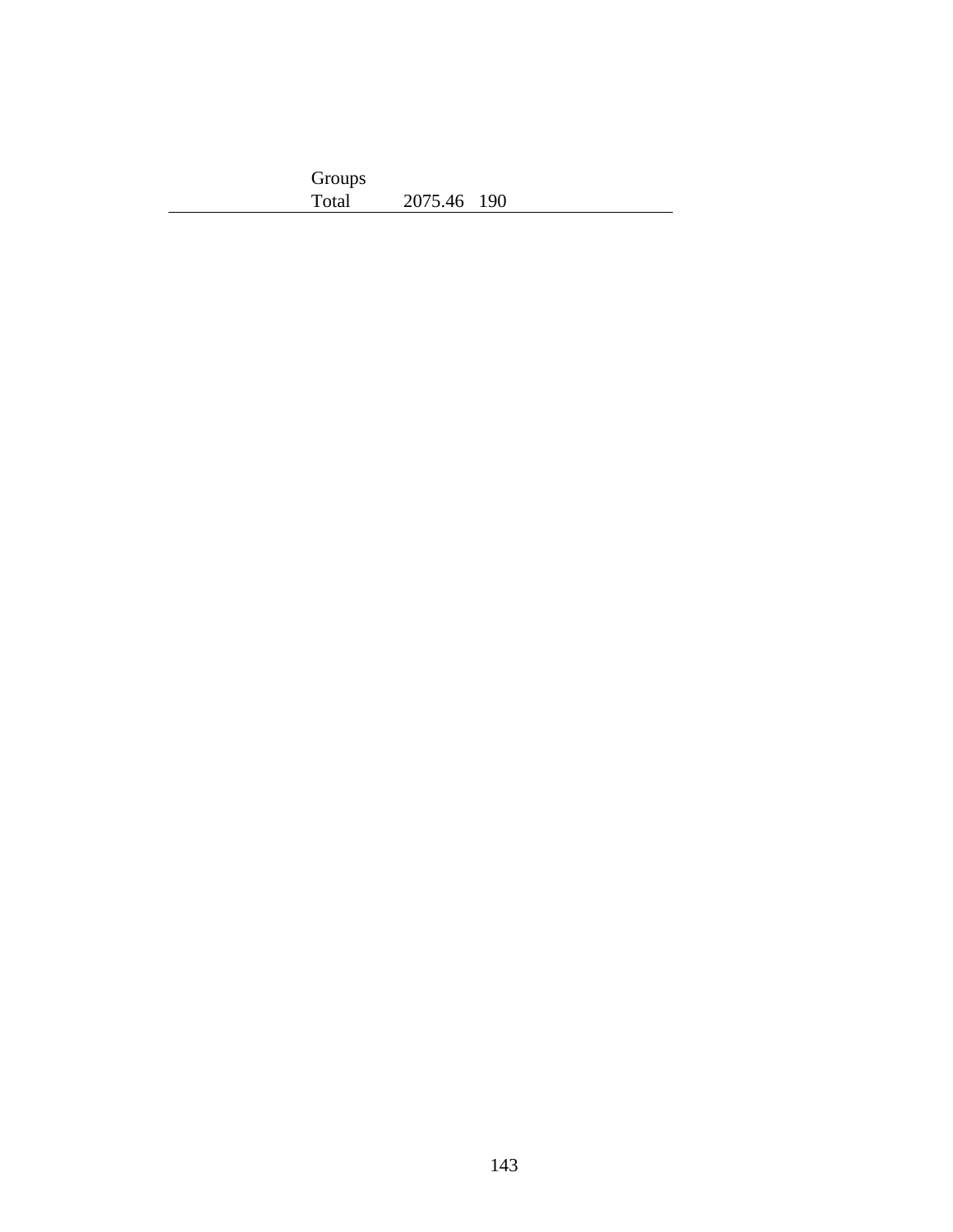| | | | | | | |
|---|---|---|---|---|---|---|
| | Groups | | | | | |
| | Total | 2075.46 | 190 | | | |